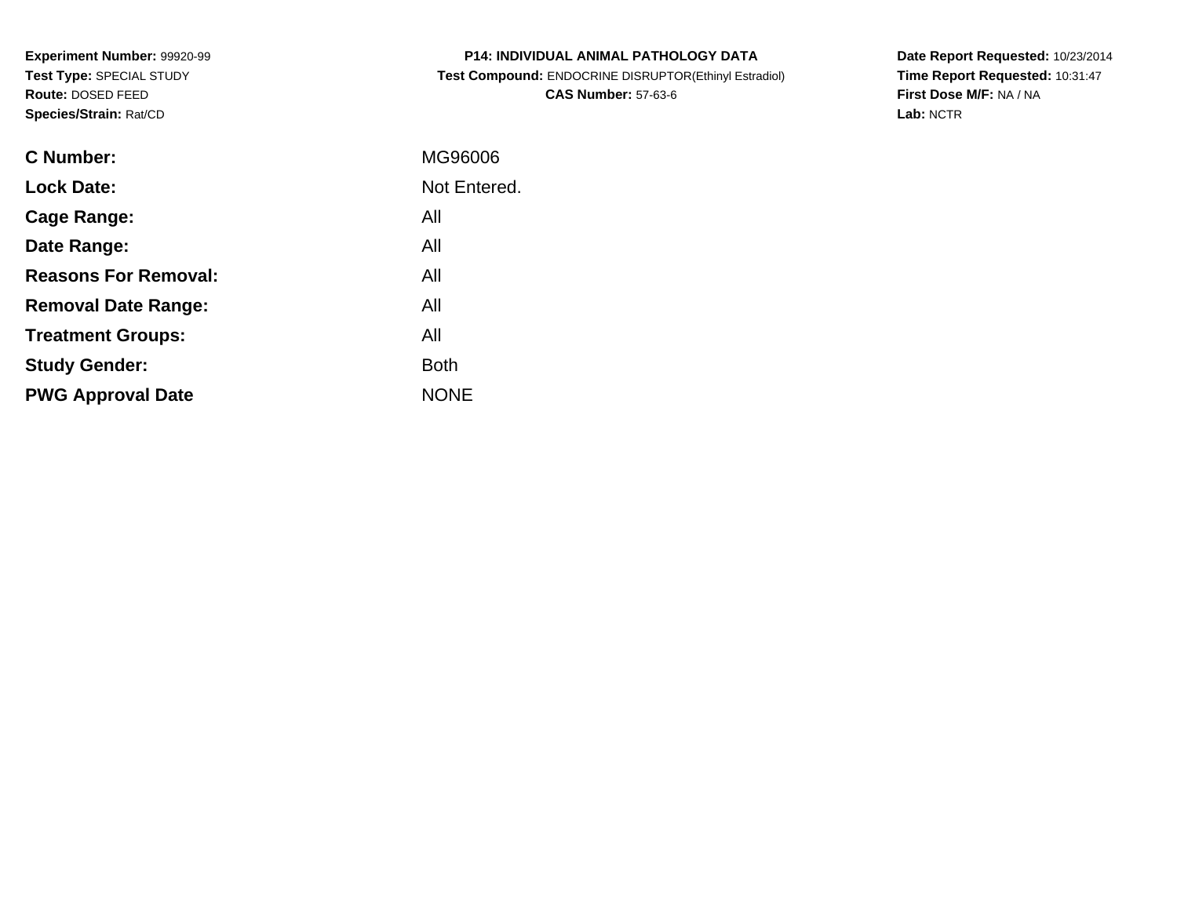**Experiment Number:** 99920-99
**Test Type:** SPECIAL STUDY
**Route:** DOSED FEED
**Species/Strain:** Rat/CD

**P14: INDIVIDUAL ANIMAL PATHOLOGY DATA**
**Test Compound:** ENDOCRINE DISRUPTOR(Ethinyl Estradiol)
**CAS Number:** 57-63-6

**Date Report Requested:** 10/23/2014
**Time Report Requested:** 10:31:47
**First Dose M/F:** NA / NA
**Lab:** NCTR

| | |
|---|---|
| **C Number:** | MG96006 |
| **Lock Date:** | Not Entered. |
| **Cage Range:** | All |
| **Date Range:** | All |
| **Reasons For Removal:** | All |
| **Removal Date Range:** | All |
| **Treatment Groups:** | All |
| **Study Gender:** | Both |
| **PWG Approval Date** | NONE |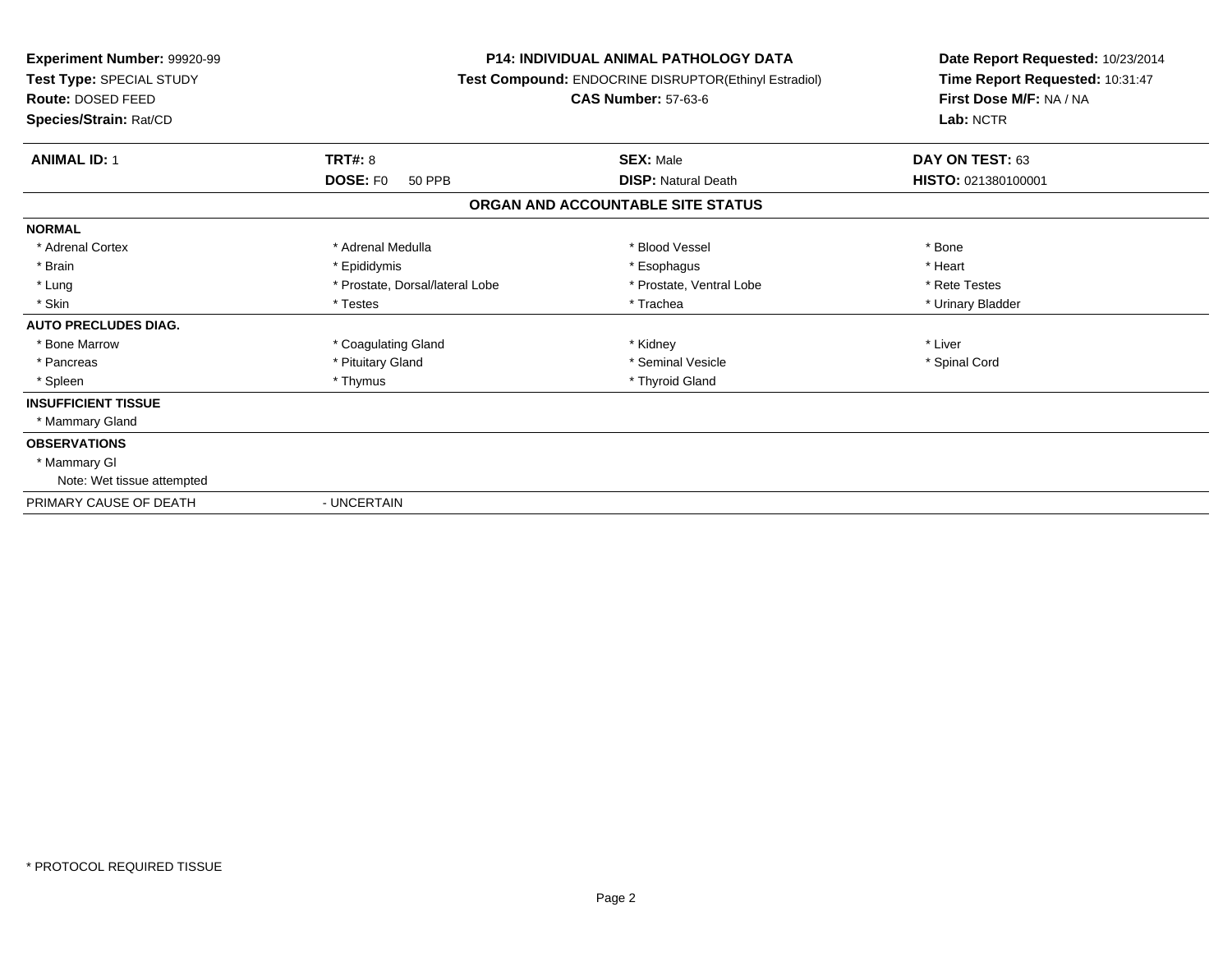**Experiment Number:** 99920-99
**Test Type:** SPECIAL STUDY
**Route:** DOSED FEED
**Species/Strain:** Rat/CD

**P14: INDIVIDUAL ANIMAL PATHOLOGY DATA**
**Test Compound:** ENDOCRINE DISRUPTOR(Ethinyl Estradiol)
**CAS Number:** 57-63-6

**Date Report Requested:** 10/23/2014
**Time Report Requested:** 10:31:47
**First Dose M/F:** NA / NA
**Lab:** NCTR

| **ANIMAL ID:** 1 | **TRT#:** 8 | **SEX:** Male | **DAY ON TEST:** 63 |
|---|---|---|---|
| | **DOSE:** F0 50 PPB | **DISP:** Natural Death | **HISTO:** 021380100001 |

## ORGAN AND ACCOUNTABLE SITE STATUS

| | | | |
|---|---|---|---|
| **NORMAL** | | | |
| * Adrenal Cortex | * Adrenal Medulla | * Blood Vessel | * Bone |
| * Brain | * Epididymis | * Esophagus | * Heart |
| * Lung | * Prostate, Dorsal/lateral Lobe | * Prostate, Ventral Lobe | * Rete Testes |
| * Skin | * Testes | * Trachea | * Urinary Bladder |
| **AUTO PRECLUDES DIAG.** | | | |
| * Bone Marrow | * Coagulating Gland | * Kidney | * Liver |
| * Pancreas | * Pituitary Gland | * Seminal Vesicle | * Spinal Cord |
| * Spleen | * Thymus | * Thyroid Gland | |
| **INSUFFICIENT TISSUE** | | | |
| * Mammary Gland | | | |
| **OBSERVATIONS** | | | |
| * Mammary Gl | | | |
| Note: Wet tissue attempted | | | |
| PRIMARY CAUSE OF DEATH | - UNCERTAIN | | |

* PROTOCOL REQUIRED TISSUE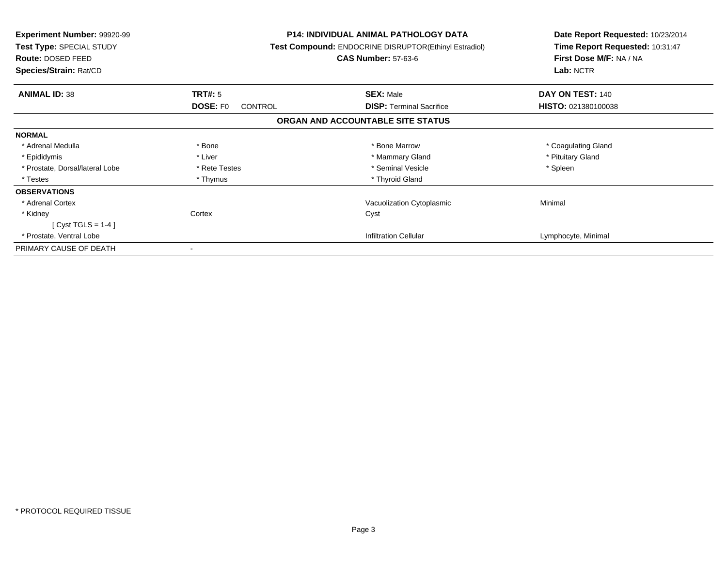**Experiment Number:** 99920-99
**Test Type:** SPECIAL STUDY
**Route:** DOSED FEED
**Species/Strain:** Rat/CD

**P14: INDIVIDUAL ANIMAL PATHOLOGY DATA**
**Test Compound:** ENDOCRINE DISRUPTOR(Ethinyl Estradiol)
**CAS Number:** 57-63-6

**Date Report Requested:** 10/23/2014
**Time Report Requested:** 10:31:47
**First Dose M/F:** NA / NA
**Lab:** NCTR

| **ANIMAL ID:** 38 | **TRT#:** 5 | **SEX:** Male | **DAY ON TEST:** 140 |
|---|---|---|---|
| | **DOSE:** F0 CONTROL | **DISP:** Terminal Sacrifice | **HISTO:** 021380100038 |

## ORGAN AND ACCOUNTABLE SITE STATUS

| | | | |
|---|---|---|---|
| **NORMAL** | | | |
| * Adrenal Medulla | * Bone | * Bone Marrow | * Coagulating Gland |
| * Epididymis | * Liver | * Mammary Gland | * Pituitary Gland |
| * Prostate, Dorsal/lateral Lobe | * Rete Testes | * Seminal Vesicle | * Spleen |
| * Testes | * Thymus | * Thyroid Gland | |
| **OBSERVATIONS** | | | |
| * Adrenal Cortex | | Vacuolization Cytoplasmic | Minimal |
| * Kidney | Cortex | Cyst | |
| [ Cyst TGLS = 1-4 ] | | | |
| * Prostate, Ventral Lobe | | Infiltration Cellular | Lymphocyte, Minimal |
| PRIMARY CAUSE OF DEATH | - | | |

* PROTOCOL REQUIRED TISSUE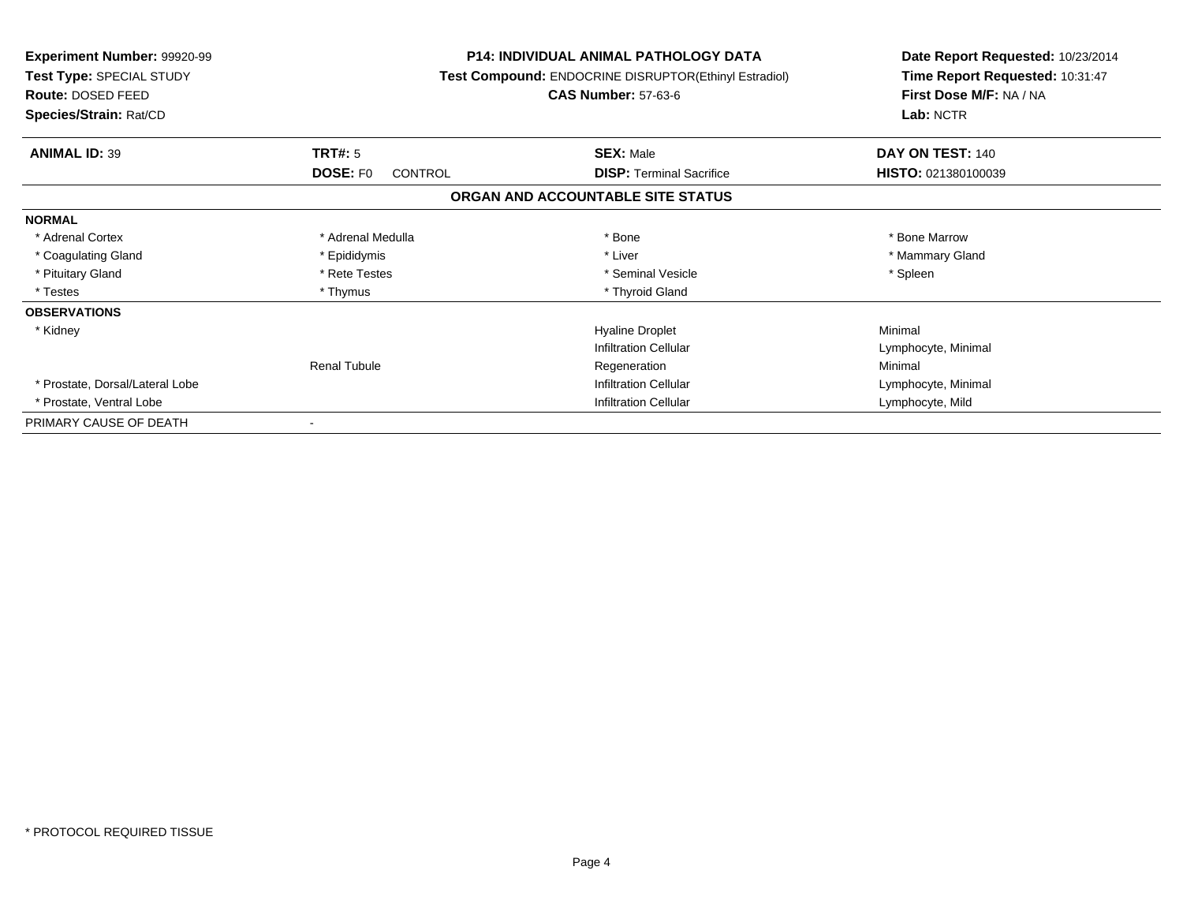**Experiment Number:** 99920-99
**Test Type:** SPECIAL STUDY
**Route:** DOSED FEED
**Species/Strain:** Rat/CD

**P14: INDIVIDUAL ANIMAL PATHOLOGY DATA**
**Test Compound:** ENDOCRINE DISRUPTOR(Ethinyl Estradiol)
**CAS Number:** 57-63-6

**Date Report Requested:** 10/23/2014
**Time Report Requested:** 10:31:47
**First Dose M/F:** NA / NA
**Lab:** NCTR

| **ANIMAL ID:** 39 | **TRT#:** 5 | **SEX:** Male | **DAY ON TEST:** 140 |
|---|---|---|---|
| | **DOSE:** F0 CONTROL | **DISP:** Terminal Sacrifice | **HISTO:** 021380100039 |

## ORGAN AND ACCOUNTABLE SITE STATUS

| | | | |
|---|---|---|---|
| **NORMAL** | | | |
| * Adrenal Cortex | * Adrenal Medulla | * Bone | * Bone Marrow |
| * Coagulating Gland | * Epididymis | * Liver | * Mammary Gland |
| * Pituitary Gland | * Rete Testes | * Seminal Vesicle | * Spleen |
| * Testes | * Thymus | * Thyroid Gland | |
| **OBSERVATIONS** | | | |
| * Kidney | | Hyaline Droplet | Minimal |
| | | Infiltration Cellular | Lymphocyte, Minimal |
| | Renal Tubule | Regeneration | Minimal |
| * Prostate, Dorsal/Lateral Lobe | | Infiltration Cellular | Lymphocyte, Minimal |
| * Prostate, Ventral Lobe | | Infiltration Cellular | Lymphocyte, Mild |
| PRIMARY CAUSE OF DEATH | - | | |

* PROTOCOL REQUIRED TISSUE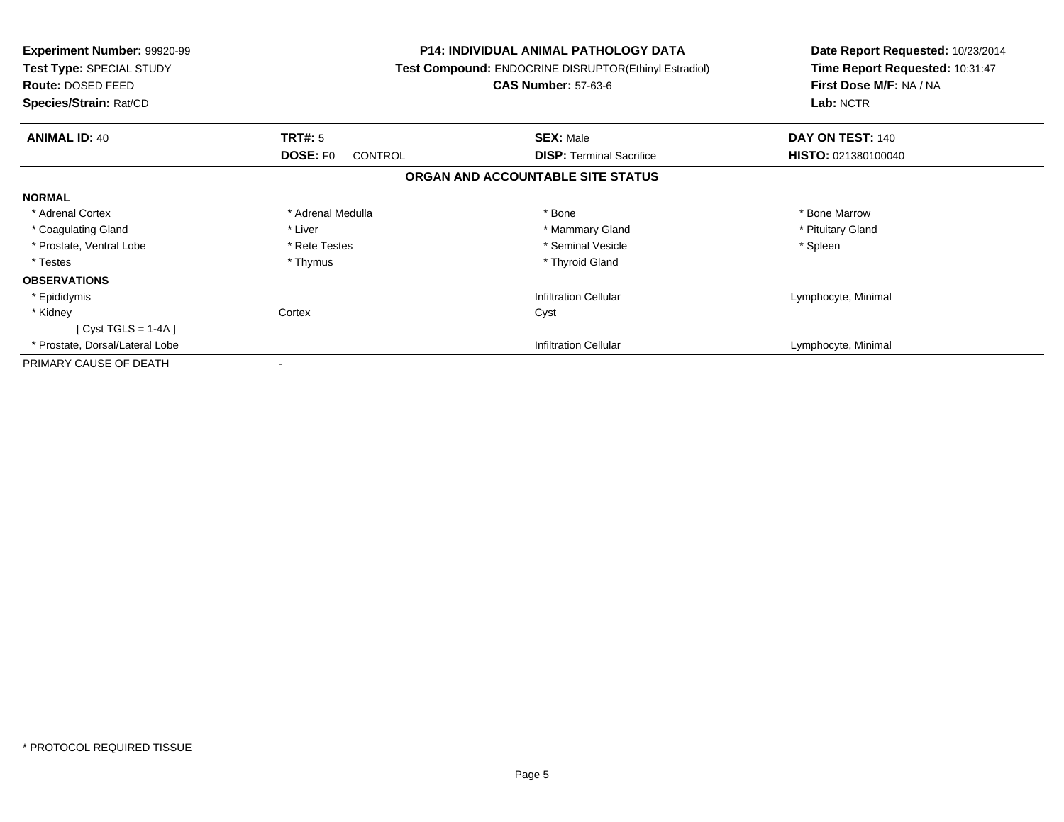**Experiment Number:** 99920-99
**Test Type:** SPECIAL STUDY
**Route:** DOSED FEED
**Species/Strain:** Rat/CD

**P14: INDIVIDUAL ANIMAL PATHOLOGY DATA**
**Test Compound:** ENDOCRINE DISRUPTOR(Ethinyl Estradiol)
**CAS Number:** 57-63-6

**Date Report Requested:** 10/23/2014
**Time Report Requested:** 10:31:47
**First Dose M/F:** NA / NA
**Lab:** NCTR

| **ANIMAL ID:** 40 | **TRT#:** 5 | **SEX:** Male | **DAY ON TEST:** 140 |
|---|---|---|---|
| | **DOSE:** F0 CONTROL | **DISP:** Terminal Sacrifice | **HISTO:** 021380100040 |

## ORGAN AND ACCOUNTABLE SITE STATUS

| | | | |
|---|---|---|---|
| **NORMAL** | | | |
| * Adrenal Cortex | * Adrenal Medulla | * Bone | * Bone Marrow |
| * Coagulating Gland | * Liver | * Mammary Gland | * Pituitary Gland |
| * Prostate, Ventral Lobe | * Rete Testes | * Seminal Vesicle | * Spleen |
| * Testes | * Thymus | * Thyroid Gland | |
| **OBSERVATIONS** | | | |
| * Epididymis | | Infiltration Cellular | Lymphocyte, Minimal |
| * Kidney | Cortex | Cyst | |
| [ Cyst TGLS = 1-4A ] | | | |
| * Prostate, Dorsal/Lateral Lobe | | Infiltration Cellular | Lymphocyte, Minimal |
| PRIMARY CAUSE OF DEATH | - | | |

* PROTOCOL REQUIRED TISSUE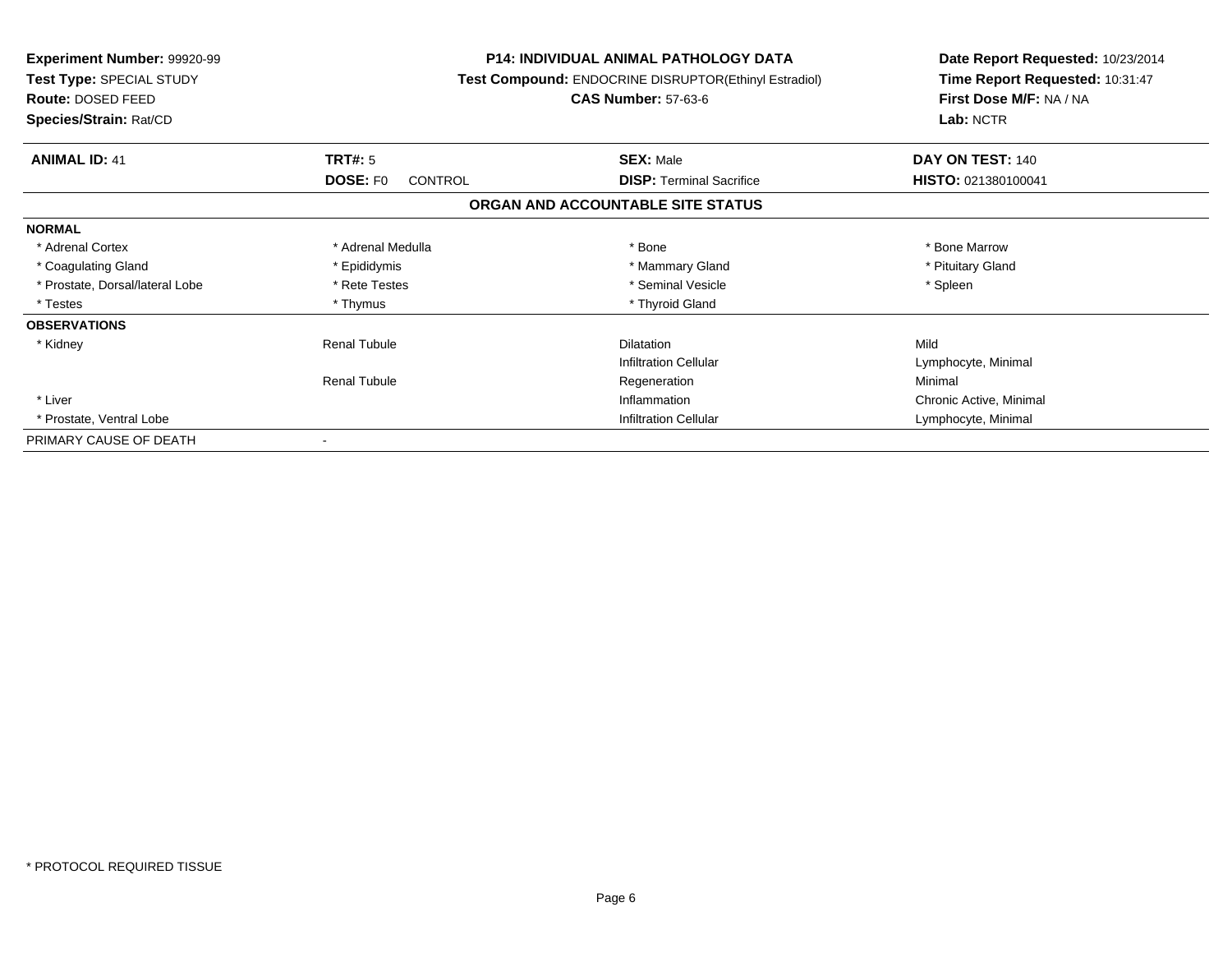**Experiment Number:** 99920-99
**Test Type:** SPECIAL STUDY
**Route:** DOSED FEED
**Species/Strain:** Rat/CD

**P14: INDIVIDUAL ANIMAL PATHOLOGY DATA**
**Test Compound:** ENDOCRINE DISRUPTOR(Ethinyl Estradiol)
**CAS Number:** 57-63-6

**Date Report Requested:** 10/23/2014
**Time Report Requested:** 10:31:47
**First Dose M/F:** NA / NA
**Lab:** NCTR

| **ANIMAL ID:** 41 | **TRT#:** 5 | **SEX:** Male | **DAY ON TEST:** 140 |
|---|---|---|---|
| | **DOSE:** F0 CONTROL | **DISP:** Terminal Sacrifice | **HISTO:** 021380100041 |

## ORGAN AND ACCOUNTABLE SITE STATUS

| | | | |
|---|---|---|---|
| **NORMAL** | | | |
| * Adrenal Cortex | * Adrenal Medulla | * Bone | * Bone Marrow |
| * Coagulating Gland | * Epididymis | * Mammary Gland | * Pituitary Gland |
| * Prostate, Dorsal/lateral Lobe | * Rete Testes | * Seminal Vesicle | * Spleen |
| * Testes | * Thymus | * Thyroid Gland | |
| **OBSERVATIONS** | | | |
| * Kidney | Renal Tubule | Dilatation | Mild |
| | | Infiltration Cellular | Lymphocyte, Minimal |
| | Renal Tubule | Regeneration | Minimal |
| * Liver | | Inflammation | Chronic Active, Minimal |
| * Prostate, Ventral Lobe | | Infiltration Cellular | Lymphocyte, Minimal |
| PRIMARY CAUSE OF DEATH | - | | |

\* PROTOCOL REQUIRED TISSUE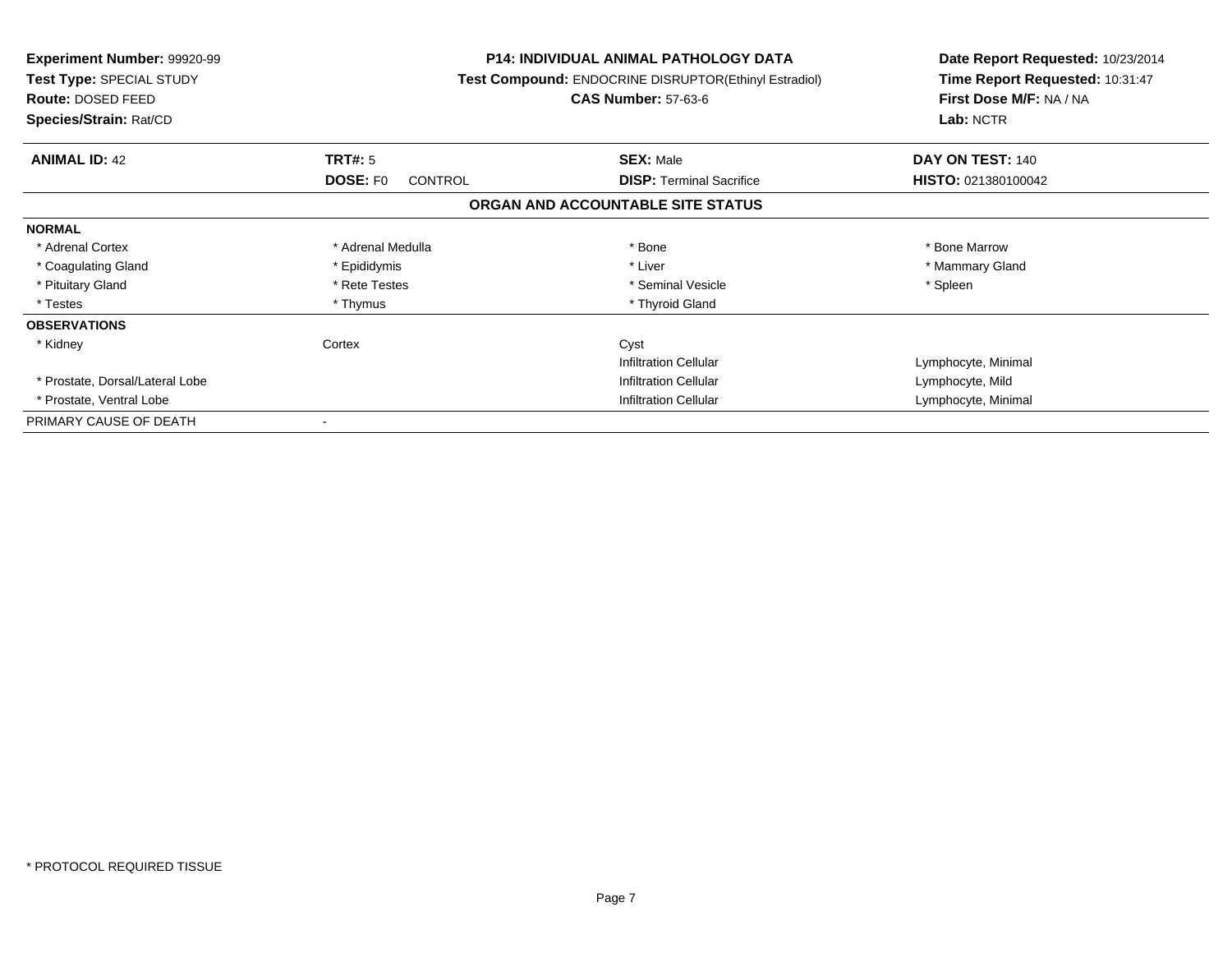**Experiment Number:** 99920-99
**Test Type:** SPECIAL STUDY
**Route:** DOSED FEED
**Species/Strain:** Rat/CD

**P14: INDIVIDUAL ANIMAL PATHOLOGY DATA**
**Test Compound:** ENDOCRINE DISRUPTOR(Ethinyl Estradiol)
**CAS Number:** 57-63-6

**Date Report Requested:** 10/23/2014
**Time Report Requested:** 10:31:47
**First Dose M/F:** NA / NA
**Lab:** NCTR

| **ANIMAL ID:** 42 | **TRT#:** 5 | **SEX:** Male | **DAY ON TEST:** 140 |
|---|---|---|---|
| | **DOSE:** F0 CONTROL | **DISP:** Terminal Sacrifice | **HISTO:** 021380100042 |

## ORGAN AND ACCOUNTABLE SITE STATUS

| | | | |
|---|---|---|---|
| **NORMAL** | | | |
| * Adrenal Cortex | * Adrenal Medulla | * Bone | * Bone Marrow |
| * Coagulating Gland | * Epididymis | * Liver | * Mammary Gland |
| * Pituitary Gland | * Rete Testes | * Seminal Vesicle | * Spleen |
| * Testes | * Thymus | * Thyroid Gland | |
| **OBSERVATIONS** | | | |
| * Kidney | Cortex | Cyst | |
| | | Infiltration Cellular | Lymphocyte, Minimal |
| * Prostate, Dorsal/Lateral Lobe | | Infiltration Cellular | Lymphocyte, Mild |
| * Prostate, Ventral Lobe | | Infiltration Cellular | Lymphocyte, Minimal |
| PRIMARY CAUSE OF DEATH | - | | |

* PROTOCOL REQUIRED TISSUE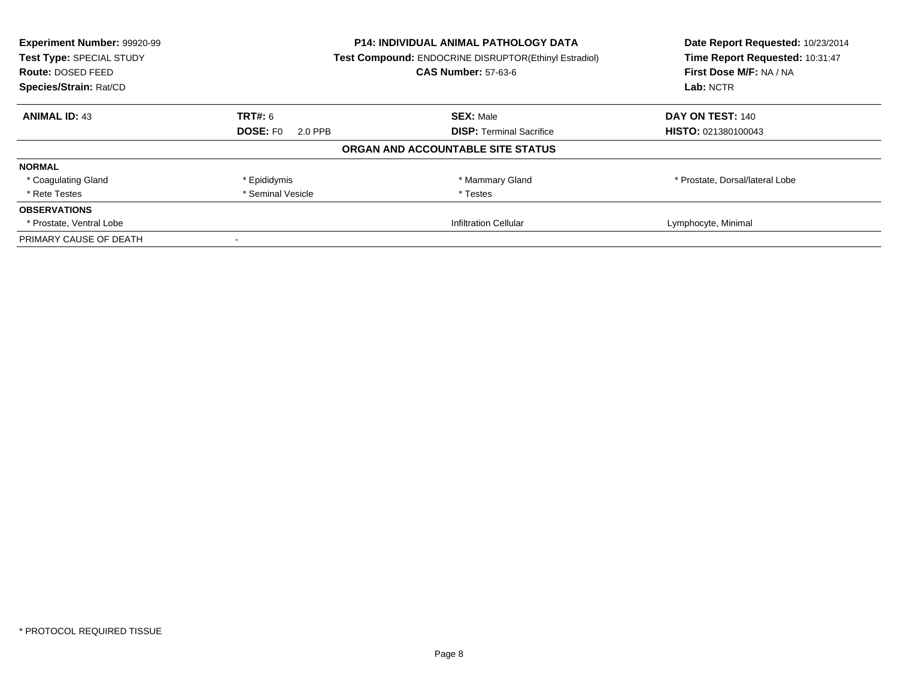**Experiment Number:** 99920-99
**Test Type:** SPECIAL STUDY
**Route:** DOSED FEED
**Species/Strain:** Rat/CD

**P14: INDIVIDUAL ANIMAL PATHOLOGY DATA**
**Test Compound:** ENDOCRINE DISRUPTOR(Ethinyl Estradiol)
**CAS Number:** 57-63-6

**Date Report Requested:** 10/23/2014
**Time Report Requested:** 10:31:47
**First Dose M/F:** NA / NA
**Lab:** NCTR

| **ANIMAL ID:** 43 | **TRT#:** 6 | **SEX:** Male | **DAY ON TEST:** 140 |
|---|---|---|---|
| | **DOSE:** F0 2.0 PPB | **DISP:** Terminal Sacrifice | **HISTO:** 021380100043 |

**ORGAN AND ACCOUNTABLE SITE STATUS**

| | | | |
|---|---|---|---|
| **NORMAL** | | | |
| * Coagulating Gland | * Epididymis | * Mammary Gland | * Prostate, Dorsal/lateral Lobe |
| * Rete Testes | * Seminal Vesicle | * Testes | |
| **OBSERVATIONS** | | | |
| * Prostate, Ventral Lobe | | Infiltration Cellular | Lymphocyte, Minimal |
| PRIMARY CAUSE OF DEATH | - | | |

* PROTOCOL REQUIRED TISSUE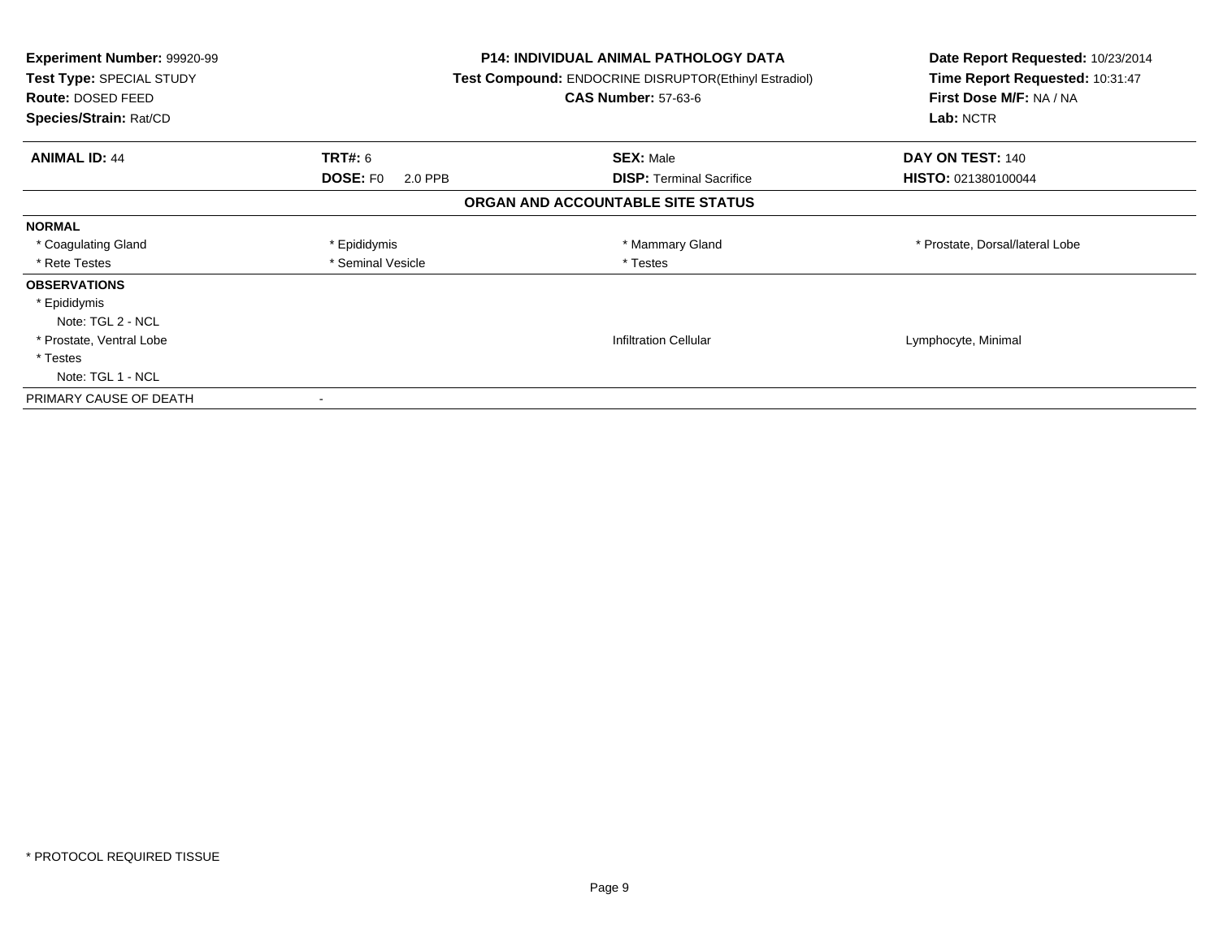**Experiment Number:** 99920-99
**Test Type:** SPECIAL STUDY
**Route:** DOSED FEED
**Species/Strain:** Rat/CD

**P14: INDIVIDUAL ANIMAL PATHOLOGY DATA**
**Test Compound:** ENDOCRINE DISRUPTOR(Ethinyl Estradiol)
**CAS Number:** 57-63-6

**Date Report Requested:** 10/23/2014
**Time Report Requested:** 10:31:47
**First Dose M/F:** NA / NA
**Lab:** NCTR

| **ANIMAL ID:** 44 | **TRT#:** 6 | **SEX:** Male | **DAY ON TEST:** 140 |
|---|---|---|---|
| | **DOSE:** F0 2.0 PPB | **DISP:** Terminal Sacrifice | **HISTO:** 021380100044 |

**ORGAN AND ACCOUNTABLE SITE STATUS**

| | | | |
|---|---|---|---|
| **NORMAL** | | | |
| * Coagulating Gland | * Epididymis | * Mammary Gland | * Prostate, Dorsal/lateral Lobe |
| * Rete Testes | * Seminal Vesicle | * Testes | |
| **OBSERVATIONS** | | | |
| * Epididymis | | | |
| Note: TGL 2 - NCL | | | |
| * Prostate, Ventral Lobe | | Infiltration Cellular | Lymphocyte, Minimal |
| * Testes | | | |
| Note: TGL 1 - NCL | | | |
| PRIMARY CAUSE OF DEATH | - | | |

* PROTOCOL REQUIRED TISSUE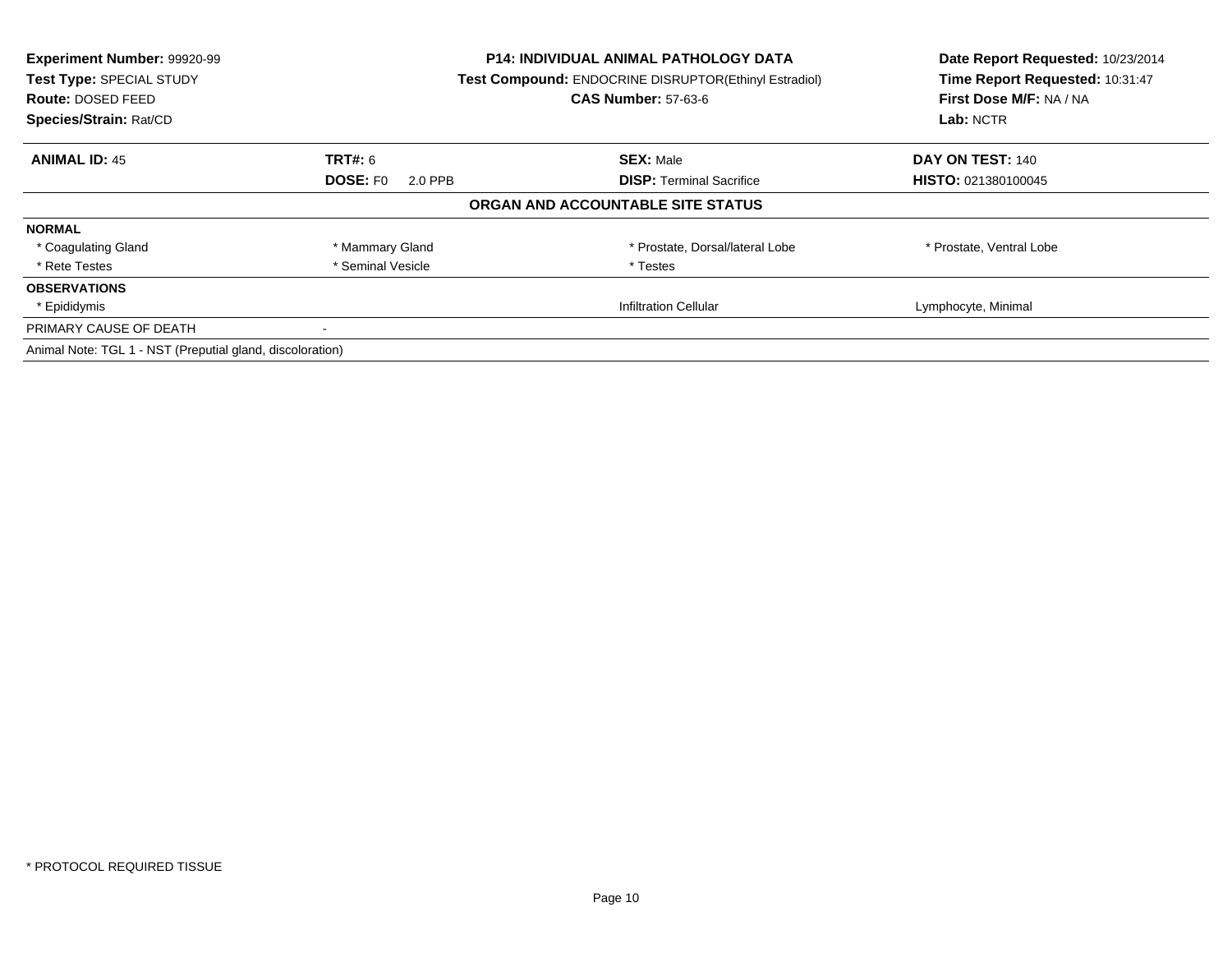| Experiment Number: 99920-99 | P14: INDIVIDUAL ANIMAL PATHOLOGY DATA | Date Report Requested: 10/23/2014 |
|---|---|---|
| Test Type: SPECIAL STUDY | Test Compound: ENDOCRINE DISRUPTOR(Ethinyl Estradiol) | Time Report Requested: 10:31:47 |
| Route: DOSED FEED | CAS Number: 57-63-6 | First Dose M/F: NA / NA |
| Species/Strain: Rat/CD | | Lab: NCTR |

| ANIMAL ID: 45 | TRT#: 6 | SEX: Male | DAY ON TEST: 140 |
|---|---|---|---|
| | DOSE: F0 2.0 PPB | DISP: Terminal Sacrifice | HISTO: 021380100045 |

## ORGAN AND ACCOUNTABLE SITE STATUS

| | | | |
|---|---|---|---|
| **NORMAL** | | | |
| * Coagulating Gland | * Mammary Gland | * Prostate, Dorsal/lateral Lobe | * Prostate, Ventral Lobe |
| * Rete Testes | * Seminal Vesicle | * Testes | |
| **OBSERVATIONS** | | | |
| * Epididymis | | Infiltration Cellular | Lymphocyte, Minimal |
| PRIMARY CAUSE OF DEATH | - | | |

Animal Note: TGL 1 - NST (Preputial gland, discoloration)

* PROTOCOL REQUIRED TISSUE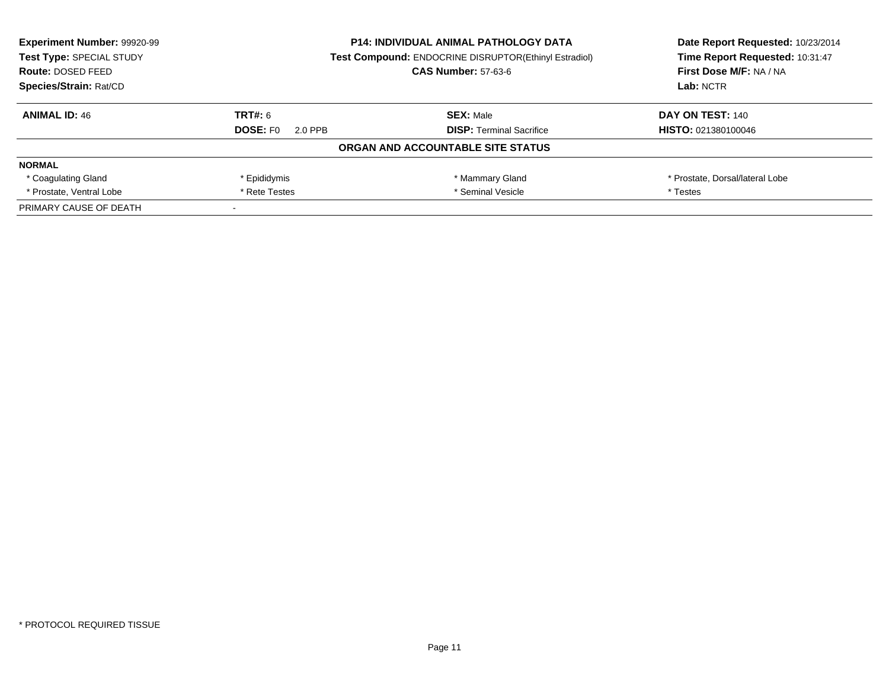**Experiment Number:** 99920-99
**Test Type:** SPECIAL STUDY
**Route:** DOSED FEED
**Species/Strain:** Rat/CD

**P14: INDIVIDUAL ANIMAL PATHOLOGY DATA**
**Test Compound:** ENDOCRINE DISRUPTOR(Ethinyl Estradiol)
**CAS Number:** 57-63-6

**Date Report Requested:** 10/23/2014
**Time Report Requested:** 10:31:47
**First Dose M/F:** NA / NA
**Lab:** NCTR

| **ANIMAL ID:** 46 | **TRT#:** 6 | **SEX:** Male | **DAY ON TEST:** 140 |
|---|---|---|---|
| | **DOSE:** F0 2.0 PPB | **DISP:** Terminal Sacrifice | **HISTO:** 021380100046 |

**ORGAN AND ACCOUNTABLE SITE STATUS**

**NORMAL**

| | | | |
|---|---|---|---|
| * Coagulating Gland | * Epididymis | * Mammary Gland | * Prostate, Dorsal/lateral Lobe |
| * Prostate, Ventral Lobe | * Rete Testes | * Seminal Vesicle | * Testes |

PRIMARY CAUSE OF DEATH -

* PROTOCOL REQUIRED TISSUE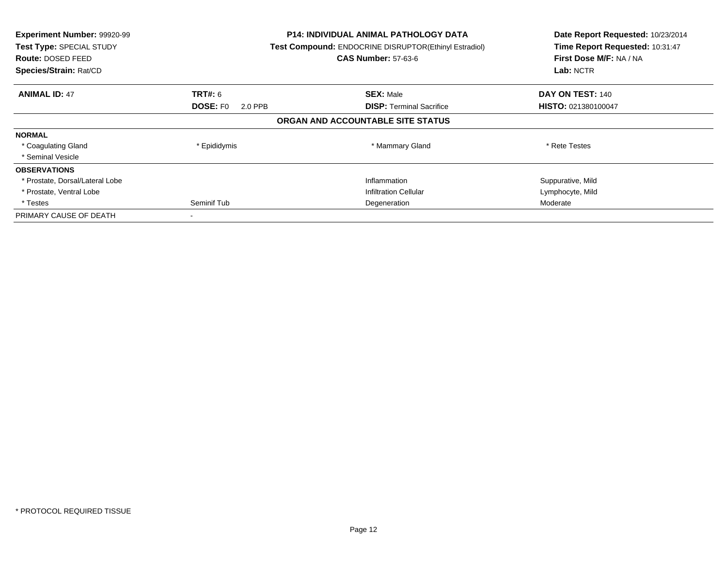**Experiment Number:** 99920-99
**Test Type:** SPECIAL STUDY
**Route:** DOSED FEED
**Species/Strain:** Rat/CD

**P14: INDIVIDUAL ANIMAL PATHOLOGY DATA**
**Test Compound:** ENDOCRINE DISRUPTOR(Ethinyl Estradiol)
**CAS Number:** 57-63-6

**Date Report Requested:** 10/23/2014
**Time Report Requested:** 10:31:47
**First Dose M/F:** NA / NA
**Lab:** NCTR

| **ANIMAL ID:** 47 | **TRT#:** 6 | **SEX:** Male | **DAY ON TEST:** 140 |
|---|---|---|---|
| | **DOSE:** F0 2.0 PPB | **DISP:** Terminal Sacrifice | **HISTO:** 021380100047 |

**ORGAN AND ACCOUNTABLE SITE STATUS**

| | | | |
|---|---|---|---|
| **NORMAL** | | | |
| * Coagulating Gland | * Epididymis | * Mammary Gland | * Rete Testes |
| * Seminal Vesicle | | | |
| **OBSERVATIONS** | | | |
| * Prostate, Dorsal/Lateral Lobe | | Inflammation | Suppurative, Mild |
| * Prostate, Ventral Lobe | | Infiltration Cellular | Lymphocyte, Mild |
| * Testes | Seminif Tub | Degeneration | Moderate |
| PRIMARY CAUSE OF DEATH | - | | |

* PROTOCOL REQUIRED TISSUE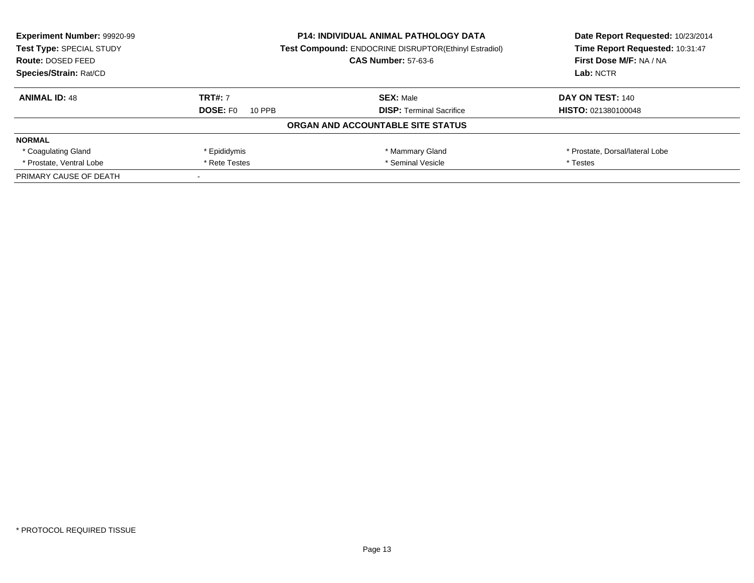**Experiment Number:** 99920-99
**Test Type:** SPECIAL STUDY
**Route:** DOSED FEED
**Species/Strain:** Rat/CD

**P14: INDIVIDUAL ANIMAL PATHOLOGY DATA**
**Test Compound:** ENDOCRINE DISRUPTOR(Ethinyl Estradiol)
**CAS Number:** 57-63-6

**Date Report Requested:** 10/23/2014
**Time Report Requested:** 10:31:47
**First Dose M/F:** NA / NA
**Lab:** NCTR

| **ANIMAL ID:** 48 | **TRT#:** 7 | **SEX:** Male | **DAY ON TEST:** 140 |
|---|---|---|---|
| | **DOSE:** F0 10 PPB | **DISP:** Terminal Sacrifice | **HISTO:** 021380100048 |

**ORGAN AND ACCOUNTABLE SITE STATUS**

| **NORMAL** | | | |
|---|---|---|---|
| * Coagulating Gland | * Epididymis | * Mammary Gland | * Prostate, Dorsal/lateral Lobe |
| * Prostate, Ventral Lobe | * Rete Testes | * Seminal Vesicle | * Testes |
| PRIMARY CAUSE OF DEATH | - | | |

\* PROTOCOL REQUIRED TISSUE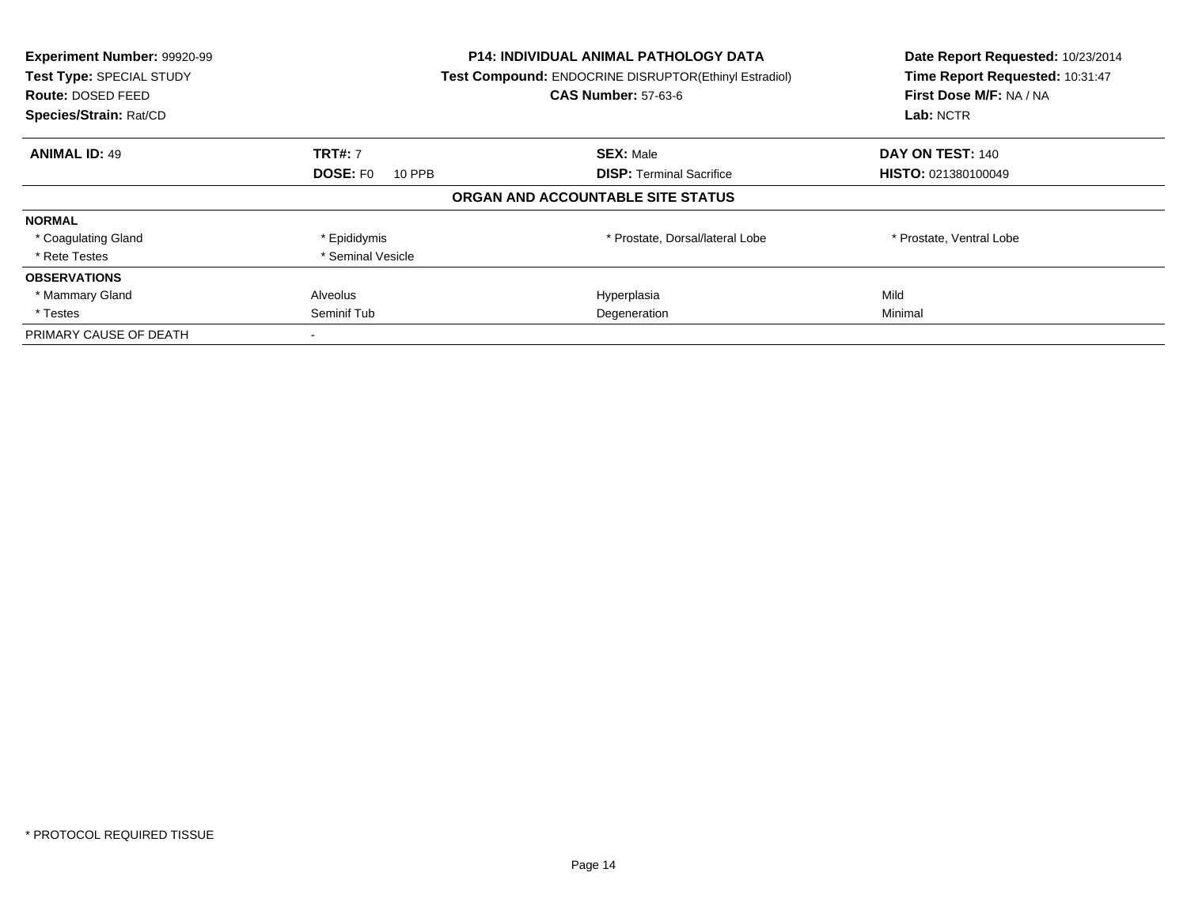**Experiment Number:** 99920-99
**Test Type:** SPECIAL STUDY
**Route:** DOSED FEED
**Species/Strain:** Rat/CD

**P14: INDIVIDUAL ANIMAL PATHOLOGY DATA**
**Test Compound:** ENDOCRINE DISRUPTOR(Ethinyl Estradiol)
**CAS Number:** 57-63-6

**Date Report Requested:** 10/23/2014
**Time Report Requested:** 10:31:47
**First Dose M/F:** NA / NA
**Lab:** NCTR

| **ANIMAL ID:** 49 | **TRT#:** 7 | **SEX:** Male | **DAY ON TEST:** 140 |
|---|---|---|---|
| | **DOSE:** F0 10 PPB | **DISP:** Terminal Sacrifice | **HISTO:** 021380100049 |

## ORGAN AND ACCOUNTABLE SITE STATUS

| | | | |
|---|---|---|---|
| **NORMAL** | | | |
| * Coagulating Gland | * Epididymis | * Prostate, Dorsal/lateral Lobe | * Prostate, Ventral Lobe |
| * Rete Testes | * Seminal Vesicle | | |
| **OBSERVATIONS** | | | |
| * Mammary Gland | Alveolus | Hyperplasia | Mild |
| * Testes | Seminif Tub | Degeneration | Minimal |
| PRIMARY CAUSE OF DEATH | - | | |

* PROTOCOL REQUIRED TISSUE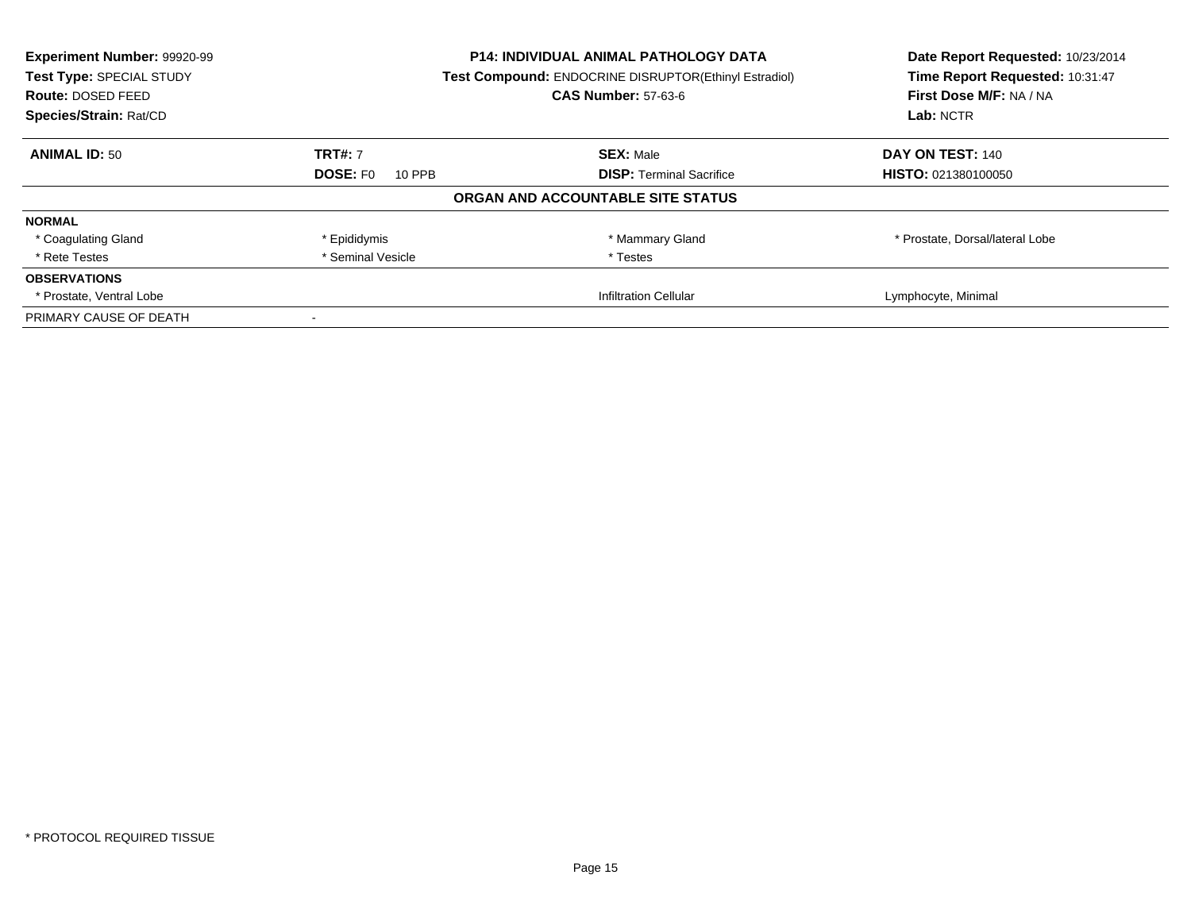**Experiment Number:** 99920-99
**Test Type:** SPECIAL STUDY
**Route:** DOSED FEED
**Species/Strain:** Rat/CD

**P14: INDIVIDUAL ANIMAL PATHOLOGY DATA**
**Test Compound:** ENDOCRINE DISRUPTOR(Ethinyl Estradiol)
**CAS Number:** 57-63-6

**Date Report Requested:** 10/23/2014
**Time Report Requested:** 10:31:47
**First Dose M/F:** NA / NA
**Lab:** NCTR

| **ANIMAL ID:** 50 | **TRT#:** 7 | **SEX:** Male | **DAY ON TEST:** 140 |
|---|---|---|---|
| | **DOSE:** F0 10 PPB | **DISP:** Terminal Sacrifice | **HISTO:** 021380100050 |

**ORGAN AND ACCOUNTABLE SITE STATUS**

| | | | |
|---|---|---|---|
| **NORMAL** | | | |
| * Coagulating Gland | * Epididymis | * Mammary Gland | * Prostate, Dorsal/lateral Lobe |
| * Rete Testes | * Seminal Vesicle | * Testes | |
| **OBSERVATIONS** | | | |
| * Prostate, Ventral Lobe | | Infiltration Cellular | Lymphocyte, Minimal |
| PRIMARY CAUSE OF DEATH | - | | |

* PROTOCOL REQUIRED TISSUE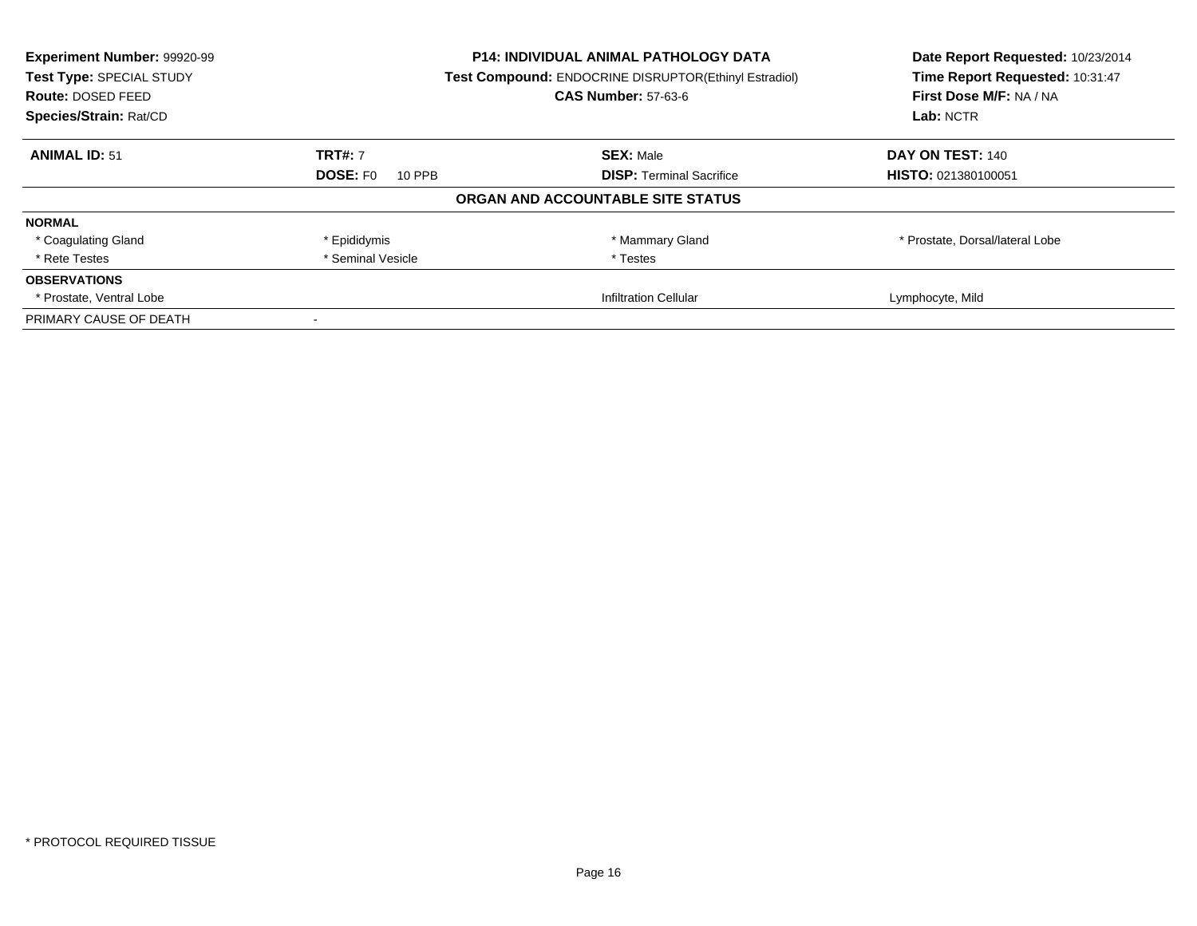**Experiment Number:** 99920-99
**Test Type:** SPECIAL STUDY
**Route:** DOSED FEED
**Species/Strain:** Rat/CD

**P14: INDIVIDUAL ANIMAL PATHOLOGY DATA**
**Test Compound:** ENDOCRINE DISRUPTOR(Ethinyl Estradiol)
**CAS Number:** 57-63-6

**Date Report Requested:** 10/23/2014
**Time Report Requested:** 10:31:47
**First Dose M/F:** NA / NA
**Lab:** NCTR

| **ANIMAL ID:** 51 | **TRT#:** 7 | **SEX:** Male | **DAY ON TEST:** 140 |
|---|---|---|---|
| | **DOSE:** F0 10 PPB | **DISP:** Terminal Sacrifice | **HISTO:** 021380100051 |

**ORGAN AND ACCOUNTABLE SITE STATUS**

| | | | |
|---|---|---|---|
| **NORMAL** | | | |
| * Coagulating Gland | * Epididymis | * Mammary Gland | * Prostate, Dorsal/lateral Lobe |
| * Rete Testes | * Seminal Vesicle | * Testes | |
| **OBSERVATIONS** | | | |
| * Prostate, Ventral Lobe | | Infiltration Cellular | Lymphocyte, Mild |
| PRIMARY CAUSE OF DEATH | - | | |

\* PROTOCOL REQUIRED TISSUE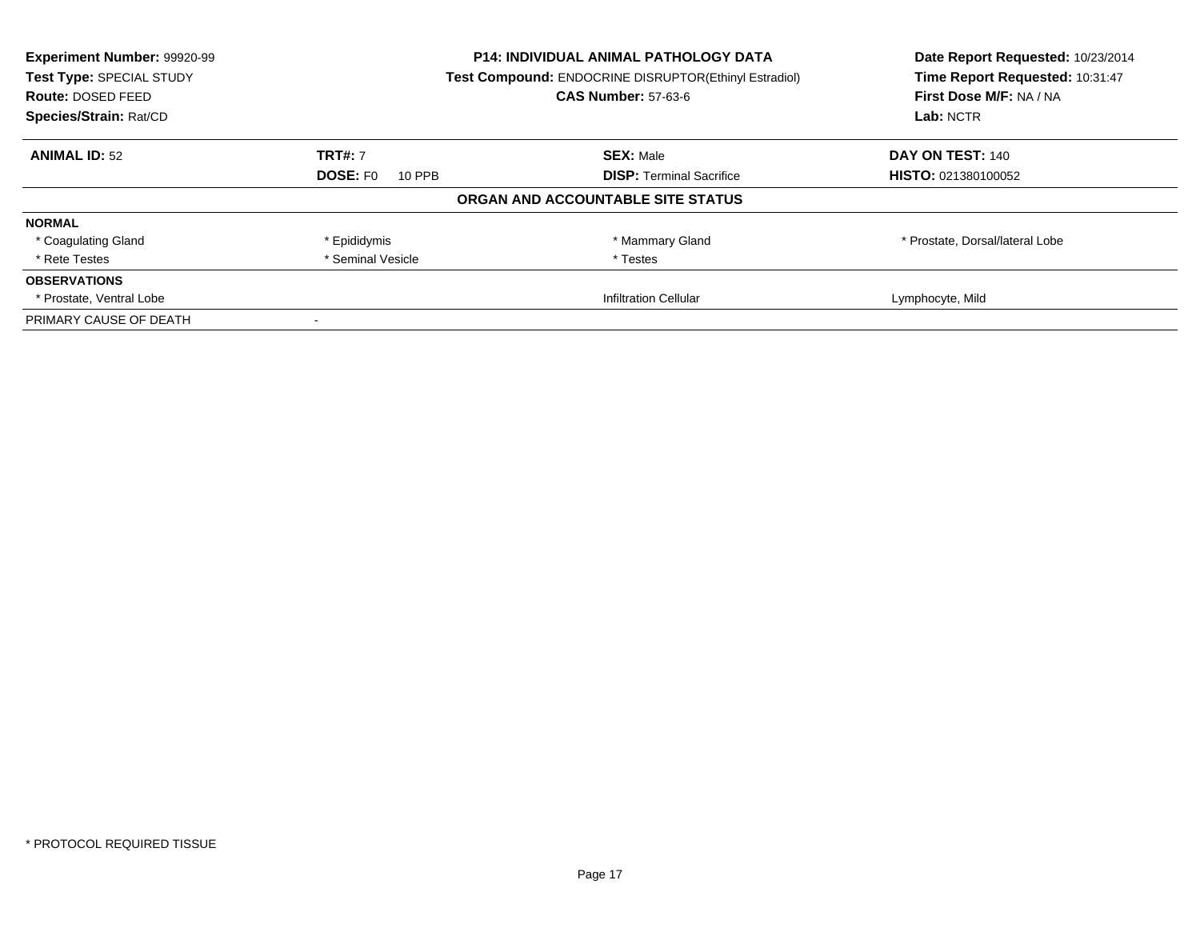**Experiment Number:** 99920-99
**Test Type:** SPECIAL STUDY
**Route:** DOSED FEED
**Species/Strain:** Rat/CD

**P14: INDIVIDUAL ANIMAL PATHOLOGY DATA**
**Test Compound:** ENDOCRINE DISRUPTOR(Ethinyl Estradiol)
**CAS Number:** 57-63-6

**Date Report Requested:** 10/23/2014
**Time Report Requested:** 10:31:47
**First Dose M/F:** NA / NA
**Lab:** NCTR

| **ANIMAL ID:** 52 | **TRT#:** 7 | **SEX:** Male | **DAY ON TEST:** 140 |
|---|---|---|---|
| | **DOSE:** F0 10 PPB | **DISP:** Terminal Sacrifice | **HISTO:** 021380100052 |

**ORGAN AND ACCOUNTABLE SITE STATUS**

| | | | |
|---|---|---|---|
| **NORMAL** | | | |
| * Coagulating Gland | * Epididymis | * Mammary Gland | * Prostate, Dorsal/lateral Lobe |
| * Rete Testes | * Seminal Vesicle | * Testes | |
| **OBSERVATIONS** | | | |
| * Prostate, Ventral Lobe | | Infiltration Cellular | Lymphocyte, Mild |
| PRIMARY CAUSE OF DEATH | - | | |

* PROTOCOL REQUIRED TISSUE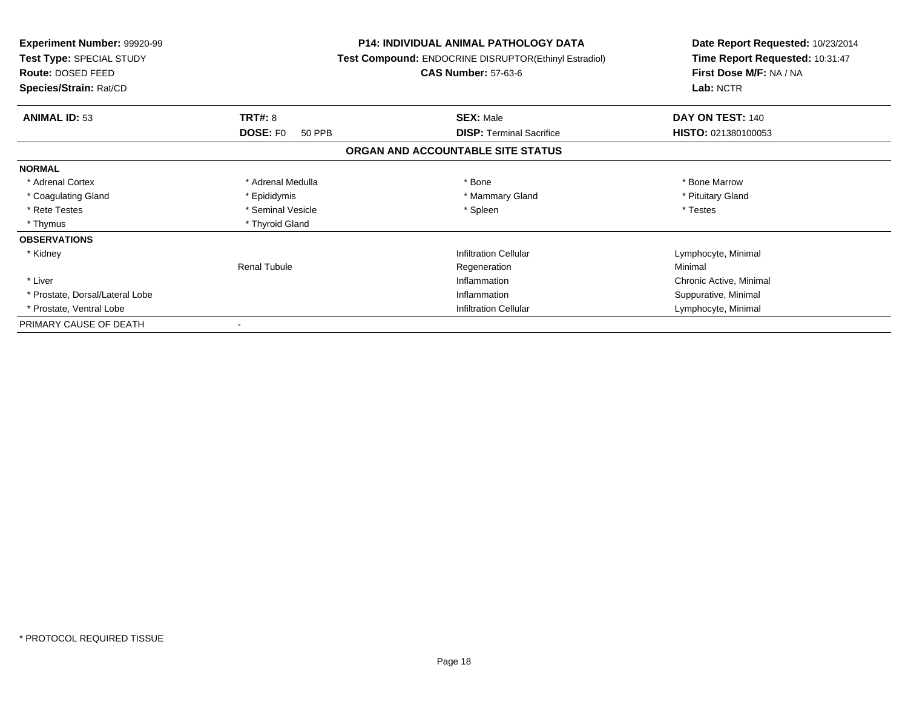**Experiment Number:** 99920-99
**Test Type:** SPECIAL STUDY
**Route:** DOSED FEED
**Species/Strain:** Rat/CD

**P14: INDIVIDUAL ANIMAL PATHOLOGY DATA**
**Test Compound:** ENDOCRINE DISRUPTOR(Ethinyl Estradiol)
**CAS Number:** 57-63-6

**Date Report Requested:** 10/23/2014
**Time Report Requested:** 10:31:47
**First Dose M/F:** NA / NA
**Lab:** NCTR

| **ANIMAL ID:** 53 | **TRT#:** 8 | **SEX:** Male | **DAY ON TEST:** 140 |
|---|---|---|---|
| | **DOSE:** F0 50 PPB | **DISP:** Terminal Sacrifice | **HISTO:** 021380100053 |

## ORGAN AND ACCOUNTABLE SITE STATUS

| | | | |
|---|---|---|---|
| **NORMAL** | | | |
| * Adrenal Cortex | * Adrenal Medulla | * Bone | * Bone Marrow |
| * Coagulating Gland | * Epididymis | * Mammary Gland | * Pituitary Gland |
| * Rete Testes | * Seminal Vesicle | * Spleen | * Testes |
| * Thymus | * Thyroid Gland | | |
| **OBSERVATIONS** | | | |
| * Kidney | | Infiltration Cellular | Lymphocyte, Minimal |
| | Renal Tubule | Regeneration | Minimal |
| * Liver | | Inflammation | Chronic Active, Minimal |
| * Prostate, Dorsal/Lateral Lobe | | Inflammation | Suppurative, Minimal |
| * Prostate, Ventral Lobe | | Infiltration Cellular | Lymphocyte, Minimal |
| PRIMARY CAUSE OF DEATH | - | | |

* PROTOCOL REQUIRED TISSUE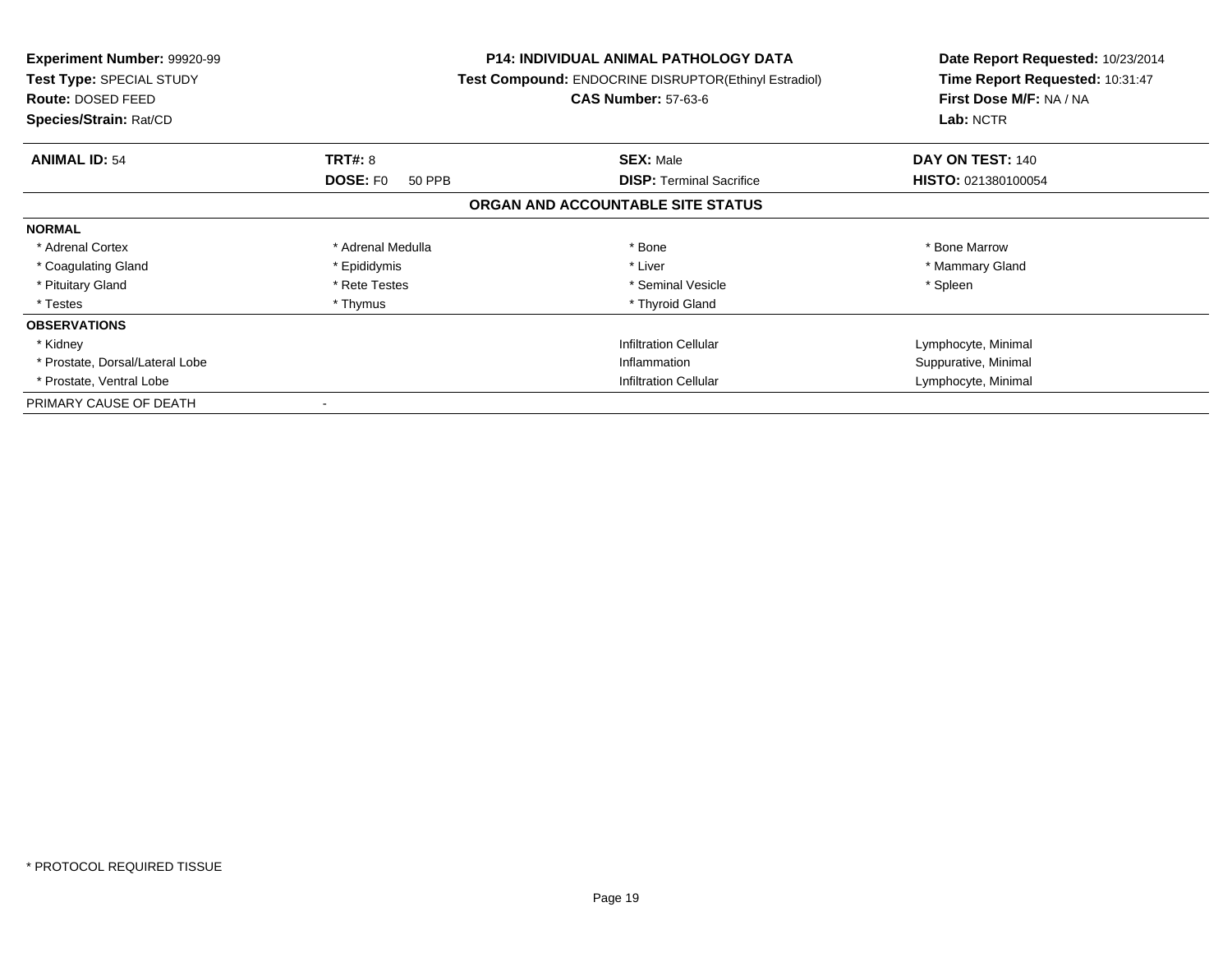**Experiment Number:** 99920-99
**Test Type:** SPECIAL STUDY
**Route:** DOSED FEED
**Species/Strain:** Rat/CD

**P14: INDIVIDUAL ANIMAL PATHOLOGY DATA**
**Test Compound:** ENDOCRINE DISRUPTOR(Ethinyl Estradiol)
**CAS Number:** 57-63-6

**Date Report Requested:** 10/23/2014
**Time Report Requested:** 10:31:47
**First Dose M/F:** NA / NA
**Lab:** NCTR

| **ANIMAL ID:** 54 | **TRT#:** 8 | **SEX:** Male | **DAY ON TEST:** 140 |
|---|---|---|---|
| | **DOSE:** F0 50 PPB | **DISP:** Terminal Sacrifice | **HISTO:** 021380100054 |

## ORGAN AND ACCOUNTABLE SITE STATUS

| | | | |
|---|---|---|---|
| **NORMAL** | | | |
| * Adrenal Cortex | * Adrenal Medulla | * Bone | * Bone Marrow |
| * Coagulating Gland | * Epididymis | * Liver | * Mammary Gland |
| * Pituitary Gland | * Rete Testes | * Seminal Vesicle | * Spleen |
| * Testes | * Thymus | * Thyroid Gland | |
| **OBSERVATIONS** | | | |
| * Kidney | | Infiltration Cellular | Lymphocyte, Minimal |
| * Prostate, Dorsal/Lateral Lobe | | Inflammation | Suppurative, Minimal |
| * Prostate, Ventral Lobe | | Infiltration Cellular | Lymphocyte, Minimal |
| PRIMARY CAUSE OF DEATH | - | | |

* PROTOCOL REQUIRED TISSUE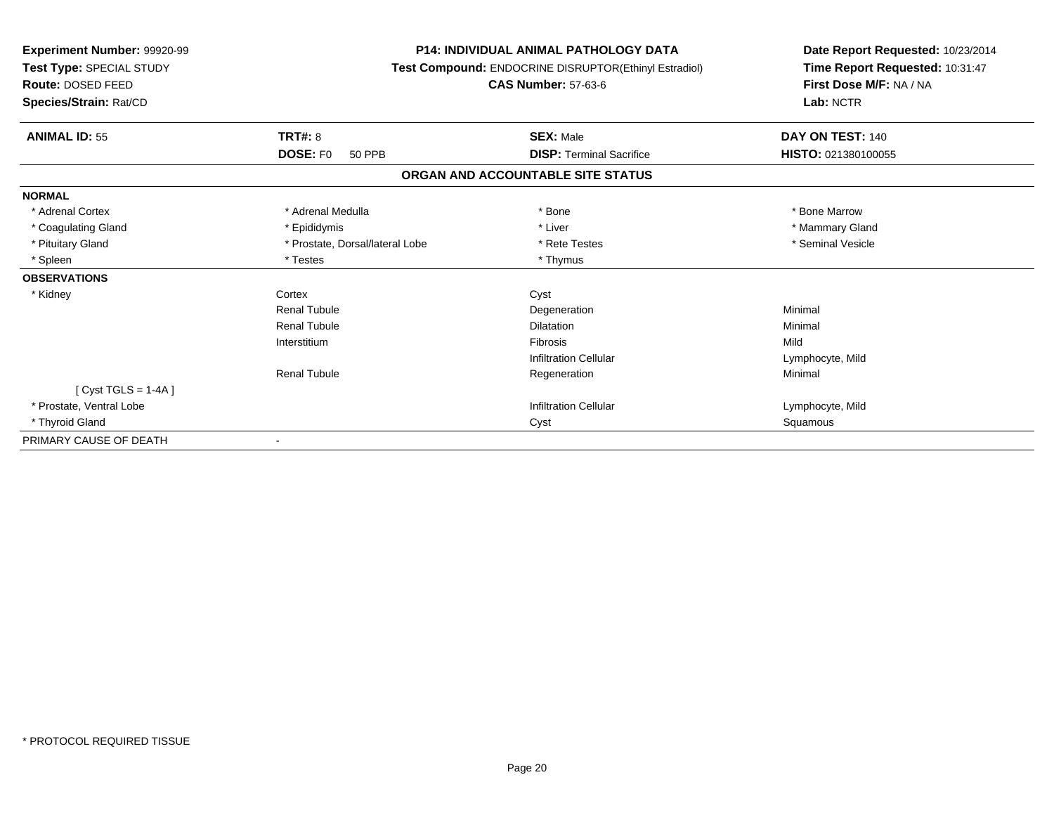**Experiment Number:** 99920-99
**Test Type:** SPECIAL STUDY
**Route:** DOSED FEED
**Species/Strain:** Rat/CD

**P14: INDIVIDUAL ANIMAL PATHOLOGY DATA**
**Test Compound:** ENDOCRINE DISRUPTOR(Ethinyl Estradiol)
**CAS Number:** 57-63-6

**Date Report Requested:** 10/23/2014
**Time Report Requested:** 10:31:47
**First Dose M/F:** NA / NA
**Lab:** NCTR

| **ANIMAL ID:** 55 | **TRT#:** 8 | **SEX:** Male | **DAY ON TEST:** 140 |
|---|---|---|---|
| | **DOSE:** F0 50 PPB | **DISP:** Terminal Sacrifice | **HISTO:** 021380100055 |

### ORGAN AND ACCOUNTABLE SITE STATUS

| | | | |
|---|---|---|---|
| **NORMAL** | | | |
| * Adrenal Cortex | * Adrenal Medulla | * Bone | * Bone Marrow |
| * Coagulating Gland | * Epididymis | * Liver | * Mammary Gland |
| * Pituitary Gland | * Prostate, Dorsal/lateral Lobe | * Rete Testes | * Seminal Vesicle |
| * Spleen | * Testes | * Thymus | |
| **OBSERVATIONS** | | | |
| * Kidney | Cortex | Cyst | |
| | Renal Tubule | Degeneration | Minimal |
| | Renal Tubule | Dilatation | Minimal |
| | Interstitium | Fibrosis | Mild |
| | | Infiltration Cellular | Lymphocyte, Mild |
| | Renal Tubule | Regeneration | Minimal |
| [ Cyst TGLS = 1-4A ] | | | |
| * Prostate, Ventral Lobe | | Infiltration Cellular | Lymphocyte, Mild |
| * Thyroid Gland | | Cyst | Squamous |
| PRIMARY CAUSE OF DEATH | - | | |

* PROTOCOL REQUIRED TISSUE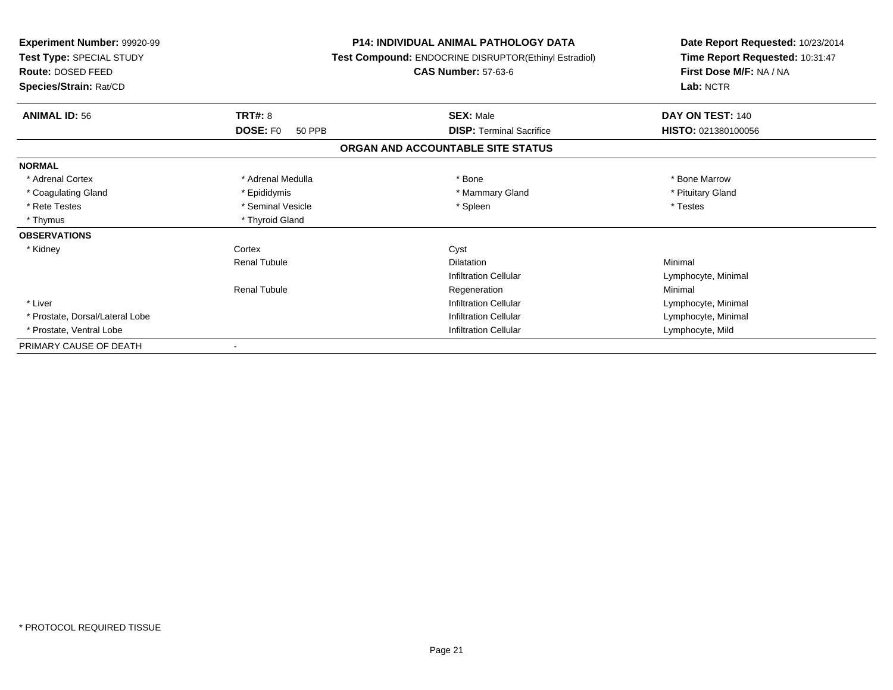**Experiment Number:** 99920-99
**Test Type:** SPECIAL STUDY
**Route:** DOSED FEED
**Species/Strain:** Rat/CD

**P14: INDIVIDUAL ANIMAL PATHOLOGY DATA**
**Test Compound:** ENDOCRINE DISRUPTOR(Ethinyl Estradiol)
**CAS Number:** 57-63-6

**Date Report Requested:** 10/23/2014
**Time Report Requested:** 10:31:47
**First Dose M/F:** NA / NA
**Lab:** NCTR

| **ANIMAL ID:** 56 | **TRT#:** 8 | **SEX:** Male | **DAY ON TEST:** 140 |
|---|---|---|---|
| | **DOSE:** F0 50 PPB | **DISP:** Terminal Sacrifice | **HISTO:** 021380100056 |

## ORGAN AND ACCOUNTABLE SITE STATUS

| | | | |
|---|---|---|---|
| **NORMAL** | | | |
| * Adrenal Cortex | * Adrenal Medulla | * Bone | * Bone Marrow |
| * Coagulating Gland | * Epididymis | * Mammary Gland | * Pituitary Gland |
| * Rete Testes | * Seminal Vesicle | * Spleen | * Testes |
| * Thymus | * Thyroid Gland | | |
| **OBSERVATIONS** | | | |
| * Kidney | Cortex | Cyst | |
| | Renal Tubule | Dilatation | Minimal |
| | | Infiltration Cellular | Lymphocyte, Minimal |
| | Renal Tubule | Regeneration | Minimal |
| * Liver | | Infiltration Cellular | Lymphocyte, Minimal |
| * Prostate, Dorsal/Lateral Lobe | | Infiltration Cellular | Lymphocyte, Minimal |
| * Prostate, Ventral Lobe | | Infiltration Cellular | Lymphocyte, Mild |
| PRIMARY CAUSE OF DEATH | - | | |

* PROTOCOL REQUIRED TISSUE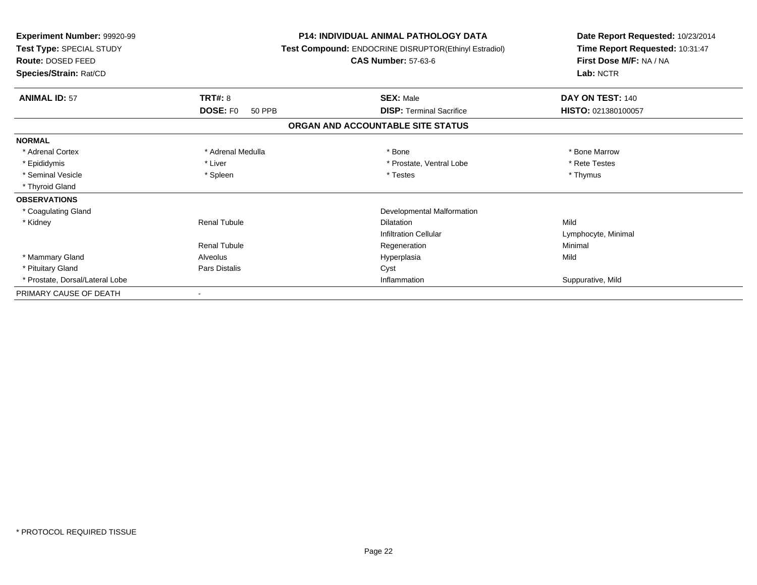**Experiment Number:** 99920-99
**Test Type:** SPECIAL STUDY
**Route:** DOSED FEED
**Species/Strain:** Rat/CD

**P14: INDIVIDUAL ANIMAL PATHOLOGY DATA**
**Test Compound:** ENDOCRINE DISRUPTOR(Ethinyl Estradiol)
**CAS Number:** 57-63-6

**Date Report Requested:** 10/23/2014
**Time Report Requested:** 10:31:47
**First Dose M/F:** NA / NA
**Lab:** NCTR

| **ANIMAL ID:** 57 | **TRT#:** 8 | **SEX:** Male | **DAY ON TEST:** 140 |
|---|---|---|---|
| | **DOSE:** F0 50 PPB | **DISP:** Terminal Sacrifice | **HISTO:** 021380100057 |

**ORGAN AND ACCOUNTABLE SITE STATUS**

| | | | |
|---|---|---|---|
| **NORMAL** | | | |
| * Adrenal Cortex | * Adrenal Medulla | * Bone | * Bone Marrow |
| * Epididymis | * Liver | * Prostate, Ventral Lobe | * Rete Testes |
| * Seminal Vesicle | * Spleen | * Testes | * Thymus |
| * Thyroid Gland | | | |
| **OBSERVATIONS** | | | |
| * Coagulating Gland | | Developmental Malformation | |
| * Kidney | Renal Tubule | Dilatation | Mild |
| | | Infiltration Cellular | Lymphocyte, Minimal |
| | Renal Tubule | Regeneration | Minimal |
| * Mammary Gland | Alveolus | Hyperplasia | Mild |
| * Pituitary Gland | Pars Distalis | Cyst | |
| * Prostate, Dorsal/Lateral Lobe | | Inflammation | Suppurative, Mild |
| PRIMARY CAUSE OF DEATH | - | | |

* PROTOCOL REQUIRED TISSUE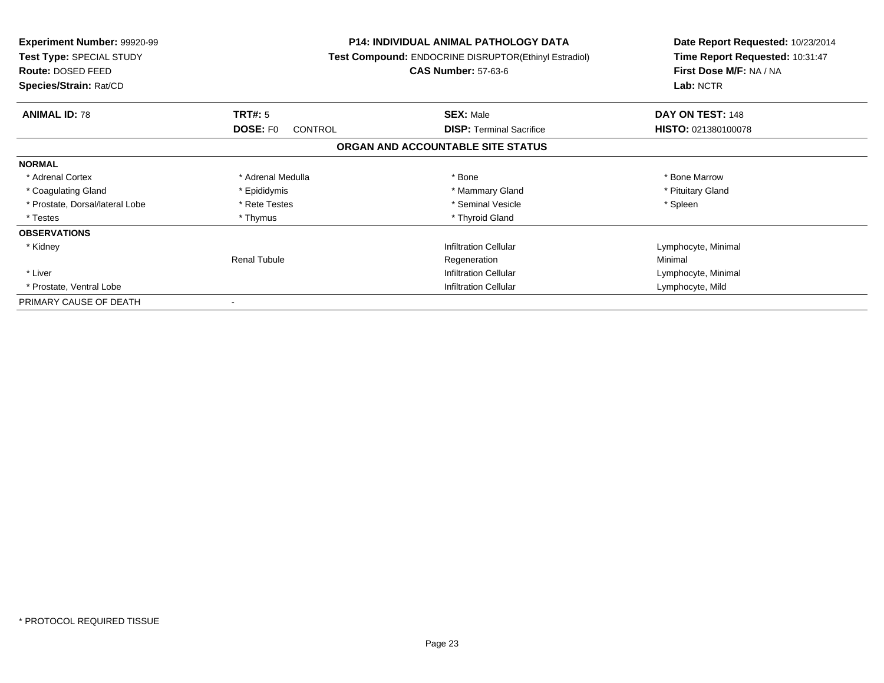**Experiment Number:** 99920-99
**Test Type:** SPECIAL STUDY
**Route:** DOSED FEED
**Species/Strain:** Rat/CD

**P14: INDIVIDUAL ANIMAL PATHOLOGY DATA**
**Test Compound:** ENDOCRINE DISRUPTOR(Ethinyl Estradiol)
**CAS Number:** 57-63-6

**Date Report Requested:** 10/23/2014
**Time Report Requested:** 10:31:47
**First Dose M/F:** NA / NA
**Lab:** NCTR

| **ANIMAL ID:** 78 | **TRT#:** 5 | **SEX:** Male | **DAY ON TEST:** 148 |
|---|---|---|---|
| | **DOSE:** F0 CONTROL | **DISP:** Terminal Sacrifice | **HISTO:** 021380100078 |

## ORGAN AND ACCOUNTABLE SITE STATUS

| | | | |
|---|---|---|---|
| **NORMAL** | | | |
| * Adrenal Cortex | * Adrenal Medulla | * Bone | * Bone Marrow |
| * Coagulating Gland | * Epididymis | * Mammary Gland | * Pituitary Gland |
| * Prostate, Dorsal/lateral Lobe | * Rete Testes | * Seminal Vesicle | * Spleen |
| * Testes | * Thymus | * Thyroid Gland | |
| **OBSERVATIONS** | | | |
| * Kidney | | Infiltration Cellular | Lymphocyte, Minimal |
| | Renal Tubule | Regeneration | Minimal |
| * Liver | | Infiltration Cellular | Lymphocyte, Minimal |
| * Prostate, Ventral Lobe | | Infiltration Cellular | Lymphocyte, Mild |
| PRIMARY CAUSE OF DEATH | - | | |

* PROTOCOL REQUIRED TISSUE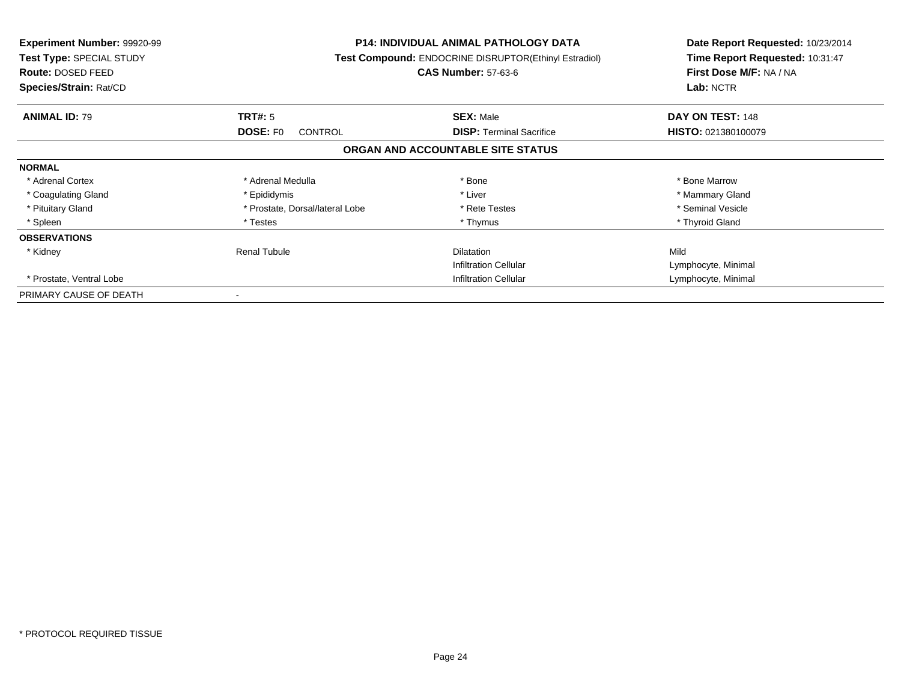**Experiment Number:** 99920-99
**Test Type:** SPECIAL STUDY
**Route:** DOSED FEED
**Species/Strain:** Rat/CD

**P14: INDIVIDUAL ANIMAL PATHOLOGY DATA**
**Test Compound:** ENDOCRINE DISRUPTOR(Ethinyl Estradiol)
**CAS Number:** 57-63-6

**Date Report Requested:** 10/23/2014
**Time Report Requested:** 10:31:47
**First Dose M/F:** NA / NA
**Lab:** NCTR

| **ANIMAL ID:** 79 | **TRT#:** 5 | **SEX:** Male | **DAY ON TEST:** 148 |
|---|---|---|---|
| | **DOSE:** F0 CONTROL | **DISP:** Terminal Sacrifice | **HISTO:** 021380100079 |

**ORGAN AND ACCOUNTABLE SITE STATUS**

| | | | |
|---|---|---|---|
| **NORMAL** | | | |
| * Adrenal Cortex | * Adrenal Medulla | * Bone | * Bone Marrow |
| * Coagulating Gland | * Epididymis | * Liver | * Mammary Gland |
| * Pituitary Gland | * Prostate, Dorsal/lateral Lobe | * Rete Testes | * Seminal Vesicle |
| * Spleen | * Testes | * Thymus | * Thyroid Gland |
| **OBSERVATIONS** | | | |
| * Kidney | Renal Tubule | Dilatation | Mild |
| | | Infiltration Cellular | Lymphocyte, Minimal |
| * Prostate, Ventral Lobe | | Infiltration Cellular | Lymphocyte, Minimal |
| PRIMARY CAUSE OF DEATH | - | | |

* PROTOCOL REQUIRED TISSUE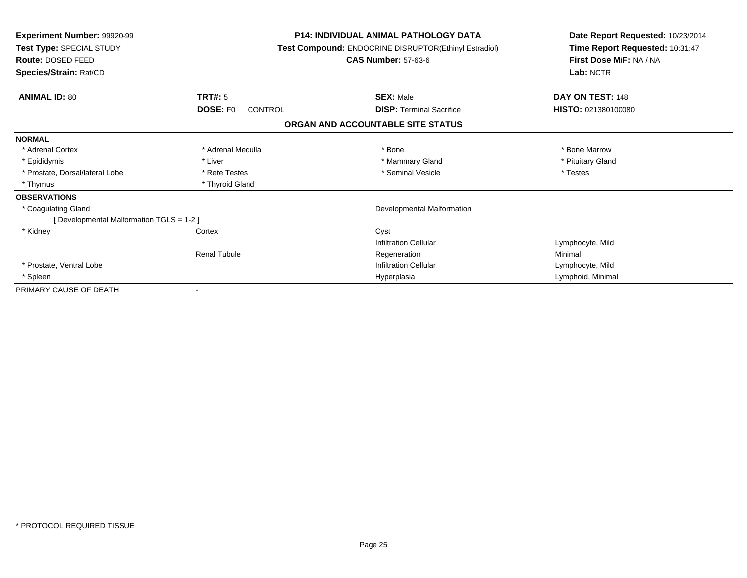**Experiment Number:** 99920-99
**Test Type:** SPECIAL STUDY
**Route:** DOSED FEED
**Species/Strain:** Rat/CD

**P14: INDIVIDUAL ANIMAL PATHOLOGY DATA**
**Test Compound:** ENDOCRINE DISRUPTOR(Ethinyl Estradiol)
**CAS Number:** 57-63-6

**Date Report Requested:** 10/23/2014
**Time Report Requested:** 10:31:47
**First Dose M/F:** NA / NA
**Lab:** NCTR

| **ANIMAL ID:** 80 | **TRT#:** 5 | **SEX:** Male | **DAY ON TEST:** 148 |
|---|---|---|---|
| | **DOSE:** F0 CONTROL | **DISP:** Terminal Sacrifice | **HISTO:** 021380100080 |

**ORGAN AND ACCOUNTABLE SITE STATUS**

| | | | |
|---|---|---|---|
| **NORMAL** | | | |
| * Adrenal Cortex | * Adrenal Medulla | * Bone | * Bone Marrow |
| * Epididymis | * Liver | * Mammary Gland | * Pituitary Gland |
| * Prostate, Dorsal/lateral Lobe | * Rete Testes | * Seminal Vesicle | * Testes |
| * Thymus | * Thyroid Gland | | |
| **OBSERVATIONS** | | | |
| * Coagulating Gland | | Developmental Malformation | |
| [ Developmental Malformation TGLS = 1-2 ] | | | |
| * Kidney | Cortex | Cyst | |
| | | Infiltration Cellular | Lymphocyte, Mild |
| | Renal Tubule | Regeneration | Minimal |
| * Prostate, Ventral Lobe | | Infiltration Cellular | Lymphocyte, Mild |
| * Spleen | | Hyperplasia | Lymphoid, Minimal |
| PRIMARY CAUSE OF DEATH | - | | |

* PROTOCOL REQUIRED TISSUE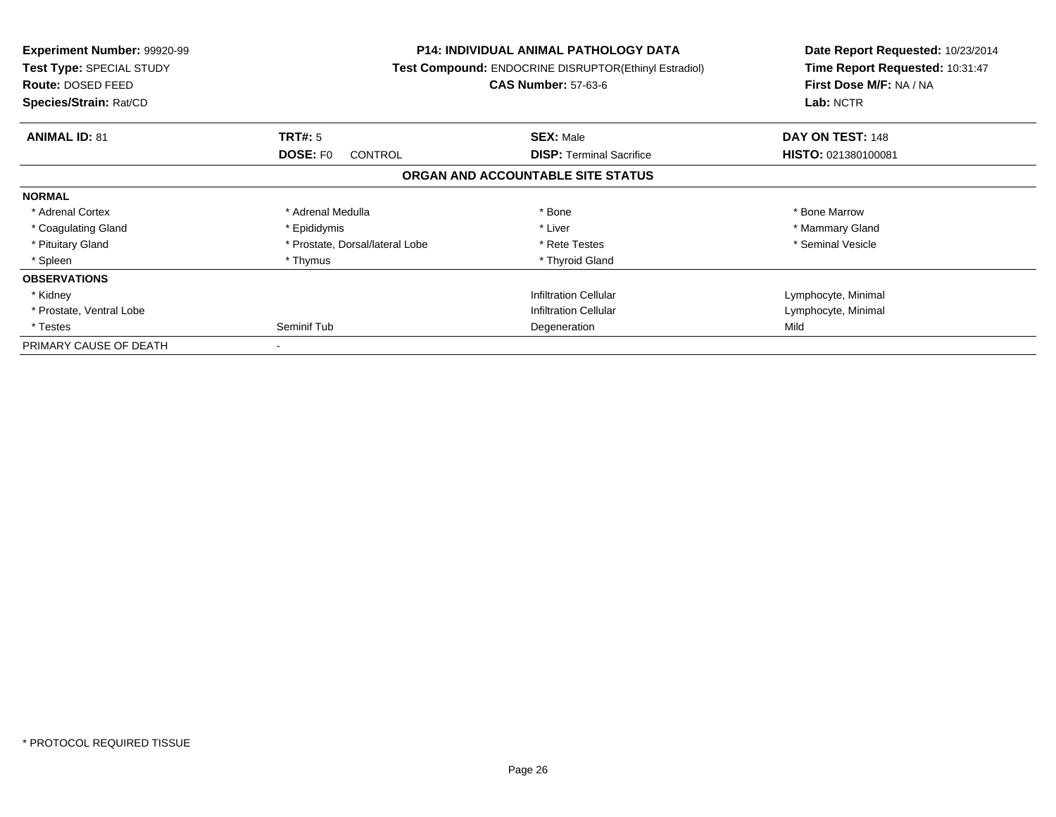**Experiment Number:** 99920-99
**Test Type:** SPECIAL STUDY
**Route:** DOSED FEED
**Species/Strain:** Rat/CD

**P14: INDIVIDUAL ANIMAL PATHOLOGY DATA**
**Test Compound:** ENDOCRINE DISRUPTOR(Ethinyl Estradiol)
**CAS Number:** 57-63-6

**Date Report Requested:** 10/23/2014
**Time Report Requested:** 10:31:47
**First Dose M/F:** NA / NA
**Lab:** NCTR

| **ANIMAL ID:** 81 | **TRT#:** 5 | **SEX:** Male | **DAY ON TEST:** 148 |
|---|---|---|---|
| | **DOSE:** F0 CONTROL | **DISP:** Terminal Sacrifice | **HISTO:** 021380100081 |

**ORGAN AND ACCOUNTABLE SITE STATUS**

| | | | |
|---|---|---|---|
| **NORMAL** | | | |
| * Adrenal Cortex | * Adrenal Medulla | * Bone | * Bone Marrow |
| * Coagulating Gland | * Epididymis | * Liver | * Mammary Gland |
| * Pituitary Gland | * Prostate, Dorsal/lateral Lobe | * Rete Testes | * Seminal Vesicle |
| * Spleen | * Thymus | * Thyroid Gland | |
| **OBSERVATIONS** | | | |
| * Kidney | | Infiltration Cellular | Lymphocyte, Minimal |
| * Prostate, Ventral Lobe | | Infiltration Cellular | Lymphocyte, Minimal |
| * Testes | Seminif Tub | Degeneration | Mild |
| PRIMARY CAUSE OF DEATH | - | | |

* PROTOCOL REQUIRED TISSUE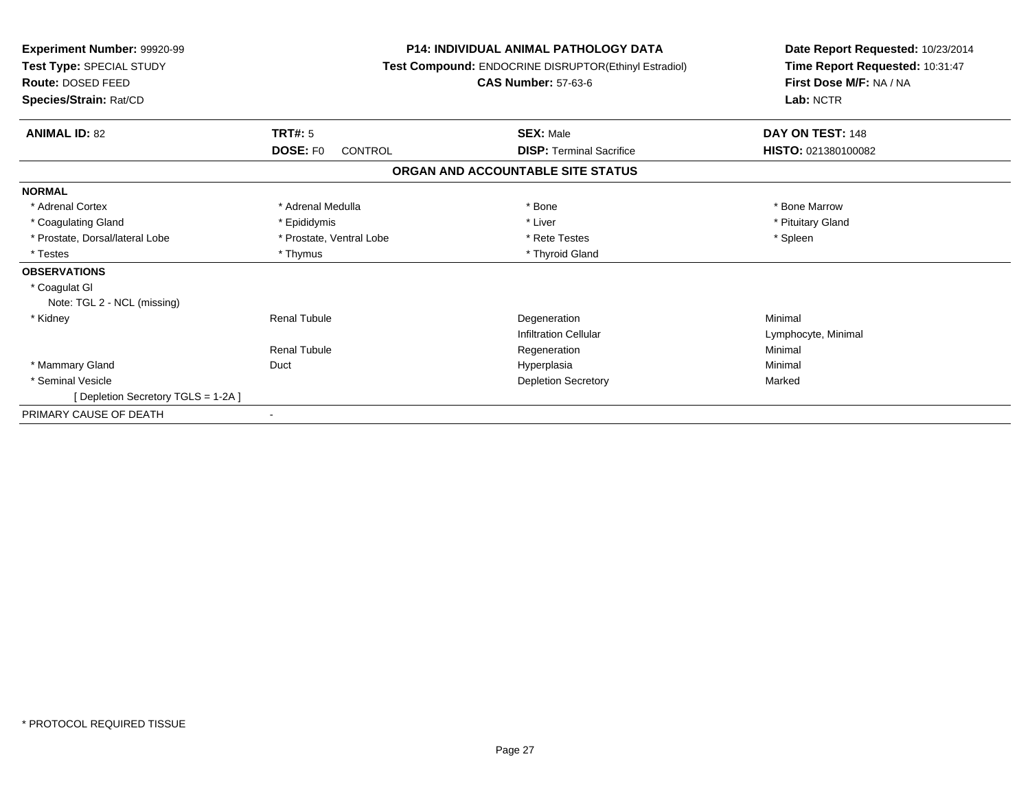**Experiment Number:** 99920-99
**Test Type:** SPECIAL STUDY
**Route:** DOSED FEED
**Species/Strain:** Rat/CD

**P14: INDIVIDUAL ANIMAL PATHOLOGY DATA**
**Test Compound:** ENDOCRINE DISRUPTOR(Ethinyl Estradiol)
**CAS Number:** 57-63-6

**Date Report Requested:** 10/23/2014
**Time Report Requested:** 10:31:47
**First Dose M/F:** NA / NA
**Lab:** NCTR

| **ANIMAL ID:** 82 | **TRT#:** 5 | **SEX:** Male | **DAY ON TEST:** 148 |
|---|---|---|---|
| | **DOSE:** F0 CONTROL | **DISP:** Terminal Sacrifice | **HISTO:** 021380100082 |

## ORGAN AND ACCOUNTABLE SITE STATUS

**NORMAL**

| | | | |
|---|---|---|---|
| * Adrenal Cortex | * Adrenal Medulla | * Bone | * Bone Marrow |
| * Coagulating Gland | * Epididymis | * Liver | * Pituitary Gland |
| * Prostate, Dorsal/lateral Lobe | * Prostate, Ventral Lobe | * Rete Testes | * Spleen |
| * Testes | * Thymus | * Thyroid Gland | |

**OBSERVATIONS**

| | | | |
|---|---|---|---|
| * Coagulat Gl | | | |
| Note: TGL 2 - NCL (missing) | | | |
| * Kidney | Renal Tubule | Degeneration | Minimal |
| | | Infiltration Cellular | Lymphocyte, Minimal |
| | Renal Tubule | Regeneration | Minimal |
| * Mammary Gland | Duct | Hyperplasia | Minimal |
| * Seminal Vesicle | | Depletion Secretory | Marked |
| [ Depletion Secretory TGLS = 1-2A ] | | | |

PRIMARY CAUSE OF DEATH -

* PROTOCOL REQUIRED TISSUE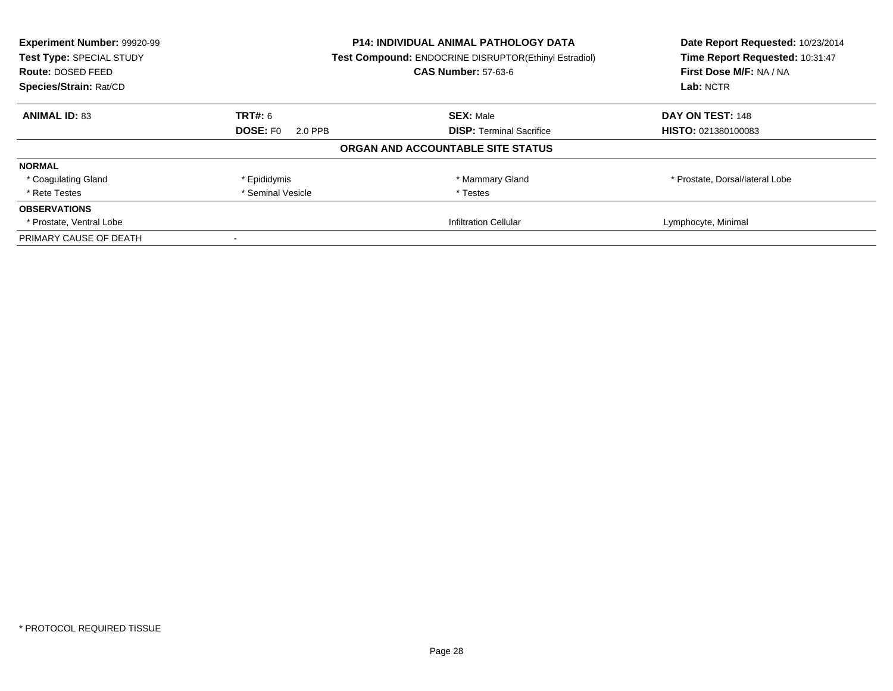**Experiment Number:** 99920-99
**Test Type:** SPECIAL STUDY
**Route:** DOSED FEED
**Species/Strain:** Rat/CD

**P14: INDIVIDUAL ANIMAL PATHOLOGY DATA**
**Test Compound:** ENDOCRINE DISRUPTOR(Ethinyl Estradiol)
**CAS Number:** 57-63-6

**Date Report Requested:** 10/23/2014
**Time Report Requested:** 10:31:47
**First Dose M/F:** NA / NA
**Lab:** NCTR

| **ANIMAL ID:** 83 | **TRT#:** 6 | **SEX:** Male | **DAY ON TEST:** 148 |
|---|---|---|---|
| | **DOSE:** F0 2.0 PPB | **DISP:** Terminal Sacrifice | **HISTO:** 021380100083 |

**ORGAN AND ACCOUNTABLE SITE STATUS**

| | | | |
|---|---|---|---|
| **NORMAL** | | | |
| * Coagulating Gland | * Epididymis | * Mammary Gland | * Prostate, Dorsal/lateral Lobe |
| * Rete Testes | * Seminal Vesicle | * Testes | |
| **OBSERVATIONS** | | | |
| * Prostate, Ventral Lobe | | Infiltration Cellular | Lymphocyte, Minimal |
| PRIMARY CAUSE OF DEATH | - | | |

* PROTOCOL REQUIRED TISSUE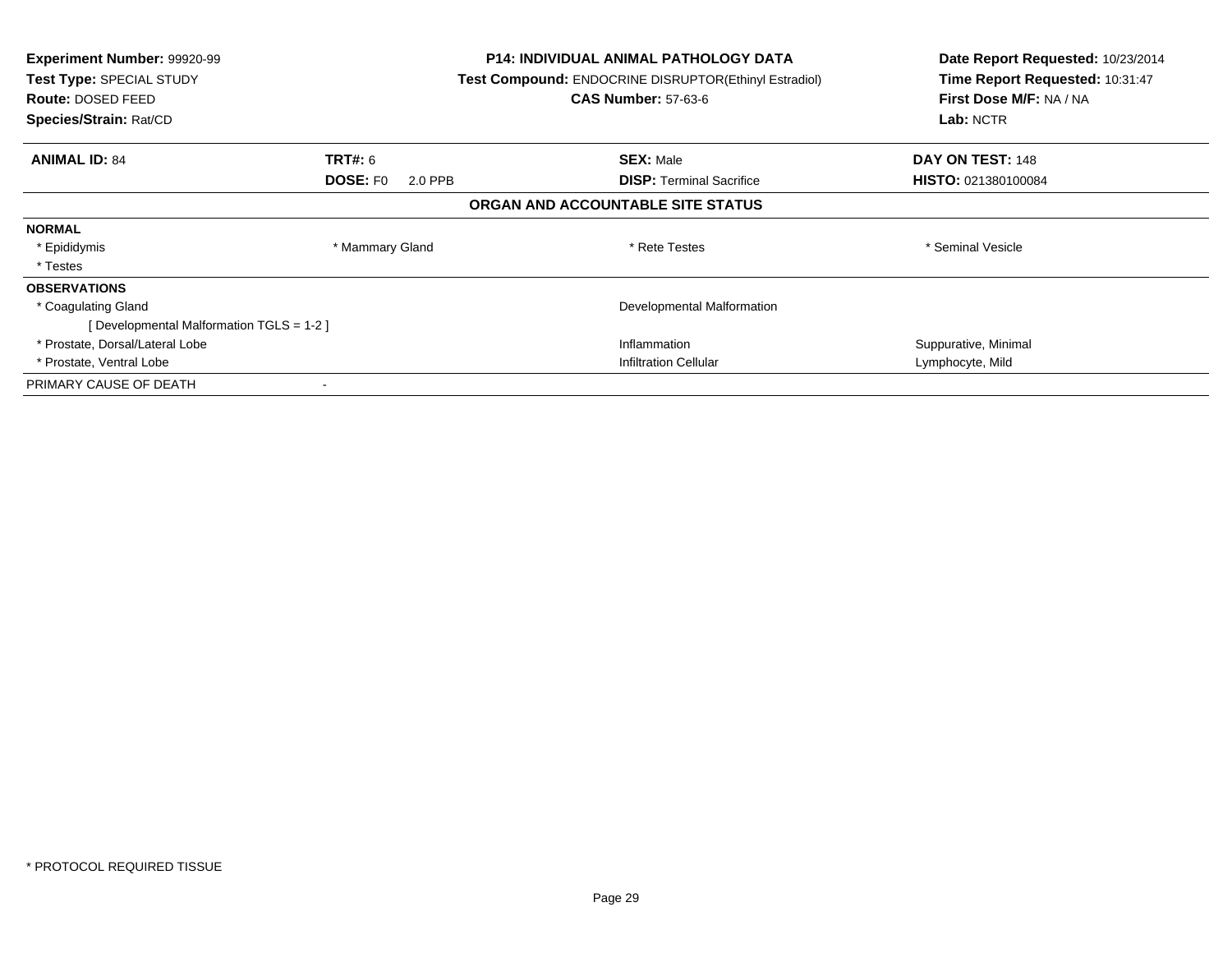**Experiment Number:** 99920-99
**Test Type:** SPECIAL STUDY
**Route:** DOSED FEED
**Species/Strain:** Rat/CD

**P14: INDIVIDUAL ANIMAL PATHOLOGY DATA**
**Test Compound:** ENDOCRINE DISRUPTOR(Ethinyl Estradiol)
**CAS Number:** 57-63-6

**Date Report Requested:** 10/23/2014
**Time Report Requested:** 10:31:47
**First Dose M/F:** NA / NA
**Lab:** NCTR

| **ANIMAL ID:** 84 | **TRT#:** 6 | **SEX:** Male | **DAY ON TEST:** 148 |
|---|---|---|---|
| | **DOSE:** F0 2.0 PPB | **DISP:** Terminal Sacrifice | **HISTO:** 021380100084 |

**ORGAN AND ACCOUNTABLE SITE STATUS**

**NORMAL**

| | | | |
|---|---|---|---|
| * Epididymis | * Mammary Gland | * Rete Testes | * Seminal Vesicle |
| * Testes | | | |

**OBSERVATIONS**

| | | |
|---|---|---|
| * Coagulating Gland | Developmental Malformation | |
| [ Developmental Malformation TGLS = 1-2 ] | | |
| * Prostate, Dorsal/Lateral Lobe | Inflammation | Suppurative, Minimal |
| * Prostate, Ventral Lobe | Infiltration Cellular | Lymphocyte, Mild |

PRIMARY CAUSE OF DEATH -

* PROTOCOL REQUIRED TISSUE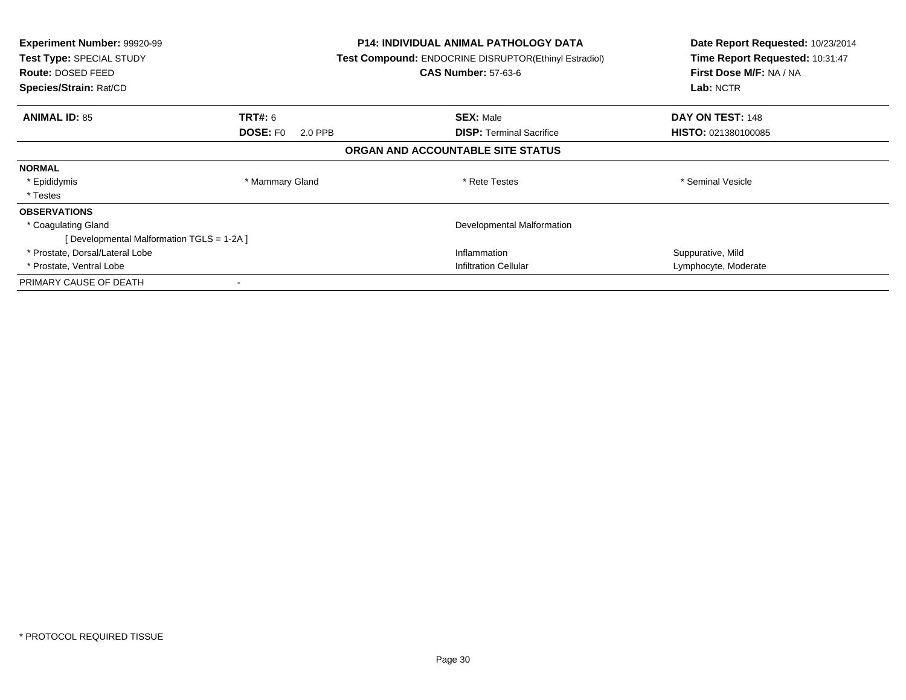**Experiment Number:** 99920-99
**Test Type:** SPECIAL STUDY
**Route:** DOSED FEED
**Species/Strain:** Rat/CD

**P14: INDIVIDUAL ANIMAL PATHOLOGY DATA**
**Test Compound:** ENDOCRINE DISRUPTOR(Ethinyl Estradiol)
**CAS Number:** 57-63-6

**Date Report Requested:** 10/23/2014
**Time Report Requested:** 10:31:47
**First Dose M/F:** NA / NA
**Lab:** NCTR

| **ANIMAL ID:** 85 | **TRT#:** 6 | **SEX:** Male | **DAY ON TEST:** 148 |
|---|---|---|---|
| | **DOSE:** F0 2.0 PPB | **DISP:** Terminal Sacrifice | **HISTO:** 021380100085 |

**ORGAN AND ACCOUNTABLE SITE STATUS**

**NORMAL**

| | | | |
|---|---|---|---|
| * Epididymis | * Mammary Gland | * Rete Testes | * Seminal Vesicle |
| * Testes | | | |

**OBSERVATIONS**

| | | |
|---|---|---|
| * Coagulating Gland | Developmental Malformation | |
| [ Developmental Malformation TGLS = 1-2A ] | | |
| * Prostate, Dorsal/Lateral Lobe | Inflammation | Suppurative, Mild |
| * Prostate, Ventral Lobe | Infiltration Cellular | Lymphocyte, Moderate |

PRIMARY CAUSE OF DEATH -

* PROTOCOL REQUIRED TISSUE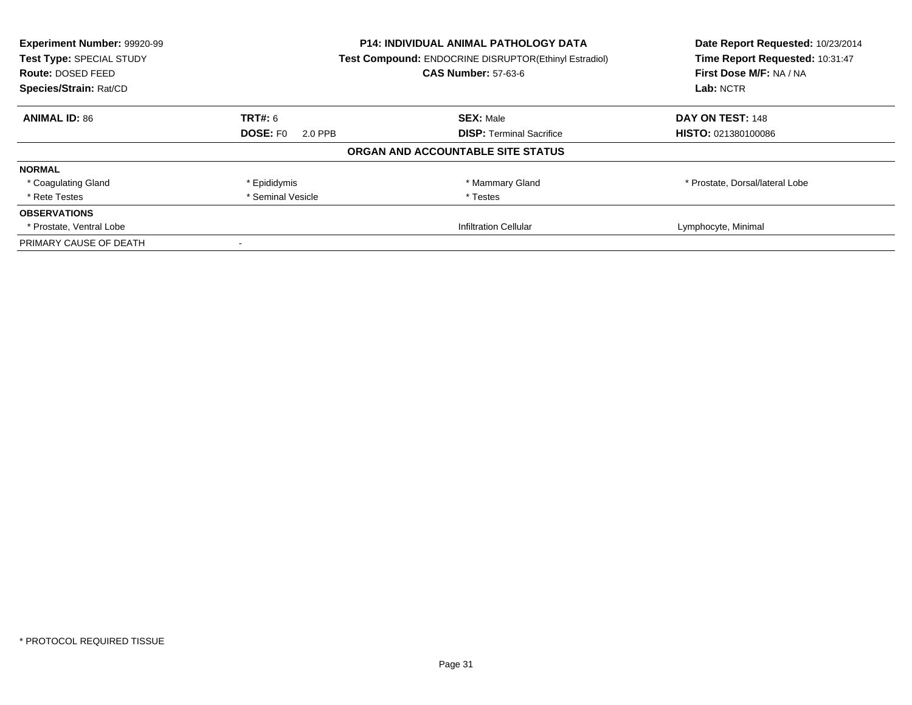**Experiment Number:** 99920-99
**Test Type:** SPECIAL STUDY
**Route:** DOSED FEED
**Species/Strain:** Rat/CD

**P14: INDIVIDUAL ANIMAL PATHOLOGY DATA**
**Test Compound:** ENDOCRINE DISRUPTOR(Ethinyl Estradiol)
**CAS Number:** 57-63-6

**Date Report Requested:** 10/23/2014
**Time Report Requested:** 10:31:47
**First Dose M/F:** NA / NA
**Lab:** NCTR

| **ANIMAL ID:** 86 | **TRT#:** 6 | **SEX:** Male | **DAY ON TEST:** 148 |
|---|---|---|---|
| | **DOSE:** F0 2.0 PPB | **DISP:** Terminal Sacrifice | **HISTO:** 021380100086 |

**ORGAN AND ACCOUNTABLE SITE STATUS**

| | | | |
|---|---|---|---|
| **NORMAL** | | | |
| * Coagulating Gland | * Epididymis | * Mammary Gland | * Prostate, Dorsal/lateral Lobe |
| * Rete Testes | * Seminal Vesicle | * Testes | |
| **OBSERVATIONS** | | | |
| * Prostate, Ventral Lobe | | Infiltration Cellular | Lymphocyte, Minimal |
| PRIMARY CAUSE OF DEATH | - | | |

\* PROTOCOL REQUIRED TISSUE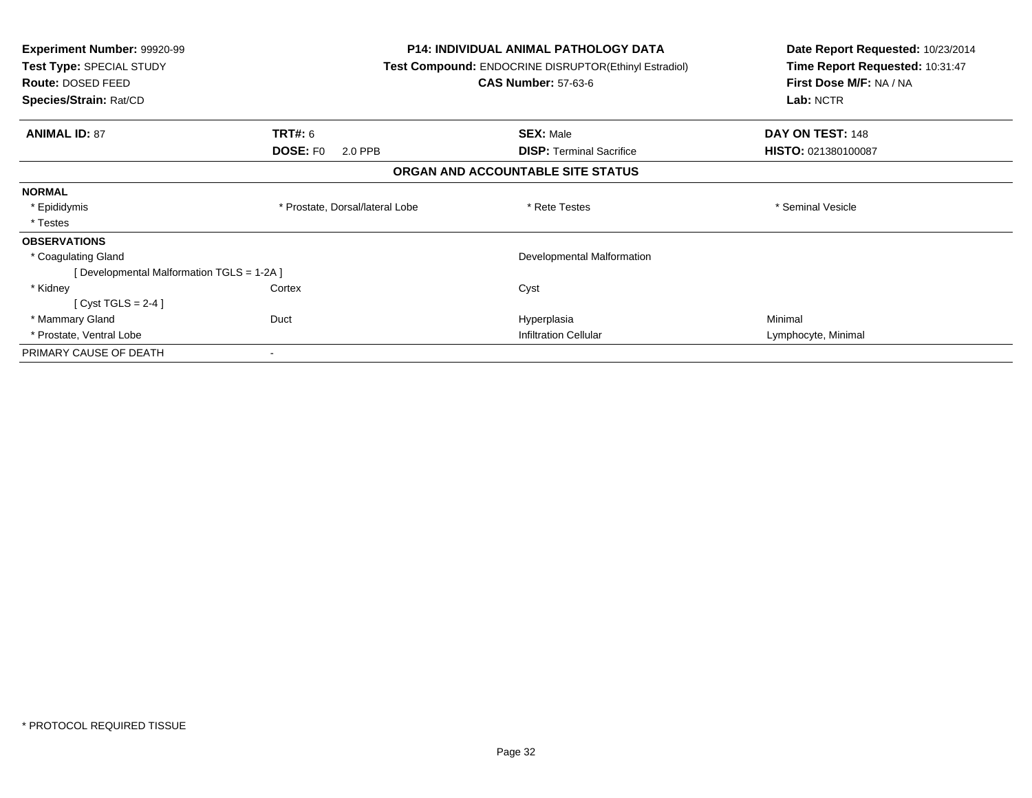**Experiment Number:** 99920-99
**Test Type:** SPECIAL STUDY
**Route:** DOSED FEED
**Species/Strain:** Rat/CD

**P14: INDIVIDUAL ANIMAL PATHOLOGY DATA**
**Test Compound:** ENDOCRINE DISRUPTOR(Ethinyl Estradiol)
**CAS Number:** 57-63-6

**Date Report Requested:** 10/23/2014
**Time Report Requested:** 10:31:47
**First Dose M/F:** NA / NA
**Lab:** NCTR

| **ANIMAL ID:** 87 | **TRT#:** 6 | **SEX:** Male | **DAY ON TEST:** 148 |
|---|---|---|---|
| | **DOSE:** F0 2.0 PPB | **DISP:** Terminal Sacrifice | **HISTO:** 021380100087 |

**ORGAN AND ACCOUNTABLE SITE STATUS**

| | | | |
|---|---|---|---|
| **NORMAL** | | | |
| * Epididymis | * Prostate, Dorsal/lateral Lobe | * Rete Testes | * Seminal Vesicle |
| * Testes | | | |
| **OBSERVATIONS** | | | |
| * Coagulating Gland | | Developmental Malformation | |
| [ Developmental Malformation TGLS = 1-2A ] | | | |
| * Kidney | Cortex | Cyst | |
| [ Cyst TGLS = 2-4 ] | | | |
| * Mammary Gland | Duct | Hyperplasia | Minimal |
| * Prostate, Ventral Lobe | | Infiltration Cellular | Lymphocyte, Minimal |
| PRIMARY CAUSE OF DEATH | - | | |

* PROTOCOL REQUIRED TISSUE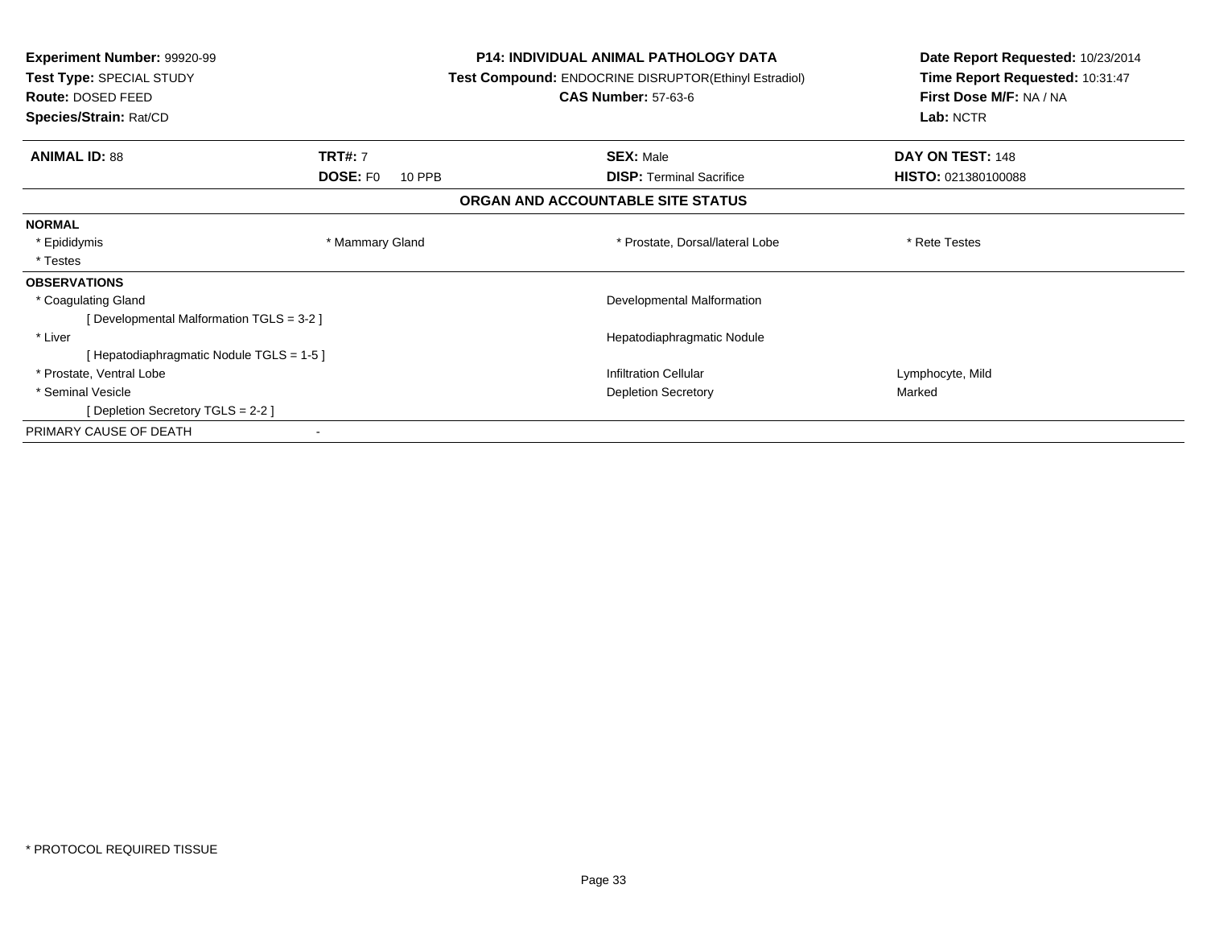**Experiment Number:** 99920-99
**Test Type:** SPECIAL STUDY
**Route:** DOSED FEED
**Species/Strain:** Rat/CD

**P14: INDIVIDUAL ANIMAL PATHOLOGY DATA**
**Test Compound:** ENDOCRINE DISRUPTOR(Ethinyl Estradiol)
**CAS Number:** 57-63-6

**Date Report Requested:** 10/23/2014
**Time Report Requested:** 10:31:47
**First Dose M/F:** NA / NA
**Lab:** NCTR

| **ANIMAL ID:** 88 | **TRT#:** 7 | **SEX:** Male | **DAY ON TEST:** 148 |
|---|---|---|---|
| | **DOSE:** F0 10 PPB | **DISP:** Terminal Sacrifice | **HISTO:** 021380100088 |

**ORGAN AND ACCOUNTABLE SITE STATUS**

**NORMAL**

| | | | |
|---|---|---|---|
| * Epididymis | * Mammary Gland | * Prostate, Dorsal/lateral Lobe | * Rete Testes |
| * Testes | | | |

**OBSERVATIONS**

| | | |
|---|---|---|
| * Coagulating Gland | Developmental Malformation | |
| [ Developmental Malformation TGLS = 3-2 ] | | |
| * Liver | Hepatodiaphragmatic Nodule | |
| [ Hepatodiaphragmatic Nodule TGLS = 1-5 ] | | |
| * Prostate, Ventral Lobe | Infiltration Cellular | Lymphocyte, Mild |
| * Seminal Vesicle | Depletion Secretory | Marked |
| [ Depletion Secretory TGLS = 2-2 ] | | |

PRIMARY CAUSE OF DEATH -

* PROTOCOL REQUIRED TISSUE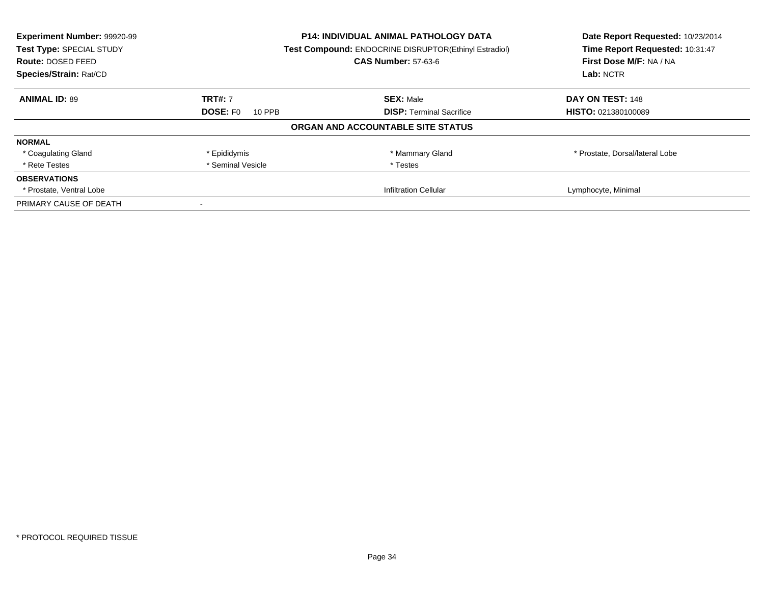**Experiment Number:** 99920-99
**Test Type:** SPECIAL STUDY
**Route:** DOSED FEED
**Species/Strain:** Rat/CD

**P14: INDIVIDUAL ANIMAL PATHOLOGY DATA**
**Test Compound:** ENDOCRINE DISRUPTOR(Ethinyl Estradiol)
**CAS Number:** 57-63-6

**Date Report Requested:** 10/23/2014
**Time Report Requested:** 10:31:47
**First Dose M/F:** NA / NA
**Lab:** NCTR

| **ANIMAL ID:** 89 | **TRT#:** 7 | **SEX:** Male | **DAY ON TEST:** 148 |
|---|---|---|---|
| | **DOSE:** F0 10 PPB | **DISP:** Terminal Sacrifice | **HISTO:** 021380100089 |

**ORGAN AND ACCOUNTABLE SITE STATUS**

| | | | |
|---|---|---|---|
| **NORMAL** | | | |
| * Coagulating Gland | * Epididymis | * Mammary Gland | * Prostate, Dorsal/lateral Lobe |
| * Rete Testes | * Seminal Vesicle | * Testes | |
| **OBSERVATIONS** | | | |
| * Prostate, Ventral Lobe | | Infiltration Cellular | Lymphocyte, Minimal |
| PRIMARY CAUSE OF DEATH | - | | |

* PROTOCOL REQUIRED TISSUE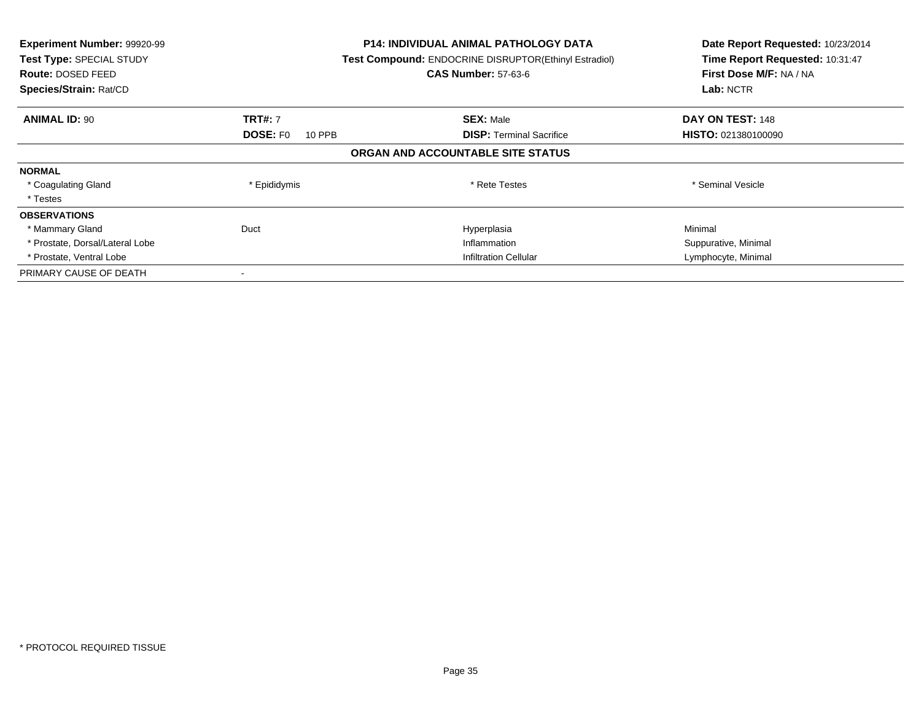**Experiment Number:** 99920-99
**Test Type:** SPECIAL STUDY
**Route:** DOSED FEED
**Species/Strain:** Rat/CD

**P14: INDIVIDUAL ANIMAL PATHOLOGY DATA**
**Test Compound:** ENDOCRINE DISRUPTOR(Ethinyl Estradiol)
**CAS Number:** 57-63-6

**Date Report Requested:** 10/23/2014
**Time Report Requested:** 10:31:47
**First Dose M/F:** NA / NA
**Lab:** NCTR

| **ANIMAL ID:** 90 | **TRT#:** 7 | **SEX:** Male | **DAY ON TEST:** 148 |
|---|---|---|---|
| | **DOSE:** F0 10 PPB | **DISP:** Terminal Sacrifice | **HISTO:** 021380100090 |

**ORGAN AND ACCOUNTABLE SITE STATUS**

| | | | |
|---|---|---|---|
| **NORMAL** | | | |
| * Coagulating Gland | * Epididymis | * Rete Testes | * Seminal Vesicle |
| * Testes | | | |
| **OBSERVATIONS** | | | |
| * Mammary Gland | Duct | Hyperplasia | Minimal |
| * Prostate, Dorsal/Lateral Lobe | | Inflammation | Suppurative, Minimal |
| * Prostate, Ventral Lobe | | Infiltration Cellular | Lymphocyte, Minimal |
| PRIMARY CAUSE OF DEATH | - | | |

* PROTOCOL REQUIRED TISSUE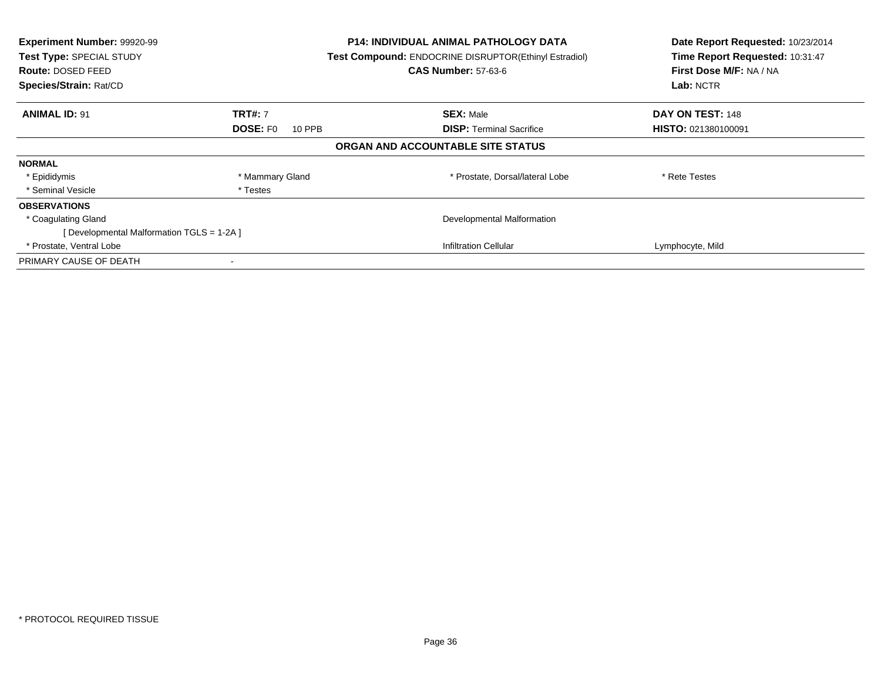**Experiment Number:** 99920-99
**Test Type:** SPECIAL STUDY
**Route:** DOSED FEED
**Species/Strain:** Rat/CD

**P14: INDIVIDUAL ANIMAL PATHOLOGY DATA**
**Test Compound:** ENDOCRINE DISRUPTOR(Ethinyl Estradiol)
**CAS Number:** 57-63-6

**Date Report Requested:** 10/23/2014
**Time Report Requested:** 10:31:47
**First Dose M/F:** NA / NA
**Lab:** NCTR

| **ANIMAL ID:** 91 | **TRT#:** 7 | **SEX:** Male | **DAY ON TEST:** 148 |
|---|---|---|---|
| | **DOSE:** F0 10 PPB | **DISP:** Terminal Sacrifice | **HISTO:** 021380100091 |

**ORGAN AND ACCOUNTABLE SITE STATUS**

| | | | |
|---|---|---|---|
| **NORMAL** | | | |
| * Epididymis | * Mammary Gland | * Prostate, Dorsal/lateral Lobe | * Rete Testes |
| * Seminal Vesicle | * Testes | | |
| **OBSERVATIONS** | | | |
| * Coagulating Gland | | Developmental Malformation | |
| [ Developmental Malformation TGLS = 1-2A ] | | | |
| * Prostate, Ventral Lobe | | Infiltration Cellular | Lymphocyte, Mild |
| PRIMARY CAUSE OF DEATH | - | | |

* PROTOCOL REQUIRED TISSUE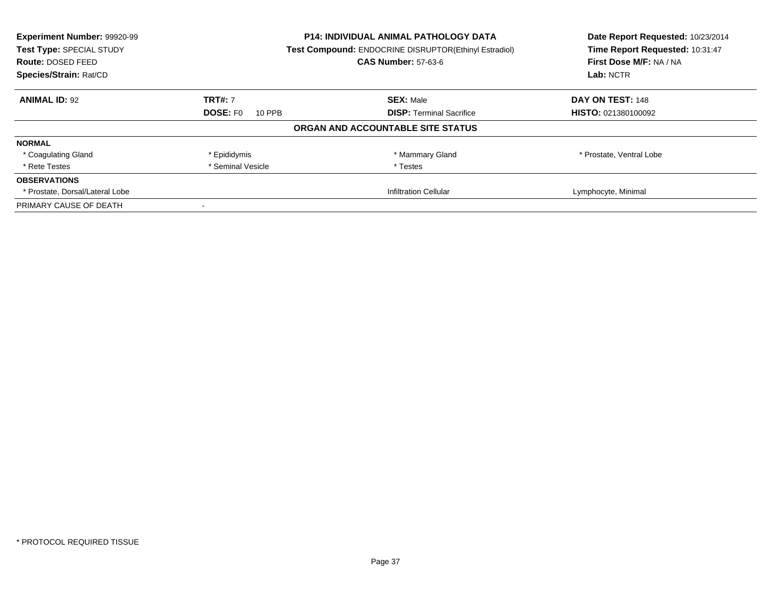**Experiment Number:** 99920-99
**Test Type:** SPECIAL STUDY
**Route:** DOSED FEED
**Species/Strain:** Rat/CD

**P14: INDIVIDUAL ANIMAL PATHOLOGY DATA**
**Test Compound:** ENDOCRINE DISRUPTOR(Ethinyl Estradiol)
**CAS Number:** 57-63-6

**Date Report Requested:** 10/23/2014
**Time Report Requested:** 10:31:47
**First Dose M/F:** NA / NA
**Lab:** NCTR

| **ANIMAL ID:** 92 | **TRT#:** 7 | **SEX:** Male | **DAY ON TEST:** 148 |
|---|---|---|---|
| | **DOSE:** F0 10 PPB | **DISP:** Terminal Sacrifice | **HISTO:** 021380100092 |

**ORGAN AND ACCOUNTABLE SITE STATUS**

| | | | |
|---|---|---|---|
| **NORMAL** | | | |
| * Coagulating Gland | * Epididymis | * Mammary Gland | * Prostate, Ventral Lobe |
| * Rete Testes | * Seminal Vesicle | * Testes | |
| **OBSERVATIONS** | | | |
| * Prostate, Dorsal/Lateral Lobe | | Infiltration Cellular | Lymphocyte, Minimal |
| PRIMARY CAUSE OF DEATH | - | | |

* PROTOCOL REQUIRED TISSUE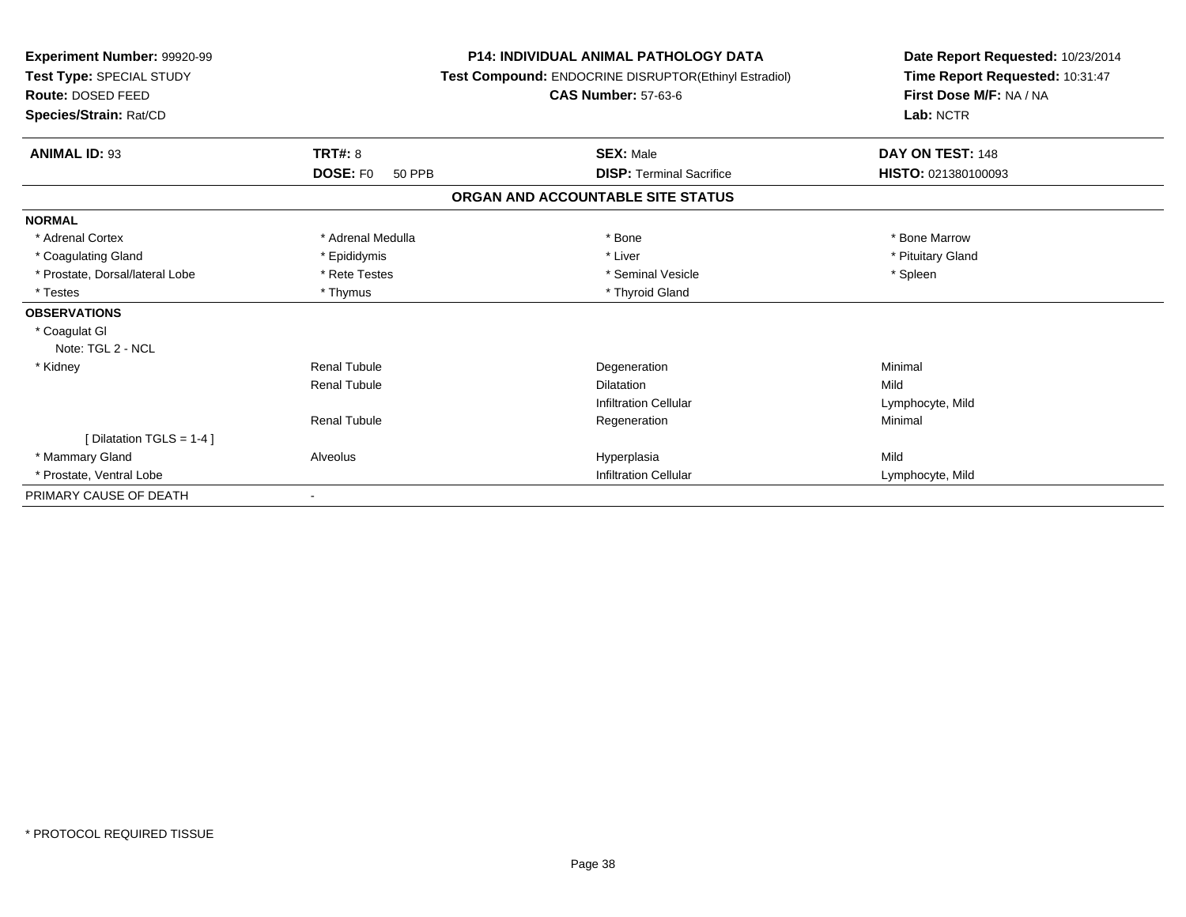**Experiment Number:** 99920-99
**Test Type:** SPECIAL STUDY
**Route:** DOSED FEED
**Species/Strain:** Rat/CD

**P14: INDIVIDUAL ANIMAL PATHOLOGY DATA**
**Test Compound:** ENDOCRINE DISRUPTOR(Ethinyl Estradiol)
**CAS Number:** 57-63-6

**Date Report Requested:** 10/23/2014
**Time Report Requested:** 10:31:47
**First Dose M/F:** NA / NA
**Lab:** NCTR

| **ANIMAL ID:** 93 | **TRT#:** 8 | **SEX:** Male | **DAY ON TEST:** 148 |
|---|---|---|---|
| | **DOSE:** F0 50 PPB | **DISP:** Terminal Sacrifice | **HISTO:** 021380100093 |

**ORGAN AND ACCOUNTABLE SITE STATUS**

| | | | |
|---|---|---|---|
| **NORMAL** | | | |
| * Adrenal Cortex | * Adrenal Medulla | * Bone | * Bone Marrow |
| * Coagulating Gland | * Epididymis | * Liver | * Pituitary Gland |
| * Prostate, Dorsal/lateral Lobe | * Rete Testes | * Seminal Vesicle | * Spleen |
| * Testes | * Thymus | * Thyroid Gland | |
| **OBSERVATIONS** | | | |
| * Coagulat Gl | | | |
| Note: TGL 2 - NCL | | | |
| * Kidney | Renal Tubule | Degeneration | Minimal |
| | Renal Tubule | Dilatation | Mild |
| | | Infiltration Cellular | Lymphocyte, Mild |
| | Renal Tubule | Regeneration | Minimal |
| [ Dilatation TGLS = 1-4 ] | | | |
| * Mammary Gland | Alveolus | Hyperplasia | Mild |
| * Prostate, Ventral Lobe | | Infiltration Cellular | Lymphocyte, Mild |
| PRIMARY CAUSE OF DEATH | - | | |

* PROTOCOL REQUIRED TISSUE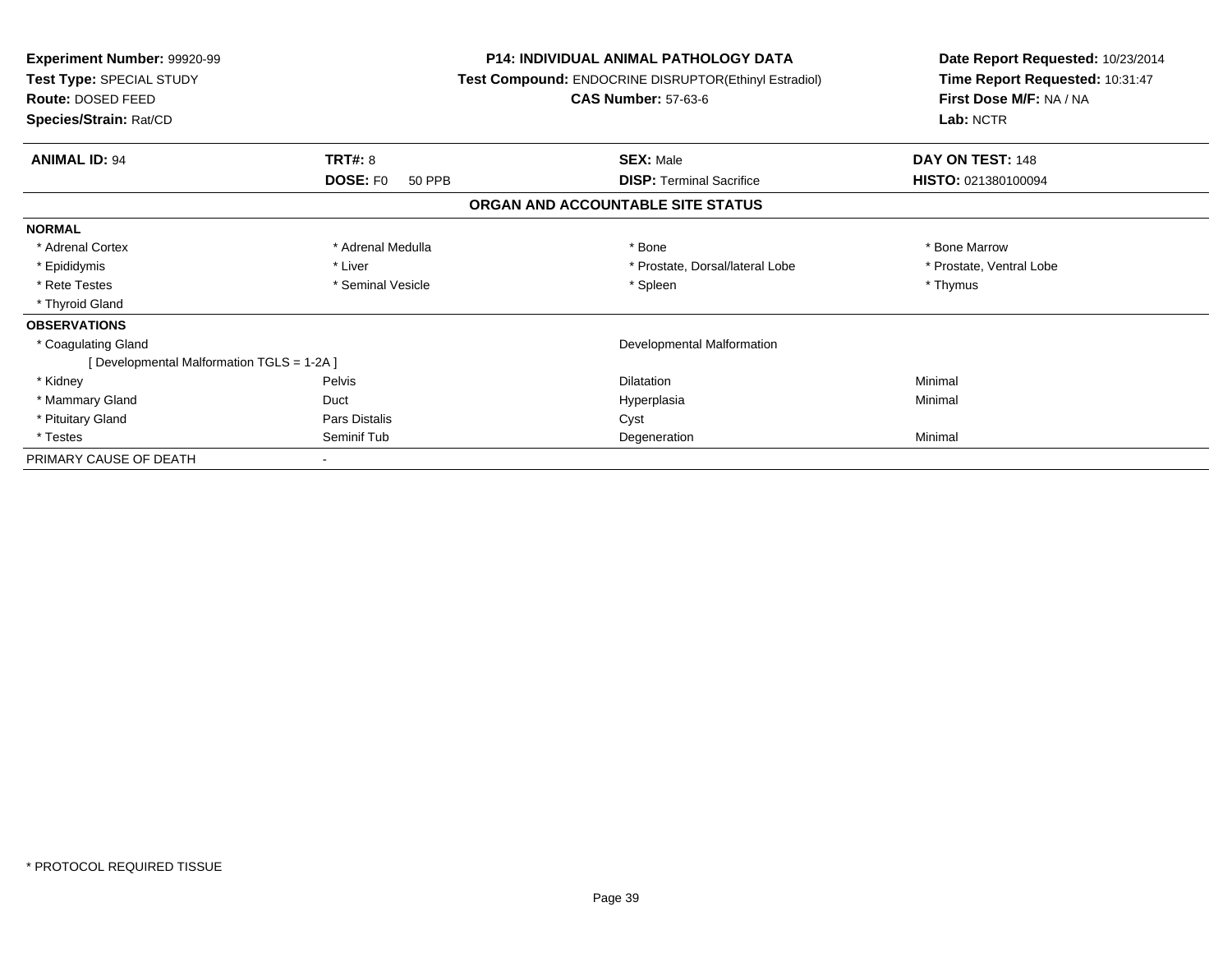**Experiment Number:** 99920-99
**Test Type:** SPECIAL STUDY
**Route:** DOSED FEED
**Species/Strain:** Rat/CD

**P14: INDIVIDUAL ANIMAL PATHOLOGY DATA**
**Test Compound:** ENDOCRINE DISRUPTOR(Ethinyl Estradiol)
**CAS Number:** 57-63-6

**Date Report Requested:** 10/23/2014
**Time Report Requested:** 10:31:47
**First Dose M/F:** NA / NA
**Lab:** NCTR

| **ANIMAL ID:** 94 | **TRT#:** 8 | **SEX:** Male | **DAY ON TEST:** 148 |
|---|---|---|---|
| | **DOSE:** F0 50 PPB | **DISP:** Terminal Sacrifice | **HISTO:** 021380100094 |

## ORGAN AND ACCOUNTABLE SITE STATUS

| | | | |
|---|---|---|---|
| **NORMAL** | | | |
| * Adrenal Cortex | * Adrenal Medulla | * Bone | * Bone Marrow |
| * Epididymis | * Liver | * Prostate, Dorsal/lateral Lobe | * Prostate, Ventral Lobe |
| * Rete Testes | * Seminal Vesicle | * Spleen | * Thymus |
| * Thyroid Gland | | | |
| **OBSERVATIONS** | | | |
| * Coagulating Gland | | Developmental Malformation | |
| [ Developmental Malformation TGLS = 1-2A ] | | | |
| * Kidney | Pelvis | Dilatation | Minimal |
| * Mammary Gland | Duct | Hyperplasia | Minimal |
| * Pituitary Gland | Pars Distalis | Cyst | |
| * Testes | Seminif Tub | Degeneration | Minimal |
| PRIMARY CAUSE OF DEATH | - | | |

* PROTOCOL REQUIRED TISSUE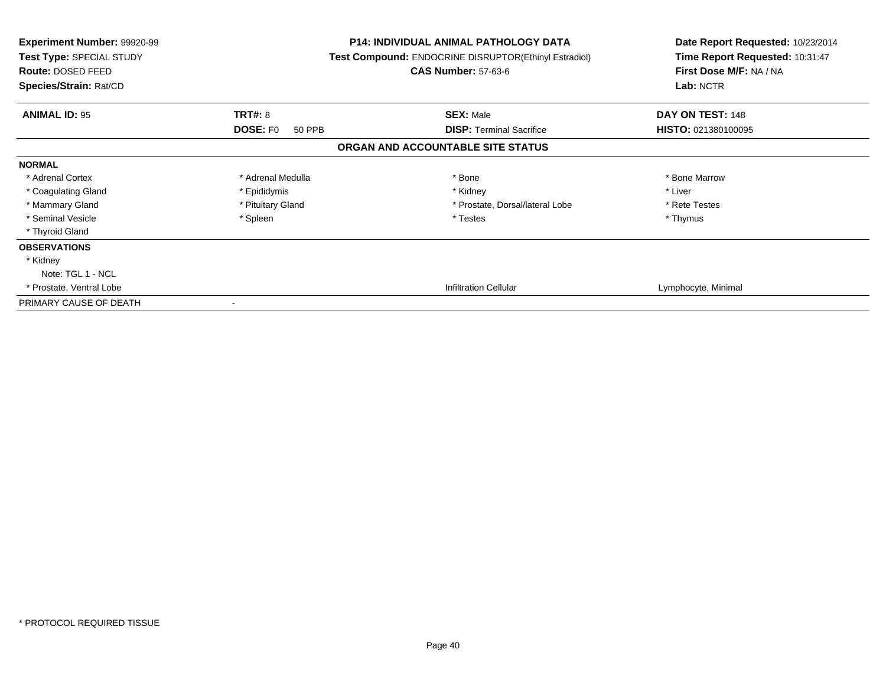**Experiment Number:** 99920-99
**Test Type:** SPECIAL STUDY
**Route:** DOSED FEED
**Species/Strain:** Rat/CD

**P14: INDIVIDUAL ANIMAL PATHOLOGY DATA**
**Test Compound:** ENDOCRINE DISRUPTOR(Ethinyl Estradiol)
**CAS Number:** 57-63-6

**Date Report Requested:** 10/23/2014
**Time Report Requested:** 10:31:47
**First Dose M/F:** NA / NA
**Lab:** NCTR

| **ANIMAL ID:** 95 | **TRT#:** 8 | **SEX:** Male | **DAY ON TEST:** 148 |
|---|---|---|---|
| | **DOSE:** F0 50 PPB | **DISP:** Terminal Sacrifice | **HISTO:** 021380100095 |

## ORGAN AND ACCOUNTABLE SITE STATUS

| | | | |
|---|---|---|---|
| **NORMAL** | | | |
| * Adrenal Cortex | * Adrenal Medulla | * Bone | * Bone Marrow |
| * Coagulating Gland | * Epididymis | * Kidney | * Liver |
| * Mammary Gland | * Pituitary Gland | * Prostate, Dorsal/lateral Lobe | * Rete Testes |
| * Seminal Vesicle | * Spleen | * Testes | * Thymus |
| * Thyroid Gland | | | |
| **OBSERVATIONS** | | | |
| * Kidney | | | |
| Note: TGL 1 - NCL | | | |
| * Prostate, Ventral Lobe | | Infiltration Cellular | Lymphocyte, Minimal |
| PRIMARY CAUSE OF DEATH | - | | |

* PROTOCOL REQUIRED TISSUE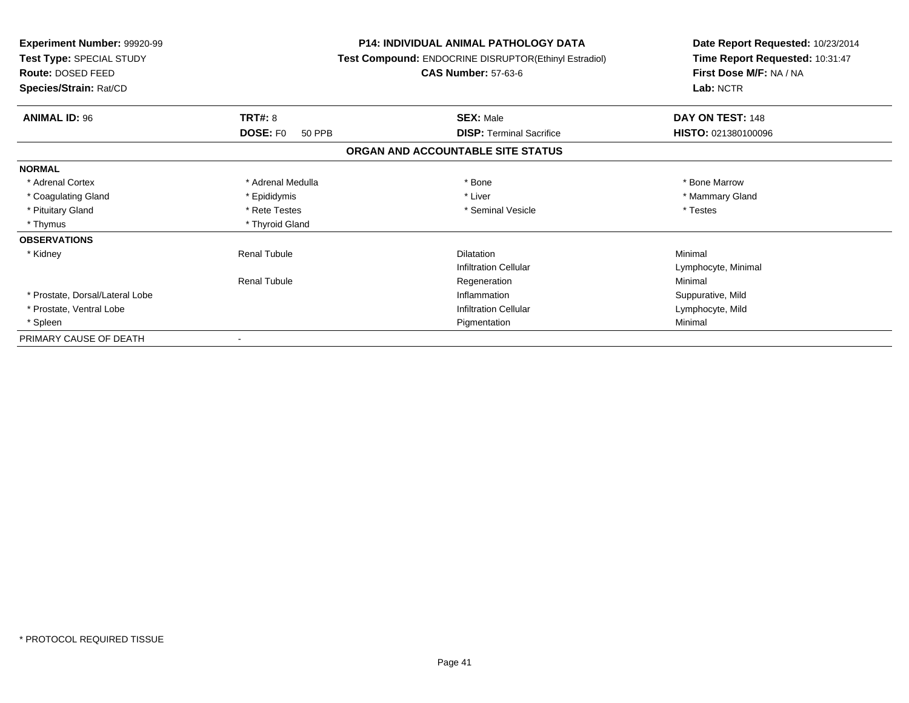**Experiment Number:** 99920-99
**Test Type:** SPECIAL STUDY
**Route:** DOSED FEED
**Species/Strain:** Rat/CD

**P14: INDIVIDUAL ANIMAL PATHOLOGY DATA**
**Test Compound:** ENDOCRINE DISRUPTOR(Ethinyl Estradiol)
**CAS Number:** 57-63-6

**Date Report Requested:** 10/23/2014
**Time Report Requested:** 10:31:47
**First Dose M/F:** NA / NA
**Lab:** NCTR

| **ANIMAL ID:** 96 | **TRT#:** 8 | **SEX:** Male | **DAY ON TEST:** 148 |
|---|---|---|---|
| | **DOSE:** F0 50 PPB | **DISP:** Terminal Sacrifice | **HISTO:** 021380100096 |

**ORGAN AND ACCOUNTABLE SITE STATUS**

| | | | |
|---|---|---|---|
| **NORMAL** | | | |
| * Adrenal Cortex | * Adrenal Medulla | * Bone | * Bone Marrow |
| * Coagulating Gland | * Epididymis | * Liver | * Mammary Gland |
| * Pituitary Gland | * Rete Testes | * Seminal Vesicle | * Testes |
| * Thymus | * Thyroid Gland | | |
| **OBSERVATIONS** | | | |
| * Kidney | Renal Tubule | Dilatation | Minimal |
| | | Infiltration Cellular | Lymphocyte, Minimal |
| | Renal Tubule | Regeneration | Minimal |
| * Prostate, Dorsal/Lateral Lobe | | Inflammation | Suppurative, Mild |
| * Prostate, Ventral Lobe | | Infiltration Cellular | Lymphocyte, Mild |
| * Spleen | | Pigmentation | Minimal |
| PRIMARY CAUSE OF DEATH | - | | |

* PROTOCOL REQUIRED TISSUE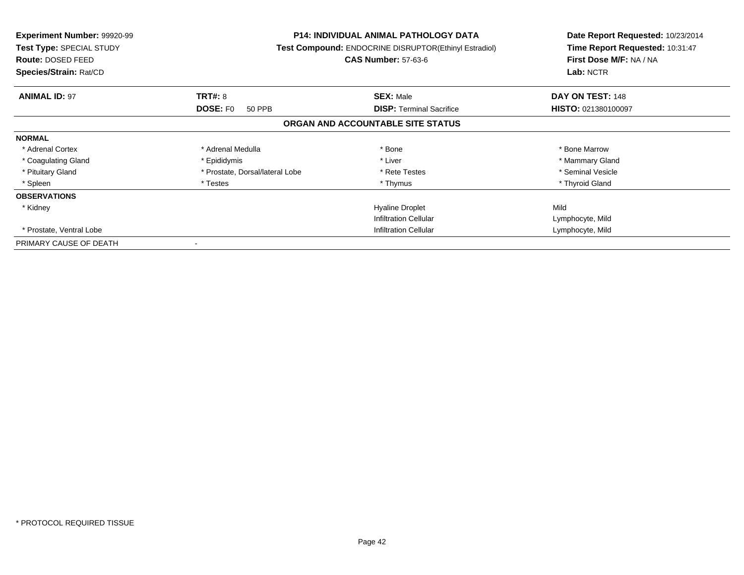**Experiment Number:** 99920-99
**Test Type:** SPECIAL STUDY
**Route:** DOSED FEED
**Species/Strain:** Rat/CD

**P14: INDIVIDUAL ANIMAL PATHOLOGY DATA**
**Test Compound:** ENDOCRINE DISRUPTOR(Ethinyl Estradiol)
**CAS Number:** 57-63-6

**Date Report Requested:** 10/23/2014
**Time Report Requested:** 10:31:47
**First Dose M/F:** NA / NA
**Lab:** NCTR

| **ANIMAL ID:** 97 | **TRT#:** 8 | **SEX:** Male | **DAY ON TEST:** 148 |
|---|---|---|---|
| | **DOSE:** F0 50 PPB | **DISP:** Terminal Sacrifice | **HISTO:** 021380100097 |

## ORGAN AND ACCOUNTABLE SITE STATUS

| | | | |
|---|---|---|---|
| **NORMAL** | | | |
| * Adrenal Cortex | * Adrenal Medulla | * Bone | * Bone Marrow |
| * Coagulating Gland | * Epididymis | * Liver | * Mammary Gland |
| * Pituitary Gland | * Prostate, Dorsal/lateral Lobe | * Rete Testes | * Seminal Vesicle |
| * Spleen | * Testes | * Thymus | * Thyroid Gland |
| **OBSERVATIONS** | | | |
| * Kidney | | Hyaline Droplet | Mild |
| | | Infiltration Cellular | Lymphocyte, Mild |
| * Prostate, Ventral Lobe | | Infiltration Cellular | Lymphocyte, Mild |
| PRIMARY CAUSE OF DEATH | - | | |

* PROTOCOL REQUIRED TISSUE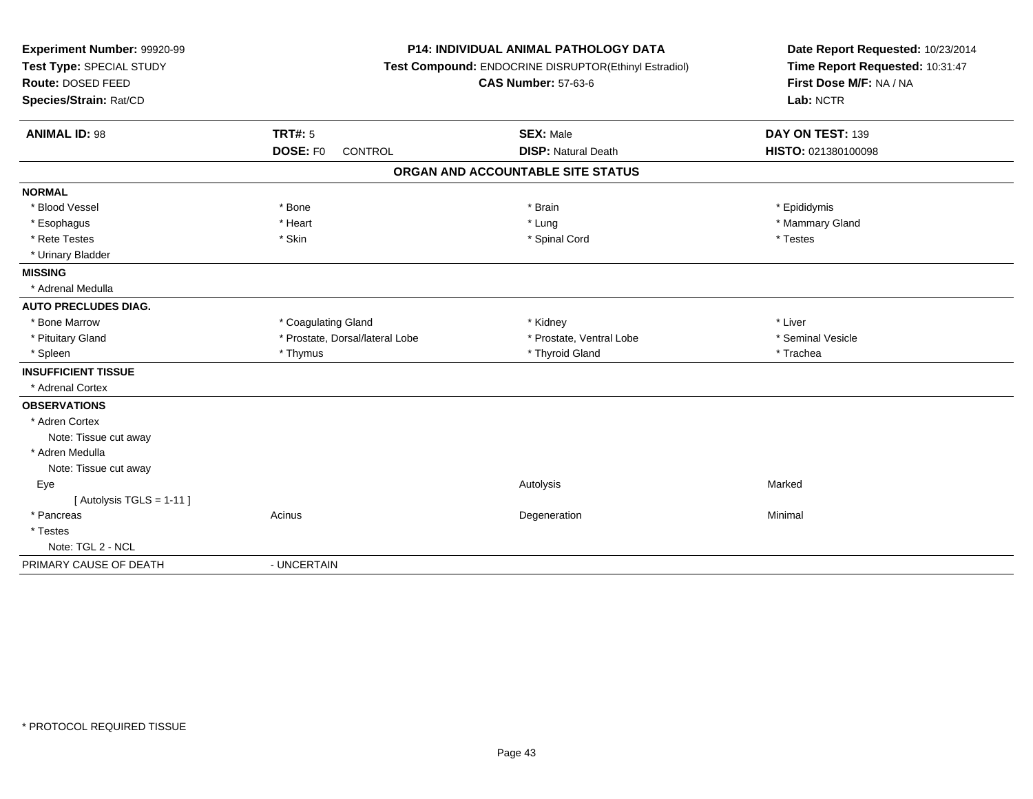**Experiment Number:** 99920-99
**Test Type:** SPECIAL STUDY
**Route:** DOSED FEED
**Species/Strain:** Rat/CD

**P14: INDIVIDUAL ANIMAL PATHOLOGY DATA**
**Test Compound:** ENDOCRINE DISRUPTOR(Ethinyl Estradiol)
**CAS Number:** 57-63-6

**Date Report Requested:** 10/23/2014
**Time Report Requested:** 10:31:47
**First Dose M/F:** NA / NA
**Lab:** NCTR

| **ANIMAL ID:** 98 | **TRT#:** 5 | **SEX:** Male | **DAY ON TEST:** 139 |
|---|---|---|---|
| | **DOSE:** F0 CONTROL | **DISP:** Natural Death | **HISTO:** 021380100098 |

## ORGAN AND ACCOUNTABLE SITE STATUS

| | | | |
|---|---|---|---|
| **NORMAL** | | | |
| * Blood Vessel | * Bone | * Brain | * Epididymis |
| * Esophagus | * Heart | * Lung | * Mammary Gland |
| * Rete Testes | * Skin | * Spinal Cord | * Testes |
| * Urinary Bladder | | | |
| **MISSING** | | | |
| * Adrenal Medulla | | | |
| **AUTO PRECLUDES DIAG.** | | | |
| * Bone Marrow | * Coagulating Gland | * Kidney | * Liver |
| * Pituitary Gland | * Prostate, Dorsal/lateral Lobe | * Prostate, Ventral Lobe | * Seminal Vesicle |
| * Spleen | * Thymus | * Thyroid Gland | * Trachea |
| **INSUFFICIENT TISSUE** | | | |
| * Adrenal Cortex | | | |
| **OBSERVATIONS** | | | |
| * Adren Cortex | | | |
| Note: Tissue cut away | | | |
| * Adren Medulla | | | |
| Note: Tissue cut away | | | |
| Eye | | Autolysis | Marked |
| [ Autolysis TGLS = 1-11 ] | | | |
| * Pancreas | Acinus | Degeneration | Minimal |
| * Testes | | | |
| Note: TGL 2 - NCL | | | |
| PRIMARY CAUSE OF DEATH | - UNCERTAIN | | |

* PROTOCOL REQUIRED TISSUE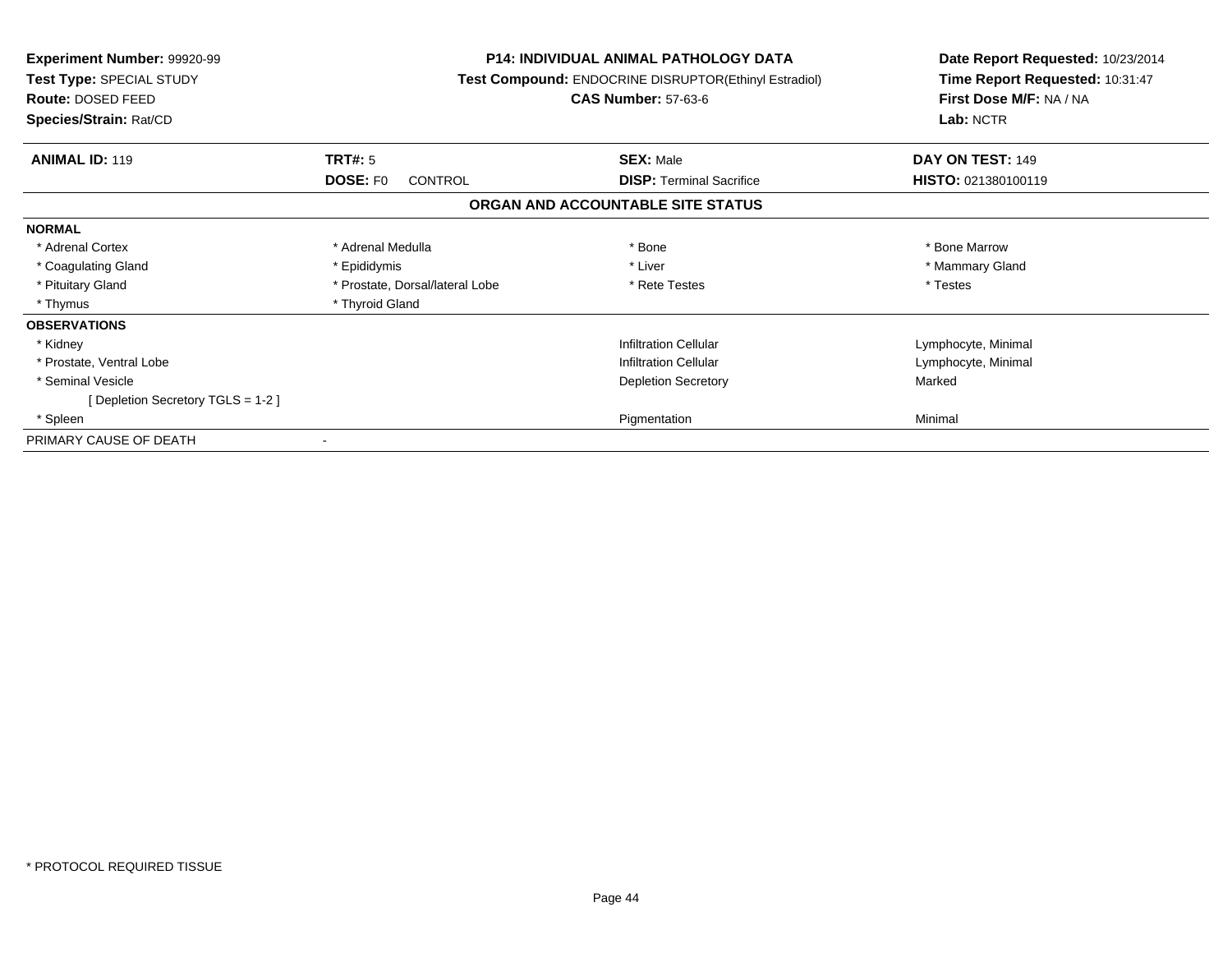**Experiment Number:** 99920-99
**Test Type:** SPECIAL STUDY
**Route:** DOSED FEED
**Species/Strain:** Rat/CD

**P14: INDIVIDUAL ANIMAL PATHOLOGY DATA**
**Test Compound:** ENDOCRINE DISRUPTOR(Ethinyl Estradiol)
**CAS Number:** 57-63-6

**Date Report Requested:** 10/23/2014
**Time Report Requested:** 10:31:47
**First Dose M/F:** NA / NA
**Lab:** NCTR

| **ANIMAL ID:** 119 | **TRT#:** 5 | **SEX:** Male | **DAY ON TEST:** 149 |
|---|---|---|---|
| | **DOSE:** F0 CONTROL | **DISP:** Terminal Sacrifice | **HISTO:** 021380100119 |

## ORGAN AND ACCOUNTABLE SITE STATUS

| | | | |
|---|---|---|---|
| **NORMAL** | | | |
| * Adrenal Cortex | * Adrenal Medulla | * Bone | * Bone Marrow |
| * Coagulating Gland | * Epididymis | * Liver | * Mammary Gland |
| * Pituitary Gland | * Prostate, Dorsal/lateral Lobe | * Rete Testes | * Testes |
| * Thymus | * Thyroid Gland | | |
| **OBSERVATIONS** | | | |
| * Kidney | | Infiltration Cellular | Lymphocyte, Minimal |
| * Prostate, Ventral Lobe | | Infiltration Cellular | Lymphocyte, Minimal |
| * Seminal Vesicle | | Depletion Secretory | Marked |
| [ Depletion Secretory TGLS = 1-2 ] | | | |
| * Spleen | | Pigmentation | Minimal |
| PRIMARY CAUSE OF DEATH | - | | |

* PROTOCOL REQUIRED TISSUE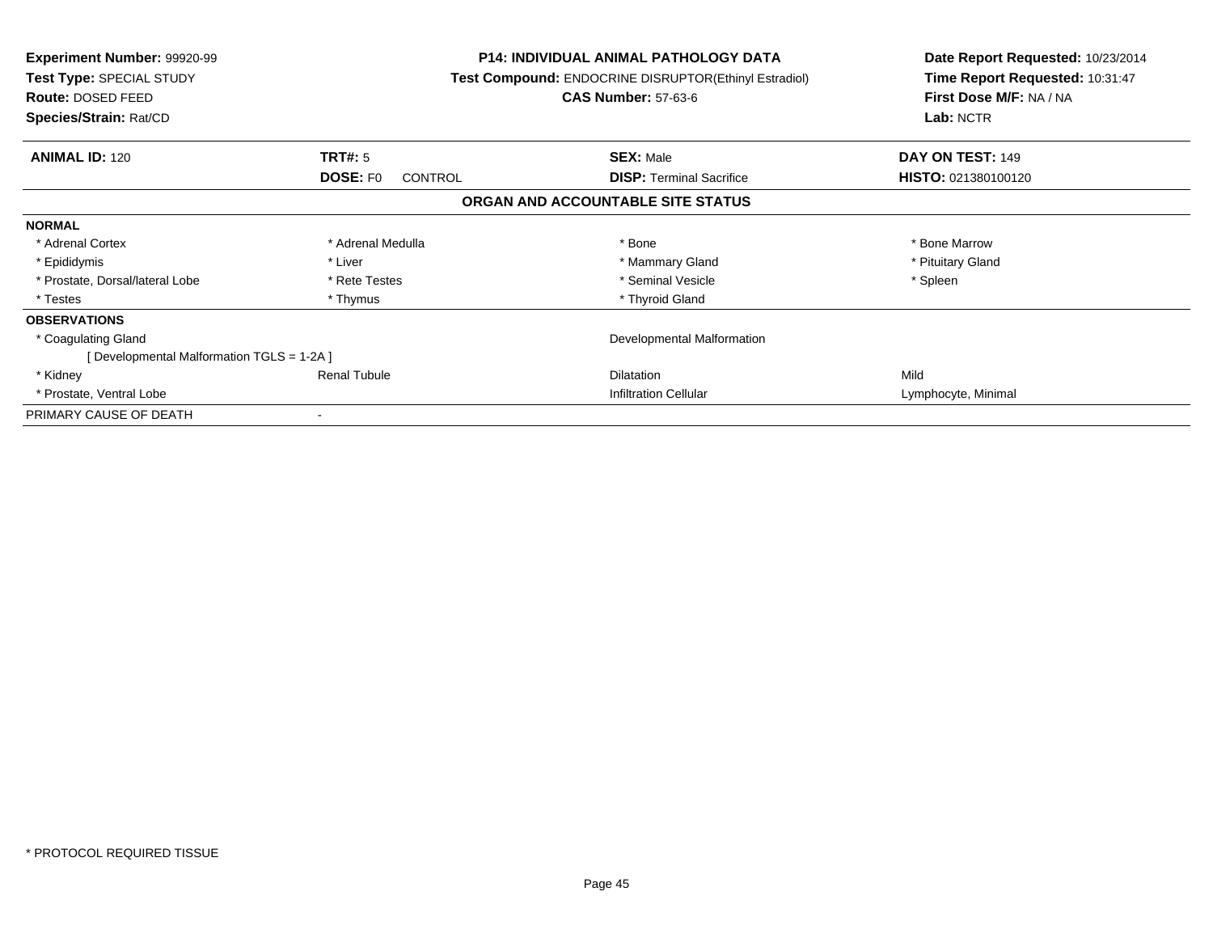**Experiment Number:** 99920-99
**Test Type:** SPECIAL STUDY
**Route:** DOSED FEED
**Species/Strain:** Rat/CD

**P14: INDIVIDUAL ANIMAL PATHOLOGY DATA**
**Test Compound:** ENDOCRINE DISRUPTOR(Ethinyl Estradiol)
**CAS Number:** 57-63-6

**Date Report Requested:** 10/23/2014
**Time Report Requested:** 10:31:47
**First Dose M/F:** NA / NA
**Lab:** NCTR

| **ANIMAL ID:** 120 | **TRT#:** 5 | **SEX:** Male | **DAY ON TEST:** 149 |
|---|---|---|---|
| | **DOSE:** F0 CONTROL | **DISP:** Terminal Sacrifice | **HISTO:** 021380100120 |

## ORGAN AND ACCOUNTABLE SITE STATUS

| | | | |
|---|---|---|---|
| **NORMAL** | | | |
| * Adrenal Cortex | * Adrenal Medulla | * Bone | * Bone Marrow |
| * Epididymis | * Liver | * Mammary Gland | * Pituitary Gland |
| * Prostate, Dorsal/lateral Lobe | * Rete Testes | * Seminal Vesicle | * Spleen |
| * Testes | * Thymus | * Thyroid Gland | |
| **OBSERVATIONS** | | | |
| * Coagulating Gland | | Developmental Malformation | |
| [ Developmental Malformation TGLS = 1-2A ] | | | |
| * Kidney | Renal Tubule | Dilatation | Mild |
| * Prostate, Ventral Lobe | | Infiltration Cellular | Lymphocyte, Minimal |
| PRIMARY CAUSE OF DEATH | - | | |

* PROTOCOL REQUIRED TISSUE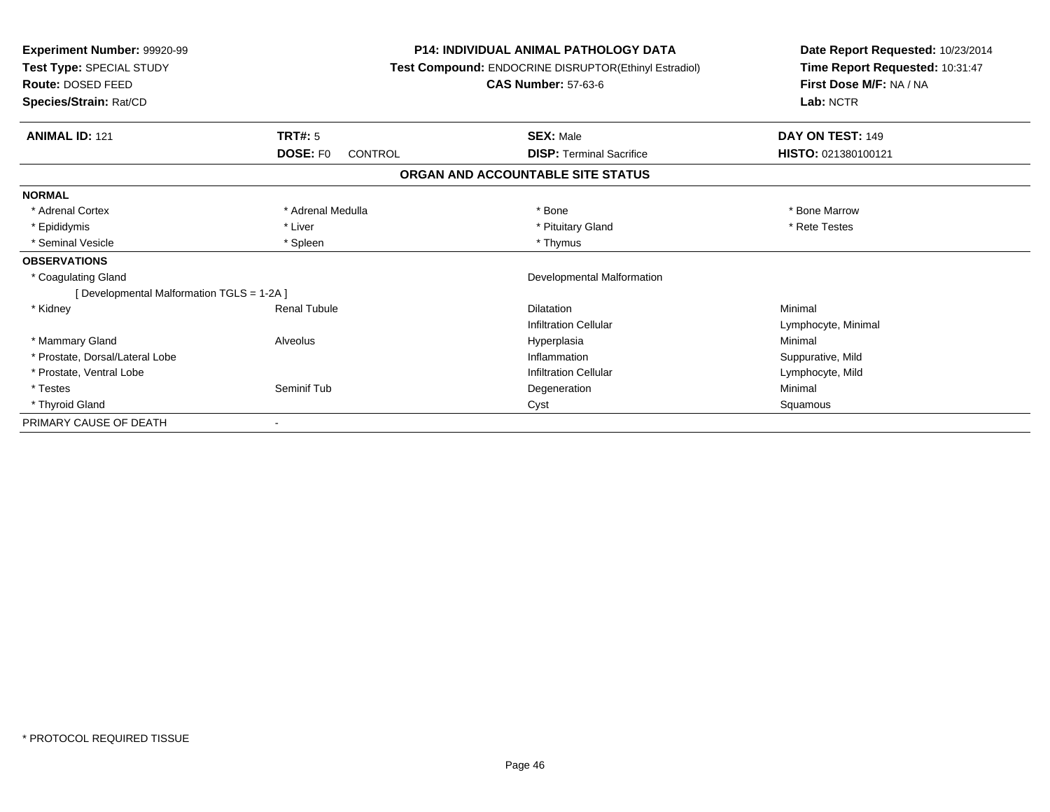**Experiment Number:** 99920-99
**Test Type:** SPECIAL STUDY
**Route:** DOSED FEED
**Species/Strain:** Rat/CD

**P14: INDIVIDUAL ANIMAL PATHOLOGY DATA**
**Test Compound:** ENDOCRINE DISRUPTOR(Ethinyl Estradiol)
**CAS Number:** 57-63-6

**Date Report Requested:** 10/23/2014
**Time Report Requested:** 10:31:47
**First Dose M/F:** NA / NA
**Lab:** NCTR

| **ANIMAL ID:** 121 | **TRT#:** 5 | **SEX:** Male | **DAY ON TEST:** 149 |
|---|---|---|---|
| | **DOSE:** F0 CONTROL | **DISP:** Terminal Sacrifice | **HISTO:** 021380100121 |

## ORGAN AND ACCOUNTABLE SITE STATUS

| | | | |
|---|---|---|---|
| **NORMAL** | | | |
| * Adrenal Cortex | * Adrenal Medulla | * Bone | * Bone Marrow |
| * Epididymis | * Liver | * Pituitary Gland | * Rete Testes |
| * Seminal Vesicle | * Spleen | * Thymus | |
| **OBSERVATIONS** | | | |
| * Coagulating Gland | | Developmental Malformation | |
| [ Developmental Malformation TGLS = 1-2A ] | | | |
| * Kidney | Renal Tubule | Dilatation | Minimal |
| | | Infiltration Cellular | Lymphocyte, Minimal |
| * Mammary Gland | Alveolus | Hyperplasia | Minimal |
| * Prostate, Dorsal/Lateral Lobe | | Inflammation | Suppurative, Mild |
| * Prostate, Ventral Lobe | | Infiltration Cellular | Lymphocyte, Mild |
| * Testes | Seminif Tub | Degeneration | Minimal |
| * Thyroid Gland | | Cyst | Squamous |
| PRIMARY CAUSE OF DEATH | - | | |

* PROTOCOL REQUIRED TISSUE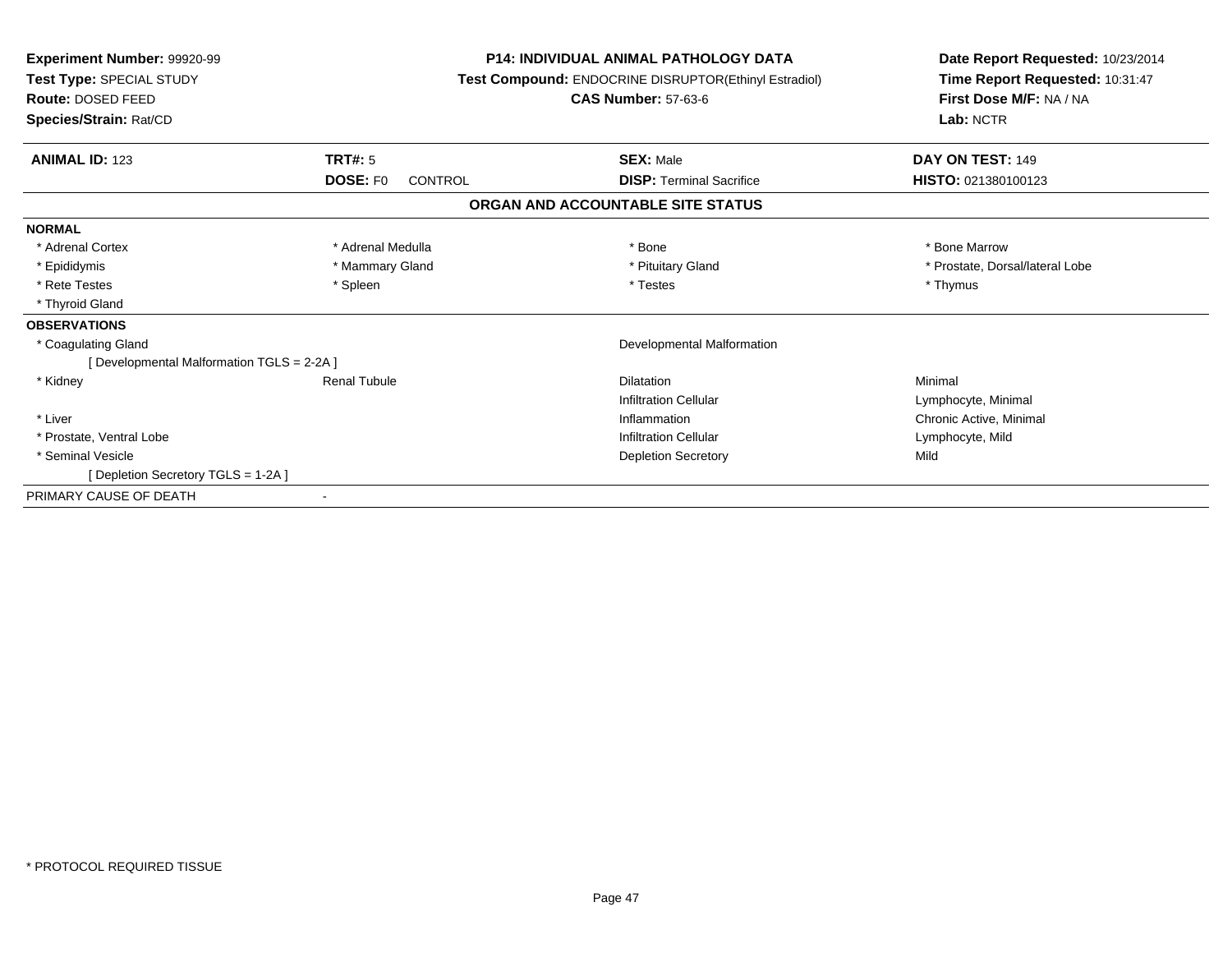**Experiment Number:** 99920-99
**Test Type:** SPECIAL STUDY
**Route:** DOSED FEED
**Species/Strain:** Rat/CD

**P14: INDIVIDUAL ANIMAL PATHOLOGY DATA**
**Test Compound:** ENDOCRINE DISRUPTOR(Ethinyl Estradiol)
**CAS Number:** 57-63-6

**Date Report Requested:** 10/23/2014
**Time Report Requested:** 10:31:47
**First Dose M/F:** NA / NA
**Lab:** NCTR

| **ANIMAL ID:** 123 | **TRT#:** 5 | **SEX:** Male | **DAY ON TEST:** 149 |
|---|---|---|---|
| | **DOSE:** F0 CONTROL | **DISP:** Terminal Sacrifice | **HISTO:** 021380100123 |

## ORGAN AND ACCOUNTABLE SITE STATUS

**NORMAL**

| | | | |
|---|---|---|---|
| * Adrenal Cortex | * Adrenal Medulla | * Bone | * Bone Marrow |
| * Epididymis | * Mammary Gland | * Pituitary Gland | * Prostate, Dorsal/lateral Lobe |
| * Rete Testes | * Spleen | * Testes | * Thymus |
| * Thyroid Gland | | | |

**OBSERVATIONS**

| | | | |
|---|---|---|---|
| * Coagulating Gland | | Developmental Malformation | |
| [ Developmental Malformation TGLS = 2-2A ] | | | |
| * Kidney | Renal Tubule | Dilatation | Minimal |
| | | Infiltration Cellular | Lymphocyte, Minimal |
| * Liver | | Inflammation | Chronic Active, Minimal |
| * Prostate, Ventral Lobe | | Infiltration Cellular | Lymphocyte, Mild |
| * Seminal Vesicle | | Depletion Secretory | Mild |
| [ Depletion Secretory TGLS = 1-2A ] | | | |

PRIMARY CAUSE OF DEATH -

* PROTOCOL REQUIRED TISSUE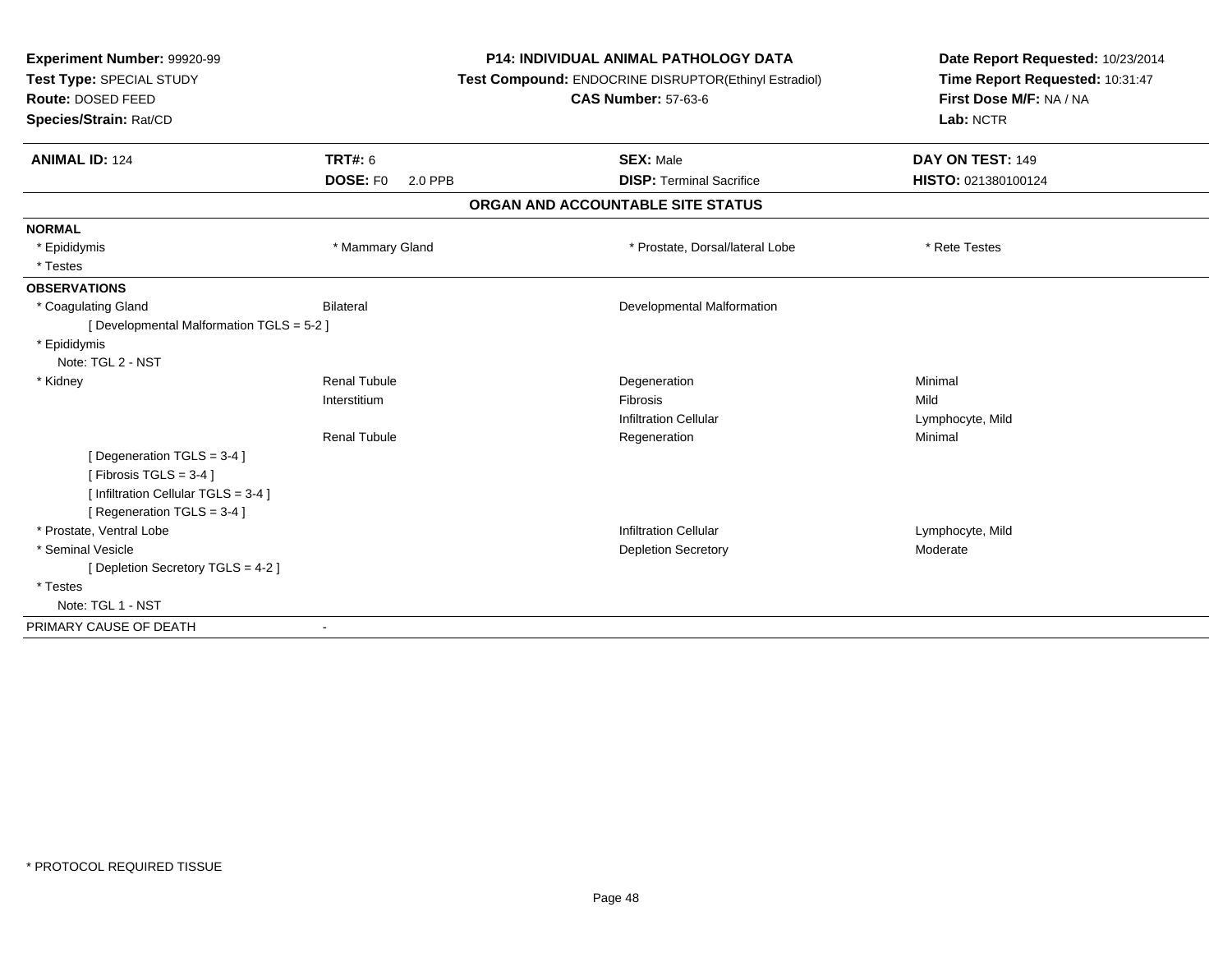**Experiment Number:** 99920-99
**Test Type:** SPECIAL STUDY
**Route:** DOSED FEED
**Species/Strain:** Rat/CD

**P14: INDIVIDUAL ANIMAL PATHOLOGY DATA**
**Test Compound:** ENDOCRINE DISRUPTOR(Ethinyl Estradiol)
**CAS Number:** 57-63-6

**Date Report Requested:** 10/23/2014
**Time Report Requested:** 10:31:47
**First Dose M/F:** NA / NA
**Lab:** NCTR

| **ANIMAL ID:** 124 | **TRT#:** 6 | **SEX:** Male | **DAY ON TEST:** 149 |
|---|---|---|---|
| | **DOSE:** F0 2.0 PPB | **DISP:** Terminal Sacrifice | **HISTO:** 021380100124 |

## ORGAN AND ACCOUNTABLE SITE STATUS

| | | | |
|---|---|---|---|
| **NORMAL** | | | |
| * Epididymis | * Mammary Gland | * Prostate, Dorsal/lateral Lobe | * Rete Testes |
| * Testes | | | |
| **OBSERVATIONS** | | | |
| * Coagulating Gland | Bilateral | Developmental Malformation | |
| [ Developmental Malformation TGLS = 5-2 ] | | | |
| * Epididymis | | | |
| Note: TGL 2 - NST | | | |
| * Kidney | Renal Tubule | Degeneration | Minimal |
| | Interstitium | Fibrosis | Mild |
| | | Infiltration Cellular | Lymphocyte, Mild |
| | Renal Tubule | Regeneration | Minimal |
| [ Degeneration TGLS = 3-4 ] | | | |
| [ Fibrosis TGLS = 3-4 ] | | | |
| [ Infiltration Cellular TGLS = 3-4 ] | | | |
| [ Regeneration TGLS = 3-4 ] | | | |
| * Prostate, Ventral Lobe | | Infiltration Cellular | Lymphocyte, Mild |
| * Seminal Vesicle | | Depletion Secretory | Moderate |
| [ Depletion Secretory TGLS = 4-2 ] | | | |
| * Testes | | | |
| Note: TGL 1 - NST | | | |
| PRIMARY CAUSE OF DEATH | - | | |

* PROTOCOL REQUIRED TISSUE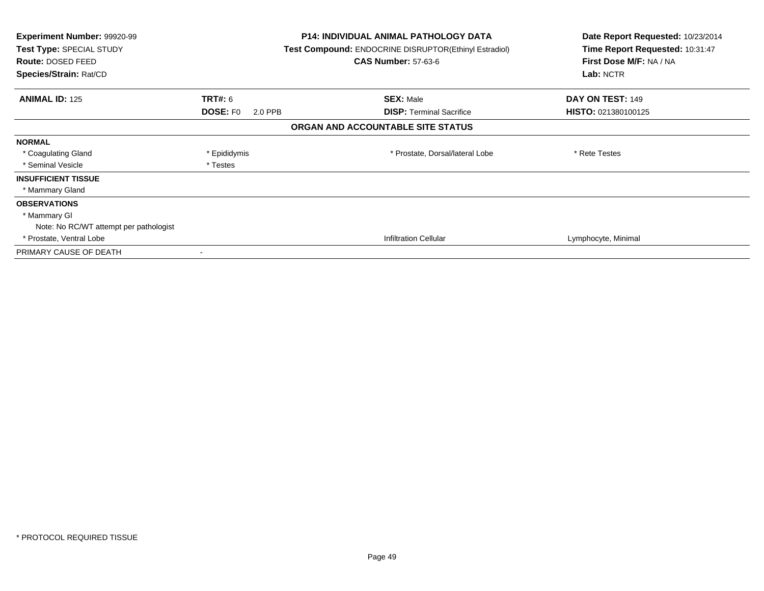**Experiment Number:** 99920-99
**Test Type:** SPECIAL STUDY
**Route:** DOSED FEED
**Species/Strain:** Rat/CD

**P14: INDIVIDUAL ANIMAL PATHOLOGY DATA**
**Test Compound:** ENDOCRINE DISRUPTOR(Ethinyl Estradiol)
**CAS Number:** 57-63-6

**Date Report Requested:** 10/23/2014
**Time Report Requested:** 10:31:47
**First Dose M/F:** NA / NA
**Lab:** NCTR

| **ANIMAL ID:** 125 | **TRT#:** 6 | **SEX:** Male | **DAY ON TEST:** 149 |
|---|---|---|---|
| | **DOSE:** F0 2.0 PPB | **DISP:** Terminal Sacrifice | **HISTO:** 021380100125 |

**ORGAN AND ACCOUNTABLE SITE STATUS**

| | | | |
|---|---|---|---|
| **NORMAL** | | | |
| * Coagulating Gland | * Epididymis | * Prostate, Dorsal/lateral Lobe | * Rete Testes |
| * Seminal Vesicle | * Testes | | |
| **INSUFFICIENT TISSUE** | | | |
| * Mammary Gland | | | |
| **OBSERVATIONS** | | | |
| * Mammary Gl | | | |
| Note: No RC/WT attempt per pathologist | | | |
| * Prostate, Ventral Lobe | | Infiltration Cellular | Lymphocyte, Minimal |
| PRIMARY CAUSE OF DEATH | - | | |

* PROTOCOL REQUIRED TISSUE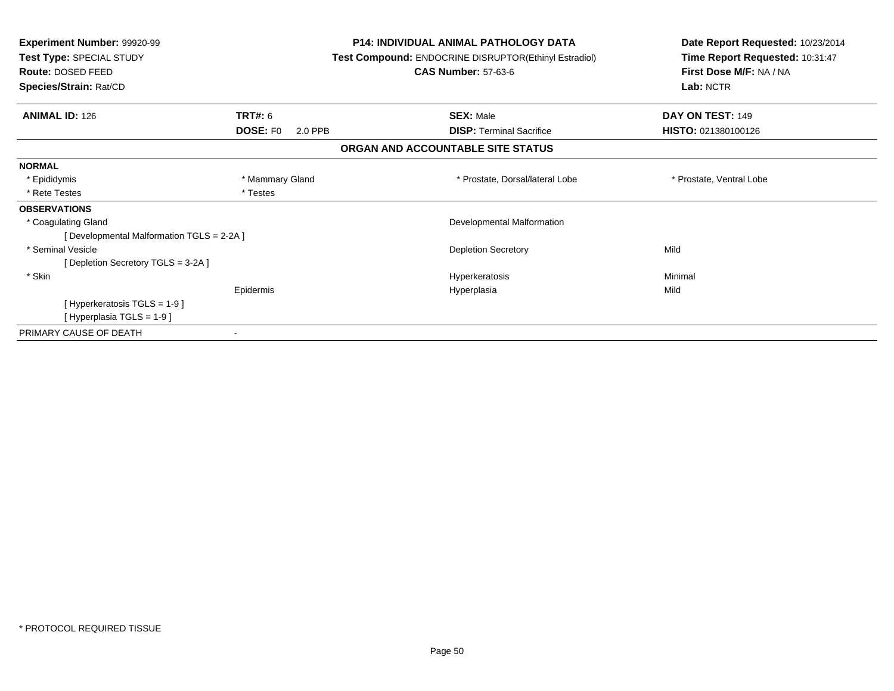**Experiment Number:** 99920-99
**Test Type:** SPECIAL STUDY
**Route:** DOSED FEED
**Species/Strain:** Rat/CD

**P14: INDIVIDUAL ANIMAL PATHOLOGY DATA**
**Test Compound:** ENDOCRINE DISRUPTOR(Ethinyl Estradiol)
**CAS Number:** 57-63-6

**Date Report Requested:** 10/23/2014
**Time Report Requested:** 10:31:47
**First Dose M/F:** NA / NA
**Lab:** NCTR

| **ANIMAL ID:** 126 | **TRT#:** 6 | **SEX:** Male | **DAY ON TEST:** 149 |
|---|---|---|---|
| | **DOSE:** F0 2.0 PPB | **DISP:** Terminal Sacrifice | **HISTO:** 021380100126 |

## ORGAN AND ACCOUNTABLE SITE STATUS

**NORMAL**

| | | | |
|---|---|---|---|
| * Epididymis | * Mammary Gland | * Prostate, Dorsal/lateral Lobe | * Prostate, Ventral Lobe |
| * Rete Testes | * Testes | | |

**OBSERVATIONS**

| | | | |
|---|---|---|---|
| * Coagulating Gland | | Developmental Malformation | |
| [ Developmental Malformation TGLS = 2-2A ] | | | |
| * Seminal Vesicle | | Depletion Secretory | Mild |
| [ Depletion Secretory TGLS = 3-2A ] | | | |
| * Skin | | Hyperkeratosis | Minimal |
| | Epidermis | Hyperplasia | Mild |
| [ Hyperkeratosis TGLS = 1-9 ] | | | |
| [ Hyperplasia TGLS = 1-9 ] | | | |

PRIMARY CAUSE OF DEATH -

* PROTOCOL REQUIRED TISSUE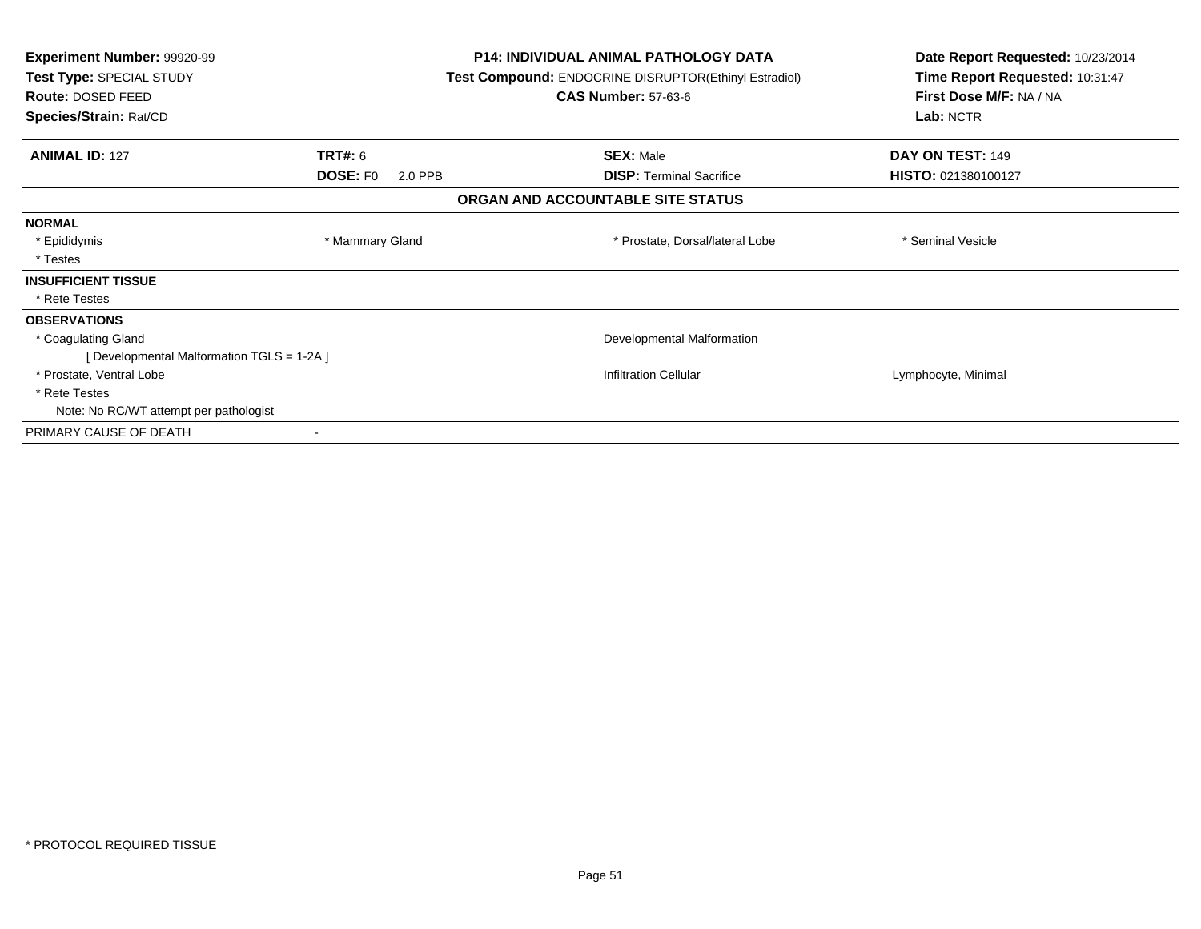**Experiment Number:** 99920-99
**Test Type:** SPECIAL STUDY
**Route:** DOSED FEED
**Species/Strain:** Rat/CD

**P14: INDIVIDUAL ANIMAL PATHOLOGY DATA**
**Test Compound:** ENDOCRINE DISRUPTOR(Ethinyl Estradiol)
**CAS Number:** 57-63-6

**Date Report Requested:** 10/23/2014
**Time Report Requested:** 10:31:47
**First Dose M/F:** NA / NA
**Lab:** NCTR

| **ANIMAL ID:** 127 | **TRT#:** 6 | **SEX:** Male | **DAY ON TEST:** 149 |
|---|---|---|---|
| | **DOSE:** F0 2.0 PPB | **DISP:** Terminal Sacrifice | **HISTO:** 021380100127 |

## ORGAN AND ACCOUNTABLE SITE STATUS

**NORMAL**

| | | | |
|---|---|---|---|
| * Epididymis | * Mammary Gland | * Prostate, Dorsal/lateral Lobe | * Seminal Vesicle |
| * Testes | | | |

**INSUFFICIENT TISSUE**

* Rete Testes

**OBSERVATIONS**

| | | |
|---|---|---|
| * Coagulating Gland | Developmental Malformation | |
| [ Developmental Malformation TGLS = 1-2A ] | | |
| * Prostate, Ventral Lobe | Infiltration Cellular | Lymphocyte, Minimal |
| * Rete Testes | | |
| Note: No RC/WT attempt per pathologist | | |

PRIMARY CAUSE OF DEATH -

* PROTOCOL REQUIRED TISSUE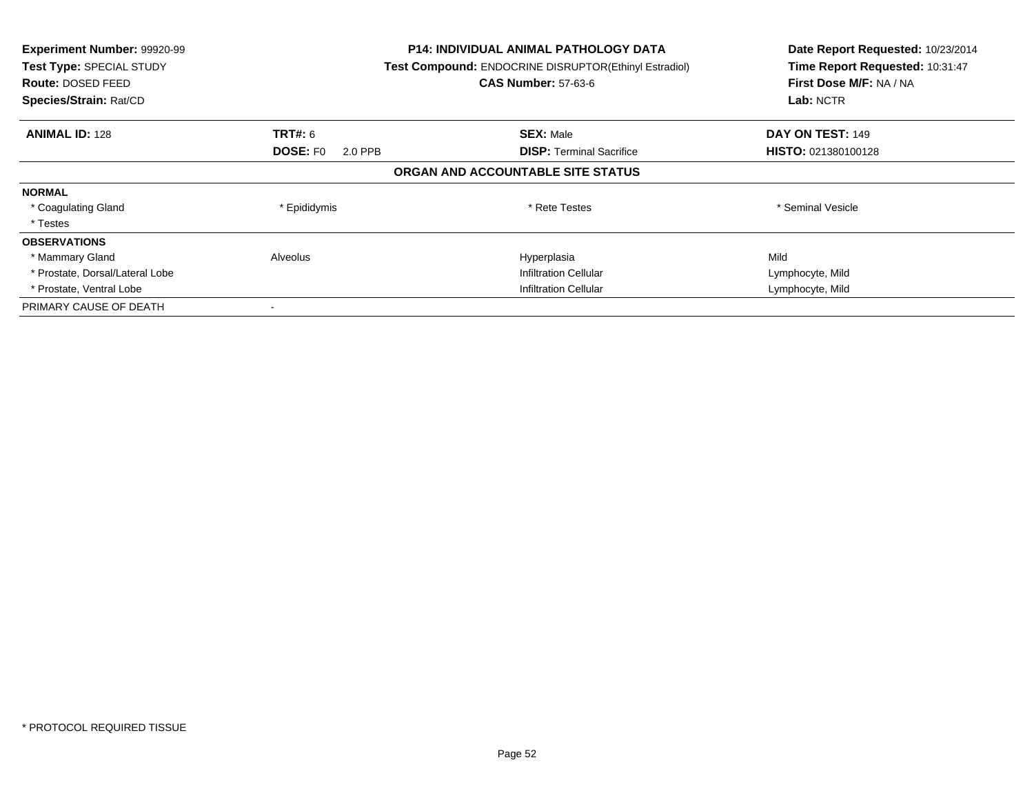**Experiment Number:** 99920-99
**Test Type:** SPECIAL STUDY
**Route:** DOSED FEED
**Species/Strain:** Rat/CD

**P14: INDIVIDUAL ANIMAL PATHOLOGY DATA**
**Test Compound:** ENDOCRINE DISRUPTOR(Ethinyl Estradiol)
**CAS Number:** 57-63-6

**Date Report Requested:** 10/23/2014
**Time Report Requested:** 10:31:47
**First Dose M/F:** NA / NA
**Lab:** NCTR

| **ANIMAL ID:** 128 | **TRT#:** 6 | **SEX:** Male | **DAY ON TEST:** 149 |
|---|---|---|---|
| | **DOSE:** F0 2.0 PPB | **DISP:** Terminal Sacrifice | **HISTO:** 021380100128 |

**ORGAN AND ACCOUNTABLE SITE STATUS**

| | | | |
|---|---|---|---|
| **NORMAL** | | | |
| * Coagulating Gland | * Epididymis | * Rete Testes | * Seminal Vesicle |
| * Testes | | | |
| **OBSERVATIONS** | | | |
| * Mammary Gland | Alveolus | Hyperplasia | Mild |
| * Prostate, Dorsal/Lateral Lobe | | Infiltration Cellular | Lymphocyte, Mild |
| * Prostate, Ventral Lobe | | Infiltration Cellular | Lymphocyte, Mild |
| PRIMARY CAUSE OF DEATH | - | | |

* PROTOCOL REQUIRED TISSUE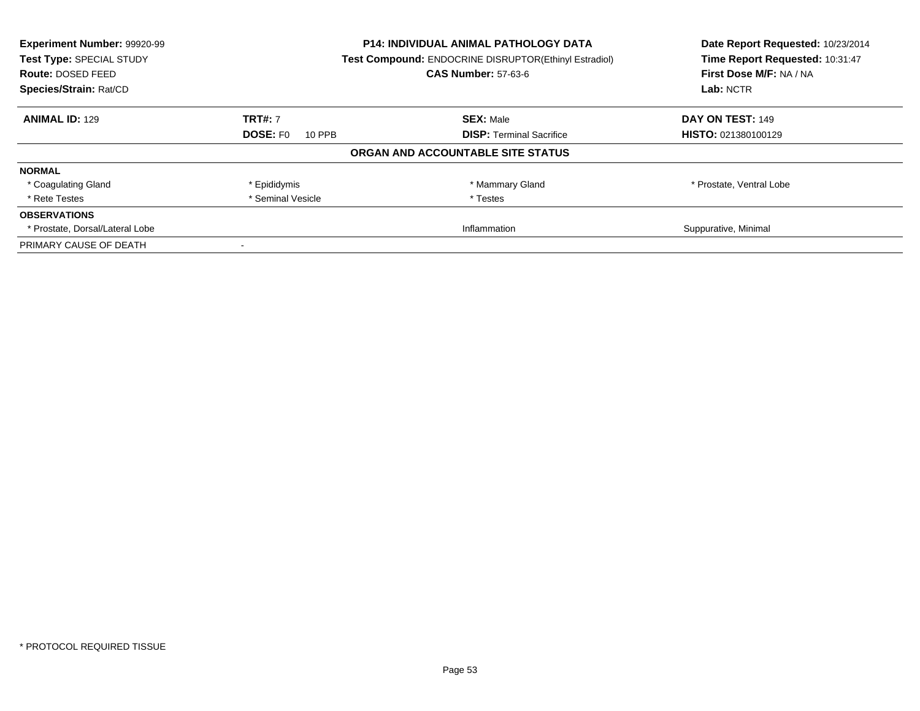| **Experiment Number:** 99920-99 | **P14: INDIVIDUAL ANIMAL PATHOLOGY DATA** | **Date Report Requested:** 10/23/2014 |
|---|---|---|
| **Test Type:** SPECIAL STUDY | **Test Compound:** ENDOCRINE DISRUPTOR(Ethinyl Estradiol) | **Time Report Requested:** 10:31:47 |
| **Route:** DOSED FEED | **CAS Number:** 57-63-6 | **First Dose M/F:** NA / NA |
| **Species/Strain:** Rat/CD | | **Lab:** NCTR |

| **ANIMAL ID:** 129 | **TRT#:** 7 | **SEX:** Male | **DAY ON TEST:** 149 |
|---|---|---|---|
| | **DOSE:** F0 10 PPB | **DISP:** Terminal Sacrifice | **HISTO:** 021380100129 |

**ORGAN AND ACCOUNTABLE SITE STATUS**

| | | | |
|---|---|---|---|
| **NORMAL** | | | |
| * Coagulating Gland | * Epididymis | * Mammary Gland | * Prostate, Ventral Lobe |
| * Rete Testes | * Seminal Vesicle | * Testes | |
| **OBSERVATIONS** | | | |
| * Prostate, Dorsal/Lateral Lobe | | Inflammation | Suppurative, Minimal |
| PRIMARY CAUSE OF DEATH | - | | |

* PROTOCOL REQUIRED TISSUE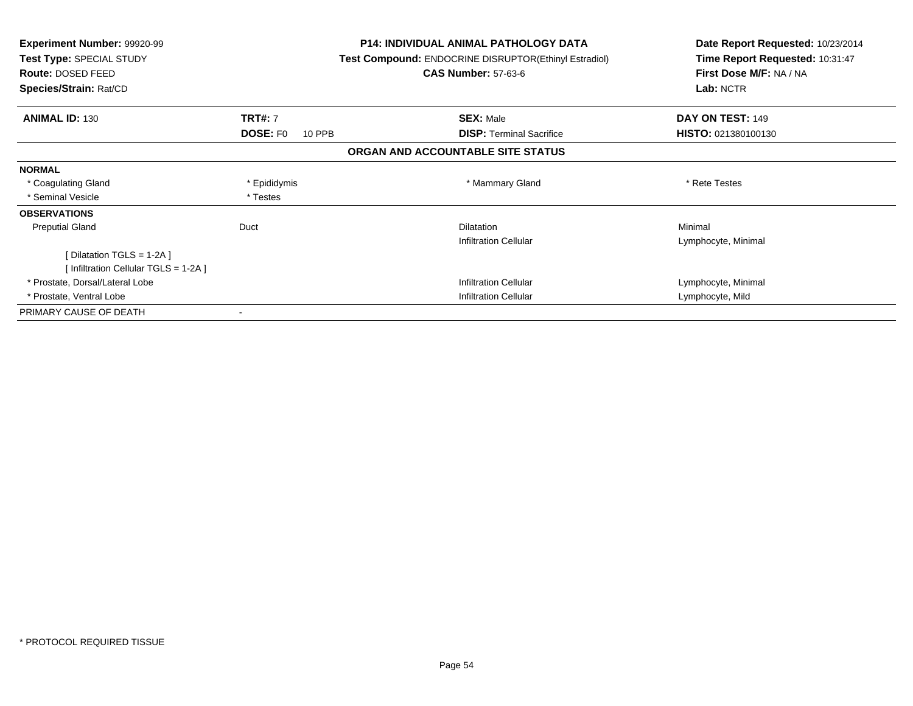**Experiment Number:** 99920-99
**Test Type:** SPECIAL STUDY
**Route:** DOSED FEED
**Species/Strain:** Rat/CD

**P14: INDIVIDUAL ANIMAL PATHOLOGY DATA**
**Test Compound:** ENDOCRINE DISRUPTOR(Ethinyl Estradiol)
**CAS Number:** 57-63-6

**Date Report Requested:** 10/23/2014
**Time Report Requested:** 10:31:47
**First Dose M/F:** NA / NA
**Lab:** NCTR

| **ANIMAL ID:** 130 | **TRT#:** 7 | **SEX:** Male | **DAY ON TEST:** 149 |
|---|---|---|---|
| | **DOSE:** F0 10 PPB | **DISP:** Terminal Sacrifice | **HISTO:** 021380100130 |

**ORGAN AND ACCOUNTABLE SITE STATUS**

| | | | |
|---|---|---|---|
| **NORMAL** | | | |
| * Coagulating Gland | * Epididymis | * Mammary Gland | * Rete Testes |
| * Seminal Vesicle | * Testes | | |
| **OBSERVATIONS** | | | |
| Preputial Gland | Duct | Dilatation | Minimal |
| | | Infiltration Cellular | Lymphocyte, Minimal |
| [ Dilatation TGLS = 1-2A ] | | | |
| [ Infiltration Cellular TGLS = 1-2A ] | | | |
| * Prostate, Dorsal/Lateral Lobe | | Infiltration Cellular | Lymphocyte, Minimal |
| * Prostate, Ventral Lobe | | Infiltration Cellular | Lymphocyte, Mild |
| PRIMARY CAUSE OF DEATH | - | | |

* PROTOCOL REQUIRED TISSUE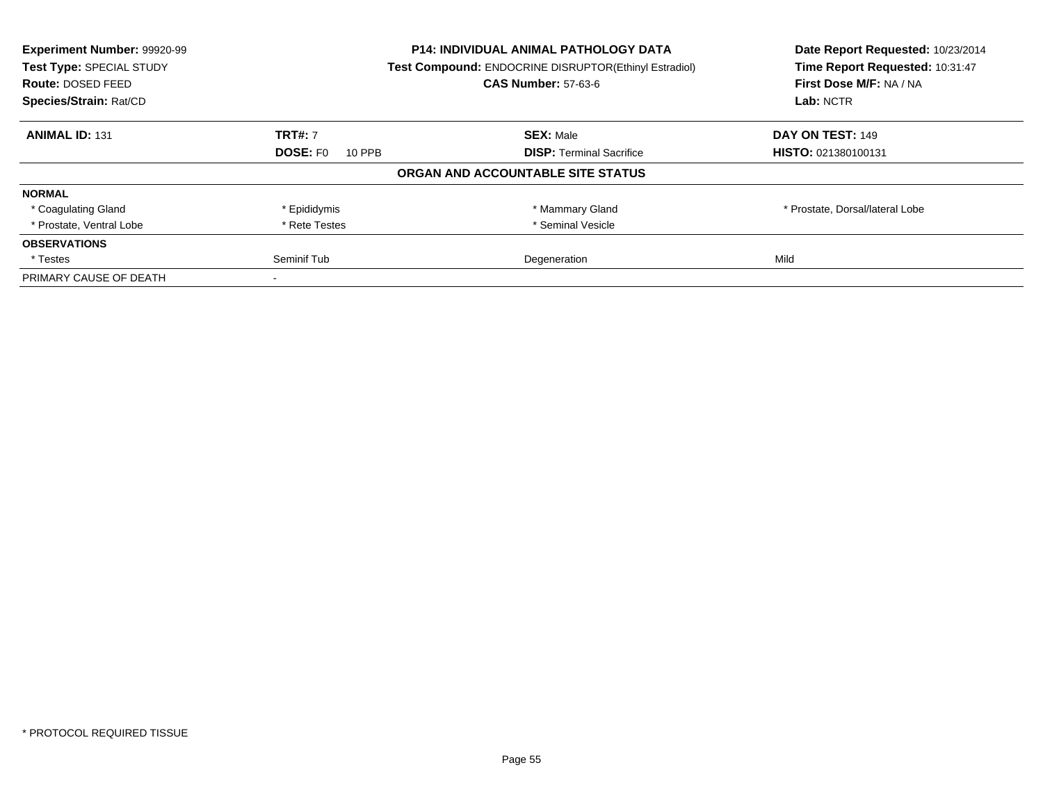**Experiment Number:** 99920-99
**Test Type:** SPECIAL STUDY
**Route:** DOSED FEED
**Species/Strain:** Rat/CD

**P14: INDIVIDUAL ANIMAL PATHOLOGY DATA**
**Test Compound:** ENDOCRINE DISRUPTOR(Ethinyl Estradiol)
**CAS Number:** 57-63-6

**Date Report Requested:** 10/23/2014
**Time Report Requested:** 10:31:47
**First Dose M/F:** NA / NA
**Lab:** NCTR

| **ANIMAL ID:** 131 | **TRT#:** 7 | **SEX:** Male | **DAY ON TEST:** 149 |
|---|---|---|---|
| | **DOSE:** F0 10 PPB | **DISP:** Terminal Sacrifice | **HISTO:** 021380100131 |

**ORGAN AND ACCOUNTABLE SITE STATUS**

| | | | |
|---|---|---|---|
| **NORMAL** | | | |
| * Coagulating Gland | * Epididymis | * Mammary Gland | * Prostate, Dorsal/lateral Lobe |
| * Prostate, Ventral Lobe | * Rete Testes | * Seminal Vesicle | |
| **OBSERVATIONS** | | | |
| * Testes | Seminif Tub | Degeneration | Mild |
| PRIMARY CAUSE OF DEATH | - | | |

* PROTOCOL REQUIRED TISSUE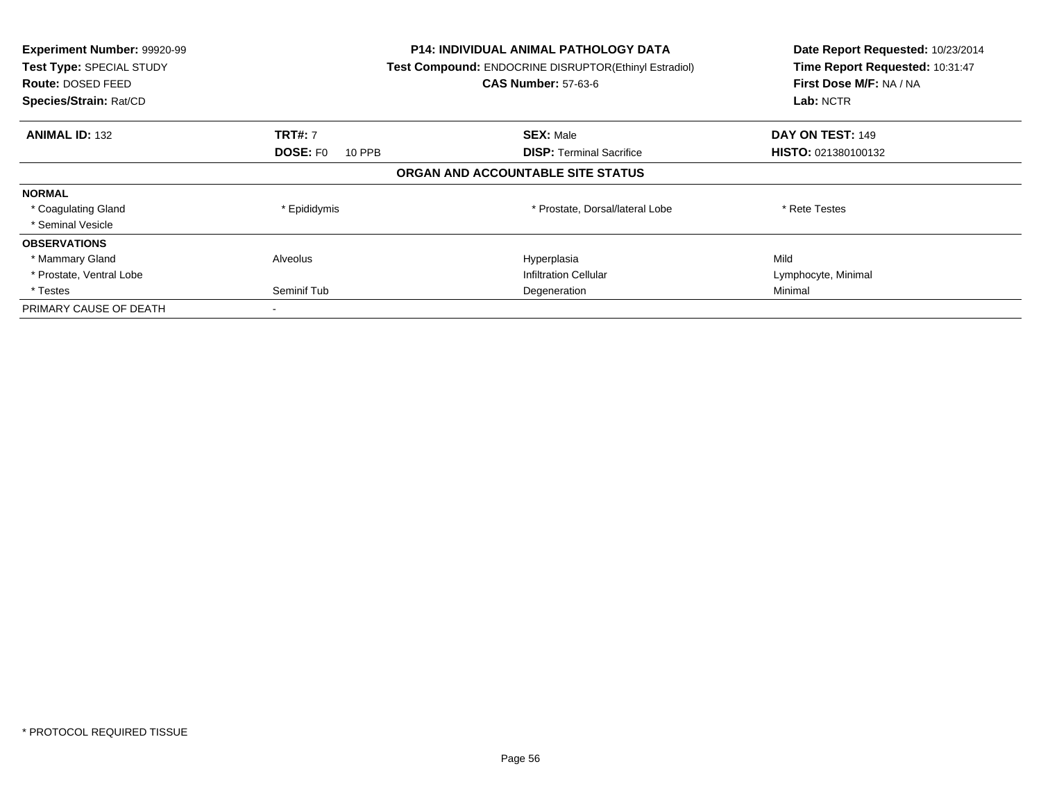**Experiment Number:** 99920-99
**Test Type:** SPECIAL STUDY
**Route:** DOSED FEED
**Species/Strain:** Rat/CD

**P14: INDIVIDUAL ANIMAL PATHOLOGY DATA**
**Test Compound:** ENDOCRINE DISRUPTOR(Ethinyl Estradiol)
**CAS Number:** 57-63-6

**Date Report Requested:** 10/23/2014
**Time Report Requested:** 10:31:47
**First Dose M/F:** NA / NA
**Lab:** NCTR

| **ANIMAL ID:** 132 | **TRT#:** 7 | **SEX:** Male | **DAY ON TEST:** 149 |
|---|---|---|---|
| | **DOSE:** F0 10 PPB | **DISP:** Terminal Sacrifice | **HISTO:** 021380100132 |

**ORGAN AND ACCOUNTABLE SITE STATUS**

| | | | |
|---|---|---|---|
| **NORMAL** | | | |
| * Coagulating Gland | * Epididymis | * Prostate, Dorsal/lateral Lobe | * Rete Testes |
| * Seminal Vesicle | | | |
| **OBSERVATIONS** | | | |
| * Mammary Gland | Alveolus | Hyperplasia | Mild |
| * Prostate, Ventral Lobe | | Infiltration Cellular | Lymphocyte, Minimal |
| * Testes | Seminif Tub | Degeneration | Minimal |
| PRIMARY CAUSE OF DEATH | - | | |

* PROTOCOL REQUIRED TISSUE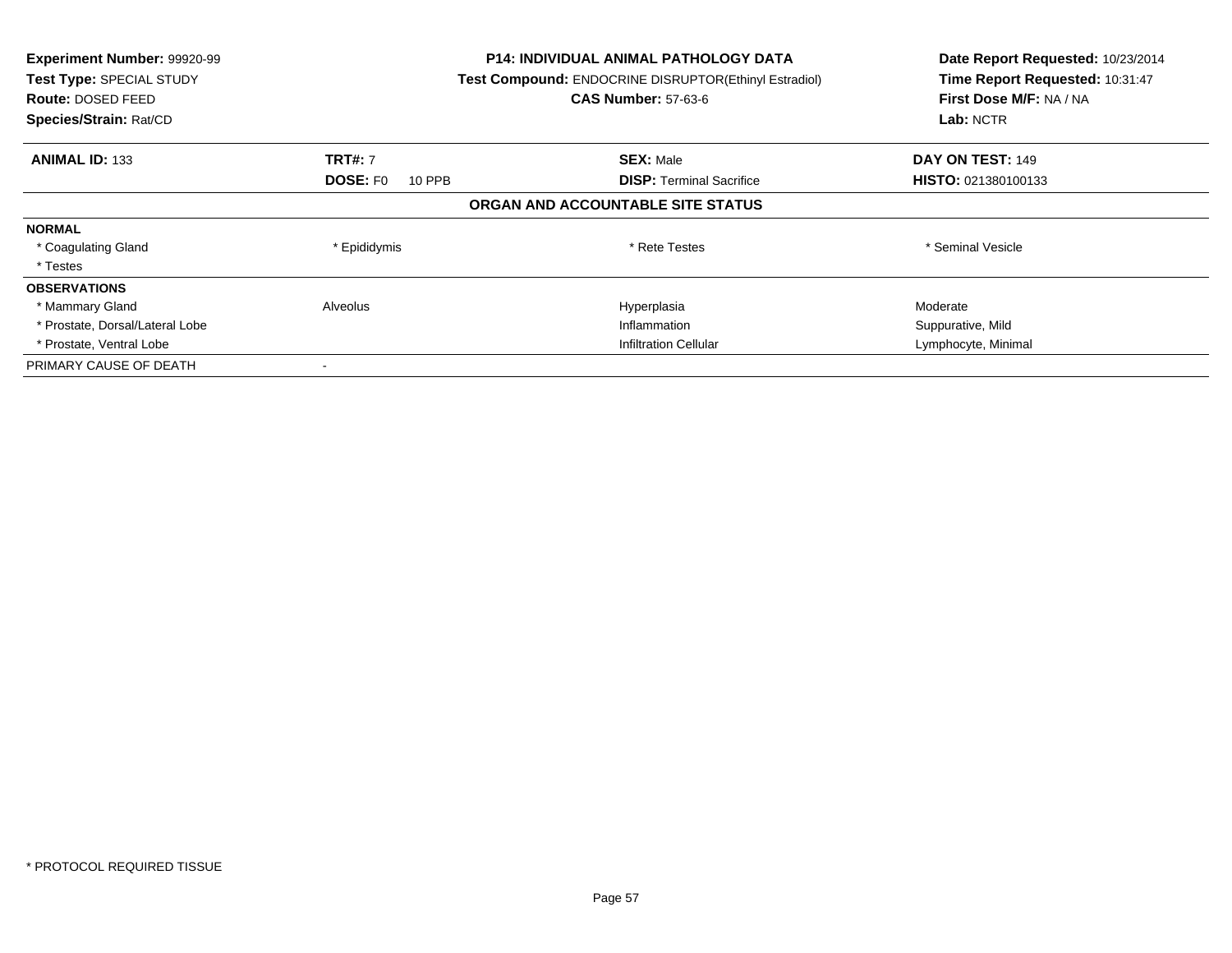**Experiment Number:** 99920-99
**Test Type:** SPECIAL STUDY
**Route:** DOSED FEED
**Species/Strain:** Rat/CD

**P14: INDIVIDUAL ANIMAL PATHOLOGY DATA**
**Test Compound:** ENDOCRINE DISRUPTOR(Ethinyl Estradiol)
**CAS Number:** 57-63-6

**Date Report Requested:** 10/23/2014
**Time Report Requested:** 10:31:47
**First Dose M/F:** NA / NA
**Lab:** NCTR

| **ANIMAL ID:** 133 | **TRT#:** 7 | **SEX:** Male | **DAY ON TEST:** 149 |
|---|---|---|---|
| | **DOSE:** F0 10 PPB | **DISP:** Terminal Sacrifice | **HISTO:** 021380100133 |

**ORGAN AND ACCOUNTABLE SITE STATUS**

| | | | |
|---|---|---|---|
| **NORMAL** | | | |
| * Coagulating Gland | * Epididymis | * Rete Testes | * Seminal Vesicle |
| * Testes | | | |
| **OBSERVATIONS** | | | |
| * Mammary Gland | Alveolus | Hyperplasia | Moderate |
| * Prostate, Dorsal/Lateral Lobe | | Inflammation | Suppurative, Mild |
| * Prostate, Ventral Lobe | | Infiltration Cellular | Lymphocyte, Minimal |
| PRIMARY CAUSE OF DEATH | - | | |

* PROTOCOL REQUIRED TISSUE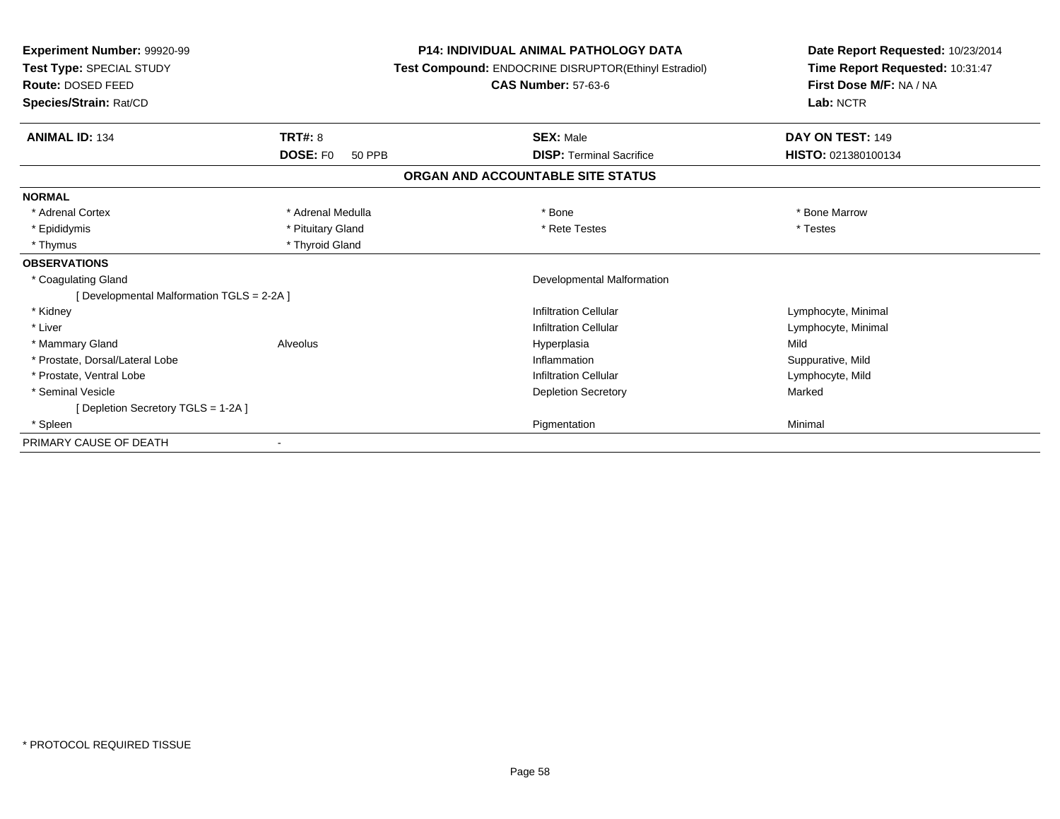**Experiment Number:** 99920-99
**Test Type:** SPECIAL STUDY
**Route:** DOSED FEED
**Species/Strain:** Rat/CD

**P14: INDIVIDUAL ANIMAL PATHOLOGY DATA**
**Test Compound:** ENDOCRINE DISRUPTOR(Ethinyl Estradiol)
**CAS Number:** 57-63-6

**Date Report Requested:** 10/23/2014
**Time Report Requested:** 10:31:47
**First Dose M/F:** NA / NA
**Lab:** NCTR

| **ANIMAL ID:** 134 | **TRT#:** 8 | **SEX:** Male | **DAY ON TEST:** 149 |
|---|---|---|---|
| | **DOSE:** F0 50 PPB | **DISP:** Terminal Sacrifice | **HISTO:** 021380100134 |

**ORGAN AND ACCOUNTABLE SITE STATUS**

| | | | |
|---|---|---|---|
| **NORMAL** | | | |
| * Adrenal Cortex | * Adrenal Medulla | * Bone | * Bone Marrow |
| * Epididymis | * Pituitary Gland | * Rete Testes | * Testes |
| * Thymus | * Thyroid Gland | | |
| **OBSERVATIONS** | | | |
| * Coagulating Gland | | Developmental Malformation | |
| [ Developmental Malformation TGLS = 2-2A ] | | | |
| * Kidney | | Infiltration Cellular | Lymphocyte, Minimal |
| * Liver | | Infiltration Cellular | Lymphocyte, Minimal |
| * Mammary Gland | Alveolus | Hyperplasia | Mild |
| * Prostate, Dorsal/Lateral Lobe | | Inflammation | Suppurative, Mild |
| * Prostate, Ventral Lobe | | Infiltration Cellular | Lymphocyte, Mild |
| * Seminal Vesicle | | Depletion Secretory | Marked |
| [ Depletion Secretory TGLS = 1-2A ] | | | |
| * Spleen | | Pigmentation | Minimal |
| PRIMARY CAUSE OF DEATH | - | | |

* PROTOCOL REQUIRED TISSUE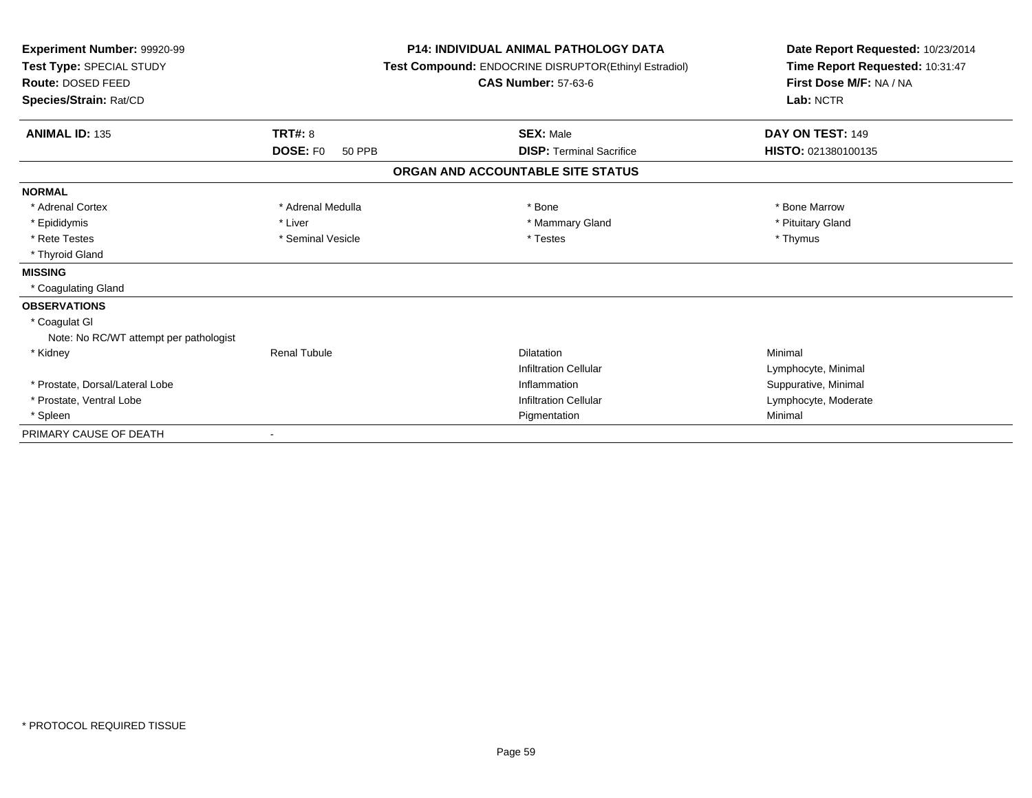**Experiment Number:** 99920-99
**Test Type:** SPECIAL STUDY
**Route:** DOSED FEED
**Species/Strain:** Rat/CD

**P14: INDIVIDUAL ANIMAL PATHOLOGY DATA**
**Test Compound:** ENDOCRINE DISRUPTOR(Ethinyl Estradiol)
**CAS Number:** 57-63-6

**Date Report Requested:** 10/23/2014
**Time Report Requested:** 10:31:47
**First Dose M/F:** NA / NA
**Lab:** NCTR

| **ANIMAL ID:** 135 | **TRT#:** 8 | **SEX:** Male | **DAY ON TEST:** 149 |
|---|---|---|---|
| | **DOSE:** F0 50 PPB | **DISP:** Terminal Sacrifice | **HISTO:** 021380100135 |

## ORGAN AND ACCOUNTABLE SITE STATUS

| | | | |
|---|---|---|---|
| **NORMAL** | | | |
| * Adrenal Cortex | * Adrenal Medulla | * Bone | * Bone Marrow |
| * Epididymis | * Liver | * Mammary Gland | * Pituitary Gland |
| * Rete Testes | * Seminal Vesicle | * Testes | * Thymus |
| * Thyroid Gland | | | |
| **MISSING** | | | |
| * Coagulating Gland | | | |
| **OBSERVATIONS** | | | |
| * Coagulat Gl | | | |
| Note: No RC/WT attempt per pathologist | | | |
| * Kidney | Renal Tubule | Dilatation | Minimal |
| | | Infiltration Cellular | Lymphocyte, Minimal |
| * Prostate, Dorsal/Lateral Lobe | | Inflammation | Suppurative, Minimal |
| * Prostate, Ventral Lobe | | Infiltration Cellular | Lymphocyte, Moderate |
| * Spleen | | Pigmentation | Minimal |
| PRIMARY CAUSE OF DEATH | - | | |

* PROTOCOL REQUIRED TISSUE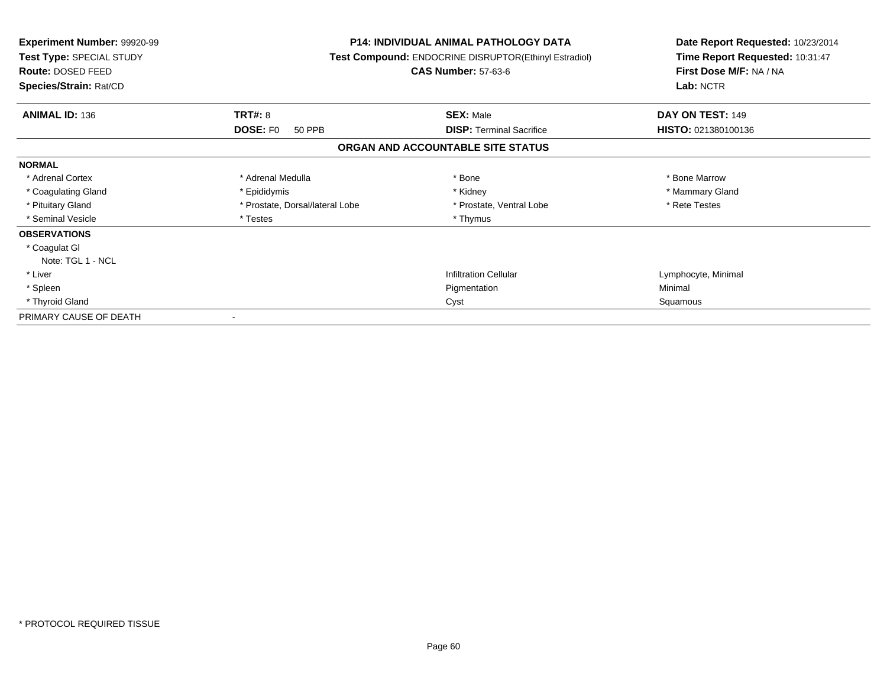**Experiment Number:** 99920-99
**Test Type:** SPECIAL STUDY
**Route:** DOSED FEED
**Species/Strain:** Rat/CD

**P14: INDIVIDUAL ANIMAL PATHOLOGY DATA**
**Test Compound:** ENDOCRINE DISRUPTOR(Ethinyl Estradiol)
**CAS Number:** 57-63-6

**Date Report Requested:** 10/23/2014
**Time Report Requested:** 10:31:47
**First Dose M/F:** NA / NA
**Lab:** NCTR

| **ANIMAL ID:** 136 | **TRT#:** 8 | **SEX:** Male | **DAY ON TEST:** 149 |
|---|---|---|---|
| | **DOSE:** F0 50 PPB | **DISP:** Terminal Sacrifice | **HISTO:** 021380100136 |

**ORGAN AND ACCOUNTABLE SITE STATUS**

| | | | |
|---|---|---|---|
| **NORMAL** | | | |
| * Adrenal Cortex | * Adrenal Medulla | * Bone | * Bone Marrow |
| * Coagulating Gland | * Epididymis | * Kidney | * Mammary Gland |
| * Pituitary Gland | * Prostate, Dorsal/lateral Lobe | * Prostate, Ventral Lobe | * Rete Testes |
| * Seminal Vesicle | * Testes | * Thymus | |
| **OBSERVATIONS** | | | |
| * Coagulat Gl | | | |
| Note: TGL 1 - NCL | | | |
| * Liver | | Infiltration Cellular | Lymphocyte, Minimal |
| * Spleen | | Pigmentation | Minimal |
| * Thyroid Gland | | Cyst | Squamous |
| PRIMARY CAUSE OF DEATH | - | | |

\* PROTOCOL REQUIRED TISSUE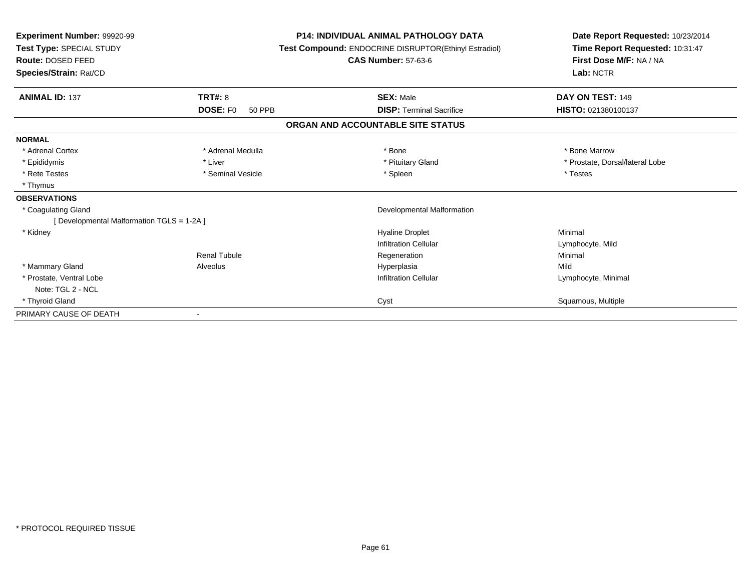**Experiment Number:** 99920-99
**Test Type:** SPECIAL STUDY
**Route:** DOSED FEED
**Species/Strain:** Rat/CD

**P14: INDIVIDUAL ANIMAL PATHOLOGY DATA**
**Test Compound:** ENDOCRINE DISRUPTOR(Ethinyl Estradiol)
**CAS Number:** 57-63-6

**Date Report Requested:** 10/23/2014
**Time Report Requested:** 10:31:47
**First Dose M/F:** NA / NA
**Lab:** NCTR

| **ANIMAL ID:** 137 | **TRT#:** 8 | **SEX:** Male | **DAY ON TEST:** 149 |
|---|---|---|---|
| | **DOSE:** F0 50 PPB | **DISP:** Terminal Sacrifice | **HISTO:** 021380100137 |

## ORGAN AND ACCOUNTABLE SITE STATUS

| | | | |
|---|---|---|---|
| **NORMAL** | | | |
| * Adrenal Cortex | * Adrenal Medulla | * Bone | * Bone Marrow |
| * Epididymis | * Liver | * Pituitary Gland | * Prostate, Dorsal/lateral Lobe |
| * Rete Testes | * Seminal Vesicle | * Spleen | * Testes |
| * Thymus | | | |
| **OBSERVATIONS** | | | |
| * Coagulating Gland | | Developmental Malformation | |
| [ Developmental Malformation TGLS = 1-2A ] | | | |
| * Kidney | | Hyaline Droplet | Minimal |
| | | Infiltration Cellular | Lymphocyte, Mild |
| | Renal Tubule | Regeneration | Minimal |
| * Mammary Gland | Alveolus | Hyperplasia | Mild |
| * Prostate, Ventral Lobe | | Infiltration Cellular | Lymphocyte, Minimal |
| Note: TGL 2 - NCL | | | |
| * Thyroid Gland | | Cyst | Squamous, Multiple |
| PRIMARY CAUSE OF DEATH | - | | |

* PROTOCOL REQUIRED TISSUE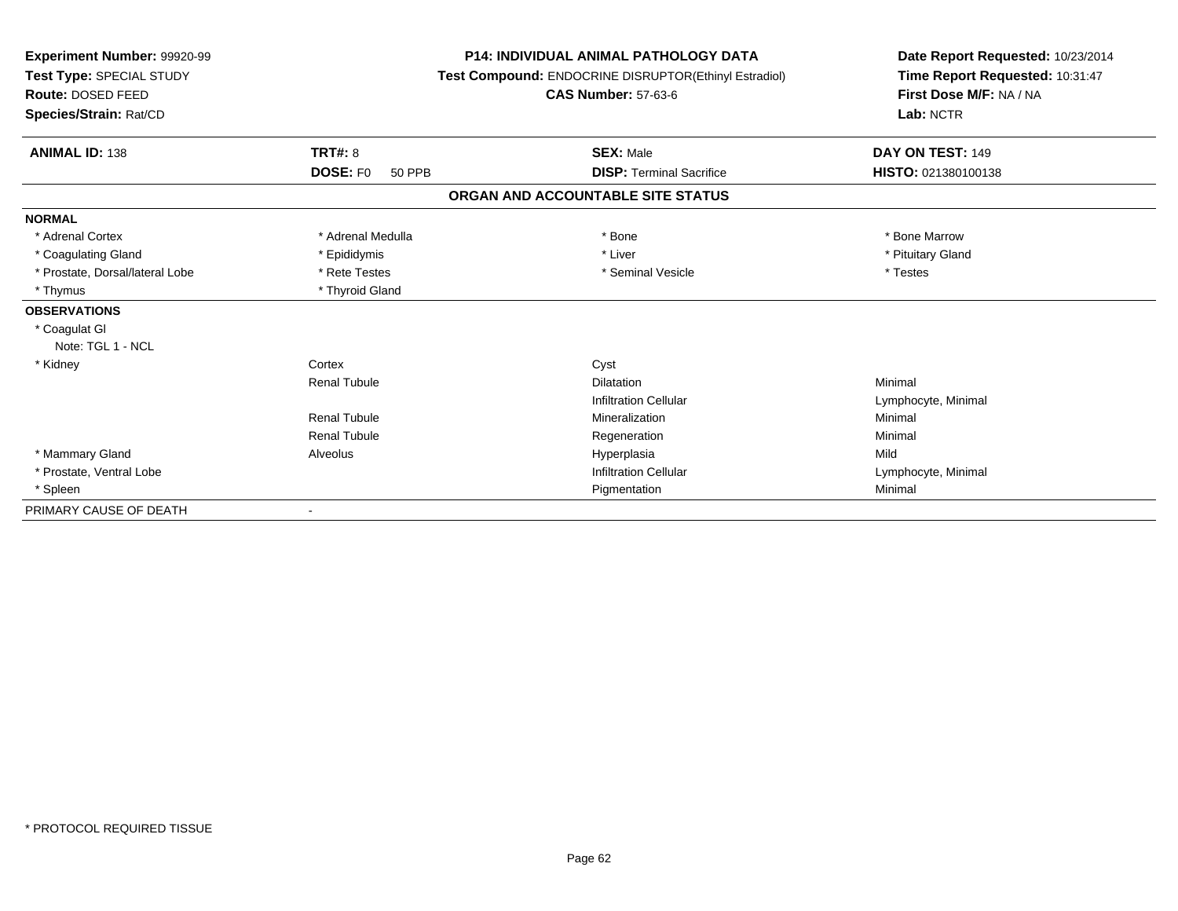**Experiment Number:** 99920-99
**Test Type:** SPECIAL STUDY
**Route:** DOSED FEED
**Species/Strain:** Rat/CD

**P14: INDIVIDUAL ANIMAL PATHOLOGY DATA**
**Test Compound:** ENDOCRINE DISRUPTOR(Ethinyl Estradiol)
**CAS Number:** 57-63-6

**Date Report Requested:** 10/23/2014
**Time Report Requested:** 10:31:47
**First Dose M/F:** NA / NA
**Lab:** NCTR

| **ANIMAL ID:** 138 | **TRT#:** 8 | **SEX:** Male | **DAY ON TEST:** 149 |
|---|---|---|---|
| | **DOSE:** F0 50 PPB | **DISP:** Terminal Sacrifice | **HISTO:** 021380100138 |

**ORGAN AND ACCOUNTABLE SITE STATUS**

| | | | |
|---|---|---|---|
| **NORMAL** | | | |
| * Adrenal Cortex | * Adrenal Medulla | * Bone | * Bone Marrow |
| * Coagulating Gland | * Epididymis | * Liver | * Pituitary Gland |
| * Prostate, Dorsal/lateral Lobe | * Rete Testes | * Seminal Vesicle | * Testes |
| * Thymus | * Thyroid Gland | | |
| **OBSERVATIONS** | | | |
| * Coagulat Gl | | | |
| Note: TGL 1 - NCL | | | |
| * Kidney | Cortex | Cyst | |
| | Renal Tubule | Dilatation | Minimal |
| | | Infiltration Cellular | Lymphocyte, Minimal |
| | Renal Tubule | Mineralization | Minimal |
| | Renal Tubule | Regeneration | Minimal |
| * Mammary Gland | Alveolus | Hyperplasia | Mild |
| * Prostate, Ventral Lobe | | Infiltration Cellular | Lymphocyte, Minimal |
| * Spleen | | Pigmentation | Minimal |
| PRIMARY CAUSE OF DEATH | - | | |

* PROTOCOL REQUIRED TISSUE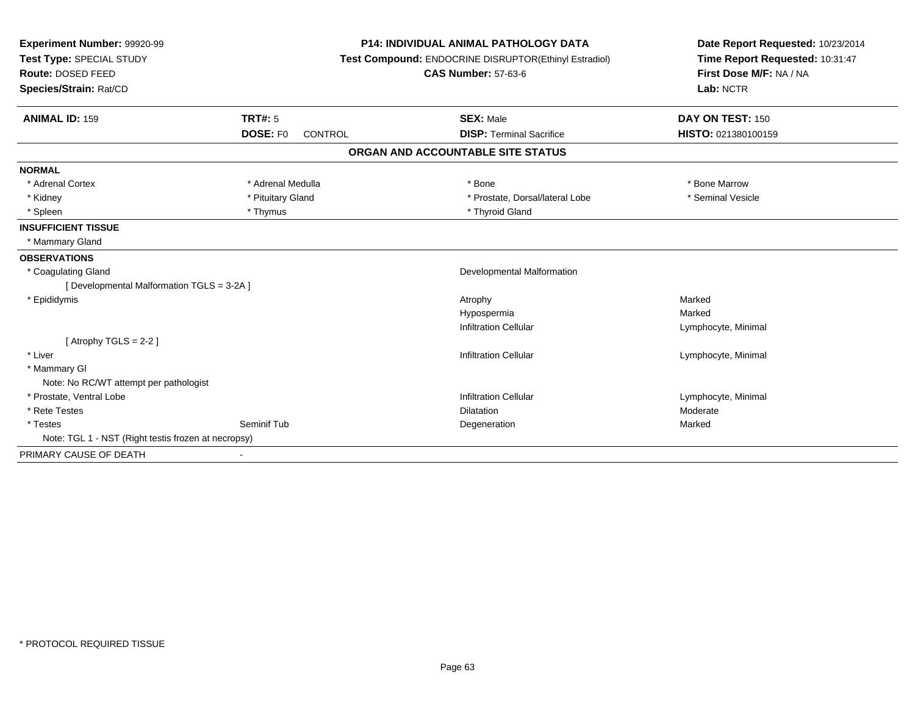**Experiment Number:** 99920-99
**Test Type:** SPECIAL STUDY
**Route:** DOSED FEED
**Species/Strain:** Rat/CD

**P14: INDIVIDUAL ANIMAL PATHOLOGY DATA**
**Test Compound:** ENDOCRINE DISRUPTOR(Ethinyl Estradiol)
**CAS Number:** 57-63-6

**Date Report Requested:** 10/23/2014
**Time Report Requested:** 10:31:47
**First Dose M/F:** NA / NA
**Lab:** NCTR

| **ANIMAL ID:** 159 | **TRT#:** 5 | **SEX:** Male | **DAY ON TEST:** 150 |
|---|---|---|---|
| | **DOSE:** F0 CONTROL | **DISP:** Terminal Sacrifice | **HISTO:** 021380100159 |

## ORGAN AND ACCOUNTABLE SITE STATUS

**NORMAL**

| | | | |
|---|---|---|---|
| * Adrenal Cortex | * Adrenal Medulla | * Bone | * Bone Marrow |
| * Kidney | * Pituitary Gland | * Prostate, Dorsal/lateral Lobe | * Seminal Vesicle |
| * Spleen | * Thymus | * Thyroid Gland | |

**INSUFFICIENT TISSUE**

* Mammary Gland

**OBSERVATIONS**

| | | | |
|---|---|---|---|
| * Coagulating Gland | | Developmental Malformation | |
| [ Developmental Malformation TGLS = 3-2A ] | | | |
| * Epididymis | | Atrophy | Marked |
| | | Hypospermia | Marked |
| | | Infiltration Cellular | Lymphocyte, Minimal |
| [ Atrophy TGLS = 2-2 ] | | | |
| * Liver | | Infiltration Cellular | Lymphocyte, Minimal |
| * Mammary Gl | | | |
| Note: No RC/WT attempt per pathologist | | | |
| * Prostate, Ventral Lobe | | Infiltration Cellular | Lymphocyte, Minimal |
| * Rete Testes | | Dilatation | Moderate |
| * Testes | Seminif Tub | Degeneration | Marked |
| Note: TGL 1 - NST (Right testis frozen at necropsy) | | | |

PRIMARY CAUSE OF DEATH -

* PROTOCOL REQUIRED TISSUE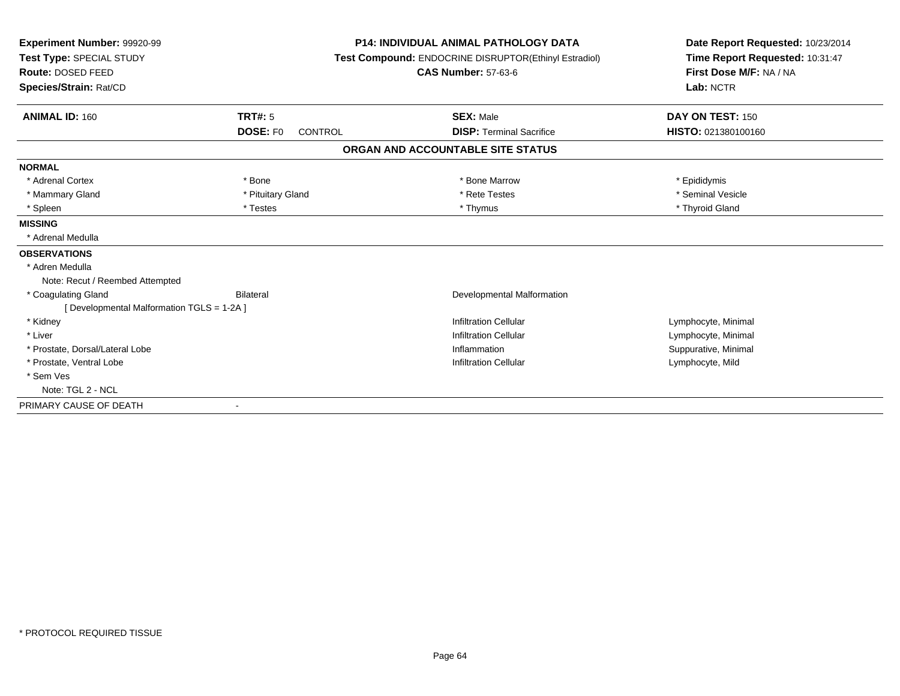**Experiment Number:** 99920-99
**Test Type:** SPECIAL STUDY
**Route:** DOSED FEED
**Species/Strain:** Rat/CD

**P14: INDIVIDUAL ANIMAL PATHOLOGY DATA**
**Test Compound:** ENDOCRINE DISRUPTOR(Ethinyl Estradiol)
**CAS Number:** 57-63-6

**Date Report Requested:** 10/23/2014
**Time Report Requested:** 10:31:47
**First Dose M/F:** NA / NA
**Lab:** NCTR

| **ANIMAL ID:** 160 | **TRT#:** 5 | **SEX:** Male | **DAY ON TEST:** 150 |
|---|---|---|---|
| | **DOSE:** F0 CONTROL | **DISP:** Terminal Sacrifice | **HISTO:** 021380100160 |

## ORGAN AND ACCOUNTABLE SITE STATUS

**NORMAL**

| | | | |
|---|---|---|---|
| * Adrenal Cortex | * Bone | * Bone Marrow | * Epididymis |
| * Mammary Gland | * Pituitary Gland | * Rete Testes | * Seminal Vesicle |
| * Spleen | * Testes | * Thymus | * Thyroid Gland |

**MISSING**

* Adrenal Medulla

**OBSERVATIONS**

| | | | |
|---|---|---|---|
| * Adren Medulla | | | |
| Note: Recut / Reembed Attempted | | | |
| * Coagulating Gland | Bilateral | Developmental Malformation | |
| [ Developmental Malformation TGLS = 1-2A ] | | | |
| * Kidney | | Infiltration Cellular | Lymphocyte, Minimal |
| * Liver | | Infiltration Cellular | Lymphocyte, Minimal |
| * Prostate, Dorsal/Lateral Lobe | | Inflammation | Suppurative, Minimal |
| * Prostate, Ventral Lobe | | Infiltration Cellular | Lymphocyte, Mild |
| * Sem Ves | | | |
| Note: TGL 2 - NCL | | | |

PRIMARY CAUSE OF DEATH -

* PROTOCOL REQUIRED TISSUE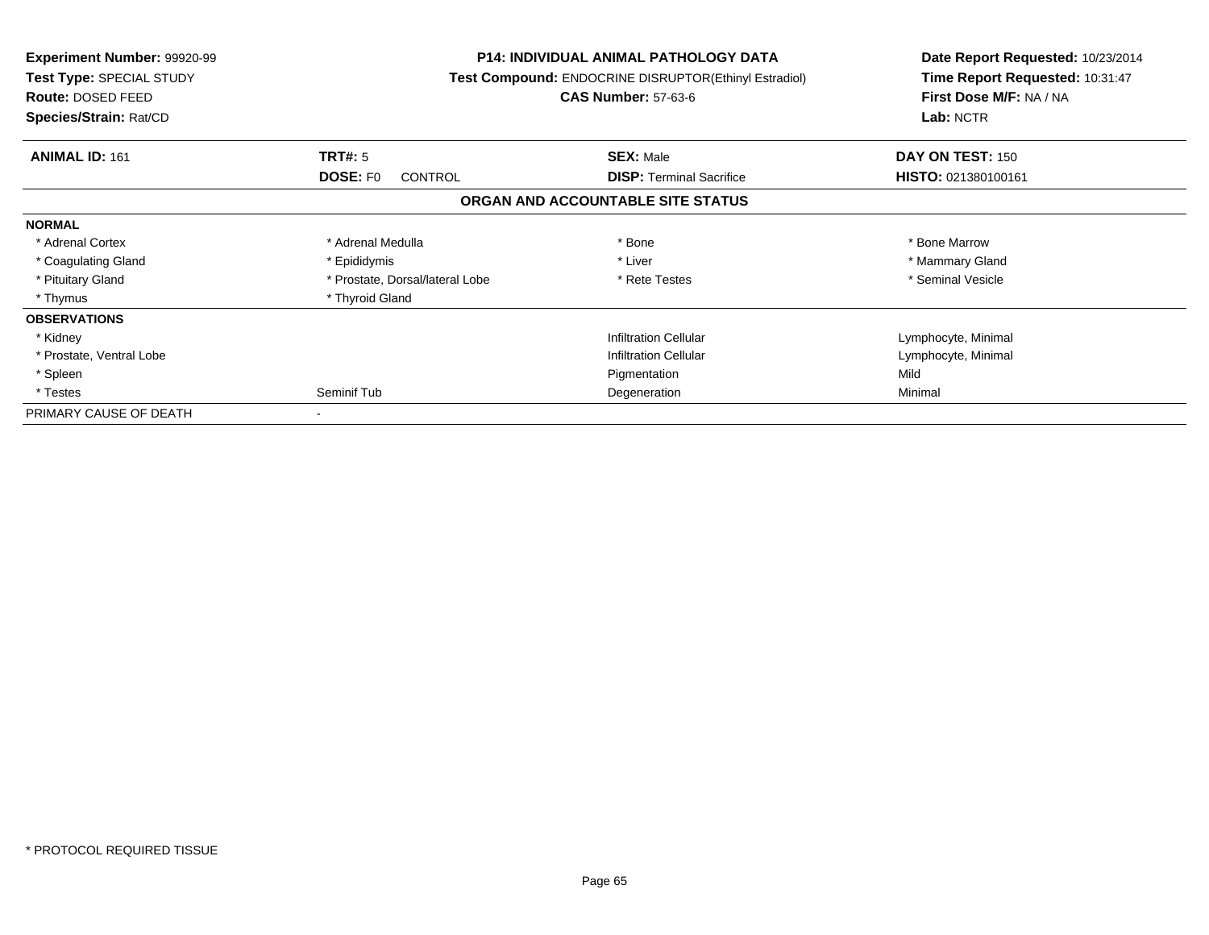**Experiment Number:** 99920-99
**Test Type:** SPECIAL STUDY
**Route:** DOSED FEED
**Species/Strain:** Rat/CD

**P14: INDIVIDUAL ANIMAL PATHOLOGY DATA**
**Test Compound:** ENDOCRINE DISRUPTOR(Ethinyl Estradiol)
**CAS Number:** 57-63-6

**Date Report Requested:** 10/23/2014
**Time Report Requested:** 10:31:47
**First Dose M/F:** NA / NA
**Lab:** NCTR

| **ANIMAL ID:** 161 | **TRT#:** 5 | **SEX:** Male | **DAY ON TEST:** 150 |
|---|---|---|---|
| | **DOSE:** F0 CONTROL | **DISP:** Terminal Sacrifice | **HISTO:** 021380100161 |

## ORGAN AND ACCOUNTABLE SITE STATUS

| | | | |
|---|---|---|---|
| **NORMAL** | | | |
| * Adrenal Cortex | * Adrenal Medulla | * Bone | * Bone Marrow |
| * Coagulating Gland | * Epididymis | * Liver | * Mammary Gland |
| * Pituitary Gland | * Prostate, Dorsal/lateral Lobe | * Rete Testes | * Seminal Vesicle |
| * Thymus | * Thyroid Gland | | |
| **OBSERVATIONS** | | | |
| * Kidney | | Infiltration Cellular | Lymphocyte, Minimal |
| * Prostate, Ventral Lobe | | Infiltration Cellular | Lymphocyte, Minimal |
| * Spleen | | Pigmentation | Mild |
| * Testes | Seminif Tub | Degeneration | Minimal |
| PRIMARY CAUSE OF DEATH | - | | |

* PROTOCOL REQUIRED TISSUE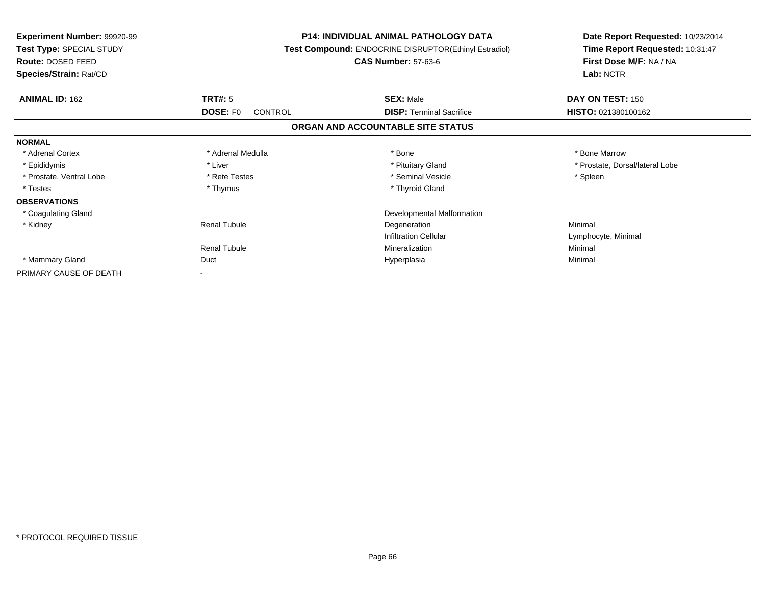**Experiment Number:** 99920-99
**Test Type:** SPECIAL STUDY
**Route:** DOSED FEED
**Species/Strain:** Rat/CD

**P14: INDIVIDUAL ANIMAL PATHOLOGY DATA**
**Test Compound:** ENDOCRINE DISRUPTOR(Ethinyl Estradiol)
**CAS Number:** 57-63-6

**Date Report Requested:** 10/23/2014
**Time Report Requested:** 10:31:47
**First Dose M/F:** NA / NA
**Lab:** NCTR

| **ANIMAL ID:** 162 | **TRT#:** 5 | **SEX:** Male | **DAY ON TEST:** 150 |
|---|---|---|---|
| | **DOSE:** F0 CONTROL | **DISP:** Terminal Sacrifice | **HISTO:** 021380100162 |

## ORGAN AND ACCOUNTABLE SITE STATUS

| | | | |
|---|---|---|---|
| **NORMAL** | | | |
| * Adrenal Cortex | * Adrenal Medulla | * Bone | * Bone Marrow |
| * Epididymis | * Liver | * Pituitary Gland | * Prostate, Dorsal/lateral Lobe |
| * Prostate, Ventral Lobe | * Rete Testes | * Seminal Vesicle | * Spleen |
| * Testes | * Thymus | * Thyroid Gland | |
| **OBSERVATIONS** | | | |
| * Coagulating Gland | | Developmental Malformation | |
| * Kidney | Renal Tubule | Degeneration | Minimal |
| | | Infiltration Cellular | Lymphocyte, Minimal |
| | Renal Tubule | Mineralization | Minimal |
| * Mammary Gland | Duct | Hyperplasia | Minimal |
| PRIMARY CAUSE OF DEATH | - | | |

* PROTOCOL REQUIRED TISSUE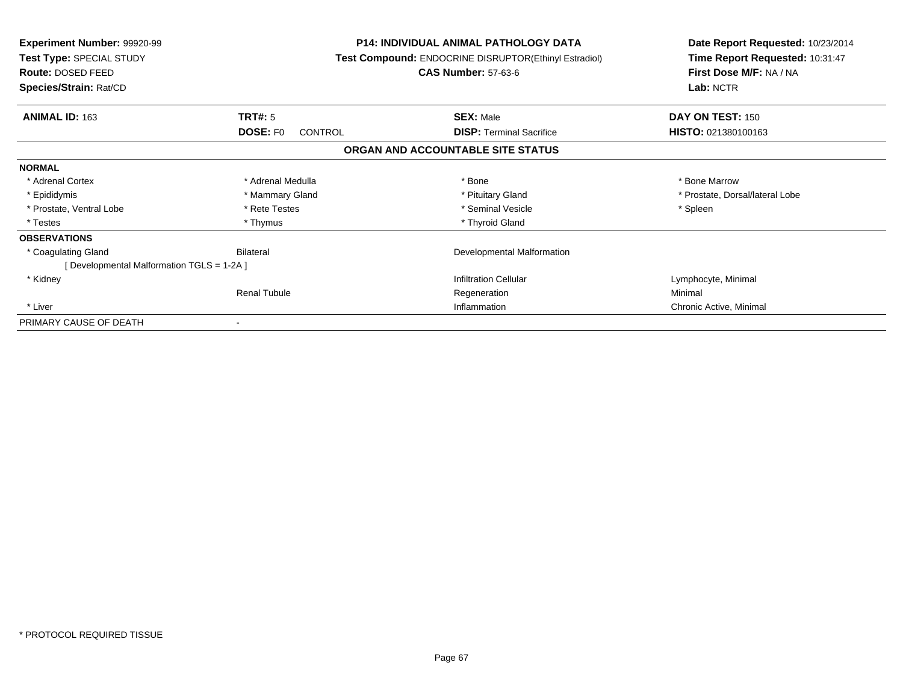**Experiment Number:** 99920-99
**Test Type:** SPECIAL STUDY
**Route:** DOSED FEED
**Species/Strain:** Rat/CD

**P14: INDIVIDUAL ANIMAL PATHOLOGY DATA**
**Test Compound:** ENDOCRINE DISRUPTOR(Ethinyl Estradiol)
**CAS Number:** 57-63-6

**Date Report Requested:** 10/23/2014
**Time Report Requested:** 10:31:47
**First Dose M/F:** NA / NA
**Lab:** NCTR

| **ANIMAL ID:** 163 | **TRT#:** 5 | **SEX:** Male | **DAY ON TEST:** 150 |
|---|---|---|---|
| | **DOSE:** F0 CONTROL | **DISP:** Terminal Sacrifice | **HISTO:** 021380100163 |

## ORGAN AND ACCOUNTABLE SITE STATUS

| | | | |
|---|---|---|---|
| **NORMAL** | | | |
| * Adrenal Cortex | * Adrenal Medulla | * Bone | * Bone Marrow |
| * Epididymis | * Mammary Gland | * Pituitary Gland | * Prostate, Dorsal/lateral Lobe |
| * Prostate, Ventral Lobe | * Rete Testes | * Seminal Vesicle | * Spleen |
| * Testes | * Thymus | * Thyroid Gland | |
| **OBSERVATIONS** | | | |
| * Coagulating Gland | Bilateral | Developmental Malformation | |
| [ Developmental Malformation TGLS = 1-2A ] | | | |
| * Kidney | | Infiltration Cellular | Lymphocyte, Minimal |
| | Renal Tubule | Regeneration | Minimal |
| * Liver | | Inflammation | Chronic Active, Minimal |
| PRIMARY CAUSE OF DEATH | - | | |

* PROTOCOL REQUIRED TISSUE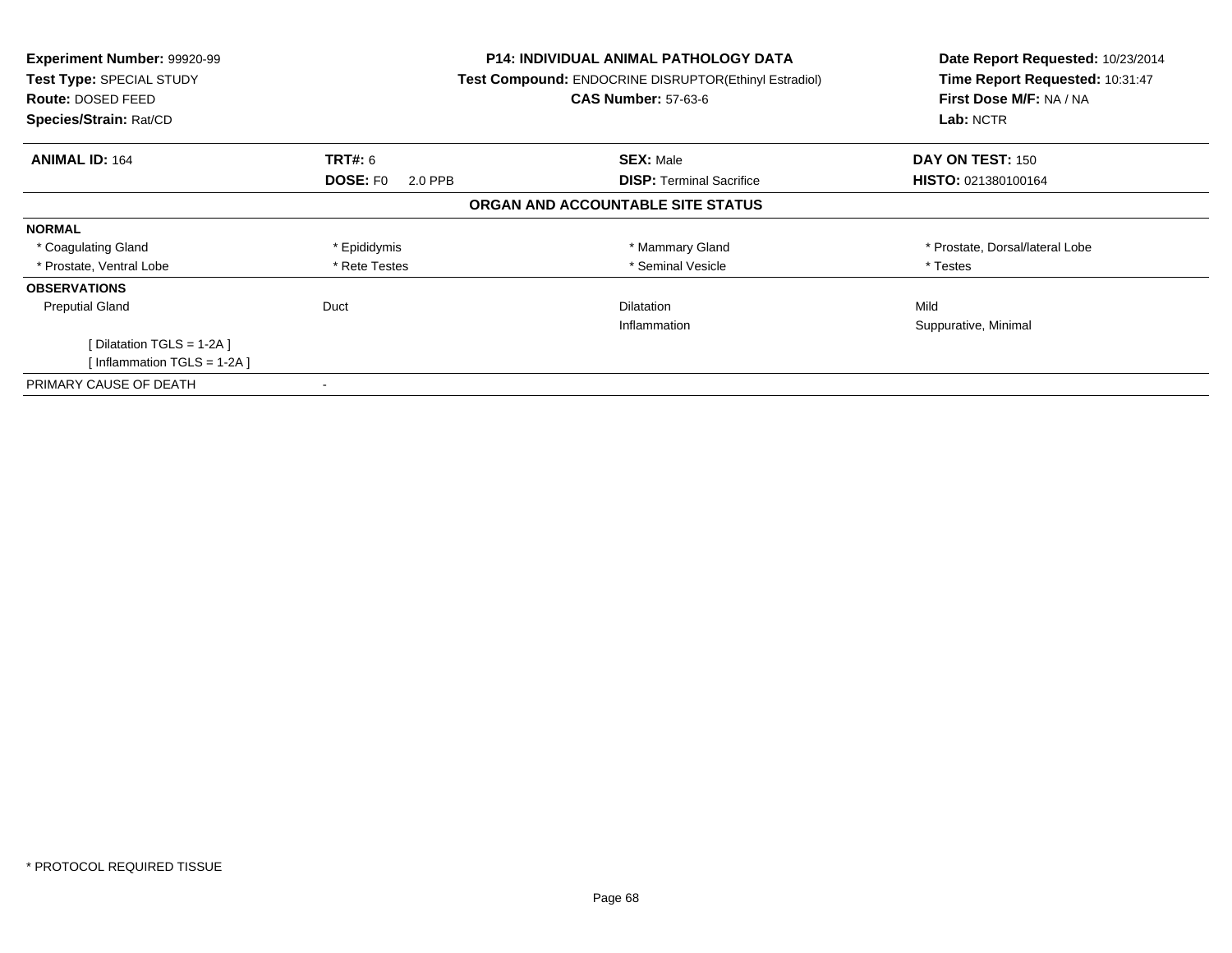**Experiment Number:** 99920-99
**Test Type:** SPECIAL STUDY
**Route:** DOSED FEED
**Species/Strain:** Rat/CD

**P14: INDIVIDUAL ANIMAL PATHOLOGY DATA**
**Test Compound:** ENDOCRINE DISRUPTOR(Ethinyl Estradiol)
**CAS Number:** 57-63-6

**Date Report Requested:** 10/23/2014
**Time Report Requested:** 10:31:47
**First Dose M/F:** NA / NA
**Lab:** NCTR

| **ANIMAL ID:** 164 | **TRT#:** 6 | **SEX:** Male | **DAY ON TEST:** 150 |
|---|---|---|---|
| | **DOSE:** F0 2.0 PPB | **DISP:** Terminal Sacrifice | **HISTO:** 021380100164 |

## ORGAN AND ACCOUNTABLE SITE STATUS

| | | | |
|---|---|---|---|
| **NORMAL** | | | |
| * Coagulating Gland | * Epididymis | * Mammary Gland | * Prostate, Dorsal/lateral Lobe |
| * Prostate, Ventral Lobe | * Rete Testes | * Seminal Vesicle | * Testes |
| **OBSERVATIONS** | | | |
| Preputial Gland | Duct | Dilatation | Mild |
| | | Inflammation | Suppurative, Minimal |
| [ Dilatation TGLS = 1-2A ] | | | |
| [ Inflammation TGLS = 1-2A ] | | | |
| PRIMARY CAUSE OF DEATH | - | | |

* PROTOCOL REQUIRED TISSUE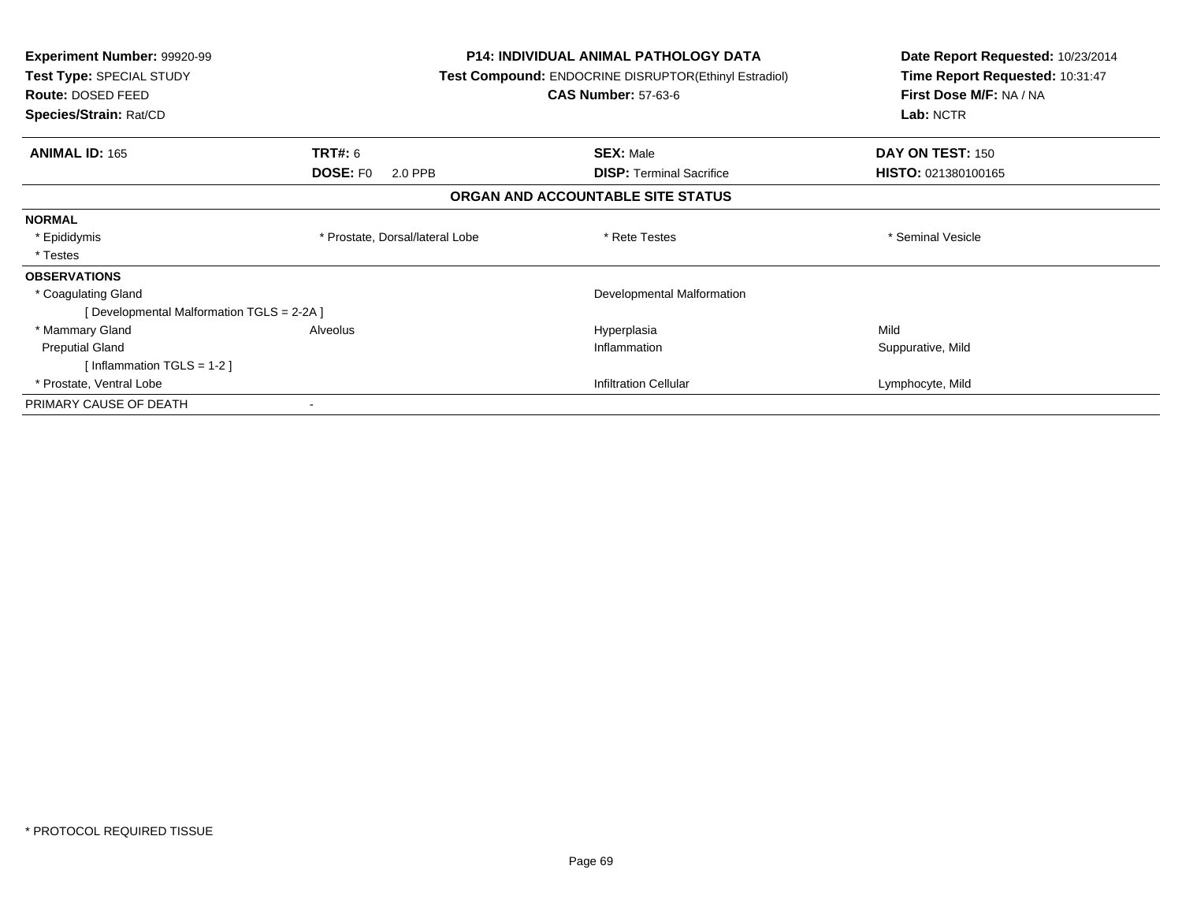**Experiment Number:** 99920-99
**Test Type:** SPECIAL STUDY
**Route:** DOSED FEED
**Species/Strain:** Rat/CD

**P14: INDIVIDUAL ANIMAL PATHOLOGY DATA**
**Test Compound:** ENDOCRINE DISRUPTOR(Ethinyl Estradiol)
**CAS Number:** 57-63-6

**Date Report Requested:** 10/23/2014
**Time Report Requested:** 10:31:47
**First Dose M/F:** NA / NA
**Lab:** NCTR

| **ANIMAL ID:** 165 | **TRT#:** 6 | **SEX:** Male | **DAY ON TEST:** 150 |
|---|---|---|---|
| | **DOSE:** F0 2.0 PPB | **DISP:** Terminal Sacrifice | **HISTO:** 021380100165 |

## ORGAN AND ACCOUNTABLE SITE STATUS

| | | | |
|---|---|---|---|
| **NORMAL** | | | |
| * Epididymis | * Prostate, Dorsal/lateral Lobe | * Rete Testes | * Seminal Vesicle |
| * Testes | | | |
| **OBSERVATIONS** | | | |
| * Coagulating Gland | | Developmental Malformation | |
| [ Developmental Malformation TGLS = 2-2A ] | | | |
| * Mammary Gland | Alveolus | Hyperplasia | Mild |
| Preputial Gland | | Inflammation | Suppurative, Mild |
| [ Inflammation TGLS = 1-2 ] | | | |
| * Prostate, Ventral Lobe | | Infiltration Cellular | Lymphocyte, Mild |
| PRIMARY CAUSE OF DEATH | - | | |

* PROTOCOL REQUIRED TISSUE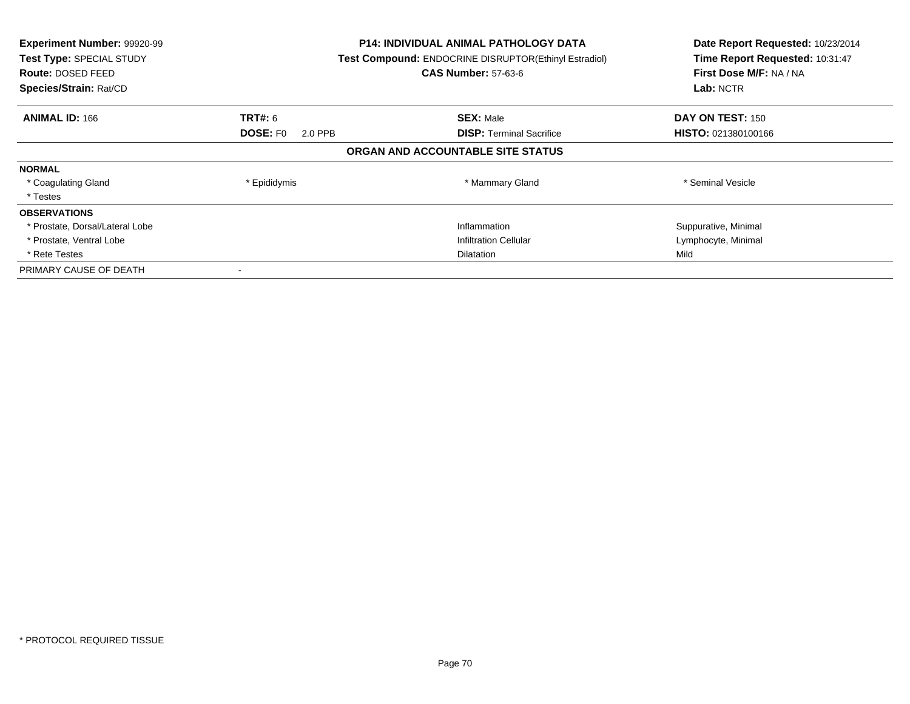**Experiment Number:** 99920-99
**Test Type:** SPECIAL STUDY
**Route:** DOSED FEED
**Species/Strain:** Rat/CD

**P14: INDIVIDUAL ANIMAL PATHOLOGY DATA**
**Test Compound:** ENDOCRINE DISRUPTOR(Ethinyl Estradiol)
**CAS Number:** 57-63-6

**Date Report Requested:** 10/23/2014
**Time Report Requested:** 10:31:47
**First Dose M/F:** NA / NA
**Lab:** NCTR

| **ANIMAL ID:** 166 | **TRT#:** 6 | **SEX:** Male | **DAY ON TEST:** 150 |
|---|---|---|---|
| | **DOSE:** F0 2.0 PPB | **DISP:** Terminal Sacrifice | **HISTO:** 021380100166 |

**ORGAN AND ACCOUNTABLE SITE STATUS**

| | | | |
|---|---|---|---|
| **NORMAL** | | | |
| * Coagulating Gland | * Epididymis | * Mammary Gland | * Seminal Vesicle |
| * Testes | | | |
| **OBSERVATIONS** | | | |
| * Prostate, Dorsal/Lateral Lobe | | Inflammation | Suppurative, Minimal |
| * Prostate, Ventral Lobe | | Infiltration Cellular | Lymphocyte, Minimal |
| * Rete Testes | | Dilatation | Mild |
| PRIMARY CAUSE OF DEATH | - | | |

* PROTOCOL REQUIRED TISSUE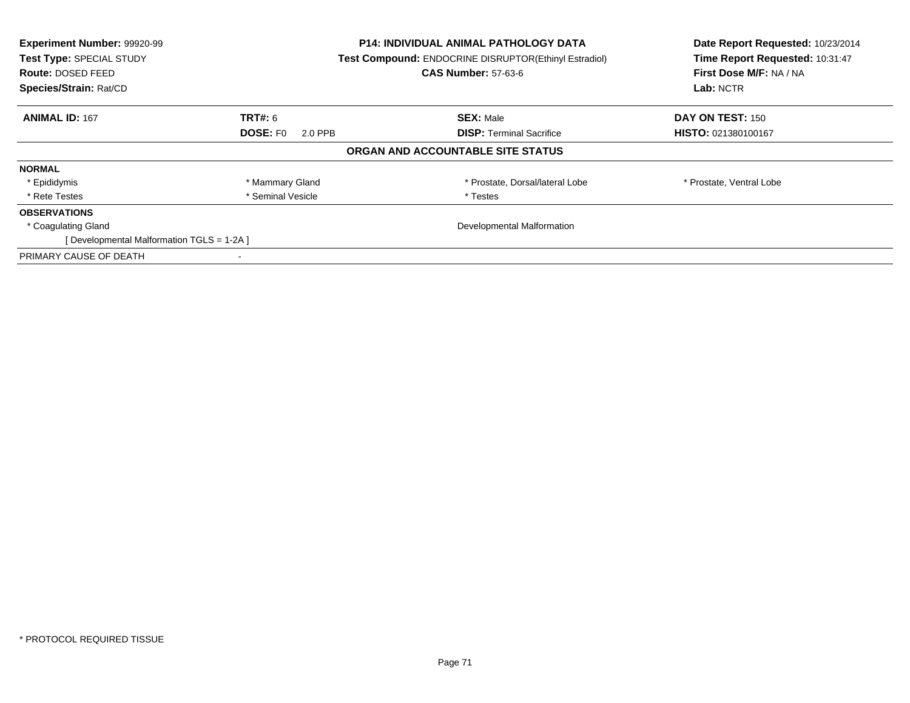| **Experiment Number:** 99920-99 | **P14: INDIVIDUAL ANIMAL PATHOLOGY DATA** | **Date Report Requested:** 10/23/2014 |
|---|---|---|
| **Test Type:** SPECIAL STUDY | **Test Compound:** ENDOCRINE DISRUPTOR(Ethinyl Estradiol) | **Time Report Requested:** 10:31:47 |
| **Route:** DOSED FEED | **CAS Number:** 57-63-6 | **First Dose M/F:** NA / NA |
| **Species/Strain:** Rat/CD | | **Lab:** NCTR |

| **ANIMAL ID:** 167 | **TRT#:** 6 | **SEX:** Male | **DAY ON TEST:** 150 |
|---|---|---|---|
| | **DOSE:** F0 2.0 PPB | **DISP:** Terminal Sacrifice | **HISTO:** 021380100167 |

**ORGAN AND ACCOUNTABLE SITE STATUS**

| | | | |
|---|---|---|---|
| **NORMAL** | | | |
| * Epididymis | * Mammary Gland | * Prostate, Dorsal/lateral Lobe | * Prostate, Ventral Lobe |
| * Rete Testes | * Seminal Vesicle | * Testes | |
| **OBSERVATIONS** | | | |
| * Coagulating Gland | | Developmental Malformation | |
| [ Developmental Malformation TGLS = 1-2A ] | | | |
| PRIMARY CAUSE OF DEATH | - | | |

* PROTOCOL REQUIRED TISSUE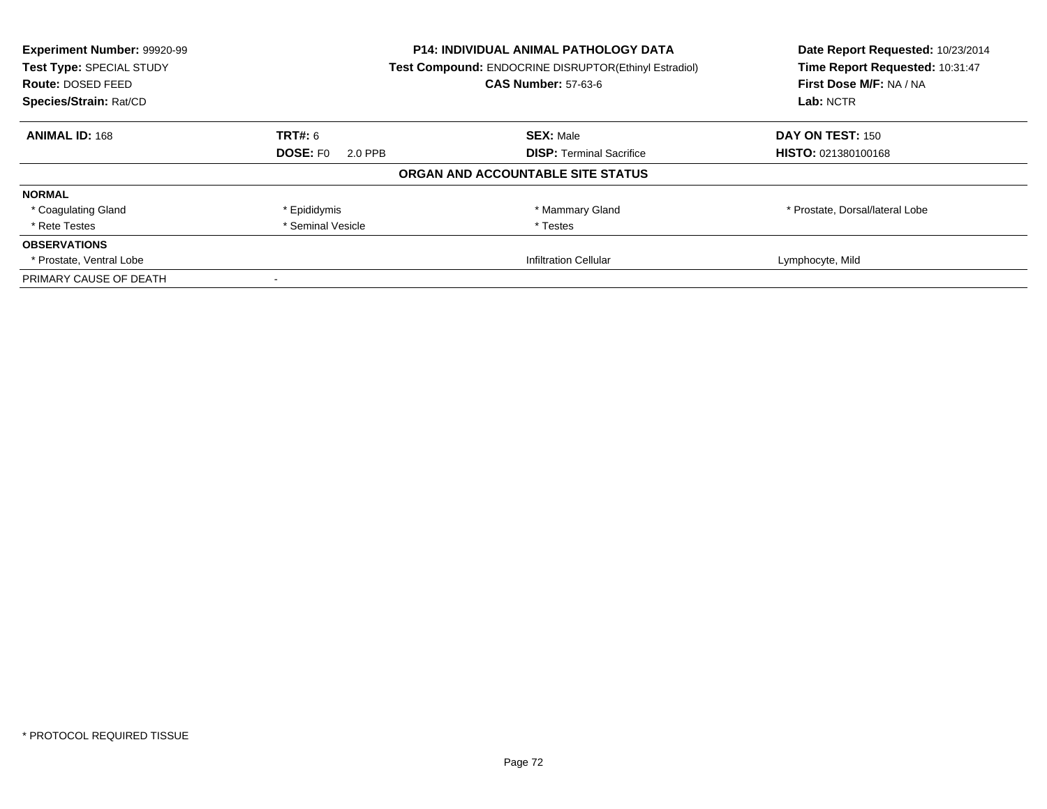**Experiment Number:** 99920-99
**Test Type:** SPECIAL STUDY
**Route:** DOSED FEED
**Species/Strain:** Rat/CD

**P14: INDIVIDUAL ANIMAL PATHOLOGY DATA**
**Test Compound:** ENDOCRINE DISRUPTOR(Ethinyl Estradiol)
**CAS Number:** 57-63-6

**Date Report Requested:** 10/23/2014
**Time Report Requested:** 10:31:47
**First Dose M/F:** NA / NA
**Lab:** NCTR

| **ANIMAL ID:** 168 | **TRT#:** 6 | **SEX:** Male | **DAY ON TEST:** 150 |
|---|---|---|---|
| | **DOSE:** F0 2.0 PPB | **DISP:** Terminal Sacrifice | **HISTO:** 021380100168 |

**ORGAN AND ACCOUNTABLE SITE STATUS**

| | | | |
|---|---|---|---|
| **NORMAL** | | | |
| * Coagulating Gland | * Epididymis | * Mammary Gland | * Prostate, Dorsal/lateral Lobe |
| * Rete Testes | * Seminal Vesicle | * Testes | |
| **OBSERVATIONS** | | | |
| * Prostate, Ventral Lobe | | Infiltration Cellular | Lymphocyte, Mild |
| PRIMARY CAUSE OF DEATH | - | | |

* PROTOCOL REQUIRED TISSUE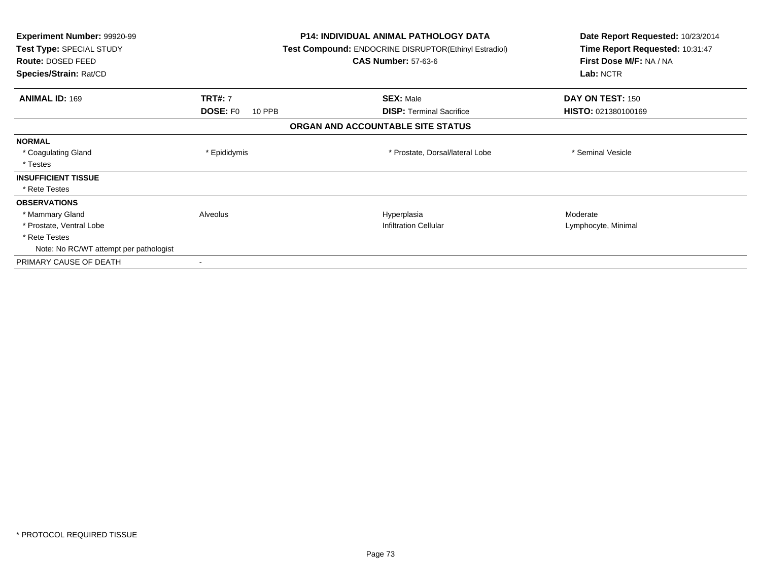**Experiment Number:** 99920-99
**Test Type:** SPECIAL STUDY
**Route:** DOSED FEED
**Species/Strain:** Rat/CD

**P14: INDIVIDUAL ANIMAL PATHOLOGY DATA**
**Test Compound:** ENDOCRINE DISRUPTOR(Ethinyl Estradiol)
**CAS Number:** 57-63-6

**Date Report Requested:** 10/23/2014
**Time Report Requested:** 10:31:47
**First Dose M/F:** NA / NA
**Lab:** NCTR

| **ANIMAL ID:** 169 | **TRT#:** 7 | **SEX:** Male | **DAY ON TEST:** 150 |
|---|---|---|---|
| | **DOSE:** F0 10 PPB | **DISP:** Terminal Sacrifice | **HISTO:** 021380100169 |

**ORGAN AND ACCOUNTABLE SITE STATUS**

| | | | |
|---|---|---|---|
| **NORMAL** | | | |
| * Coagulating Gland | * Epididymis | * Prostate, Dorsal/lateral Lobe | * Seminal Vesicle |
| * Testes | | | |
| **INSUFFICIENT TISSUE** | | | |
| * Rete Testes | | | |
| **OBSERVATIONS** | | | |
| * Mammary Gland | Alveolus | Hyperplasia | Moderate |
| * Prostate, Ventral Lobe | | Infiltration Cellular | Lymphocyte, Minimal |
| * Rete Testes | | | |
| Note: No RC/WT attempt per pathologist | | | |
| PRIMARY CAUSE OF DEATH | - | | |

* PROTOCOL REQUIRED TISSUE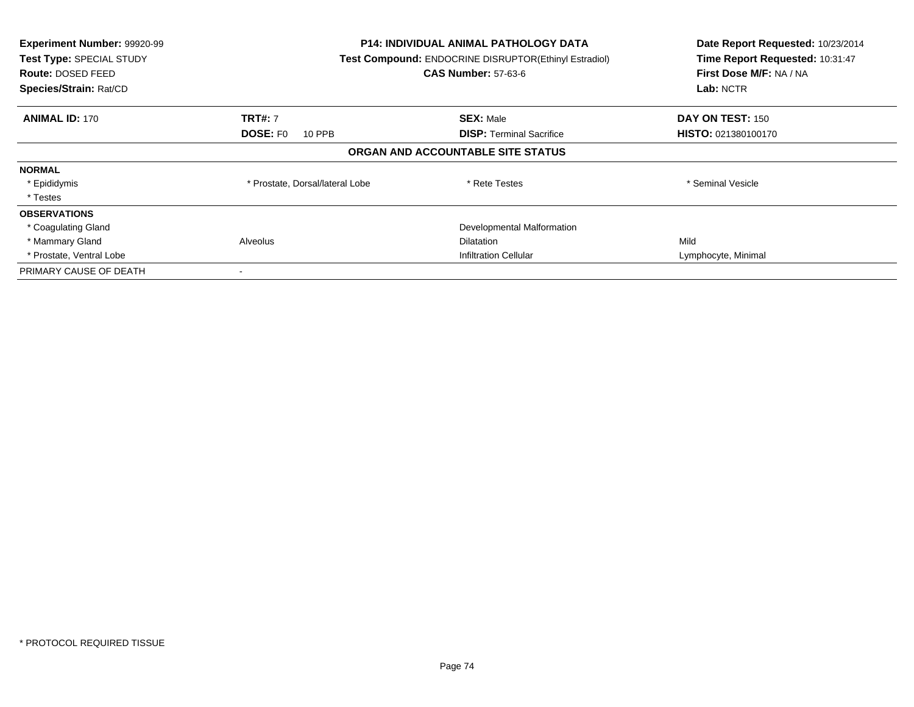| **Experiment Number:** 99920-99 | **P14: INDIVIDUAL ANIMAL PATHOLOGY DATA** | **Date Report Requested:** 10/23/2014 |
|---|---|---|
| **Test Type:** SPECIAL STUDY | **Test Compound:** ENDOCRINE DISRUPTOR(Ethinyl Estradiol) | **Time Report Requested:** 10:31:47 |
| **Route:** DOSED FEED | **CAS Number:** 57-63-6 | **First Dose M/F:** NA / NA |
| **Species/Strain:** Rat/CD | | **Lab:** NCTR |

| **ANIMAL ID:** 170 | **TRT#:** 7 | **SEX:** Male | **DAY ON TEST:** 150 |
|---|---|---|---|
| | **DOSE:** F0 10 PPB | **DISP:** Terminal Sacrifice | **HISTO:** 021380100170 |

**ORGAN AND ACCOUNTABLE SITE STATUS**

| | | | |
|---|---|---|---|
| **NORMAL** | | | |
| * Epididymis | * Prostate, Dorsal/lateral Lobe | * Rete Testes | * Seminal Vesicle |
| * Testes | | | |
| **OBSERVATIONS** | | | |
| * Coagulating Gland | | Developmental Malformation | |
| * Mammary Gland | Alveolus | Dilatation | Mild |
| * Prostate, Ventral Lobe | | Infiltration Cellular | Lymphocyte, Minimal |
| PRIMARY CAUSE OF DEATH | - | | |

* PROTOCOL REQUIRED TISSUE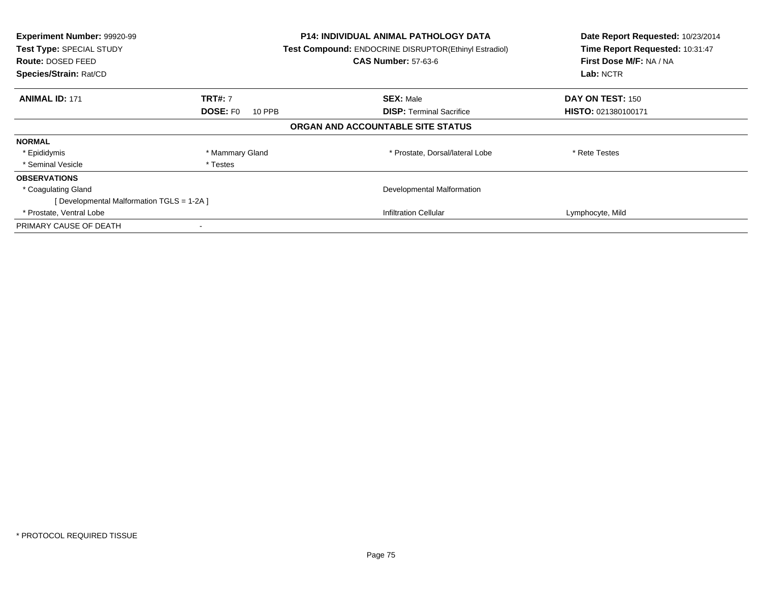**Experiment Number:** 99920-99
**Test Type:** SPECIAL STUDY
**Route:** DOSED FEED
**Species/Strain:** Rat/CD

**P14: INDIVIDUAL ANIMAL PATHOLOGY DATA**
**Test Compound:** ENDOCRINE DISRUPTOR(Ethinyl Estradiol)
**CAS Number:** 57-63-6

**Date Report Requested:** 10/23/2014
**Time Report Requested:** 10:31:47
**First Dose M/F:** NA / NA
**Lab:** NCTR

| **ANIMAL ID:** 171 | **TRT#:** 7 | **SEX:** Male | **DAY ON TEST:** 150 |
|---|---|---|---|
| | **DOSE:** F0 10 PPB | **DISP:** Terminal Sacrifice | **HISTO:** 021380100171 |

## ORGAN AND ACCOUNTABLE SITE STATUS

**NORMAL**

| | | | |
|---|---|---|---|
| * Epididymis | * Mammary Gland | * Prostate, Dorsal/lateral Lobe | * Rete Testes |
| * Seminal Vesicle | * Testes | | |

**OBSERVATIONS**

| | | |
|---|---|---|
| * Coagulating Gland | Developmental Malformation | |
| [ Developmental Malformation TGLS = 1-2A ] | | |
| * Prostate, Ventral Lobe | Infiltration Cellular | Lymphocyte, Mild |

PRIMARY CAUSE OF DEATH -

* PROTOCOL REQUIRED TISSUE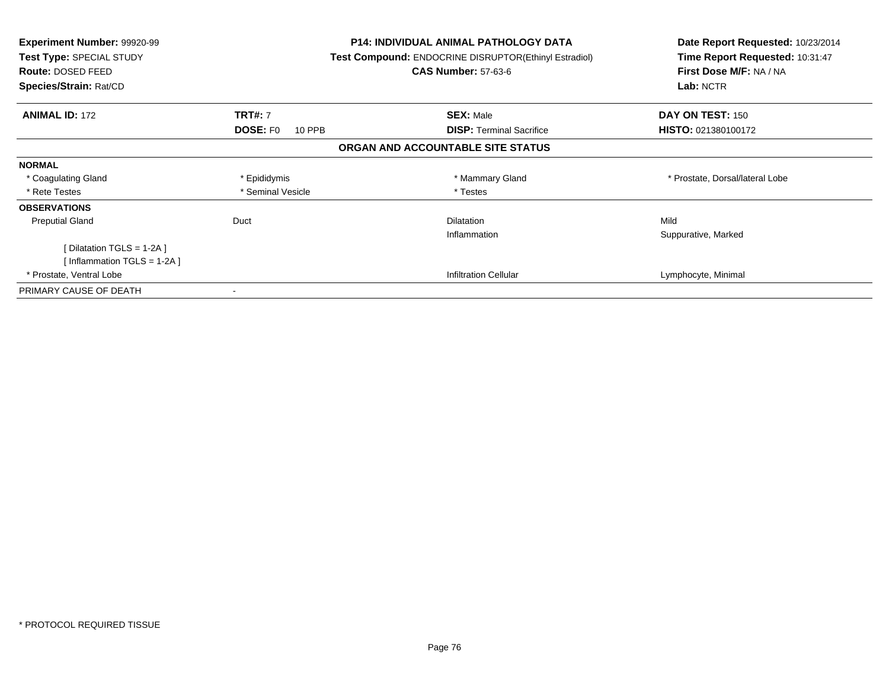**Experiment Number:** 99920-99
**Test Type:** SPECIAL STUDY
**Route:** DOSED FEED
**Species/Strain:** Rat/CD

**P14: INDIVIDUAL ANIMAL PATHOLOGY DATA**
**Test Compound:** ENDOCRINE DISRUPTOR(Ethinyl Estradiol)
**CAS Number:** 57-63-6

**Date Report Requested:** 10/23/2014
**Time Report Requested:** 10:31:47
**First Dose M/F:** NA / NA
**Lab:** NCTR

| **ANIMAL ID:** 172 | **TRT#:** 7 | **SEX:** Male | **DAY ON TEST:** 150 |
|---|---|---|---|
| | **DOSE:** F0 10 PPB | **DISP:** Terminal Sacrifice | **HISTO:** 021380100172 |

**ORGAN AND ACCOUNTABLE SITE STATUS**

| | | | |
|---|---|---|---|
| **NORMAL** | | | |
| * Coagulating Gland | * Epididymis | * Mammary Gland | * Prostate, Dorsal/lateral Lobe |
| * Rete Testes | * Seminal Vesicle | * Testes | |
| **OBSERVATIONS** | | | |
| Preputial Gland | Duct | Dilatation | Mild |
| | | Inflammation | Suppurative, Marked |
| [ Dilatation TGLS = 1-2A ] | | | |
| [ Inflammation TGLS = 1-2A ] | | | |
| * Prostate, Ventral Lobe | | Infiltration Cellular | Lymphocyte, Minimal |
| PRIMARY CAUSE OF DEATH | - | | |

* PROTOCOL REQUIRED TISSUE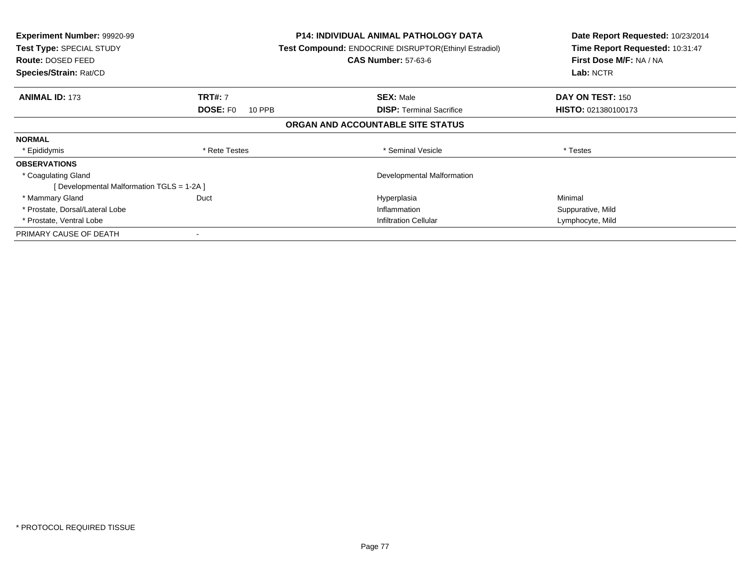**Experiment Number:** 99920-99
**Test Type:** SPECIAL STUDY
**Route:** DOSED FEED
**Species/Strain:** Rat/CD

**P14: INDIVIDUAL ANIMAL PATHOLOGY DATA**
**Test Compound:** ENDOCRINE DISRUPTOR(Ethinyl Estradiol)
**CAS Number:** 57-63-6

**Date Report Requested:** 10/23/2014
**Time Report Requested:** 10:31:47
**First Dose M/F:** NA / NA
**Lab:** NCTR

| **ANIMAL ID:** 173 | **TRT#:** 7 | **SEX:** Male | **DAY ON TEST:** 150 |
|---|---|---|---|
| | **DOSE:** F0 10 PPB | **DISP:** Terminal Sacrifice | **HISTO:** 021380100173 |

## ORGAN AND ACCOUNTABLE SITE STATUS

| | | | |
|---|---|---|---|
| **NORMAL** | | | |
| * Epididymis | * Rete Testes | * Seminal Vesicle | * Testes |
| **OBSERVATIONS** | | | |
| * Coagulating Gland | | Developmental Malformation | |
| [ Developmental Malformation TGLS = 1-2A ] | | | |
| * Mammary Gland | Duct | Hyperplasia | Minimal |
| * Prostate, Dorsal/Lateral Lobe | | Inflammation | Suppurative, Mild |
| * Prostate, Ventral Lobe | | Infiltration Cellular | Lymphocyte, Mild |
| PRIMARY CAUSE OF DEATH | - | | |

* PROTOCOL REQUIRED TISSUE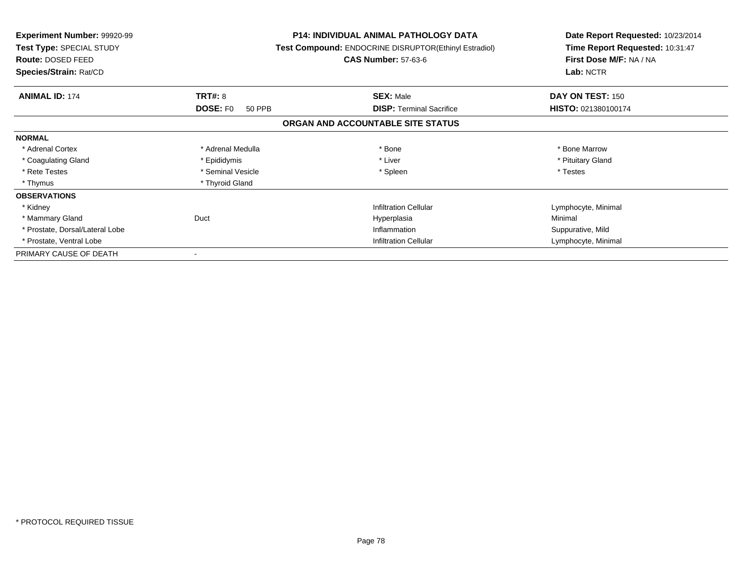**Experiment Number:** 99920-99
**Test Type:** SPECIAL STUDY
**Route:** DOSED FEED
**Species/Strain:** Rat/CD

**P14: INDIVIDUAL ANIMAL PATHOLOGY DATA**
**Test Compound:** ENDOCRINE DISRUPTOR(Ethinyl Estradiol)
**CAS Number:** 57-63-6

**Date Report Requested:** 10/23/2014
**Time Report Requested:** 10:31:47
**First Dose M/F:** NA / NA
**Lab:** NCTR

| **ANIMAL ID:** 174 | **TRT#:** 8 | **SEX:** Male | **DAY ON TEST:** 150 |
|---|---|---|---|
| | **DOSE:** F0 50 PPB | **DISP:** Terminal Sacrifice | **HISTO:** 021380100174 |

## ORGAN AND ACCOUNTABLE SITE STATUS

| | | | |
|---|---|---|---|
| **NORMAL** | | | |
| * Adrenal Cortex | * Adrenal Medulla | * Bone | * Bone Marrow |
| * Coagulating Gland | * Epididymis | * Liver | * Pituitary Gland |
| * Rete Testes | * Seminal Vesicle | * Spleen | * Testes |
| * Thymus | * Thyroid Gland | | |
| **OBSERVATIONS** | | | |
| * Kidney | | Infiltration Cellular | Lymphocyte, Minimal |
| * Mammary Gland | Duct | Hyperplasia | Minimal |
| * Prostate, Dorsal/Lateral Lobe | | Inflammation | Suppurative, Mild |
| * Prostate, Ventral Lobe | | Infiltration Cellular | Lymphocyte, Minimal |
| PRIMARY CAUSE OF DEATH | - | | |

* PROTOCOL REQUIRED TISSUE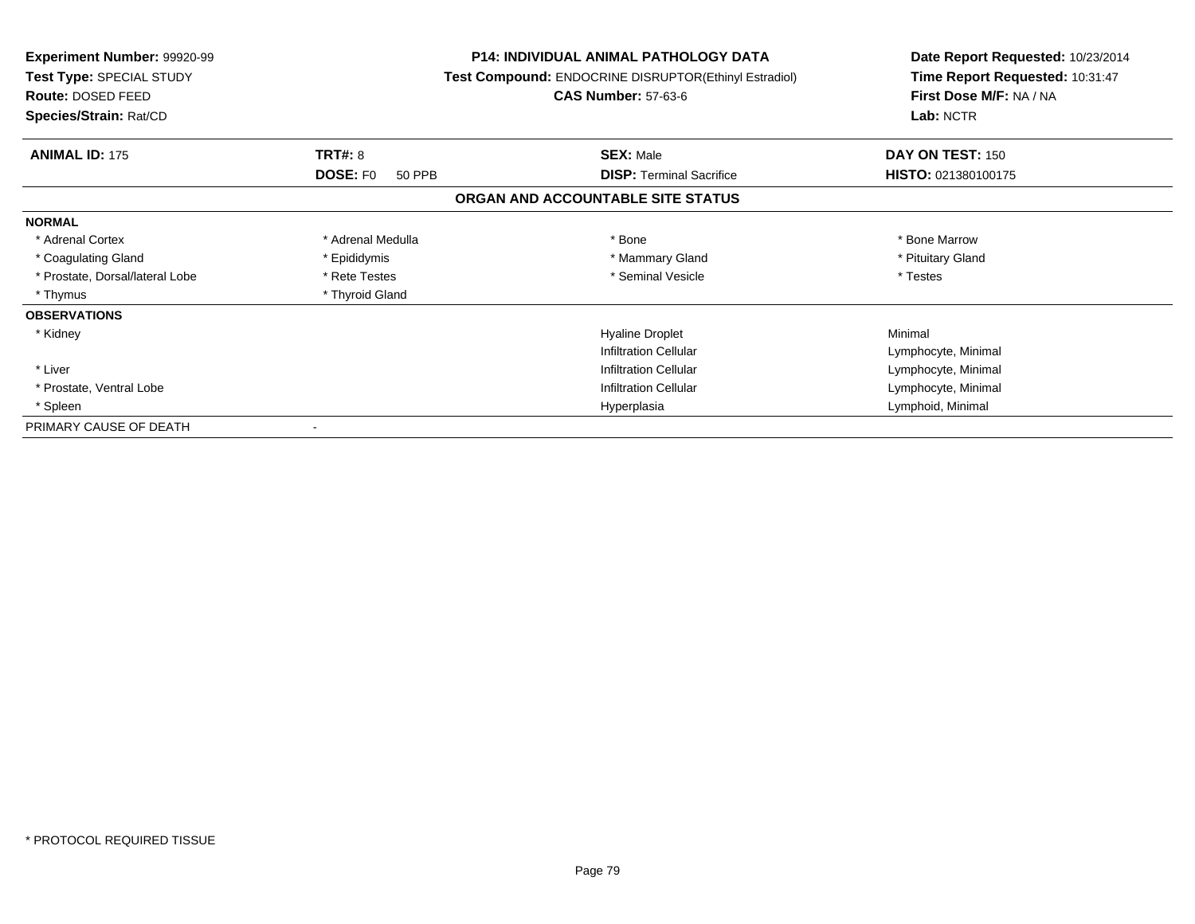**Experiment Number:** 99920-99
**Test Type:** SPECIAL STUDY
**Route:** DOSED FEED
**Species/Strain:** Rat/CD

**P14: INDIVIDUAL ANIMAL PATHOLOGY DATA**
**Test Compound:** ENDOCRINE DISRUPTOR(Ethinyl Estradiol)
**CAS Number:** 57-63-6

**Date Report Requested:** 10/23/2014
**Time Report Requested:** 10:31:47
**First Dose M/F:** NA / NA
**Lab:** NCTR

| **ANIMAL ID:** 175 | **TRT#:** 8 | **SEX:** Male | **DAY ON TEST:** 150 |
|---|---|---|---|
| | **DOSE:** F0 50 PPB | **DISP:** Terminal Sacrifice | **HISTO:** 021380100175 |

## ORGAN AND ACCOUNTABLE SITE STATUS

| | | | |
|---|---|---|---|
| **NORMAL** | | | |
| * Adrenal Cortex | * Adrenal Medulla | * Bone | * Bone Marrow |
| * Coagulating Gland | * Epididymis | * Mammary Gland | * Pituitary Gland |
| * Prostate, Dorsal/lateral Lobe | * Rete Testes | * Seminal Vesicle | * Testes |
| * Thymus | * Thyroid Gland | | |
| **OBSERVATIONS** | | | |
| * Kidney | | Hyaline Droplet | Minimal |
| | | Infiltration Cellular | Lymphocyte, Minimal |
| * Liver | | Infiltration Cellular | Lymphocyte, Minimal |
| * Prostate, Ventral Lobe | | Infiltration Cellular | Lymphocyte, Minimal |
| * Spleen | | Hyperplasia | Lymphoid, Minimal |
| PRIMARY CAUSE OF DEATH | - | | |

* PROTOCOL REQUIRED TISSUE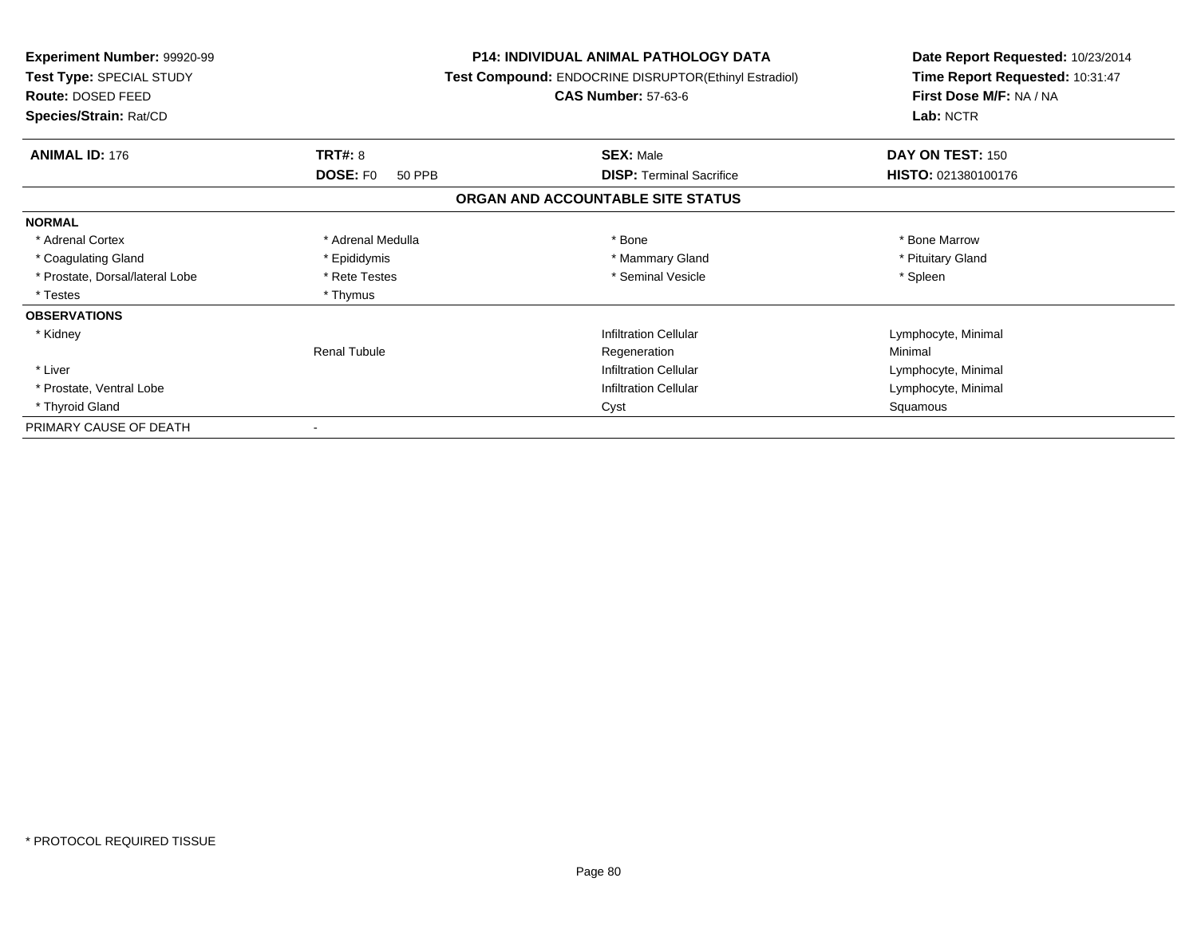**Experiment Number:** 99920-99
**Test Type:** SPECIAL STUDY
**Route:** DOSED FEED
**Species/Strain:** Rat/CD

**P14: INDIVIDUAL ANIMAL PATHOLOGY DATA**
**Test Compound:** ENDOCRINE DISRUPTOR(Ethinyl Estradiol)
**CAS Number:** 57-63-6

**Date Report Requested:** 10/23/2014
**Time Report Requested:** 10:31:47
**First Dose M/F:** NA / NA
**Lab:** NCTR

| **ANIMAL ID:** 176 | **TRT#:** 8 | **SEX:** Male | **DAY ON TEST:** 150 |
|---|---|---|---|
| | **DOSE:** F0 50 PPB | **DISP:** Terminal Sacrifice | **HISTO:** 021380100176 |

## ORGAN AND ACCOUNTABLE SITE STATUS

| | | | |
|---|---|---|---|
| **NORMAL** | | | |
| * Adrenal Cortex | * Adrenal Medulla | * Bone | * Bone Marrow |
| * Coagulating Gland | * Epididymis | * Mammary Gland | * Pituitary Gland |
| * Prostate, Dorsal/lateral Lobe | * Rete Testes | * Seminal Vesicle | * Spleen |
| * Testes | * Thymus | | |
| **OBSERVATIONS** | | | |
| * Kidney | | Infiltration Cellular | Lymphocyte, Minimal |
| | Renal Tubule | Regeneration | Minimal |
| * Liver | | Infiltration Cellular | Lymphocyte, Minimal |
| * Prostate, Ventral Lobe | | Infiltration Cellular | Lymphocyte, Minimal |
| * Thyroid Gland | | Cyst | Squamous |
| PRIMARY CAUSE OF DEATH | - | | |

* PROTOCOL REQUIRED TISSUE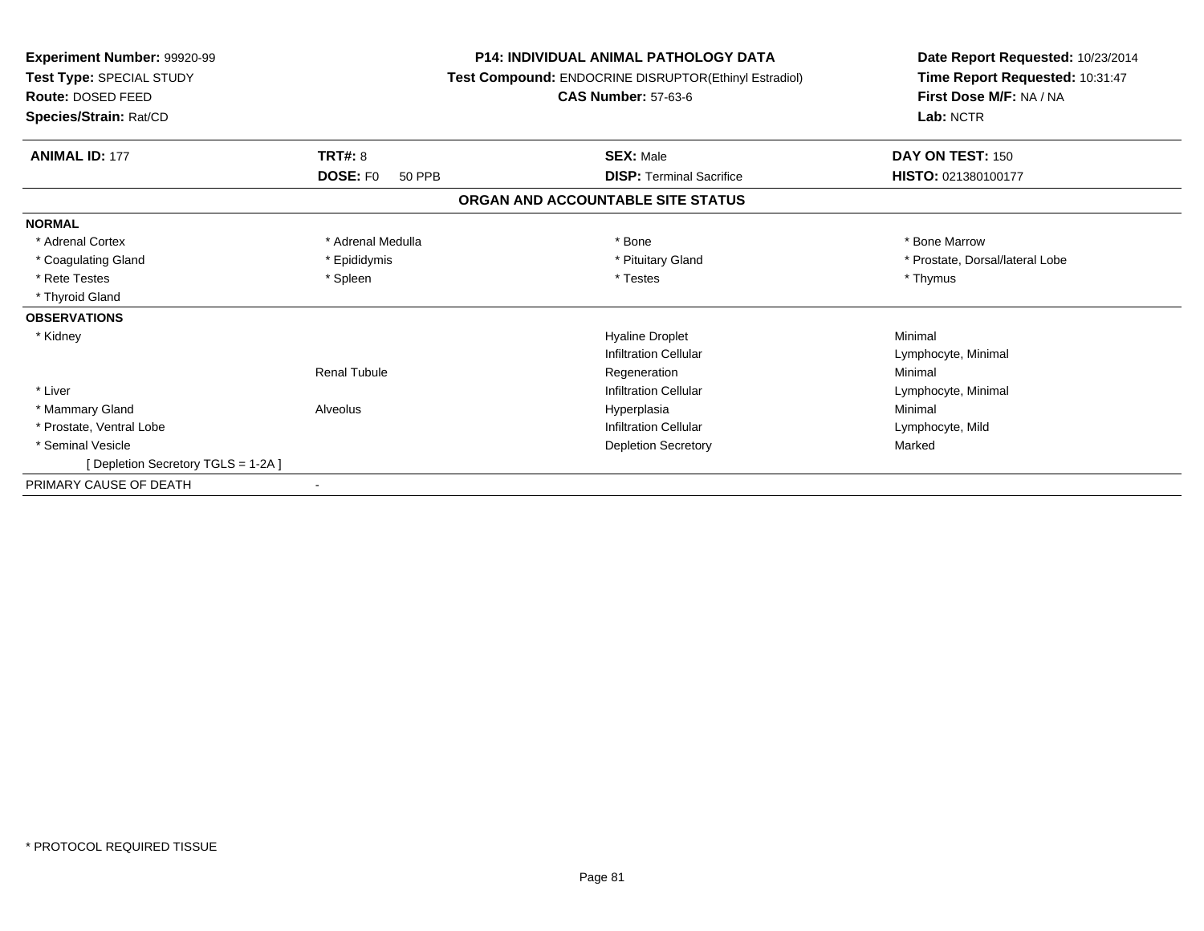**Experiment Number:** 99920-99
**Test Type:** SPECIAL STUDY
**Route:** DOSED FEED
**Species/Strain:** Rat/CD

**P14: INDIVIDUAL ANIMAL PATHOLOGY DATA**
**Test Compound:** ENDOCRINE DISRUPTOR(Ethinyl Estradiol)
**CAS Number:** 57-63-6

**Date Report Requested:** 10/23/2014
**Time Report Requested:** 10:31:47
**First Dose M/F:** NA / NA
**Lab:** NCTR

| **ANIMAL ID:** 177 | **TRT#:** 8 | **SEX:** Male | **DAY ON TEST:** 150 |
|---|---|---|---|
| | **DOSE:** F0 50 PPB | **DISP:** Terminal Sacrifice | **HISTO:** 021380100177 |

**ORGAN AND ACCOUNTABLE SITE STATUS**

| | | | |
|---|---|---|---|
| **NORMAL** | | | |
| * Adrenal Cortex | * Adrenal Medulla | * Bone | * Bone Marrow |
| * Coagulating Gland | * Epididymis | * Pituitary Gland | * Prostate, Dorsal/lateral Lobe |
| * Rete Testes | * Spleen | * Testes | * Thymus |
| * Thyroid Gland | | | |
| **OBSERVATIONS** | | | |
| * Kidney | | Hyaline Droplet | Minimal |
| | | Infiltration Cellular | Lymphocyte, Minimal |
| | Renal Tubule | Regeneration | Minimal |
| * Liver | | Infiltration Cellular | Lymphocyte, Minimal |
| * Mammary Gland | Alveolus | Hyperplasia | Minimal |
| * Prostate, Ventral Lobe | | Infiltration Cellular | Lymphocyte, Mild |
| * Seminal Vesicle | | Depletion Secretory | Marked |
| [ Depletion Secretory TGLS = 1-2A ] | | | |
| PRIMARY CAUSE OF DEATH | - | | |

* PROTOCOL REQUIRED TISSUE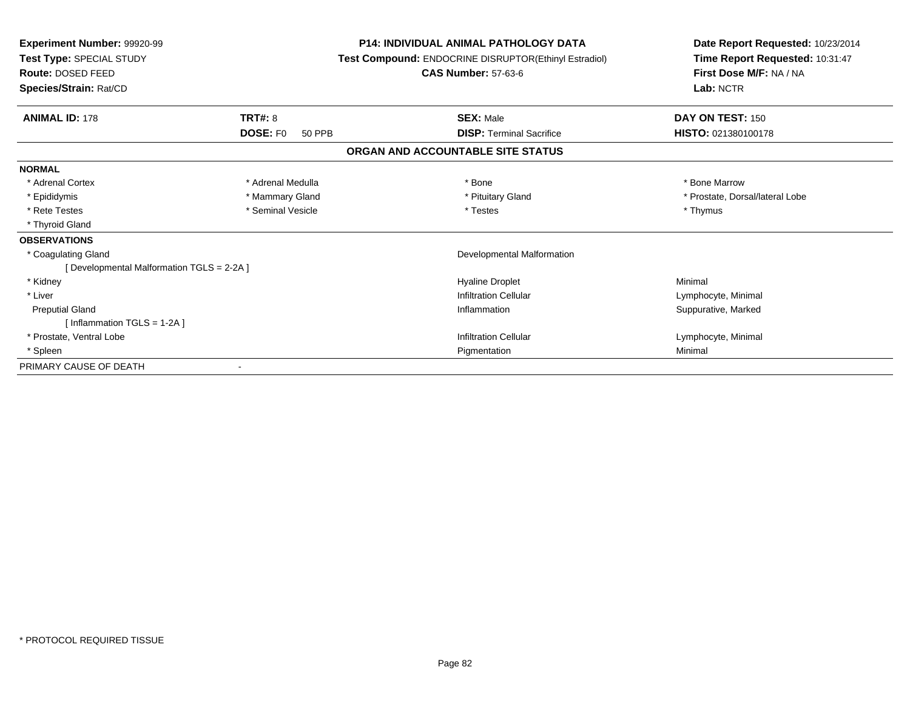**Experiment Number:** 99920-99
**Test Type:** SPECIAL STUDY
**Route:** DOSED FEED
**Species/Strain:** Rat/CD

**P14: INDIVIDUAL ANIMAL PATHOLOGY DATA**
**Test Compound:** ENDOCRINE DISRUPTOR(Ethinyl Estradiol)
**CAS Number:** 57-63-6

**Date Report Requested:** 10/23/2014
**Time Report Requested:** 10:31:47
**First Dose M/F:** NA / NA
**Lab:** NCTR

| **ANIMAL ID:** 178 | **TRT#:** 8 | **SEX:** Male | **DAY ON TEST:** 150 |
|---|---|---|---|
| | **DOSE:** F0 50 PPB | **DISP:** Terminal Sacrifice | **HISTO:** 021380100178 |

## ORGAN AND ACCOUNTABLE SITE STATUS

**NORMAL**

| | | | |
|---|---|---|---|
| * Adrenal Cortex | * Adrenal Medulla | * Bone | * Bone Marrow |
| * Epididymis | * Mammary Gland | * Pituitary Gland | * Prostate, Dorsal/lateral Lobe |
| * Rete Testes | * Seminal Vesicle | * Testes | * Thymus |
| * Thyroid Gland | | | |

**OBSERVATIONS**

| | | |
|---|---|---|
| * Coagulating Gland | Developmental Malformation | |
| [ Developmental Malformation TGLS = 2-2A ] | | |
| * Kidney | Hyaline Droplet | Minimal |
| * Liver | Infiltration Cellular | Lymphocyte, Minimal |
| Preputial Gland | Inflammation | Suppurative, Marked |
| [ Inflammation TGLS = 1-2A ] | | |
| * Prostate, Ventral Lobe | Infiltration Cellular | Lymphocyte, Minimal |
| * Spleen | Pigmentation | Minimal |

PRIMARY CAUSE OF DEATH -

* PROTOCOL REQUIRED TISSUE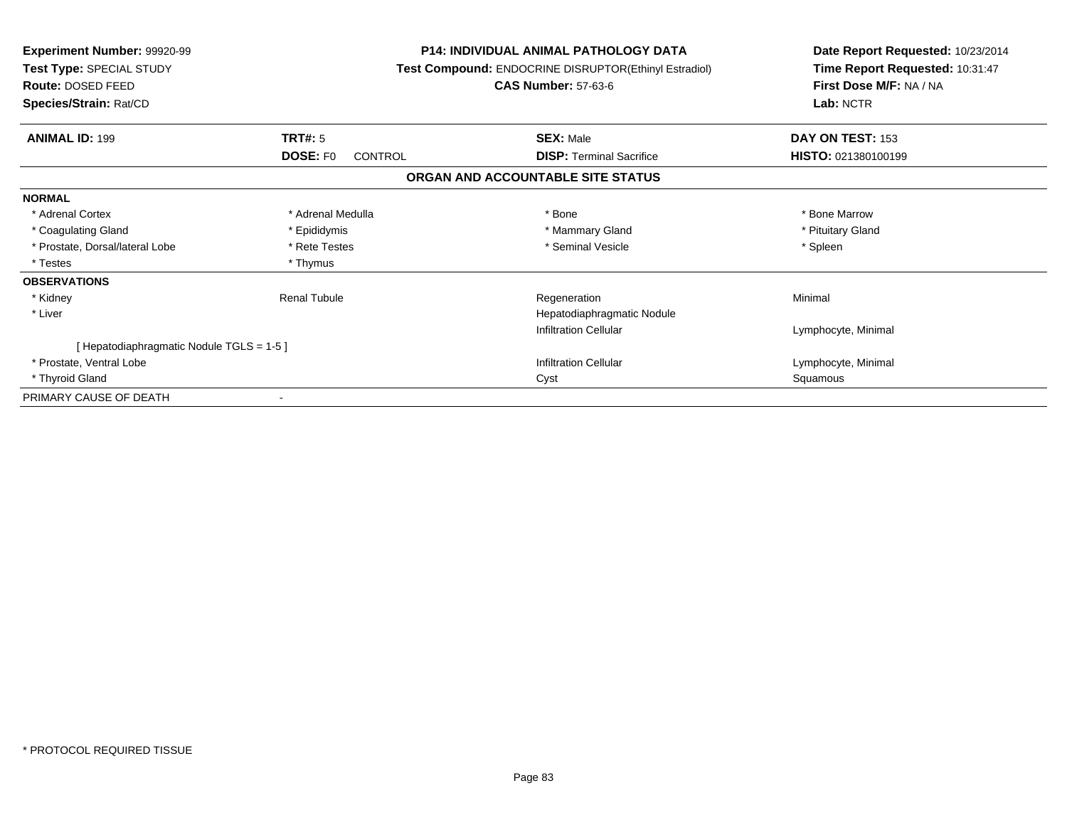**Experiment Number:** 99920-99
**Test Type:** SPECIAL STUDY
**Route:** DOSED FEED
**Species/Strain:** Rat/CD

**P14: INDIVIDUAL ANIMAL PATHOLOGY DATA**
**Test Compound:** ENDOCRINE DISRUPTOR(Ethinyl Estradiol)
**CAS Number:** 57-63-6

**Date Report Requested:** 10/23/2014
**Time Report Requested:** 10:31:47
**First Dose M/F:** NA / NA
**Lab:** NCTR

| **ANIMAL ID:** 199 | **TRT#:** 5 | **SEX:** Male | **DAY ON TEST:** 153 |
|---|---|---|---|
| | **DOSE:** F0 CONTROL | **DISP:** Terminal Sacrifice | **HISTO:** 021380100199 |

## ORGAN AND ACCOUNTABLE SITE STATUS

| | | | |
|---|---|---|---|
| **NORMAL** | | | |
| * Adrenal Cortex | * Adrenal Medulla | * Bone | * Bone Marrow |
| * Coagulating Gland | * Epididymis | * Mammary Gland | * Pituitary Gland |
| * Prostate, Dorsal/lateral Lobe | * Rete Testes | * Seminal Vesicle | * Spleen |
| * Testes | * Thymus | | |
| **OBSERVATIONS** | | | |
| * Kidney | Renal Tubule | Regeneration | Minimal |
| * Liver | | Hepatodiaphragmatic Nodule | |
| | | Infiltration Cellular | Lymphocyte, Minimal |
| [ Hepatodiaphragmatic Nodule TGLS = 1-5 ] | | | |
| * Prostate, Ventral Lobe | | Infiltration Cellular | Lymphocyte, Minimal |
| * Thyroid Gland | | Cyst | Squamous |
| PRIMARY CAUSE OF DEATH | - | | |

* PROTOCOL REQUIRED TISSUE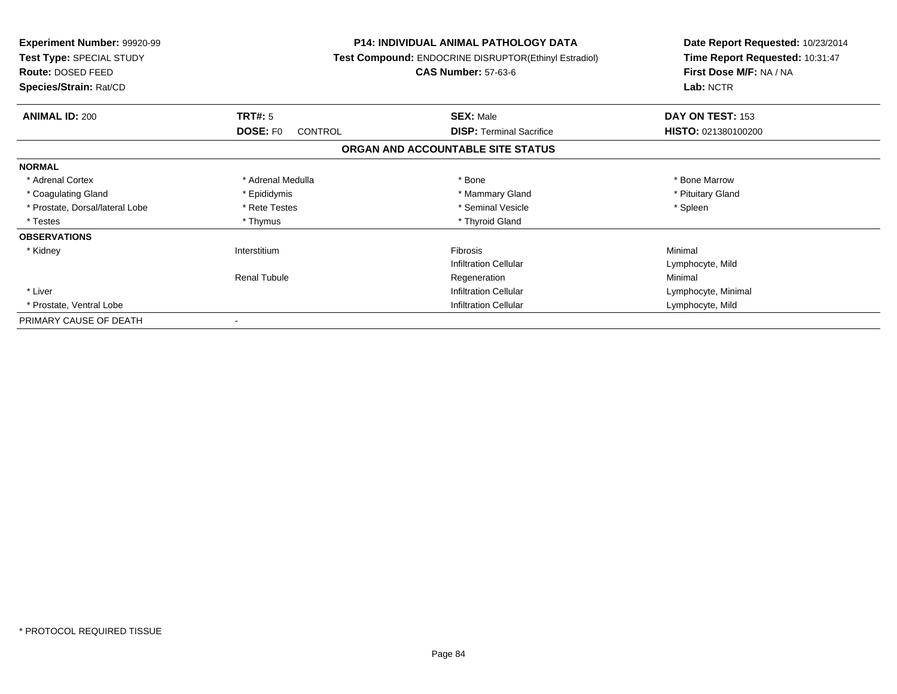**Experiment Number:** 99920-99
**Test Type:** SPECIAL STUDY
**Route:** DOSED FEED
**Species/Strain:** Rat/CD

**P14: INDIVIDUAL ANIMAL PATHOLOGY DATA**
**Test Compound:** ENDOCRINE DISRUPTOR(Ethinyl Estradiol)
**CAS Number:** 57-63-6

**Date Report Requested:** 10/23/2014
**Time Report Requested:** 10:31:47
**First Dose M/F:** NA / NA
**Lab:** NCTR

| **ANIMAL ID:** 200 | **TRT#:** 5 | **SEX:** Male | **DAY ON TEST:** 153 |
|---|---|---|---|
| | **DOSE:** F0 CONTROL | **DISP:** Terminal Sacrifice | **HISTO:** 021380100200 |

**ORGAN AND ACCOUNTABLE SITE STATUS**

| | | | |
|---|---|---|---|
| **NORMAL** | | | |
| * Adrenal Cortex | * Adrenal Medulla | * Bone | * Bone Marrow |
| * Coagulating Gland | * Epididymis | * Mammary Gland | * Pituitary Gland |
| * Prostate, Dorsal/lateral Lobe | * Rete Testes | * Seminal Vesicle | * Spleen |
| * Testes | * Thymus | * Thyroid Gland | |
| **OBSERVATIONS** | | | |
| * Kidney | Interstitium | Fibrosis | Minimal |
| | | Infiltration Cellular | Lymphocyte, Mild |
| | Renal Tubule | Regeneration | Minimal |
| * Liver | | Infiltration Cellular | Lymphocyte, Minimal |
| * Prostate, Ventral Lobe | | Infiltration Cellular | Lymphocyte, Mild |
| PRIMARY CAUSE OF DEATH | - | | |

* PROTOCOL REQUIRED TISSUE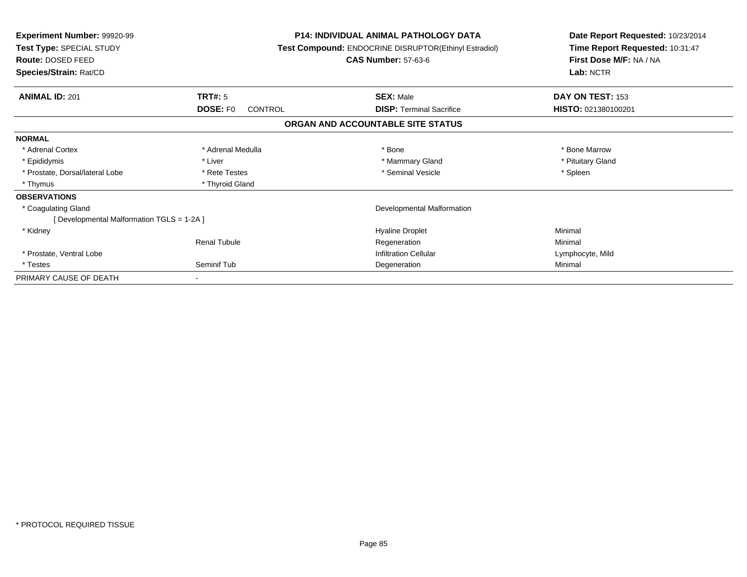**Experiment Number:** 99920-99
**Test Type:** SPECIAL STUDY
**Route:** DOSED FEED
**Species/Strain:** Rat/CD

**P14: INDIVIDUAL ANIMAL PATHOLOGY DATA**
**Test Compound:** ENDOCRINE DISRUPTOR(Ethinyl Estradiol)
**CAS Number:** 57-63-6

**Date Report Requested:** 10/23/2014
**Time Report Requested:** 10:31:47
**First Dose M/F:** NA / NA
**Lab:** NCTR

| **ANIMAL ID:** 201 | **TRT#:** 5 | **SEX:** Male | **DAY ON TEST:** 153 |
|---|---|---|---|
| | **DOSE:** F0 CONTROL | **DISP:** Terminal Sacrifice | **HISTO:** 021380100201 |

**ORGAN AND ACCOUNTABLE SITE STATUS**

| | | | |
|---|---|---|---|
| **NORMAL** | | | |
| * Adrenal Cortex | * Adrenal Medulla | * Bone | * Bone Marrow |
| * Epididymis | * Liver | * Mammary Gland | * Pituitary Gland |
| * Prostate, Dorsal/lateral Lobe | * Rete Testes | * Seminal Vesicle | * Spleen |
| * Thymus | * Thyroid Gland | | |
| **OBSERVATIONS** | | | |
| * Coagulating Gland | | Developmental Malformation | |
| [ Developmental Malformation TGLS = 1-2A ] | | | |
| * Kidney | | Hyaline Droplet | Minimal |
| | Renal Tubule | Regeneration | Minimal |
| * Prostate, Ventral Lobe | | Infiltration Cellular | Lymphocyte, Mild |
| * Testes | Seminif Tub | Degeneration | Minimal |
| PRIMARY CAUSE OF DEATH | - | | |

* PROTOCOL REQUIRED TISSUE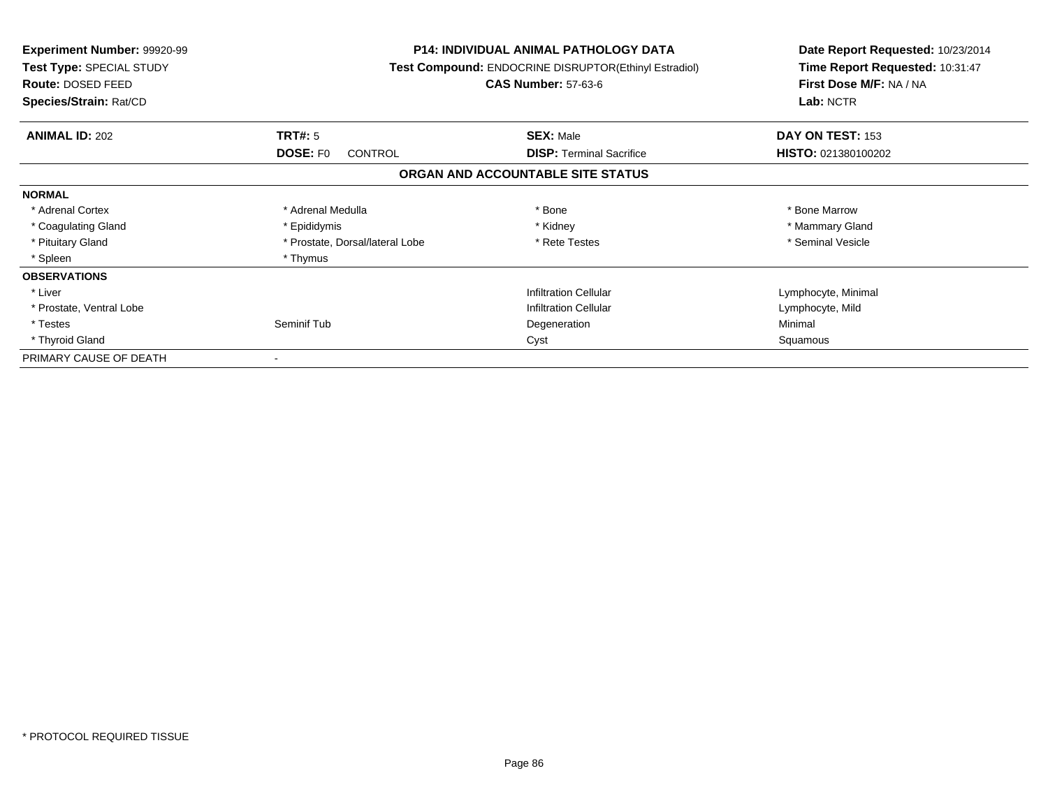**Experiment Number:** 99920-99
**Test Type:** SPECIAL STUDY
**Route:** DOSED FEED
**Species/Strain:** Rat/CD

**P14: INDIVIDUAL ANIMAL PATHOLOGY DATA**
**Test Compound:** ENDOCRINE DISRUPTOR(Ethinyl Estradiol)
**CAS Number:** 57-63-6

**Date Report Requested:** 10/23/2014
**Time Report Requested:** 10:31:47
**First Dose M/F:** NA / NA
**Lab:** NCTR

| **ANIMAL ID:** 202 | **TRT#:** 5 | **SEX:** Male | **DAY ON TEST:** 153 |
|---|---|---|---|
| | **DOSE:** F0 CONTROL | **DISP:** Terminal Sacrifice | **HISTO:** 021380100202 |

## ORGAN AND ACCOUNTABLE SITE STATUS

| | | | |
|---|---|---|---|
| **NORMAL** | | | |
| * Adrenal Cortex | * Adrenal Medulla | * Bone | * Bone Marrow |
| * Coagulating Gland | * Epididymis | * Kidney | * Mammary Gland |
| * Pituitary Gland | * Prostate, Dorsal/lateral Lobe | * Rete Testes | * Seminal Vesicle |
| * Spleen | * Thymus | | |
| **OBSERVATIONS** | | | |
| * Liver | | Infiltration Cellular | Lymphocyte, Minimal |
| * Prostate, Ventral Lobe | | Infiltration Cellular | Lymphocyte, Mild |
| * Testes | Seminif Tub | Degeneration | Minimal |
| * Thyroid Gland | | Cyst | Squamous |
| PRIMARY CAUSE OF DEATH | - | | |

* PROTOCOL REQUIRED TISSUE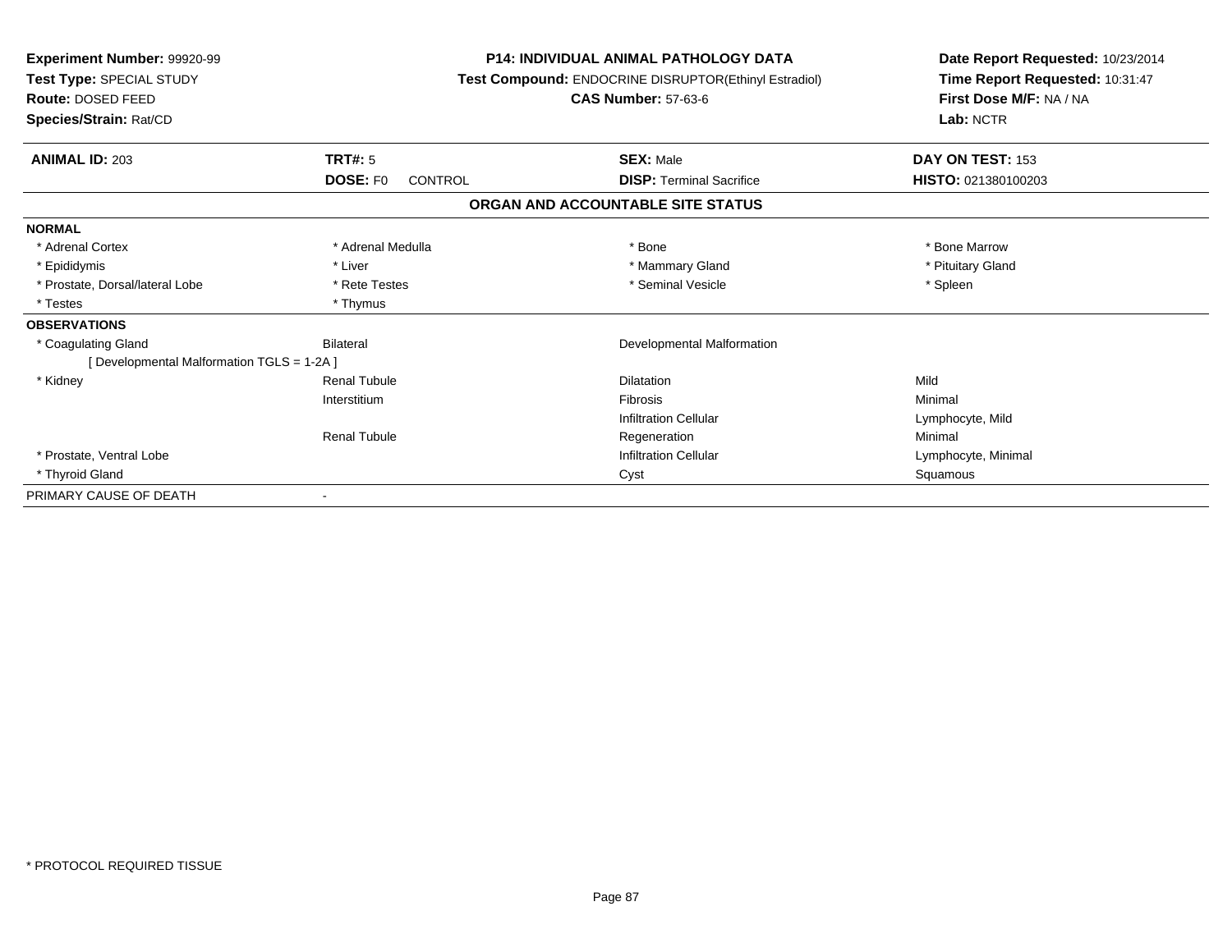**Experiment Number:** 99920-99
**Test Type:** SPECIAL STUDY
**Route:** DOSED FEED
**Species/Strain:** Rat/CD

**P14: INDIVIDUAL ANIMAL PATHOLOGY DATA**
**Test Compound:** ENDOCRINE DISRUPTOR(Ethinyl Estradiol)
**CAS Number:** 57-63-6

**Date Report Requested:** 10/23/2014
**Time Report Requested:** 10:31:47
**First Dose M/F:** NA / NA
**Lab:** NCTR

| **ANIMAL ID:** 203 | **TRT#:** 5 | **SEX:** Male | **DAY ON TEST:** 153 |
|---|---|---|---|
| | **DOSE:** F0 CONTROL | **DISP:** Terminal Sacrifice | **HISTO:** 021380100203 |

## ORGAN AND ACCOUNTABLE SITE STATUS

| | | | |
|---|---|---|---|
| **NORMAL** | | | |
| * Adrenal Cortex | * Adrenal Medulla | * Bone | * Bone Marrow |
| * Epididymis | * Liver | * Mammary Gland | * Pituitary Gland |
| * Prostate, Dorsal/lateral Lobe | * Rete Testes | * Seminal Vesicle | * Spleen |
| * Testes | * Thymus | | |
| **OBSERVATIONS** | | | |
| * Coagulating Gland | Bilateral | Developmental Malformation | |
| [ Developmental Malformation TGLS = 1-2A ] | | | |
| * Kidney | Renal Tubule | Dilatation | Mild |
| | Interstitium | Fibrosis | Minimal |
| | | Infiltration Cellular | Lymphocyte, Mild |
| | Renal Tubule | Regeneration | Minimal |
| * Prostate, Ventral Lobe | | Infiltration Cellular | Lymphocyte, Minimal |
| * Thyroid Gland | | Cyst | Squamous |
| PRIMARY CAUSE OF DEATH | - | | |

* PROTOCOL REQUIRED TISSUE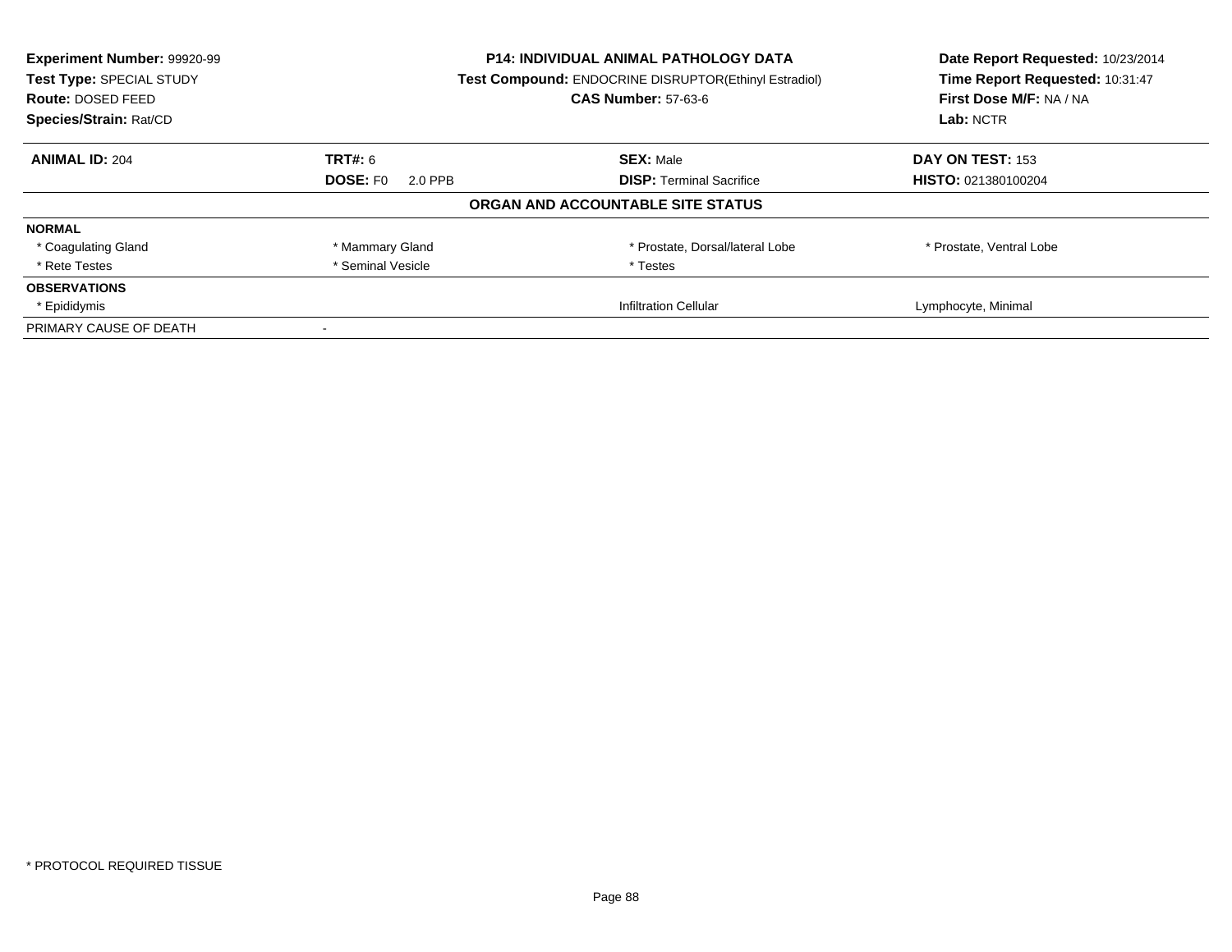**Experiment Number:** 99920-99
**Test Type:** SPECIAL STUDY
**Route:** DOSED FEED
**Species/Strain:** Rat/CD

**P14: INDIVIDUAL ANIMAL PATHOLOGY DATA**
**Test Compound:** ENDOCRINE DISRUPTOR(Ethinyl Estradiol)
**CAS Number:** 57-63-6

**Date Report Requested:** 10/23/2014
**Time Report Requested:** 10:31:47
**First Dose M/F:** NA / NA
**Lab:** NCTR

| **ANIMAL ID:** 204 | **TRT#:** 6 | **SEX:** Male | **DAY ON TEST:** 153 |
|---|---|---|---|
| | **DOSE:** F0 2.0 PPB | **DISP:** Terminal Sacrifice | **HISTO:** 021380100204 |

**ORGAN AND ACCOUNTABLE SITE STATUS**

| | | | |
|---|---|---|---|
| **NORMAL** | | | |
| * Coagulating Gland | * Mammary Gland | * Prostate, Dorsal/lateral Lobe | * Prostate, Ventral Lobe |
| * Rete Testes | * Seminal Vesicle | * Testes | |
| **OBSERVATIONS** | | | |
| * Epididymis | | Infiltration Cellular | Lymphocyte, Minimal |
| PRIMARY CAUSE OF DEATH | - | | |

* PROTOCOL REQUIRED TISSUE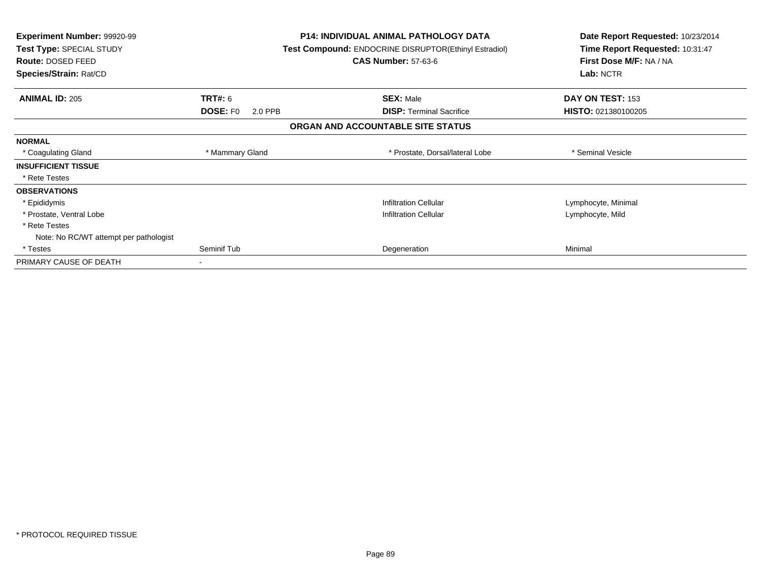**Experiment Number:** 99920-99
**Test Type:** SPECIAL STUDY
**Route:** DOSED FEED
**Species/Strain:** Rat/CD

**P14: INDIVIDUAL ANIMAL PATHOLOGY DATA**
**Test Compound:** ENDOCRINE DISRUPTOR(Ethinyl Estradiol)
**CAS Number:** 57-63-6

**Date Report Requested:** 10/23/2014
**Time Report Requested:** 10:31:47
**First Dose M/F:** NA / NA
**Lab:** NCTR

| **ANIMAL ID:** 205 | **TRT#:** 6 | **SEX:** Male | **DAY ON TEST:** 153 |
|---|---|---|---|
| | **DOSE:** F0 2.0 PPB | **DISP:** Terminal Sacrifice | **HISTO:** 021380100205 |

## ORGAN AND ACCOUNTABLE SITE STATUS

| | | | |
|---|---|---|---|
| **NORMAL** | | | |
| * Coagulating Gland | * Mammary Gland | * Prostate, Dorsal/lateral Lobe | * Seminal Vesicle |
| **INSUFFICIENT TISSUE** | | | |
| * Rete Testes | | | |
| **OBSERVATIONS** | | | |
| * Epididymis | | Infiltration Cellular | Lymphocyte, Minimal |
| * Prostate, Ventral Lobe | | Infiltration Cellular | Lymphocyte, Mild |
| * Rete Testes | | | |
| Note: No RC/WT attempt per pathologist | | | |
| * Testes | Seminif Tub | Degeneration | Minimal |
| PRIMARY CAUSE OF DEATH | - | | |

* PROTOCOL REQUIRED TISSUE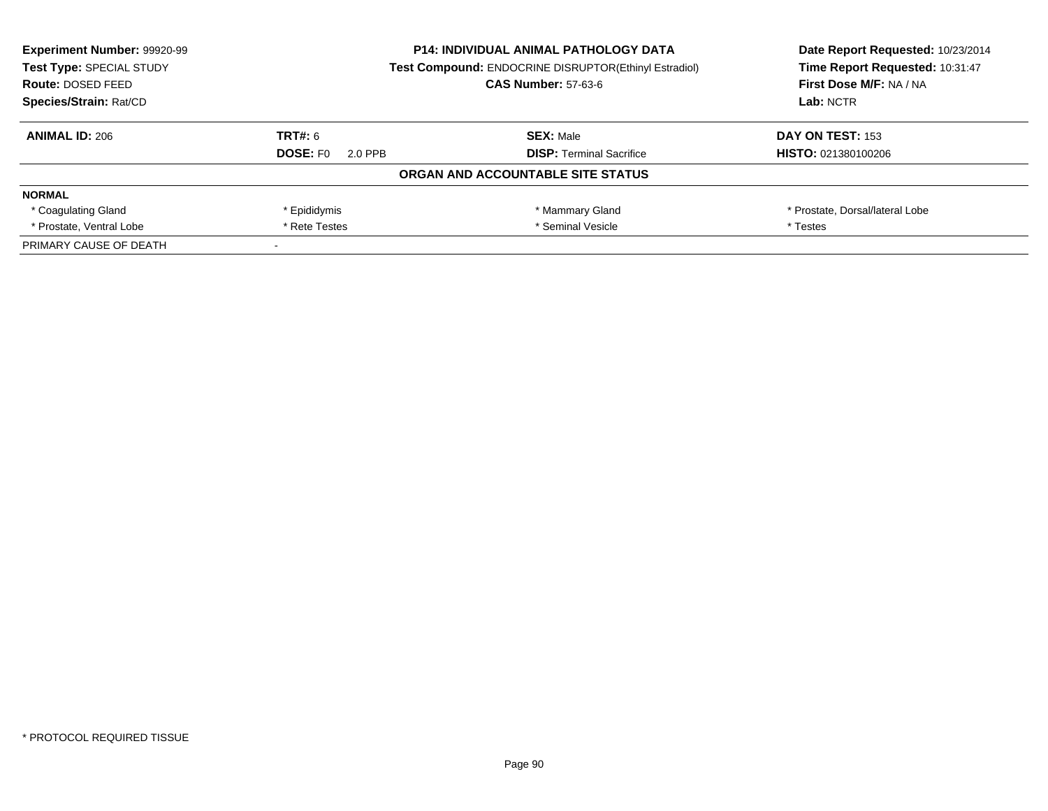**Experiment Number:** 99920-99
**Test Type:** SPECIAL STUDY
**Route:** DOSED FEED
**Species/Strain:** Rat/CD

**P14: INDIVIDUAL ANIMAL PATHOLOGY DATA**
**Test Compound:** ENDOCRINE DISRUPTOR(Ethinyl Estradiol)
**CAS Number:** 57-63-6

**Date Report Requested:** 10/23/2014
**Time Report Requested:** 10:31:47
**First Dose M/F:** NA / NA
**Lab:** NCTR

| **ANIMAL ID:** 206 | **TRT#:** 6 | **SEX:** Male | **DAY ON TEST:** 153 |
|---|---|---|---|
| | **DOSE:** F0 2.0 PPB | **DISP:** Terminal Sacrifice | **HISTO:** 021380100206 |

**ORGAN AND ACCOUNTABLE SITE STATUS**

| **NORMAL** | | | |
|---|---|---|---|
| * Coagulating Gland | * Epididymis | * Mammary Gland | * Prostate, Dorsal/lateral Lobe |
| * Prostate, Ventral Lobe | * Rete Testes | * Seminal Vesicle | * Testes |
| PRIMARY CAUSE OF DEATH | - | | |

\* PROTOCOL REQUIRED TISSUE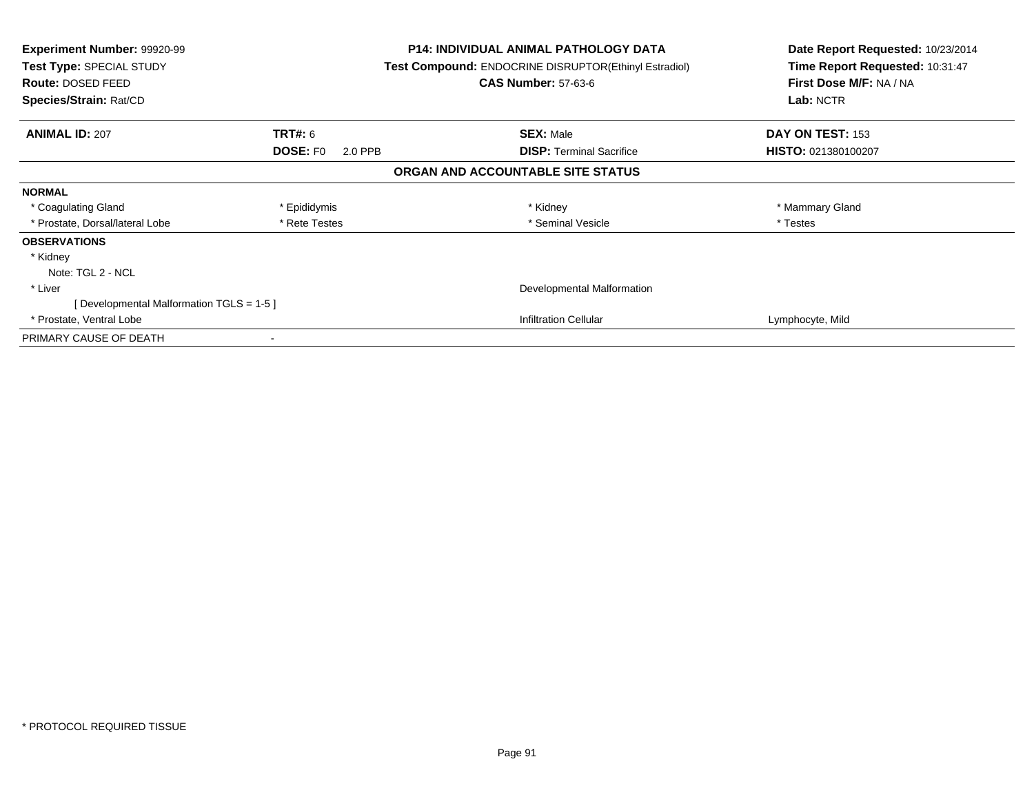**Experiment Number:** 99920-99
**Test Type:** SPECIAL STUDY
**Route:** DOSED FEED
**Species/Strain:** Rat/CD

**P14: INDIVIDUAL ANIMAL PATHOLOGY DATA**
**Test Compound:** ENDOCRINE DISRUPTOR(Ethinyl Estradiol)
**CAS Number:** 57-63-6

**Date Report Requested:** 10/23/2014
**Time Report Requested:** 10:31:47
**First Dose M/F:** NA / NA
**Lab:** NCTR

| **ANIMAL ID:** 207 | **TRT#:** 6 | **SEX:** Male | **DAY ON TEST:** 153 |
|---|---|---|---|
| | **DOSE:** F0 2.0 PPB | **DISP:** Terminal Sacrifice | **HISTO:** 021380100207 |

## ORGAN AND ACCOUNTABLE SITE STATUS

| | | | |
|---|---|---|---|
| **NORMAL** | | | |
| * Coagulating Gland | * Epididymis | * Kidney | * Mammary Gland |
| * Prostate, Dorsal/lateral Lobe | * Rete Testes | * Seminal Vesicle | * Testes |
| **OBSERVATIONS** | | | |
| * Kidney | | | |
| Note: TGL 2 - NCL | | | |
| * Liver | | Developmental Malformation | |
| [ Developmental Malformation TGLS = 1-5 ] | | | |
| * Prostate, Ventral Lobe | | Infiltration Cellular | Lymphocyte, Mild |
| PRIMARY CAUSE OF DEATH | - | | |

\* PROTOCOL REQUIRED TISSUE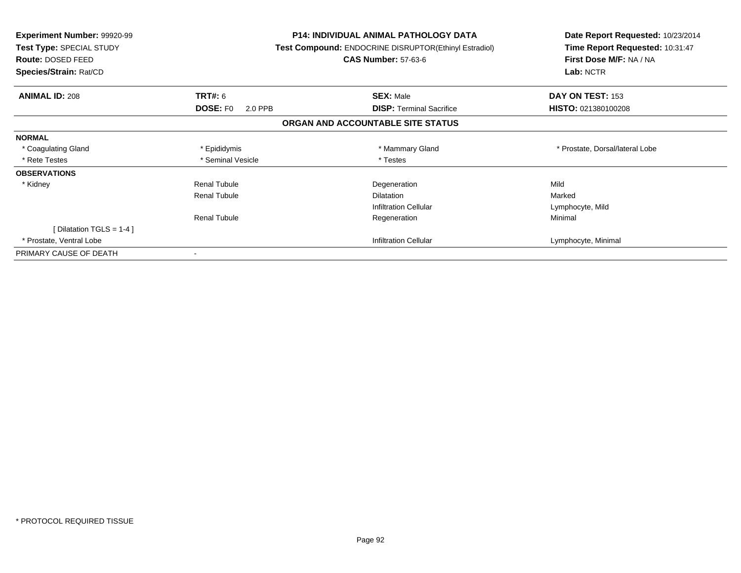**Experiment Number:** 99920-99
**Test Type:** SPECIAL STUDY
**Route:** DOSED FEED
**Species/Strain:** Rat/CD

**P14: INDIVIDUAL ANIMAL PATHOLOGY DATA**
**Test Compound:** ENDOCRINE DISRUPTOR(Ethinyl Estradiol)
**CAS Number:** 57-63-6

**Date Report Requested:** 10/23/2014
**Time Report Requested:** 10:31:47
**First Dose M/F:** NA / NA
**Lab:** NCTR

| **ANIMAL ID:** 208 | **TRT#:** 6 | **SEX:** Male | **DAY ON TEST:** 153 |
|---|---|---|---|
| | **DOSE:** F0 2.0 PPB | **DISP:** Terminal Sacrifice | **HISTO:** 021380100208 |

**ORGAN AND ACCOUNTABLE SITE STATUS**

| | | | |
|---|---|---|---|
| **NORMAL** | | | |
| * Coagulating Gland | * Epididymis | * Mammary Gland | * Prostate, Dorsal/lateral Lobe |
| * Rete Testes | * Seminal Vesicle | * Testes | |
| **OBSERVATIONS** | | | |
| * Kidney | Renal Tubule | Degeneration | Mild |
| | Renal Tubule | Dilatation | Marked |
| | | Infiltration Cellular | Lymphocyte, Mild |
| | Renal Tubule | Regeneration | Minimal |
| [ Dilatation TGLS = 1-4 ] | | | |
| * Prostate, Ventral Lobe | | Infiltration Cellular | Lymphocyte, Minimal |
| PRIMARY CAUSE OF DEATH | - | | |

* PROTOCOL REQUIRED TISSUE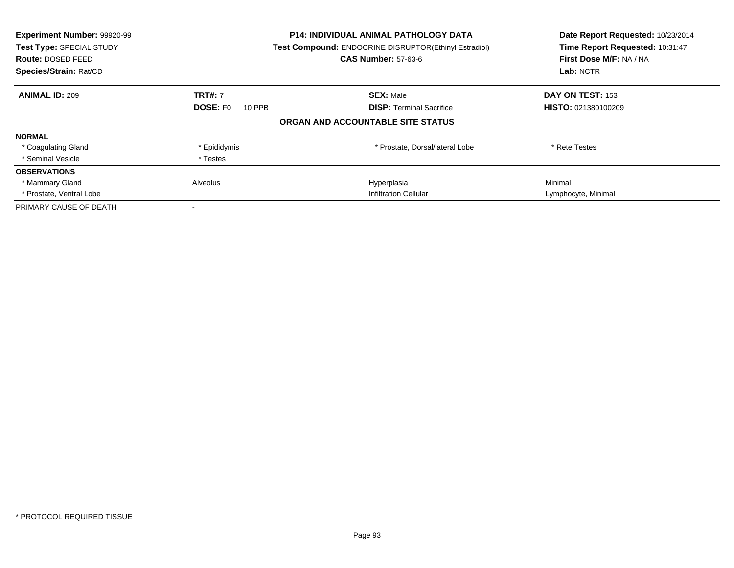**Experiment Number:** 99920-99
**Test Type:** SPECIAL STUDY
**Route:** DOSED FEED
**Species/Strain:** Rat/CD

**P14: INDIVIDUAL ANIMAL PATHOLOGY DATA**
**Test Compound:** ENDOCRINE DISRUPTOR(Ethinyl Estradiol)
**CAS Number:** 57-63-6

**Date Report Requested:** 10/23/2014
**Time Report Requested:** 10:31:47
**First Dose M/F:** NA / NA
**Lab:** NCTR

| **ANIMAL ID:** 209 | **TRT#:** 7 | **SEX:** Male | **DAY ON TEST:** 153 |
|---|---|---|---|
| | **DOSE:** F0 10 PPB | **DISP:** Terminal Sacrifice | **HISTO:** 021380100209 |

**ORGAN AND ACCOUNTABLE SITE STATUS**

| | | | |
|---|---|---|---|
| **NORMAL** | | | |
| * Coagulating Gland | * Epididymis | * Prostate, Dorsal/lateral Lobe | * Rete Testes |
| * Seminal Vesicle | * Testes | | |
| **OBSERVATIONS** | | | |
| * Mammary Gland | Alveolus | Hyperplasia | Minimal |
| * Prostate, Ventral Lobe | | Infiltration Cellular | Lymphocyte, Minimal |
| PRIMARY CAUSE OF DEATH | - | | |

* PROTOCOL REQUIRED TISSUE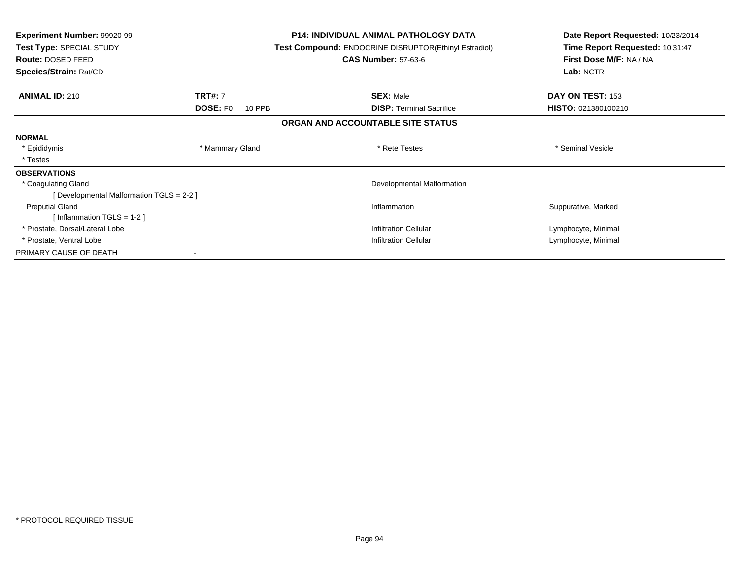**Experiment Number:** 99920-99
**Test Type:** SPECIAL STUDY
**Route:** DOSED FEED
**Species/Strain:** Rat/CD

**P14: INDIVIDUAL ANIMAL PATHOLOGY DATA**
**Test Compound:** ENDOCRINE DISRUPTOR(Ethinyl Estradiol)
**CAS Number:** 57-63-6

**Date Report Requested:** 10/23/2014
**Time Report Requested:** 10:31:47
**First Dose M/F:** NA / NA
**Lab:** NCTR

| **ANIMAL ID:** 210 | **TRT#:** 7 | **SEX:** Male | **DAY ON TEST:** 153 |
|---|---|---|---|
| | **DOSE:** F0 10 PPB | **DISP:** Terminal Sacrifice | **HISTO:** 021380100210 |

## ORGAN AND ACCOUNTABLE SITE STATUS

**NORMAL**

| | | | |
|---|---|---|---|
| * Epididymis | * Mammary Gland | * Rete Testes | * Seminal Vesicle |
| * Testes | | | |

**OBSERVATIONS**

| | | |
|---|---|---|
| * Coagulating Gland | Developmental Malformation | |
| [ Developmental Malformation TGLS = 2-2 ] | | |
| Preputial Gland | Inflammation | Suppurative, Marked |
| [ Inflammation TGLS = 1-2 ] | | |
| * Prostate, Dorsal/Lateral Lobe | Infiltration Cellular | Lymphocyte, Minimal |
| * Prostate, Ventral Lobe | Infiltration Cellular | Lymphocyte, Minimal |

PRIMARY CAUSE OF DEATH -

* PROTOCOL REQUIRED TISSUE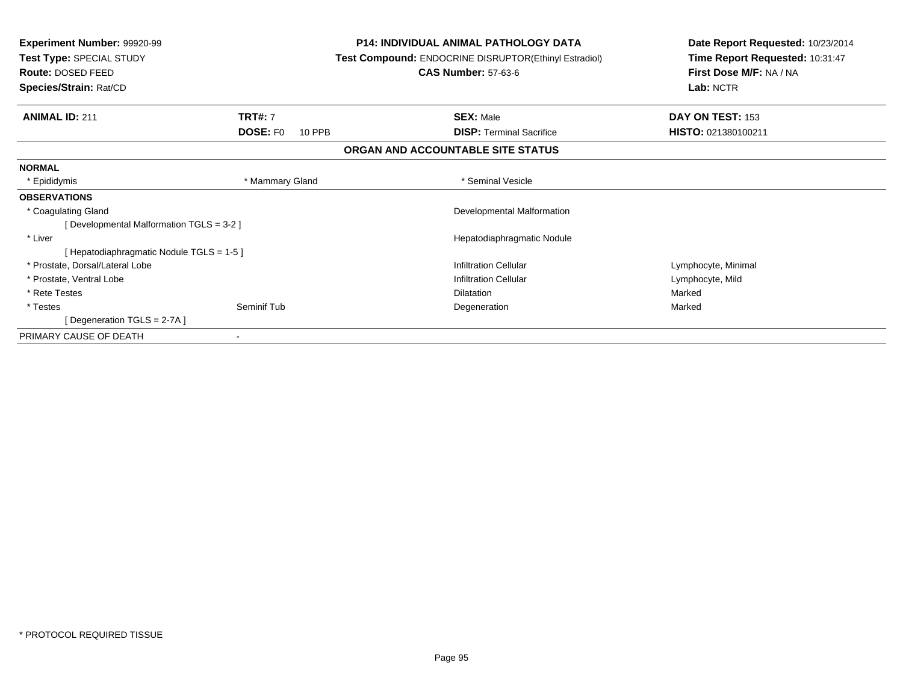**Experiment Number:** 99920-99
**Test Type:** SPECIAL STUDY
**Route:** DOSED FEED
**Species/Strain:** Rat/CD

**P14: INDIVIDUAL ANIMAL PATHOLOGY DATA**
**Test Compound:** ENDOCRINE DISRUPTOR(Ethinyl Estradiol)
**CAS Number:** 57-63-6

**Date Report Requested:** 10/23/2014
**Time Report Requested:** 10:31:47
**First Dose M/F:** NA / NA
**Lab:** NCTR

| **ANIMAL ID:** 211 | **TRT#:** 7 | **SEX:** Male | **DAY ON TEST:** 153 |
|---|---|---|---|
| | **DOSE:** F0 10 PPB | **DISP:** Terminal Sacrifice | **HISTO:** 021380100211 |

## ORGAN AND ACCOUNTABLE SITE STATUS

| | | | |
|---|---|---|---|
| **NORMAL** | | | |
| * Epididymis | * Mammary Gland | * Seminal Vesicle | |
| **OBSERVATIONS** | | | |
| * Coagulating Gland | | Developmental Malformation | |
| [ Developmental Malformation TGLS = 3-2 ] | | | |
| * Liver | | Hepatodiaphragmatic Nodule | |
| [ Hepatodiaphragmatic Nodule TGLS = 1-5 ] | | | |
| * Prostate, Dorsal/Lateral Lobe | | Infiltration Cellular | Lymphocyte, Minimal |
| * Prostate, Ventral Lobe | | Infiltration Cellular | Lymphocyte, Mild |
| * Rete Testes | | Dilatation | Marked |
| * Testes | Seminif Tub | Degeneration | Marked |
| [ Degeneration TGLS = 2-7A ] | | | |
| PRIMARY CAUSE OF DEATH | - | | |

\* PROTOCOL REQUIRED TISSUE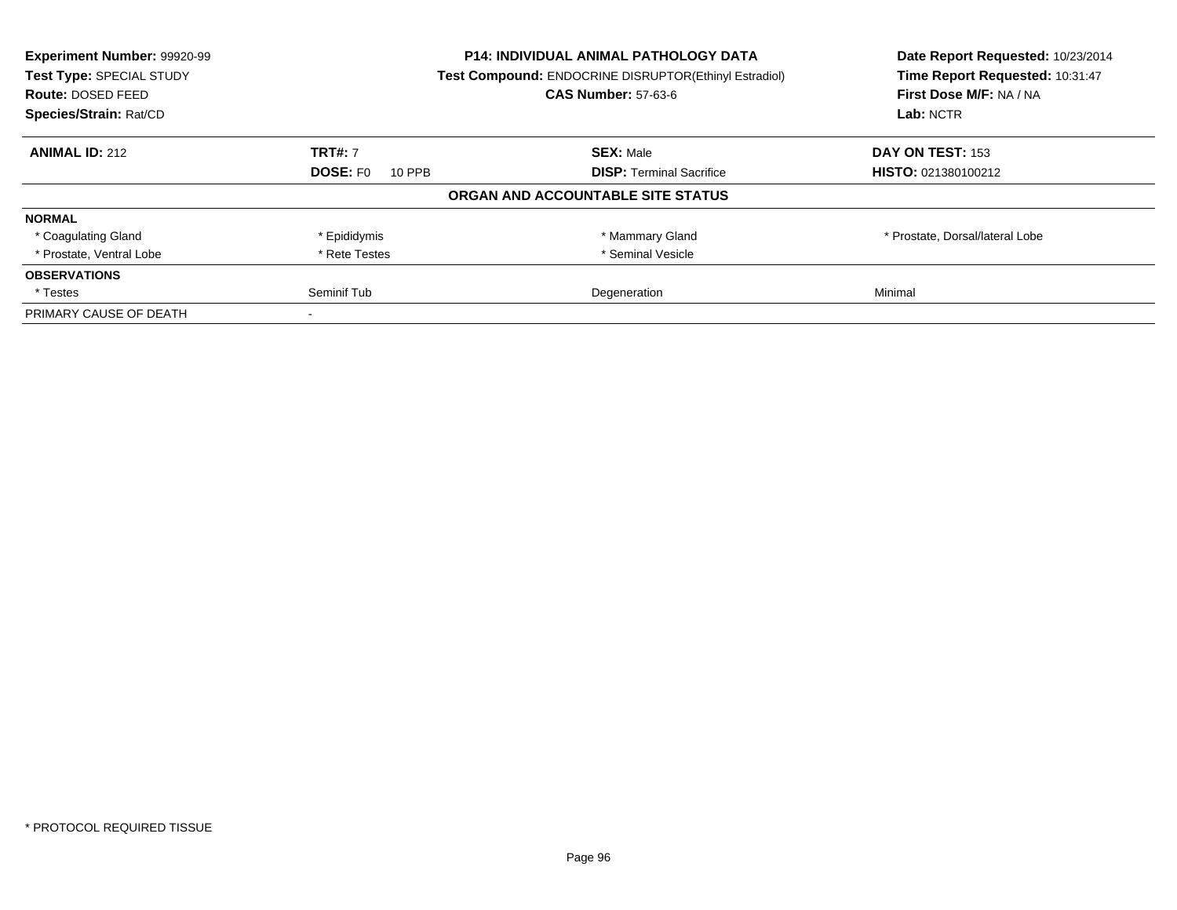**Experiment Number:** 99920-99
**Test Type:** SPECIAL STUDY
**Route:** DOSED FEED
**Species/Strain:** Rat/CD

**P14: INDIVIDUAL ANIMAL PATHOLOGY DATA**
**Test Compound:** ENDOCRINE DISRUPTOR(Ethinyl Estradiol)
**CAS Number:** 57-63-6

**Date Report Requested:** 10/23/2014
**Time Report Requested:** 10:31:47
**First Dose M/F:** NA / NA
**Lab:** NCTR

| **ANIMAL ID:** 212 | **TRT#:** 7 | **SEX:** Male | **DAY ON TEST:** 153 |
|---|---|---|---|
| | **DOSE:** F0 10 PPB | **DISP:** Terminal Sacrifice | **HISTO:** 021380100212 |

**ORGAN AND ACCOUNTABLE SITE STATUS**

| | | | |
|---|---|---|---|
| **NORMAL** | | | |
| * Coagulating Gland | * Epididymis | * Mammary Gland | * Prostate, Dorsal/lateral Lobe |
| * Prostate, Ventral Lobe | * Rete Testes | * Seminal Vesicle | |
| **OBSERVATIONS** | | | |
| * Testes | Seminif Tub | Degeneration | Minimal |
| PRIMARY CAUSE OF DEATH | - | | |

* PROTOCOL REQUIRED TISSUE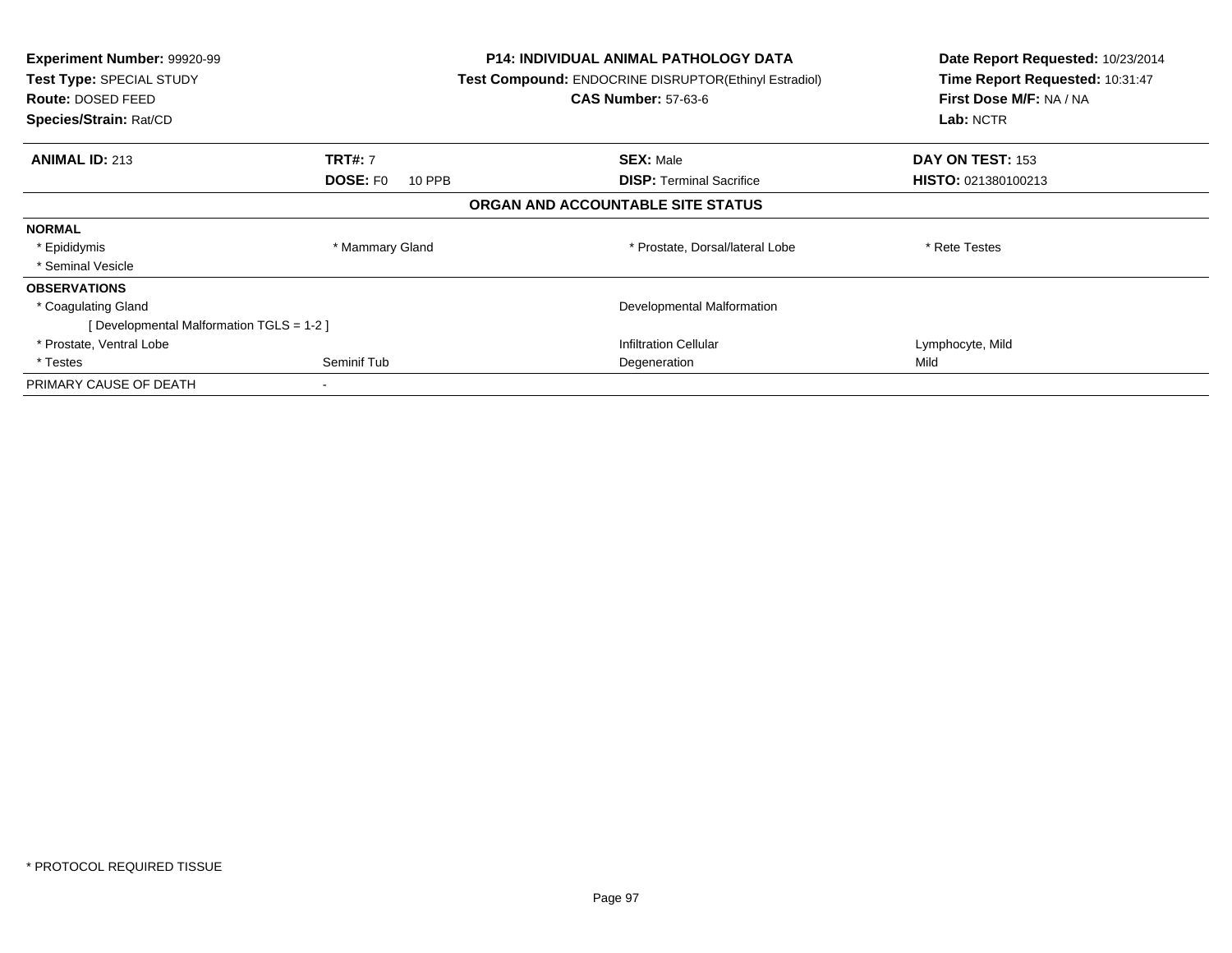**Experiment Number:** 99920-99
**Test Type:** SPECIAL STUDY
**Route:** DOSED FEED
**Species/Strain:** Rat/CD

**P14: INDIVIDUAL ANIMAL PATHOLOGY DATA**
**Test Compound:** ENDOCRINE DISRUPTOR(Ethinyl Estradiol)
**CAS Number:** 57-63-6

**Date Report Requested:** 10/23/2014
**Time Report Requested:** 10:31:47
**First Dose M/F:** NA / NA
**Lab:** NCTR

| **ANIMAL ID:** 213 | **TRT#:** 7 | **SEX:** Male | **DAY ON TEST:** 153 |
|---|---|---|---|
| | **DOSE:** F0 10 PPB | **DISP:** Terminal Sacrifice | **HISTO:** 021380100213 |

## ORGAN AND ACCOUNTABLE SITE STATUS

| | | | |
|---|---|---|---|
| **NORMAL** | | | |
| * Epididymis | * Mammary Gland | * Prostate, Dorsal/lateral Lobe | * Rete Testes |
| * Seminal Vesicle | | | |
| **OBSERVATIONS** | | | |
| * Coagulating Gland | | Developmental Malformation | |
| [ Developmental Malformation TGLS = 1-2 ] | | | |
| * Prostate, Ventral Lobe | | Infiltration Cellular | Lymphocyte, Mild |
| * Testes | Seminif Tub | Degeneration | Mild |
| PRIMARY CAUSE OF DEATH | - | | |

* PROTOCOL REQUIRED TISSUE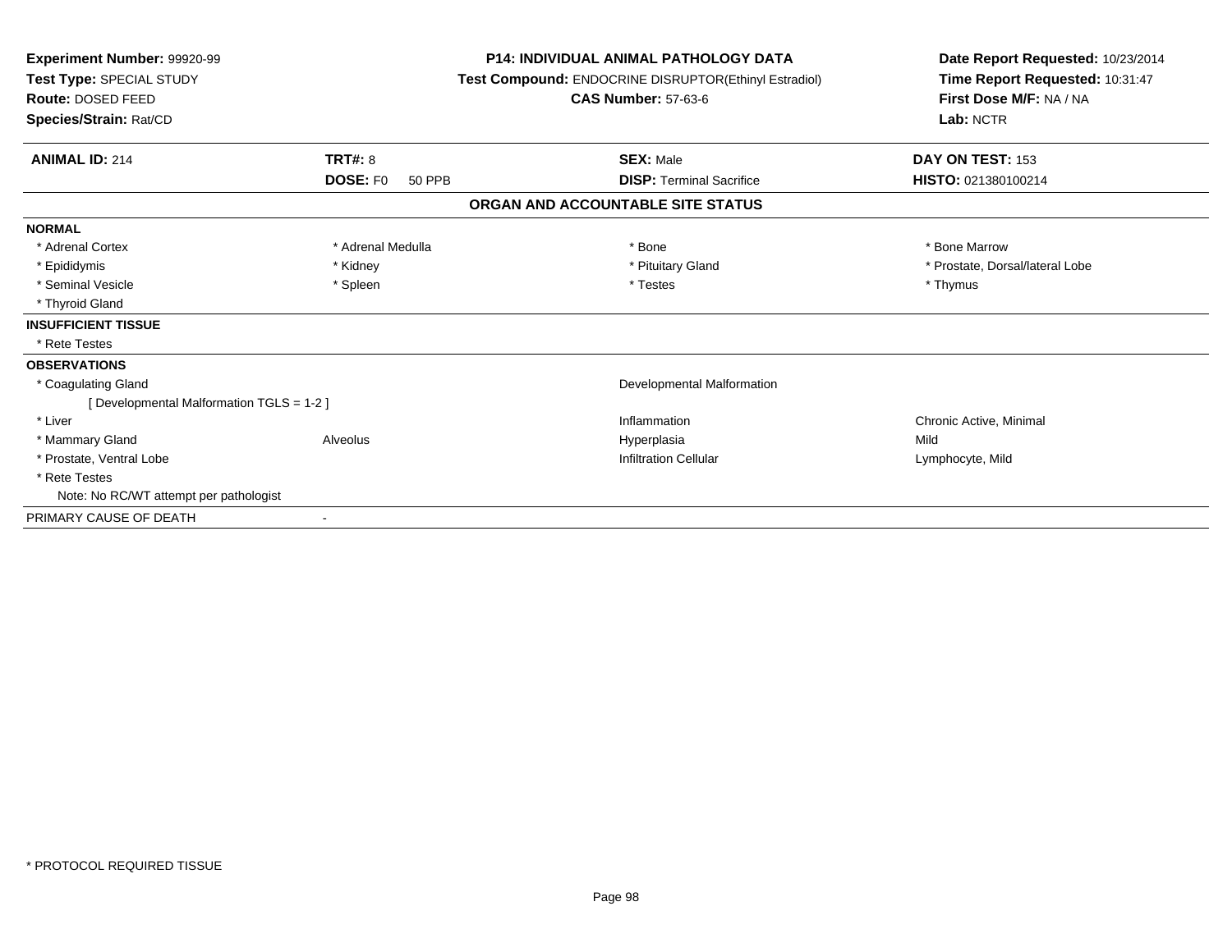**Experiment Number:** 99920-99
**Test Type:** SPECIAL STUDY
**Route:** DOSED FEED
**Species/Strain:** Rat/CD

**P14: INDIVIDUAL ANIMAL PATHOLOGY DATA**
**Test Compound:** ENDOCRINE DISRUPTOR(Ethinyl Estradiol)
**CAS Number:** 57-63-6

**Date Report Requested:** 10/23/2014
**Time Report Requested:** 10:31:47
**First Dose M/F:** NA / NA
**Lab:** NCTR

| **ANIMAL ID:** 214 | **TRT#:** 8 | **SEX:** Male | **DAY ON TEST:** 153 |
|---|---|---|---|
| | **DOSE:** F0 50 PPB | **DISP:** Terminal Sacrifice | **HISTO:** 021380100214 |

**ORGAN AND ACCOUNTABLE SITE STATUS**

**NORMAL**

| | | | |
|---|---|---|---|
| * Adrenal Cortex | * Adrenal Medulla | * Bone | * Bone Marrow |
| * Epididymis | * Kidney | * Pituitary Gland | * Prostate, Dorsal/lateral Lobe |
| * Seminal Vesicle | * Spleen | * Testes | * Thymus |
| * Thyroid Gland | | | |

**INSUFFICIENT TISSUE**

* Rete Testes

**OBSERVATIONS**

| | | | |
|---|---|---|---|
| * Coagulating Gland | | Developmental Malformation | |
| [ Developmental Malformation TGLS = 1-2 ] | | | |
| * Liver | | Inflammation | Chronic Active, Minimal |
| * Mammary Gland | Alveolus | Hyperplasia | Mild |
| * Prostate, Ventral Lobe | | Infiltration Cellular | Lymphocyte, Mild |
| * Rete Testes | | | |
| Note: No RC/WT attempt per pathologist | | | |

PRIMARY CAUSE OF DEATH -

* PROTOCOL REQUIRED TISSUE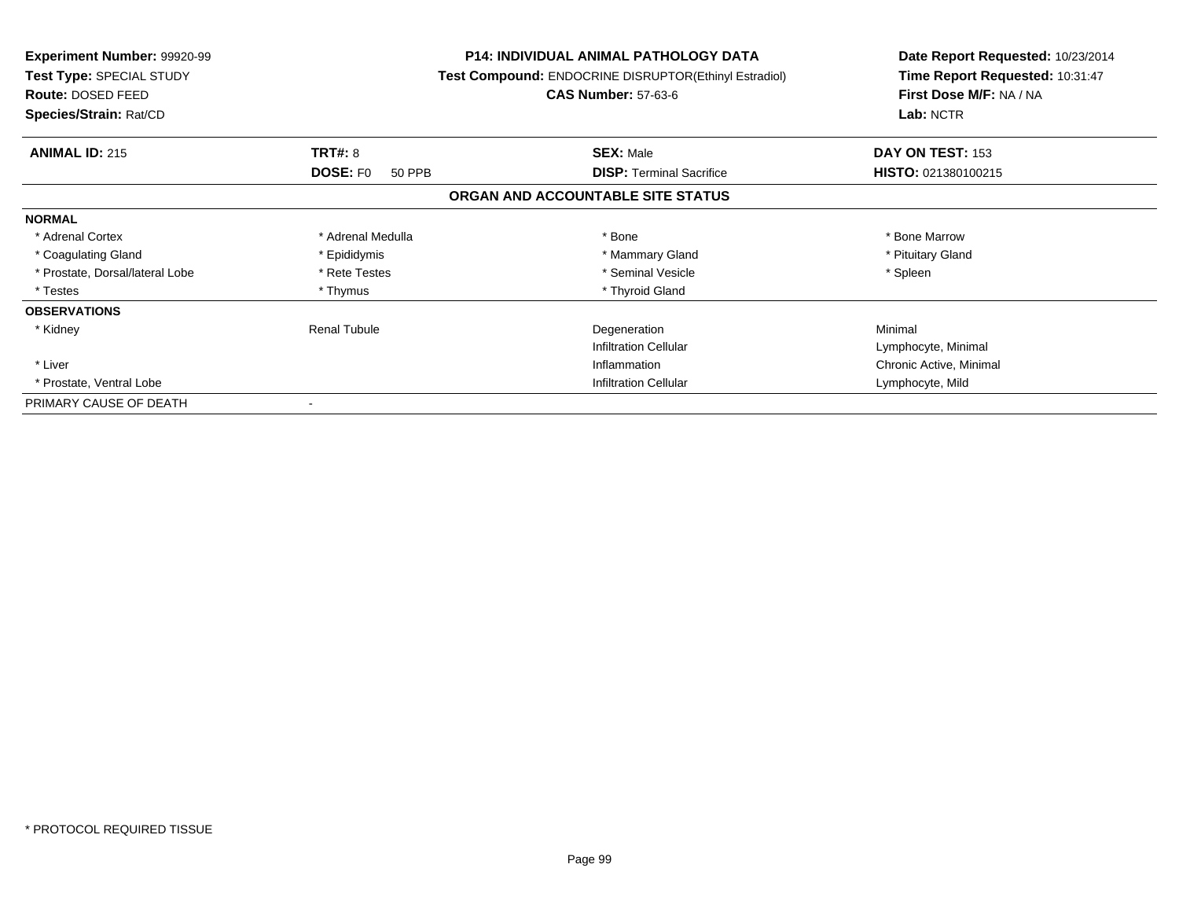**Experiment Number:** 99920-99
**Test Type:** SPECIAL STUDY
**Route:** DOSED FEED
**Species/Strain:** Rat/CD

**P14: INDIVIDUAL ANIMAL PATHOLOGY DATA**
**Test Compound:** ENDOCRINE DISRUPTOR(Ethinyl Estradiol)
**CAS Number:** 57-63-6

**Date Report Requested:** 10/23/2014
**Time Report Requested:** 10:31:47
**First Dose M/F:** NA / NA
**Lab:** NCTR

| **ANIMAL ID:** 215 | **TRT#:** 8 | **SEX:** Male | **DAY ON TEST:** 153 |
|---|---|---|---|
| | **DOSE:** F0 50 PPB | **DISP:** Terminal Sacrifice | **HISTO:** 021380100215 |

## ORGAN AND ACCOUNTABLE SITE STATUS

| | | | |
|---|---|---|---|
| **NORMAL** | | | |
| * Adrenal Cortex | * Adrenal Medulla | * Bone | * Bone Marrow |
| * Coagulating Gland | * Epididymis | * Mammary Gland | * Pituitary Gland |
| * Prostate, Dorsal/lateral Lobe | * Rete Testes | * Seminal Vesicle | * Spleen |
| * Testes | * Thymus | * Thyroid Gland | |
| **OBSERVATIONS** | | | |
| * Kidney | Renal Tubule | Degeneration | Minimal |
| | | Infiltration Cellular | Lymphocyte, Minimal |
| * Liver | | Inflammation | Chronic Active, Minimal |
| * Prostate, Ventral Lobe | | Infiltration Cellular | Lymphocyte, Mild |
| PRIMARY CAUSE OF DEATH | - | | |

* PROTOCOL REQUIRED TISSUE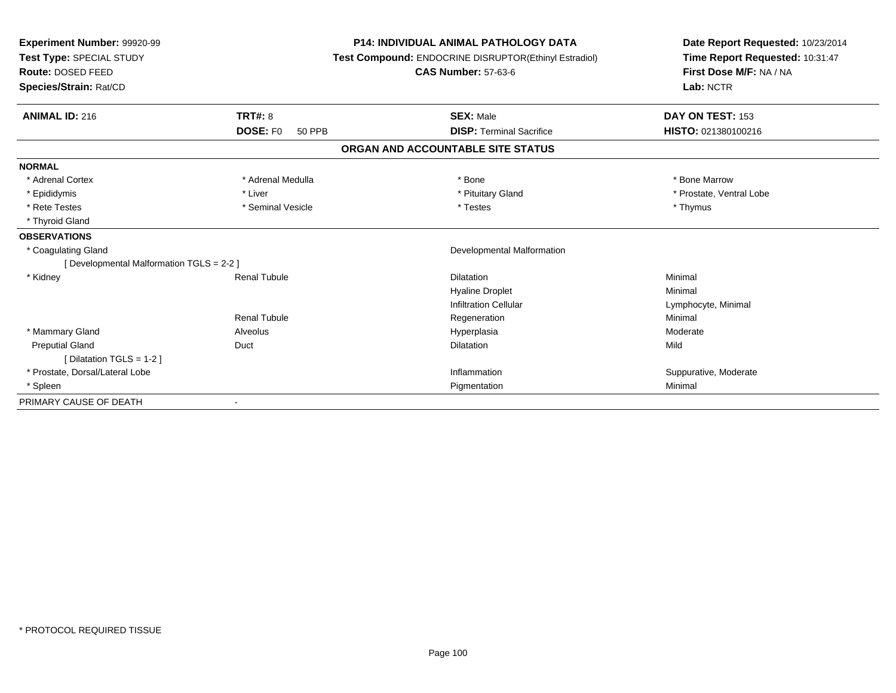**Experiment Number:** 99920-99
**Test Type:** SPECIAL STUDY
**Route:** DOSED FEED
**Species/Strain:** Rat/CD

**P14: INDIVIDUAL ANIMAL PATHOLOGY DATA**
**Test Compound:** ENDOCRINE DISRUPTOR(Ethinyl Estradiol)
**CAS Number:** 57-63-6

**Date Report Requested:** 10/23/2014
**Time Report Requested:** 10:31:47
**First Dose M/F:** NA / NA
**Lab:** NCTR

| **ANIMAL ID:** 216 | **TRT#:** 8 | **SEX:** Male | **DAY ON TEST:** 153 |
|---|---|---|---|
| | **DOSE:** F0 50 PPB | **DISP:** Terminal Sacrifice | **HISTO:** 021380100216 |

## ORGAN AND ACCOUNTABLE SITE STATUS

| | | | |
|---|---|---|---|
| **NORMAL** | | | |
| * Adrenal Cortex | * Adrenal Medulla | * Bone | * Bone Marrow |
| * Epididymis | * Liver | * Pituitary Gland | * Prostate, Ventral Lobe |
| * Rete Testes | * Seminal Vesicle | * Testes | * Thymus |
| * Thyroid Gland | | | |
| **OBSERVATIONS** | | | |
| * Coagulating Gland | | Developmental Malformation | |
| [ Developmental Malformation TGLS = 2-2 ] | | | |
| * Kidney | Renal Tubule | Dilatation | Minimal |
| | | Hyaline Droplet | Minimal |
| | | Infiltration Cellular | Lymphocyte, Minimal |
| | Renal Tubule | Regeneration | Minimal |
| * Mammary Gland | Alveolus | Hyperplasia | Moderate |
| Preputial Gland | Duct | Dilatation | Mild |
| [ Dilatation TGLS = 1-2 ] | | | |
| * Prostate, Dorsal/Lateral Lobe | | Inflammation | Suppurative, Moderate |
| * Spleen | | Pigmentation | Minimal |
| PRIMARY CAUSE OF DEATH | - | | |

* PROTOCOL REQUIRED TISSUE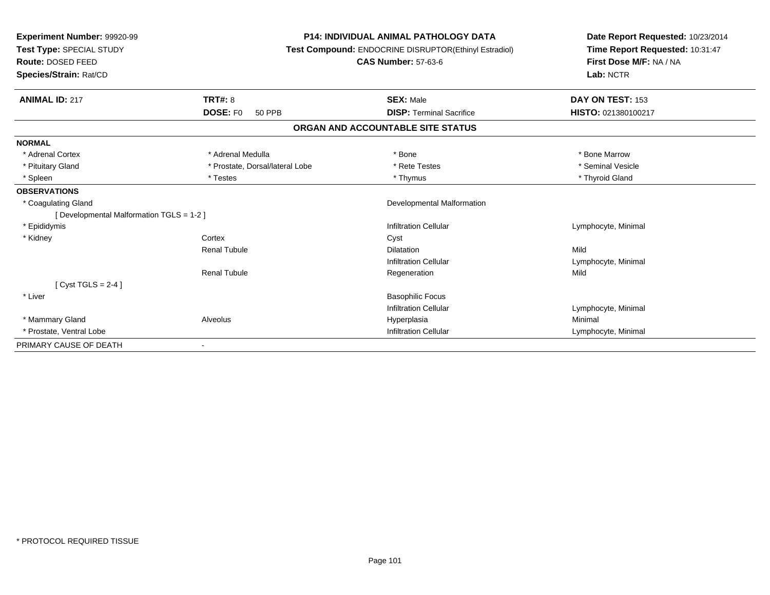**Experiment Number:** 99920-99
**Test Type:** SPECIAL STUDY
**Route:** DOSED FEED
**Species/Strain:** Rat/CD

**P14: INDIVIDUAL ANIMAL PATHOLOGY DATA**
**Test Compound:** ENDOCRINE DISRUPTOR(Ethinyl Estradiol)
**CAS Number:** 57-63-6

**Date Report Requested:** 10/23/2014
**Time Report Requested:** 10:31:47
**First Dose M/F:** NA / NA
**Lab:** NCTR

| **ANIMAL ID:** 217 | **TRT#:** 8 | **SEX:** Male | **DAY ON TEST:** 153 |
|---|---|---|---|
| | **DOSE:** F0 50 PPB | **DISP:** Terminal Sacrifice | **HISTO:** 021380100217 |

## ORGAN AND ACCOUNTABLE SITE STATUS

| | | | |
|---|---|---|---|
| **NORMAL** | | | |
| * Adrenal Cortex | * Adrenal Medulla | * Bone | * Bone Marrow |
| * Pituitary Gland | * Prostate, Dorsal/lateral Lobe | * Rete Testes | * Seminal Vesicle |
| * Spleen | * Testes | * Thymus | * Thyroid Gland |
| **OBSERVATIONS** | | | |
| * Coagulating Gland | | Developmental Malformation | |
| [ Developmental Malformation TGLS = 1-2 ] | | | |
| * Epididymis | | Infiltration Cellular | Lymphocyte, Minimal |
| * Kidney | Cortex | Cyst | |
| | Renal Tubule | Dilatation | Mild |
| | | Infiltration Cellular | Lymphocyte, Minimal |
| | Renal Tubule | Regeneration | Mild |
| [ Cyst TGLS = 2-4 ] | | | |
| * Liver | | Basophilic Focus | |
| | | Infiltration Cellular | Lymphocyte, Minimal |
| * Mammary Gland | Alveolus | Hyperplasia | Minimal |
| * Prostate, Ventral Lobe | | Infiltration Cellular | Lymphocyte, Minimal |
| PRIMARY CAUSE OF DEATH | - | | |

* PROTOCOL REQUIRED TISSUE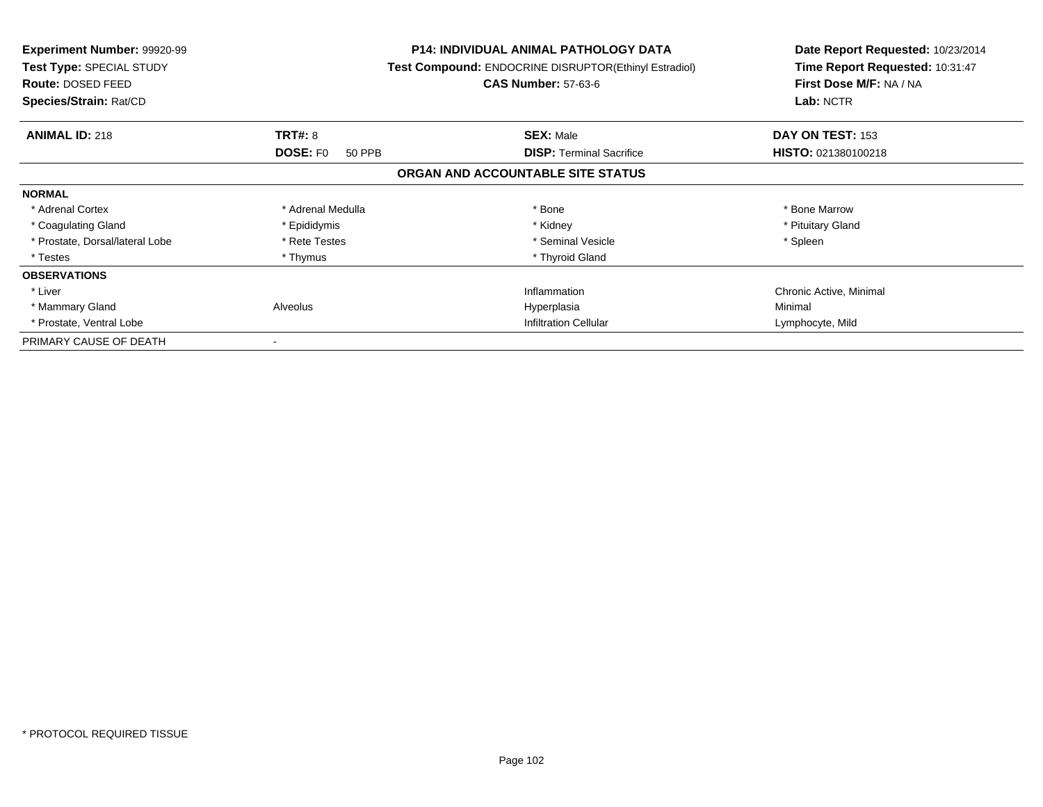**Experiment Number:** 99920-99
**Test Type:** SPECIAL STUDY
**Route:** DOSED FEED
**Species/Strain:** Rat/CD

**P14: INDIVIDUAL ANIMAL PATHOLOGY DATA**
**Test Compound:** ENDOCRINE DISRUPTOR(Ethinyl Estradiol)
**CAS Number:** 57-63-6

**Date Report Requested:** 10/23/2014
**Time Report Requested:** 10:31:47
**First Dose M/F:** NA / NA
**Lab:** NCTR

| **ANIMAL ID:** 218 | **TRT#:** 8 | **SEX:** Male | **DAY ON TEST:** 153 |
|---|---|---|---|
| | **DOSE:** F0 50 PPB | **DISP:** Terminal Sacrifice | **HISTO:** 021380100218 |

## ORGAN AND ACCOUNTABLE SITE STATUS

| | | | |
|---|---|---|---|
| **NORMAL** | | | |
| * Adrenal Cortex | * Adrenal Medulla | * Bone | * Bone Marrow |
| * Coagulating Gland | * Epididymis | * Kidney | * Pituitary Gland |
| * Prostate, Dorsal/lateral Lobe | * Rete Testes | * Seminal Vesicle | * Spleen |
| * Testes | * Thymus | * Thyroid Gland | |
| **OBSERVATIONS** | | | |
| * Liver | | Inflammation | Chronic Active, Minimal |
| * Mammary Gland | Alveolus | Hyperplasia | Minimal |
| * Prostate, Ventral Lobe | | Infiltration Cellular | Lymphocyte, Mild |
| PRIMARY CAUSE OF DEATH | - | | |

* PROTOCOL REQUIRED TISSUE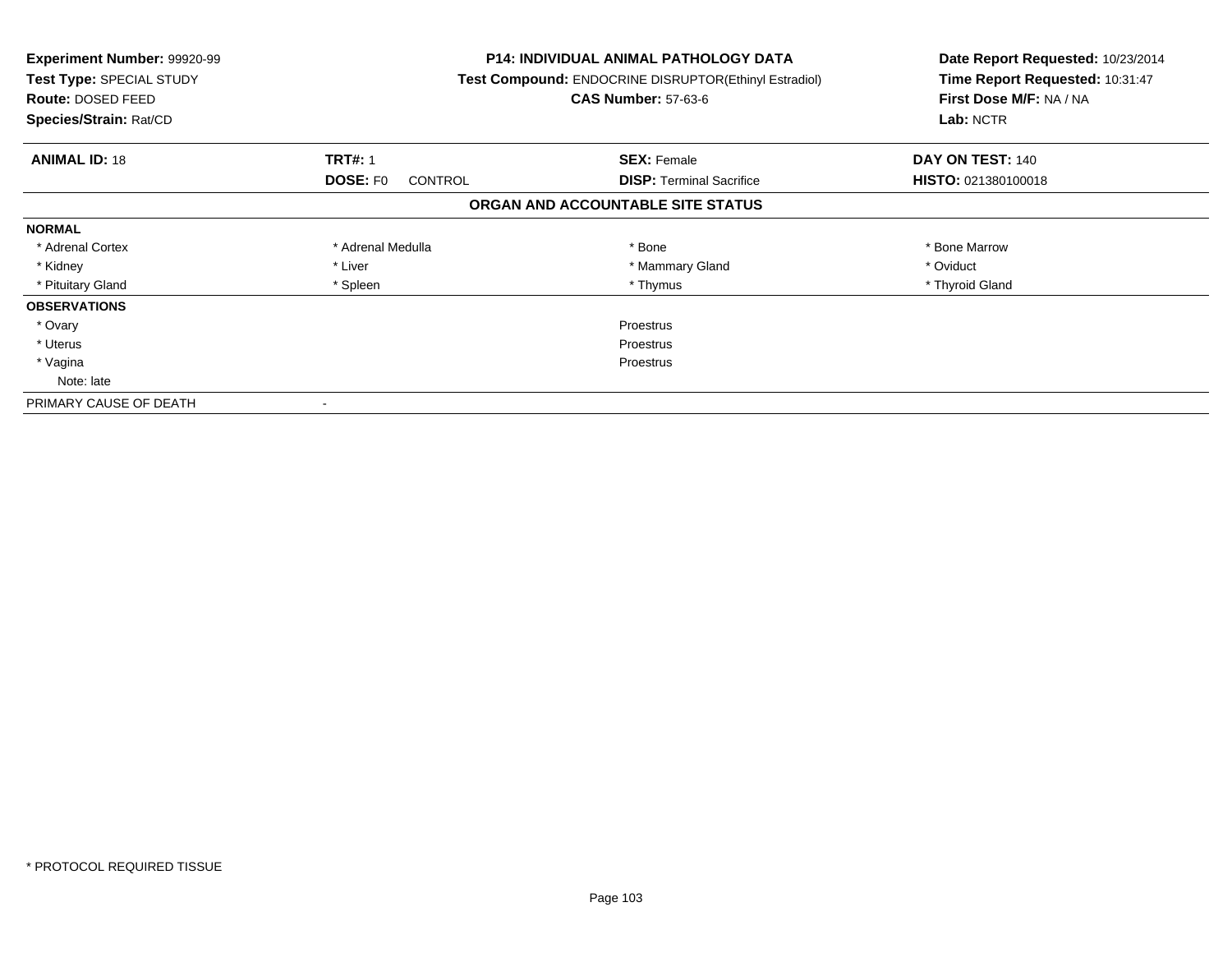**Experiment Number:** 99920-99
**Test Type:** SPECIAL STUDY
**Route:** DOSED FEED
**Species/Strain:** Rat/CD

**P14: INDIVIDUAL ANIMAL PATHOLOGY DATA**
**Test Compound:** ENDOCRINE DISRUPTOR(Ethinyl Estradiol)
**CAS Number:** 57-63-6

**Date Report Requested:** 10/23/2014
**Time Report Requested:** 10:31:47
**First Dose M/F:** NA / NA
**Lab:** NCTR

| **ANIMAL ID:** 18 | **TRT#:** 1 | **SEX:** Female | **DAY ON TEST:** 140 |
|---|---|---|---|
| | **DOSE:** F0 CONTROL | **DISP:** Terminal Sacrifice | **HISTO:** 021380100018 |

## ORGAN AND ACCOUNTABLE SITE STATUS

| | | | |
|---|---|---|---|
| **NORMAL** | | | |
| * Adrenal Cortex | * Adrenal Medulla | * Bone | * Bone Marrow |
| * Kidney | * Liver | * Mammary Gland | * Oviduct |
| * Pituitary Gland | * Spleen | * Thymus | * Thyroid Gland |
| **OBSERVATIONS** | | | |
| * Ovary | | Proestrus | |
| * Uterus | | Proestrus | |
| * Vagina | | Proestrus | |
| Note: late | | | |
| PRIMARY CAUSE OF DEATH | - | | |

* PROTOCOL REQUIRED TISSUE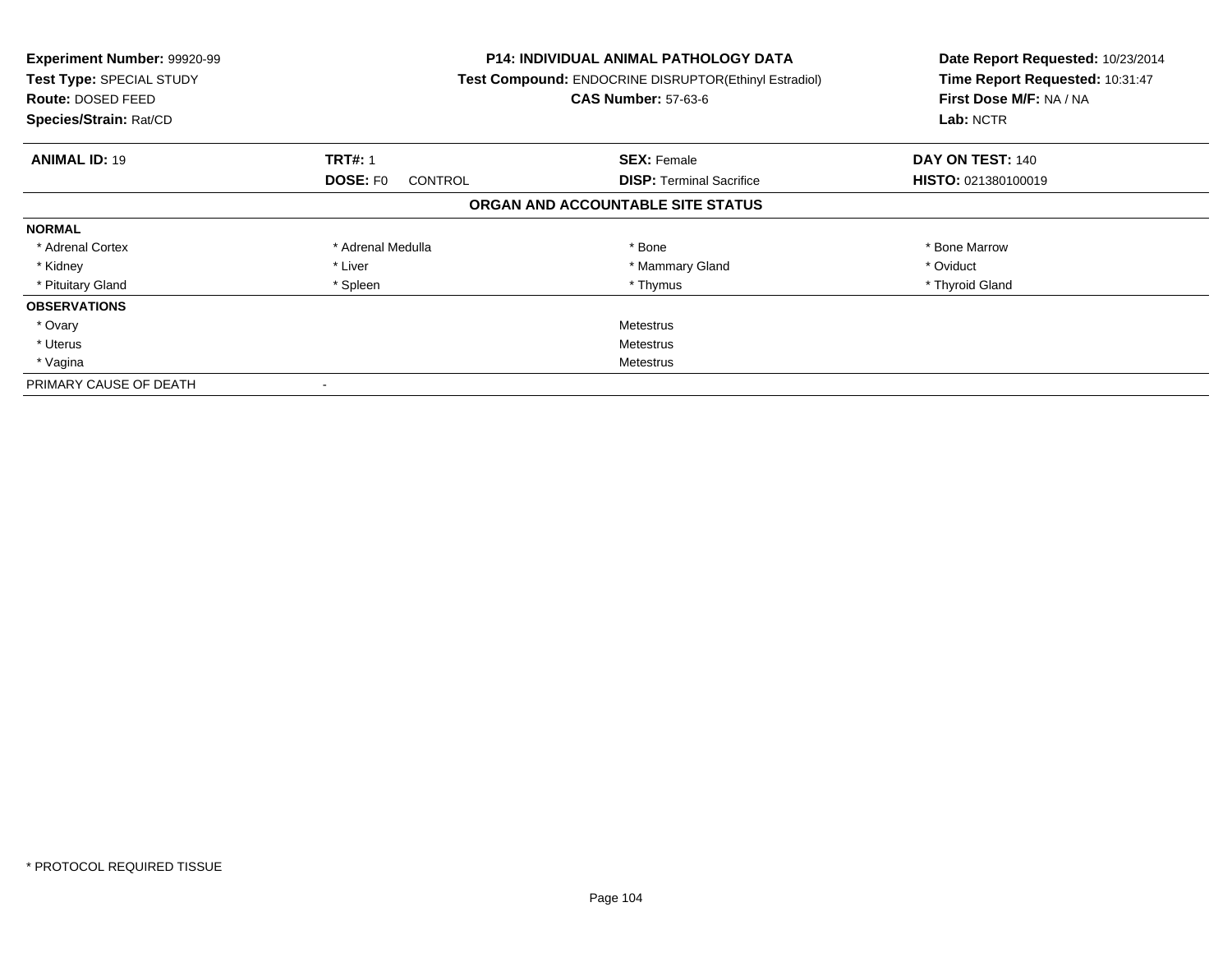**Experiment Number:** 99920-99
**Test Type:** SPECIAL STUDY
**Route:** DOSED FEED
**Species/Strain:** Rat/CD

**P14: INDIVIDUAL ANIMAL PATHOLOGY DATA**
**Test Compound:** ENDOCRINE DISRUPTOR(Ethinyl Estradiol)
**CAS Number:** 57-63-6

**Date Report Requested:** 10/23/2014
**Time Report Requested:** 10:31:47
**First Dose M/F:** NA / NA
**Lab:** NCTR

| **ANIMAL ID:** 19 | **TRT#:** 1 | **SEX:** Female | **DAY ON TEST:** 140 |
|---|---|---|---|
| | **DOSE:** F0 CONTROL | **DISP:** Terminal Sacrifice | **HISTO:** 021380100019 |

**ORGAN AND ACCOUNTABLE SITE STATUS**

| **NORMAL** | | | |
|---|---|---|---|
| * Adrenal Cortex | * Adrenal Medulla | * Bone | * Bone Marrow |
| * Kidney | * Liver | * Mammary Gland | * Oviduct |
| * Pituitary Gland | * Spleen | * Thymus | * Thyroid Gland |
| **OBSERVATIONS** | | | |
| * Ovary | | Metestrus | |
| * Uterus | | Metestrus | |
| * Vagina | | Metestrus | |
| PRIMARY CAUSE OF DEATH | - | | |

\* PROTOCOL REQUIRED TISSUE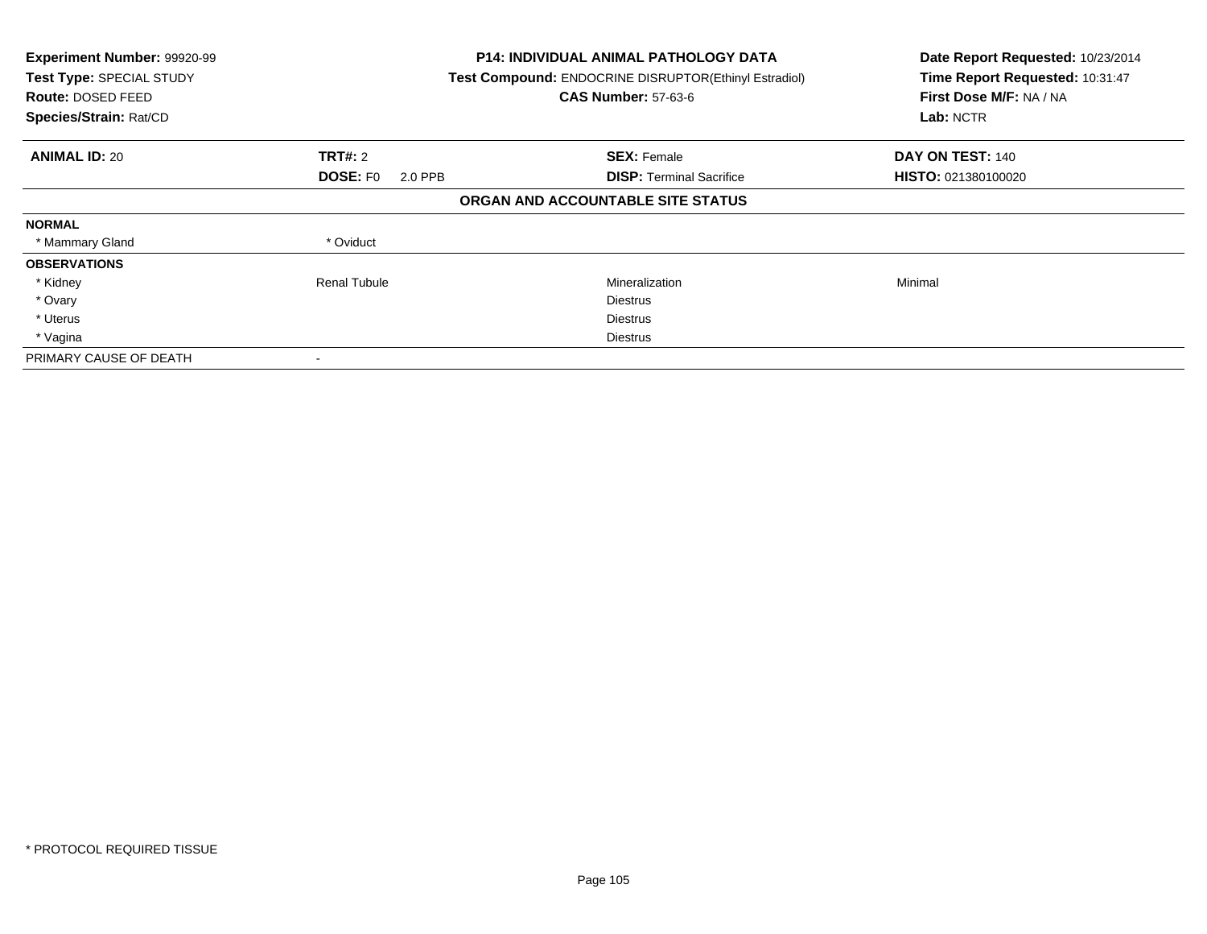**Experiment Number:** 99920-99
**Test Type:** SPECIAL STUDY
**Route:** DOSED FEED
**Species/Strain:** Rat/CD

**P14: INDIVIDUAL ANIMAL PATHOLOGY DATA**
**Test Compound:** ENDOCRINE DISRUPTOR(Ethinyl Estradiol)
**CAS Number:** 57-63-6

**Date Report Requested:** 10/23/2014
**Time Report Requested:** 10:31:47
**First Dose M/F:** NA / NA
**Lab:** NCTR

| **ANIMAL ID:** 20 | **TRT#:** 2 | **SEX:** Female | **DAY ON TEST:** 140 |
|---|---|---|---|
| | **DOSE:** F0 2.0 PPB | **DISP:** Terminal Sacrifice | **HISTO:** 021380100020 |

**ORGAN AND ACCOUNTABLE SITE STATUS**

| | | | |
|---|---|---|---|
| **NORMAL** | | | |
| * Mammary Gland | * Oviduct | | |
| **OBSERVATIONS** | | | |
| * Kidney | Renal Tubule | Mineralization | Minimal |
| * Ovary | | Diestrus | |
| * Uterus | | Diestrus | |
| * Vagina | | Diestrus | |
| PRIMARY CAUSE OF DEATH | - | | |

\* PROTOCOL REQUIRED TISSUE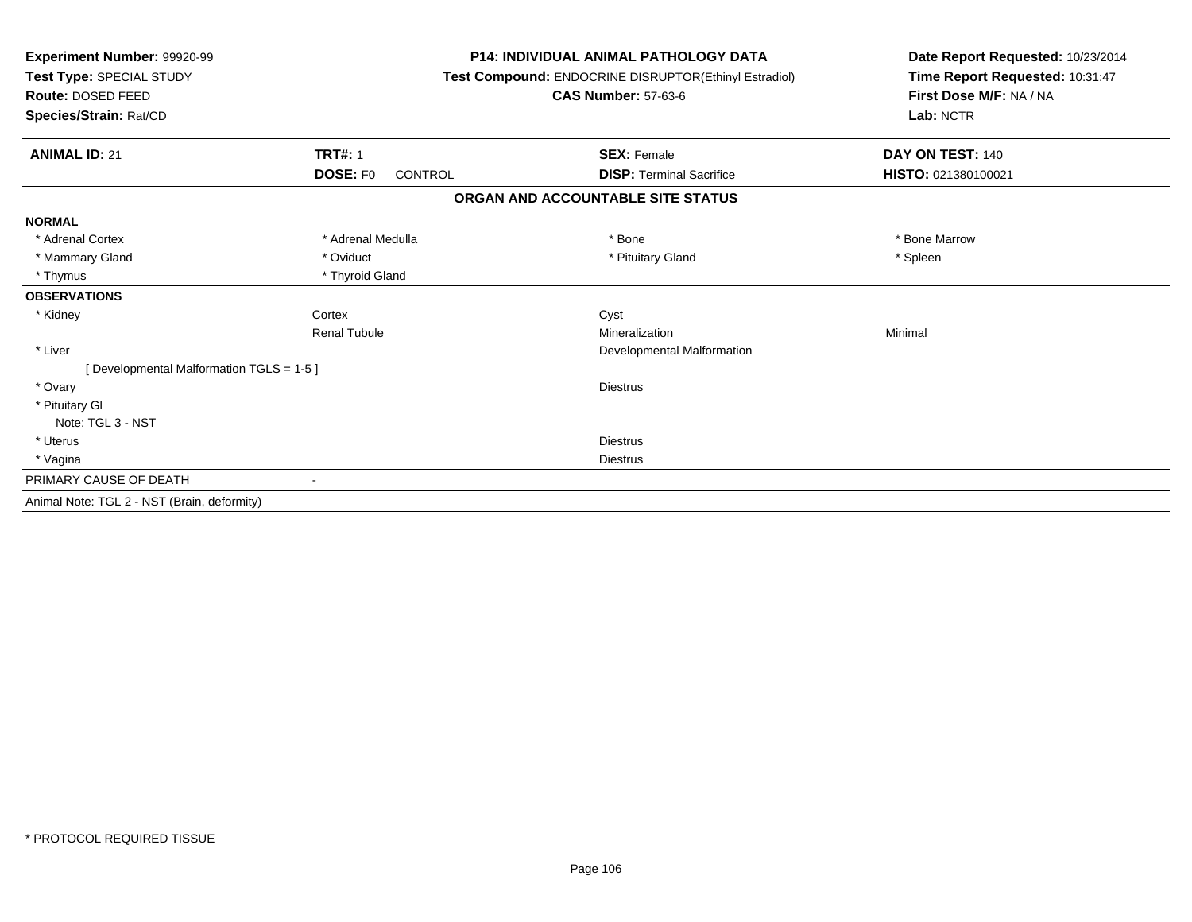**Experiment Number:** 99920-99
**Test Type:** SPECIAL STUDY
**Route:** DOSED FEED
**Species/Strain:** Rat/CD

**P14: INDIVIDUAL ANIMAL PATHOLOGY DATA**
**Test Compound:** ENDOCRINE DISRUPTOR(Ethinyl Estradiol)
**CAS Number:** 57-63-6

**Date Report Requested:** 10/23/2014
**Time Report Requested:** 10:31:47
**First Dose M/F:** NA / NA
**Lab:** NCTR

| **ANIMAL ID:** 21 | **TRT#:** 1 | **SEX:** Female | **DAY ON TEST:** 140 |
|---|---|---|---|
| | **DOSE:** F0 CONTROL | **DISP:** Terminal Sacrifice | **HISTO:** 021380100021 |

## ORGAN AND ACCOUNTABLE SITE STATUS

| | | | |
|---|---|---|---|
| **NORMAL** | | | |
| * Adrenal Cortex | * Adrenal Medulla | * Bone | * Bone Marrow |
| * Mammary Gland | * Oviduct | * Pituitary Gland | * Spleen |
| * Thymus | * Thyroid Gland | | |
| **OBSERVATIONS** | | | |
| * Kidney | Cortex | Cyst | |
| | Renal Tubule | Mineralization | Minimal |
| * Liver | | Developmental Malformation | |
| [ Developmental Malformation TGLS = 1-5 ] | | | |
| * Ovary | | Diestrus | |
| * Pituitary Gl | | | |
| Note: TGL 3 - NST | | | |
| * Uterus | | Diestrus | |
| * Vagina | | Diestrus | |
| PRIMARY CAUSE OF DEATH | - | | |

Animal Note: TGL 2 - NST (Brain, deformity)

* PROTOCOL REQUIRED TISSUE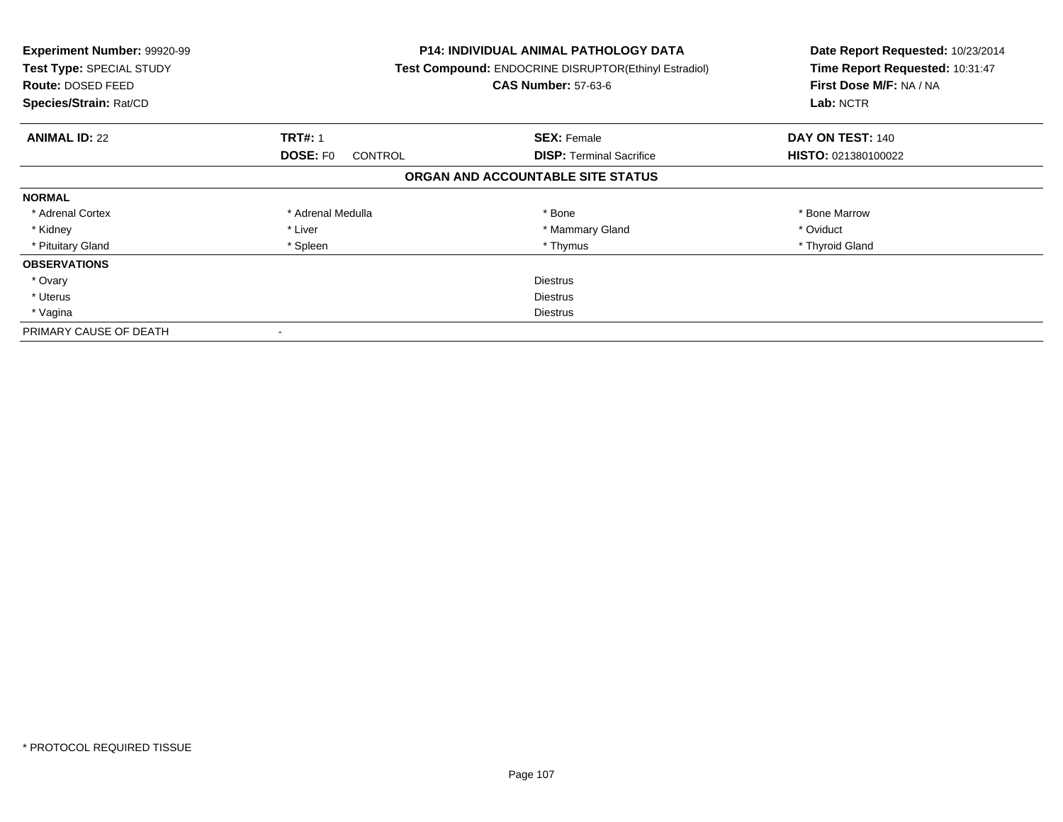**Experiment Number:** 99920-99
**Test Type:** SPECIAL STUDY
**Route:** DOSED FEED
**Species/Strain:** Rat/CD

**P14: INDIVIDUAL ANIMAL PATHOLOGY DATA**
**Test Compound:** ENDOCRINE DISRUPTOR(Ethinyl Estradiol)
**CAS Number:** 57-63-6

**Date Report Requested:** 10/23/2014
**Time Report Requested:** 10:31:47
**First Dose M/F:** NA / NA
**Lab:** NCTR

| **ANIMAL ID:** 22 | **TRT#:** 1 | **SEX:** Female | **DAY ON TEST:** 140 |
|---|---|---|---|
| | **DOSE:** F0 CONTROL | **DISP:** Terminal Sacrifice | **HISTO:** 021380100022 |

## ORGAN AND ACCOUNTABLE SITE STATUS

| **NORMAL** | | | |
|---|---|---|---|
| * Adrenal Cortex | * Adrenal Medulla | * Bone | * Bone Marrow |
| * Kidney | * Liver | * Mammary Gland | * Oviduct |
| * Pituitary Gland | * Spleen | * Thymus | * Thyroid Gland |

| **OBSERVATIONS** | |
|---|---|
| * Ovary | Diestrus |
| * Uterus | Diestrus |
| * Vagina | Diestrus |

PRIMARY CAUSE OF DEATH -

* PROTOCOL REQUIRED TISSUE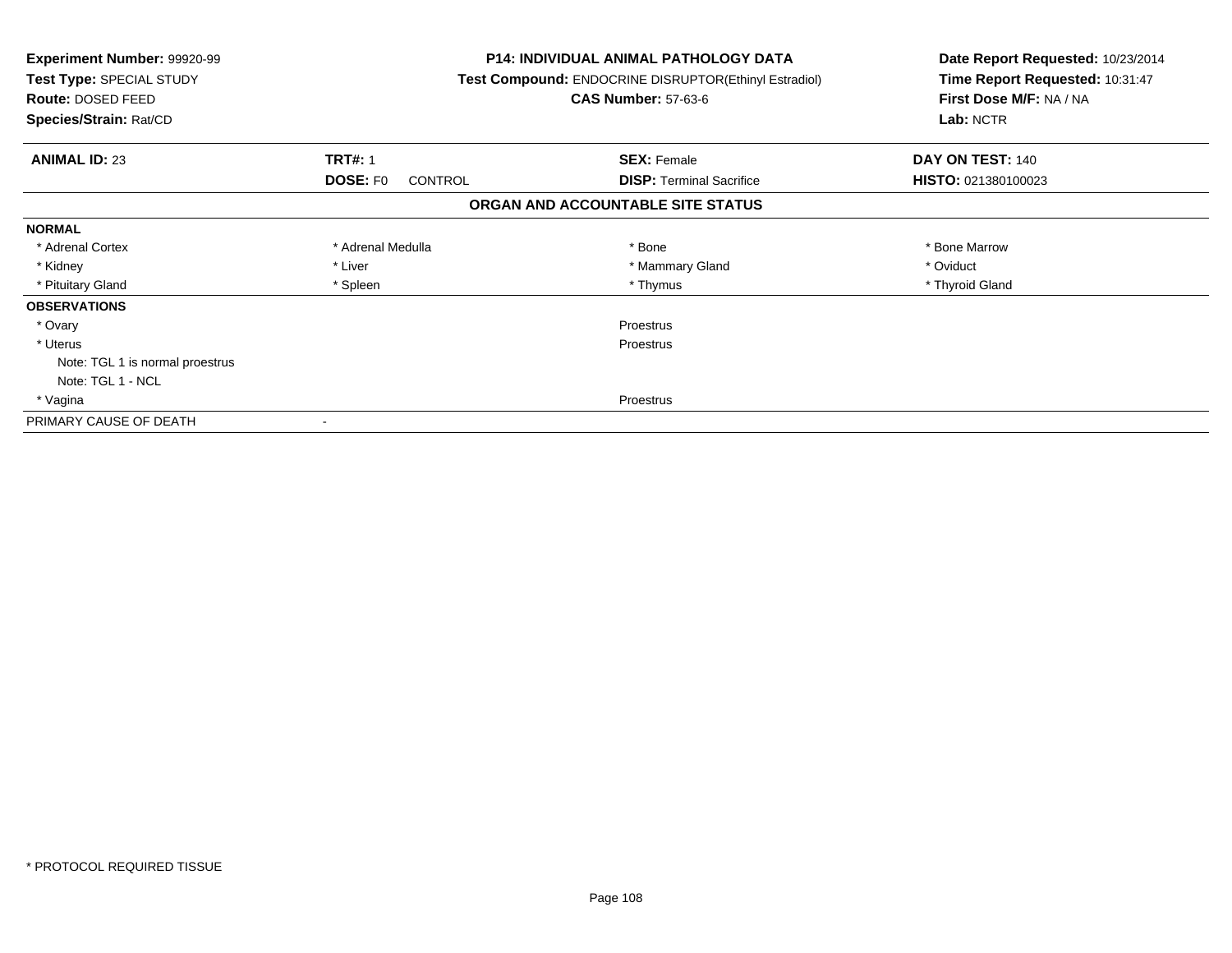**Experiment Number:** 99920-99
**Test Type:** SPECIAL STUDY
**Route:** DOSED FEED
**Species/Strain:** Rat/CD

**P14: INDIVIDUAL ANIMAL PATHOLOGY DATA**
**Test Compound:** ENDOCRINE DISRUPTOR(Ethinyl Estradiol)
**CAS Number:** 57-63-6

**Date Report Requested:** 10/23/2014
**Time Report Requested:** 10:31:47
**First Dose M/F:** NA / NA
**Lab:** NCTR

| **ANIMAL ID:** 23 | **TRT#:** 1 | **SEX:** Female | **DAY ON TEST:** 140 |
|---|---|---|---|
| | **DOSE:** F0 CONTROL | **DISP:** Terminal Sacrifice | **HISTO:** 021380100023 |

**ORGAN AND ACCOUNTABLE SITE STATUS**

**NORMAL**

| | | | |
|---|---|---|---|
| * Adrenal Cortex | * Adrenal Medulla | * Bone | * Bone Marrow |
| * Kidney | * Liver | * Mammary Gland | * Oviduct |
| * Pituitary Gland | * Spleen | * Thymus | * Thyroid Gland |

**OBSERVATIONS**

| | |
|---|---|
| * Ovary | Proestrus |
| * Uterus | Proestrus |
| Note: TGL 1 is normal proestrus | |
| Note: TGL 1 - NCL | |
| * Vagina | Proestrus |

PRIMARY CAUSE OF DEATH -

* PROTOCOL REQUIRED TISSUE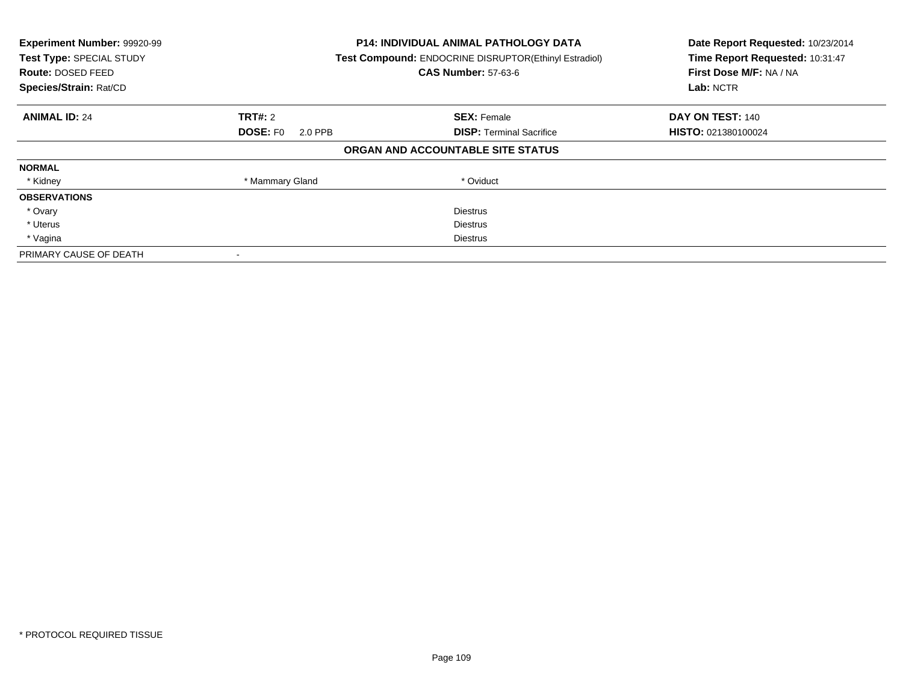**Experiment Number:** 99920-99
**Test Type:** SPECIAL STUDY
**Route:** DOSED FEED
**Species/Strain:** Rat/CD

**P14: INDIVIDUAL ANIMAL PATHOLOGY DATA**
**Test Compound:** ENDOCRINE DISRUPTOR(Ethinyl Estradiol)
**CAS Number:** 57-63-6

**Date Report Requested:** 10/23/2014
**Time Report Requested:** 10:31:47
**First Dose M/F:** NA / NA
**Lab:** NCTR

| **ANIMAL ID:** 24 | **TRT#:** 2 | **SEX:** Female | **DAY ON TEST:** 140 |
|---|---|---|---|
| | **DOSE:** F0 2.0 PPB | **DISP:** Terminal Sacrifice | **HISTO:** 021380100024 |

**ORGAN AND ACCOUNTABLE SITE STATUS**

| | | | |
|---|---|---|---|
| **NORMAL** | | | |
| * Kidney | * Mammary Gland | * Oviduct | |
| **OBSERVATIONS** | | | |
| * Ovary | | Diestrus | |
| * Uterus | | Diestrus | |
| * Vagina | | Diestrus | |
| PRIMARY CAUSE OF DEATH | - | | |

* PROTOCOL REQUIRED TISSUE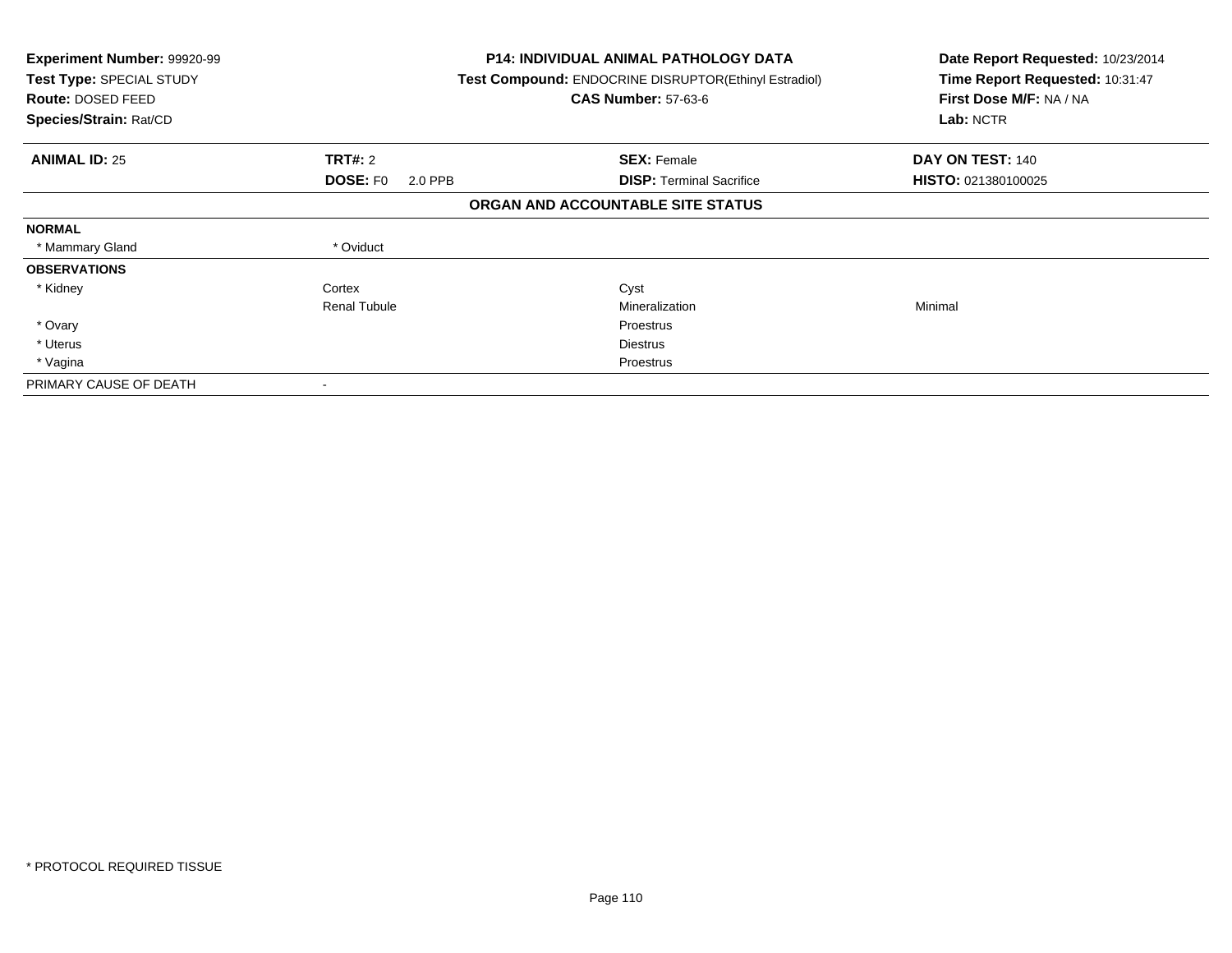**Experiment Number:** 99920-99
**Test Type:** SPECIAL STUDY
**Route:** DOSED FEED
**Species/Strain:** Rat/CD

**P14: INDIVIDUAL ANIMAL PATHOLOGY DATA**
**Test Compound:** ENDOCRINE DISRUPTOR(Ethinyl Estradiol)
**CAS Number:** 57-63-6

**Date Report Requested:** 10/23/2014
**Time Report Requested:** 10:31:47
**First Dose M/F:** NA / NA
**Lab:** NCTR

| **ANIMAL ID:** 25 | **TRT#:** 2 | **SEX:** Female | **DAY ON TEST:** 140 |
|---|---|---|---|
| | **DOSE:** F0 2.0 PPB | **DISP:** Terminal Sacrifice | **HISTO:** 021380100025 |

**ORGAN AND ACCOUNTABLE SITE STATUS**

| | | | |
|---|---|---|---|
| **NORMAL** | | | |
| * Mammary Gland | * Oviduct | | |
| **OBSERVATIONS** | | | |
| * Kidney | Cortex | Cyst | |
| | Renal Tubule | Mineralization | Minimal |
| * Ovary | | Proestrus | |
| * Uterus | | Diestrus | |
| * Vagina | | Proestrus | |
| PRIMARY CAUSE OF DEATH | - | | |

* PROTOCOL REQUIRED TISSUE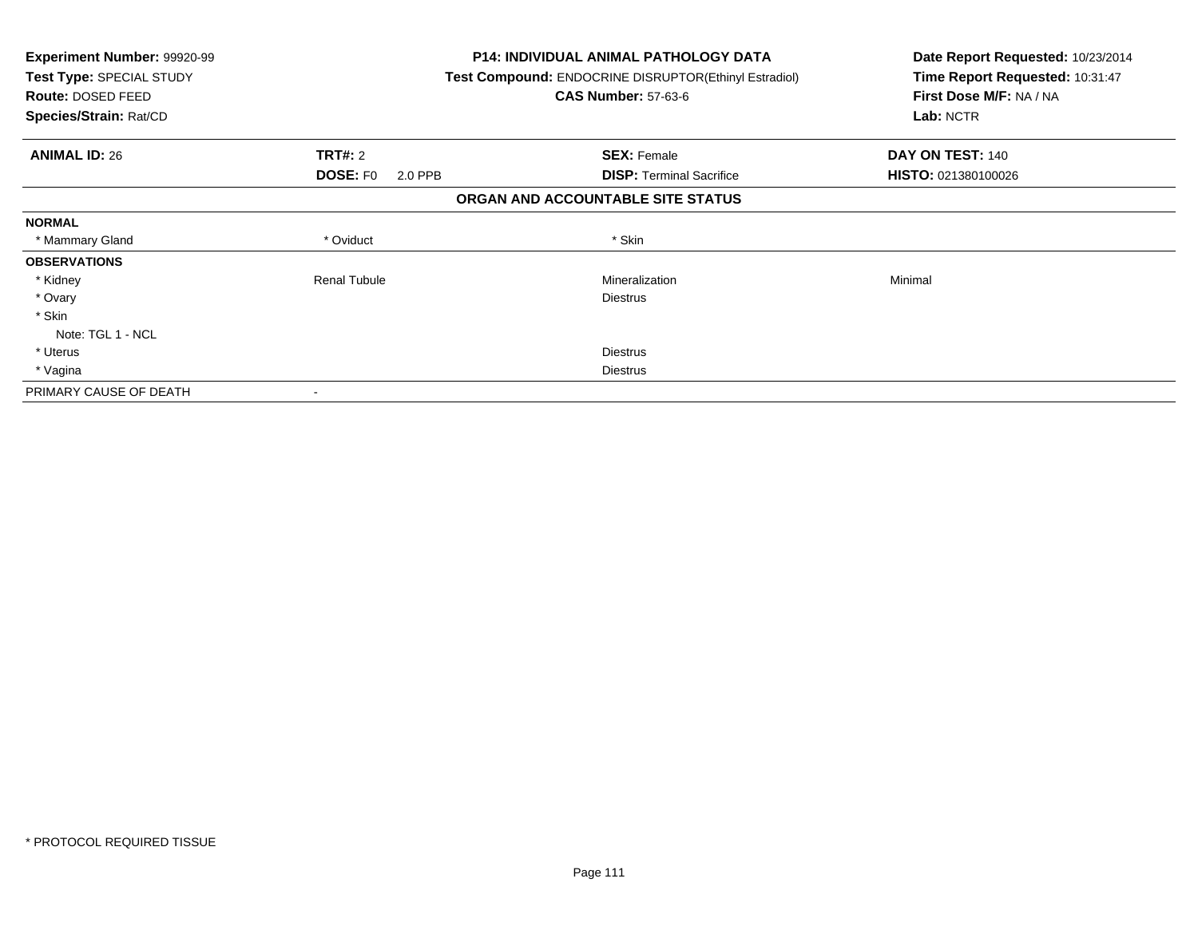**Experiment Number:** 99920-99
**Test Type:** SPECIAL STUDY
**Route:** DOSED FEED
**Species/Strain:** Rat/CD

**P14: INDIVIDUAL ANIMAL PATHOLOGY DATA**
**Test Compound:** ENDOCRINE DISRUPTOR(Ethinyl Estradiol)
**CAS Number:** 57-63-6

**Date Report Requested:** 10/23/2014
**Time Report Requested:** 10:31:47
**First Dose M/F:** NA / NA
**Lab:** NCTR

| **ANIMAL ID:** 26 | **TRT#:** 2 | **SEX:** Female | **DAY ON TEST:** 140 |
|---|---|---|---|
| | **DOSE:** F0 2.0 PPB | **DISP:** Terminal Sacrifice | **HISTO:** 021380100026 |

## ORGAN AND ACCOUNTABLE SITE STATUS

| | | | |
|---|---|---|---|
| **NORMAL** | | | |
| * Mammary Gland | * Oviduct | * Skin | |
| **OBSERVATIONS** | | | |
| * Kidney | Renal Tubule | Mineralization | Minimal |
| * Ovary | | Diestrus | |
| * Skin | | | |
| Note: TGL 1 - NCL | | | |
| * Uterus | | Diestrus | |
| * Vagina | | Diestrus | |
| PRIMARY CAUSE OF DEATH | - | | |

* PROTOCOL REQUIRED TISSUE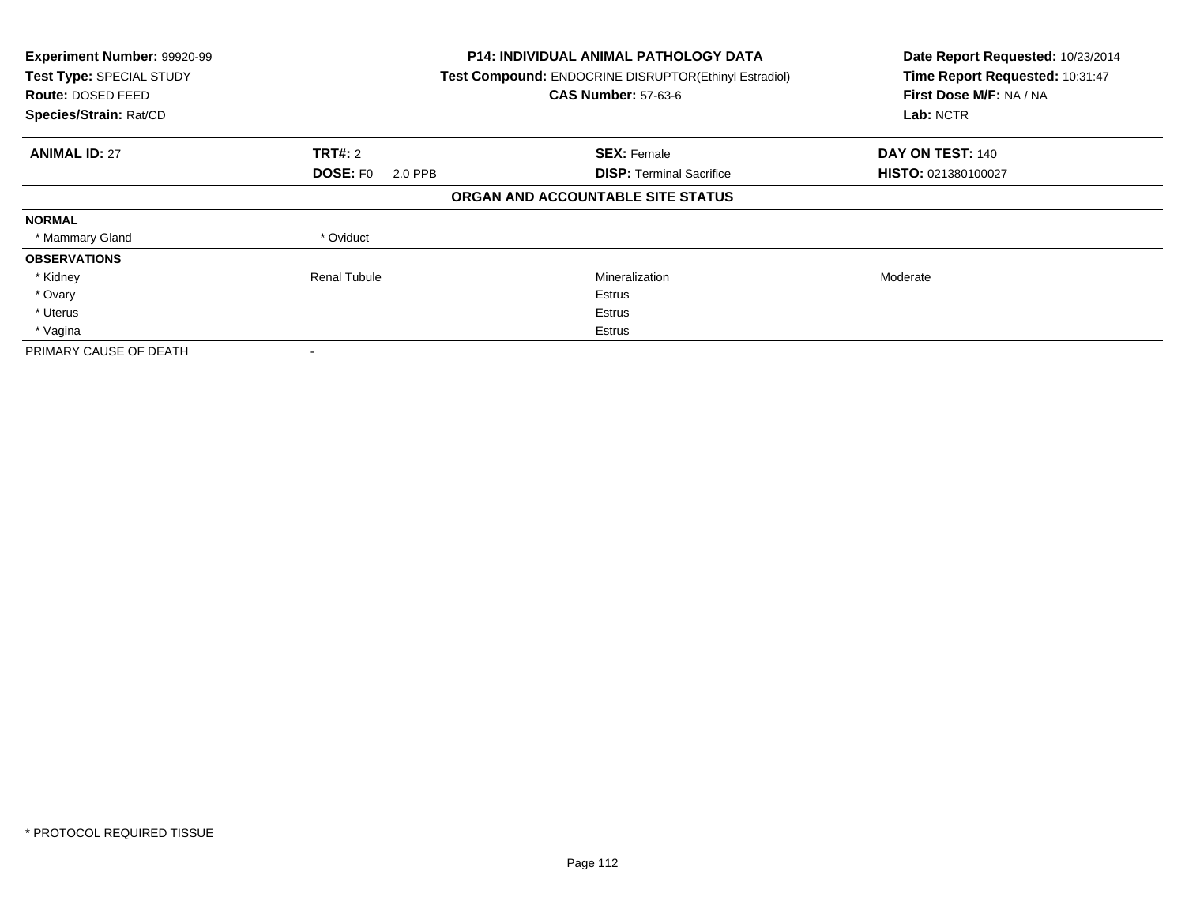**Experiment Number:** 99920-99
**Test Type:** SPECIAL STUDY
**Route:** DOSED FEED
**Species/Strain:** Rat/CD

**P14: INDIVIDUAL ANIMAL PATHOLOGY DATA**
**Test Compound:** ENDOCRINE DISRUPTOR(Ethinyl Estradiol)
**CAS Number:** 57-63-6

**Date Report Requested:** 10/23/2014
**Time Report Requested:** 10:31:47
**First Dose M/F:** NA / NA
**Lab:** NCTR

| **ANIMAL ID:** 27 | **TRT#:** 2 | **SEX:** Female | **DAY ON TEST:** 140 |
|---|---|---|---|
| | **DOSE:** F0 2.0 PPB | **DISP:** Terminal Sacrifice | **HISTO:** 021380100027 |

**ORGAN AND ACCOUNTABLE SITE STATUS**

| | | | |
|---|---|---|---|
| **NORMAL** | | | |
| * Mammary Gland | * Oviduct | | |
| **OBSERVATIONS** | | | |
| * Kidney | Renal Tubule | Mineralization | Moderate |
| * Ovary | | Estrus | |
| * Uterus | | Estrus | |
| * Vagina | | Estrus | |
| PRIMARY CAUSE OF DEATH | - | | |

* PROTOCOL REQUIRED TISSUE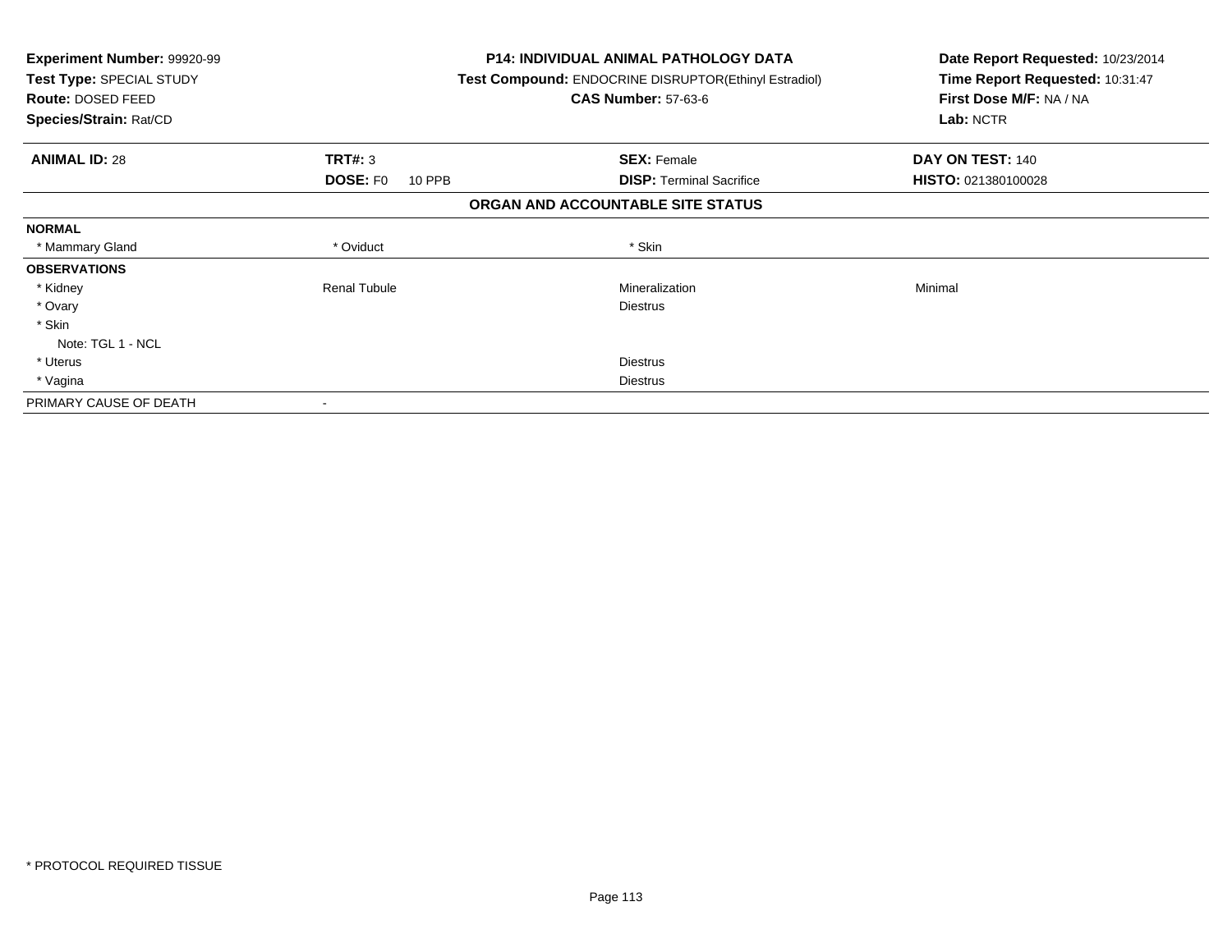**Experiment Number:** 99920-99
**Test Type:** SPECIAL STUDY
**Route:** DOSED FEED
**Species/Strain:** Rat/CD

**P14: INDIVIDUAL ANIMAL PATHOLOGY DATA**
**Test Compound:** ENDOCRINE DISRUPTOR(Ethinyl Estradiol)
**CAS Number:** 57-63-6

**Date Report Requested:** 10/23/2014
**Time Report Requested:** 10:31:47
**First Dose M/F:** NA / NA
**Lab:** NCTR

| **ANIMAL ID:** 28 | **TRT#:** 3 | **SEX:** Female | **DAY ON TEST:** 140 |
|---|---|---|---|
| | **DOSE:** F0 10 PPB | **DISP:** Terminal Sacrifice | **HISTO:** 021380100028 |

## ORGAN AND ACCOUNTABLE SITE STATUS

| | | | |
|---|---|---|---|
| **NORMAL** | | | |
| * Mammary Gland | * Oviduct | * Skin | |
| **OBSERVATIONS** | | | |
| * Kidney | Renal Tubule | Mineralization | Minimal |
| * Ovary | | Diestrus | |
| * Skin | | | |
| Note: TGL 1 - NCL | | | |
| * Uterus | | Diestrus | |
| * Vagina | | Diestrus | |
| PRIMARY CAUSE OF DEATH | - | | |

* PROTOCOL REQUIRED TISSUE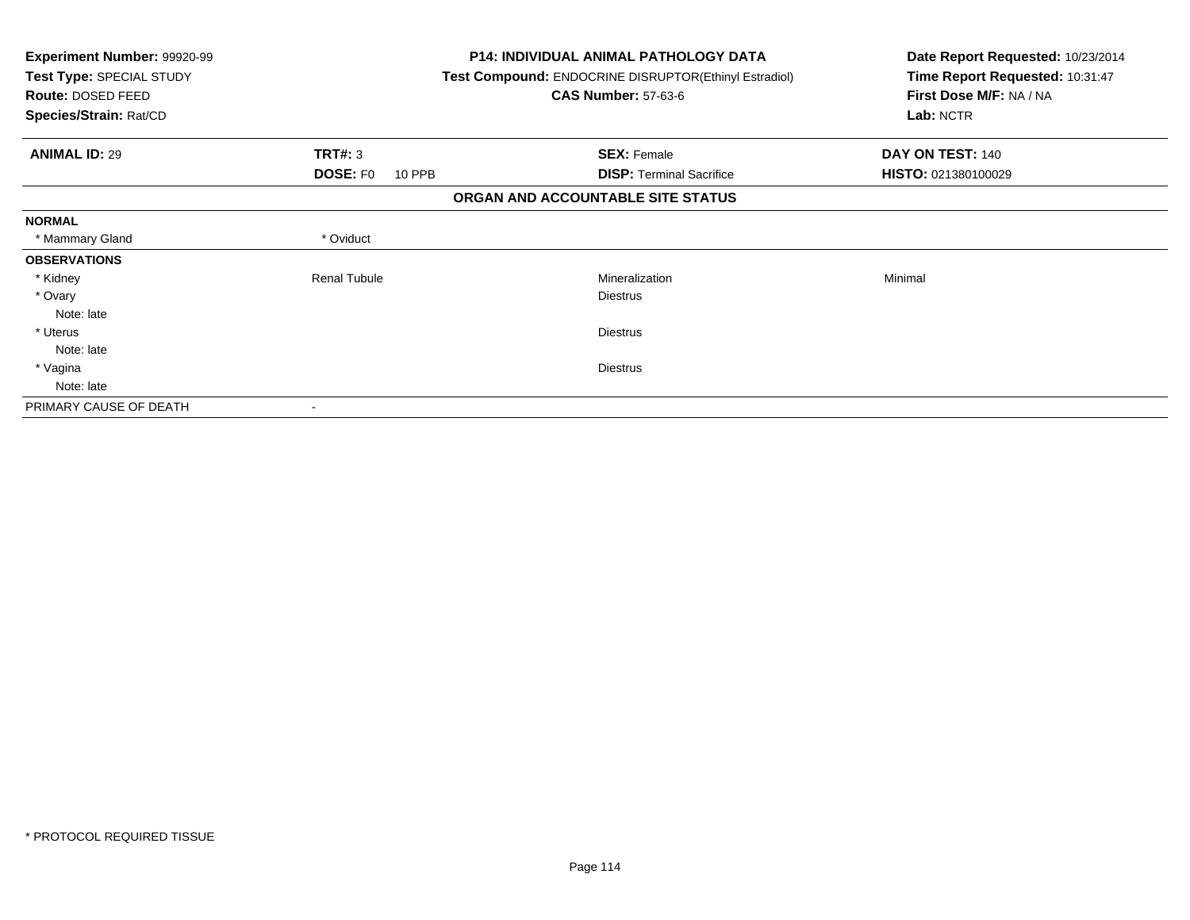**Experiment Number:** 99920-99
**Test Type:** SPECIAL STUDY
**Route:** DOSED FEED
**Species/Strain:** Rat/CD

**P14: INDIVIDUAL ANIMAL PATHOLOGY DATA**
**Test Compound:** ENDOCRINE DISRUPTOR(Ethinyl Estradiol)
**CAS Number:** 57-63-6

**Date Report Requested:** 10/23/2014
**Time Report Requested:** 10:31:47
**First Dose M/F:** NA / NA
**Lab:** NCTR

| **ANIMAL ID:** 29 | **TRT#:** 3 | **SEX:** Female | **DAY ON TEST:** 140 |
|---|---|---|---|
| | **DOSE:** F0 10 PPB | **DISP:** Terminal Sacrifice | **HISTO:** 021380100029 |

**ORGAN AND ACCOUNTABLE SITE STATUS**

| | | | |
|---|---|---|---|
| **NORMAL** | | | |
| * Mammary Gland | * Oviduct | | |
| **OBSERVATIONS** | | | |
| * Kidney | Renal Tubule | Mineralization | Minimal |
| * Ovary | | Diestrus | |
| Note: late | | | |
| * Uterus | | Diestrus | |
| Note: late | | | |
| * Vagina | | Diestrus | |
| Note: late | | | |
| PRIMARY CAUSE OF DEATH | - | | |

* PROTOCOL REQUIRED TISSUE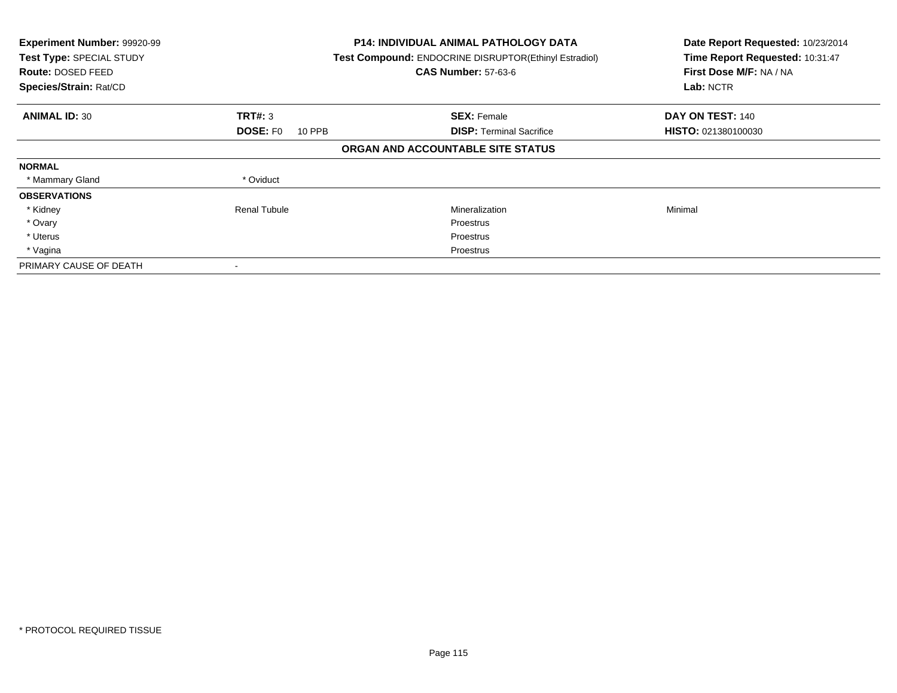**Experiment Number:** 99920-99
**Test Type:** SPECIAL STUDY
**Route:** DOSED FEED
**Species/Strain:** Rat/CD

**P14: INDIVIDUAL ANIMAL PATHOLOGY DATA**
**Test Compound:** ENDOCRINE DISRUPTOR(Ethinyl Estradiol)
**CAS Number:** 57-63-6

**Date Report Requested:** 10/23/2014
**Time Report Requested:** 10:31:47
**First Dose M/F:** NA / NA
**Lab:** NCTR

| **ANIMAL ID:** 30 | **TRT#:** 3 | **SEX:** Female | **DAY ON TEST:** 140 |
|---|---|---|---|
| | **DOSE:** F0 10 PPB | **DISP:** Terminal Sacrifice | **HISTO:** 021380100030 |

## ORGAN AND ACCOUNTABLE SITE STATUS

| | | | |
|---|---|---|---|
| **NORMAL** | | | |
| * Mammary Gland | * Oviduct | | |
| **OBSERVATIONS** | | | |
| * Kidney | Renal Tubule | Mineralization | Minimal |
| * Ovary | | Proestrus | |
| * Uterus | | Proestrus | |
| * Vagina | | Proestrus | |
| PRIMARY CAUSE OF DEATH | - | | |

* PROTOCOL REQUIRED TISSUE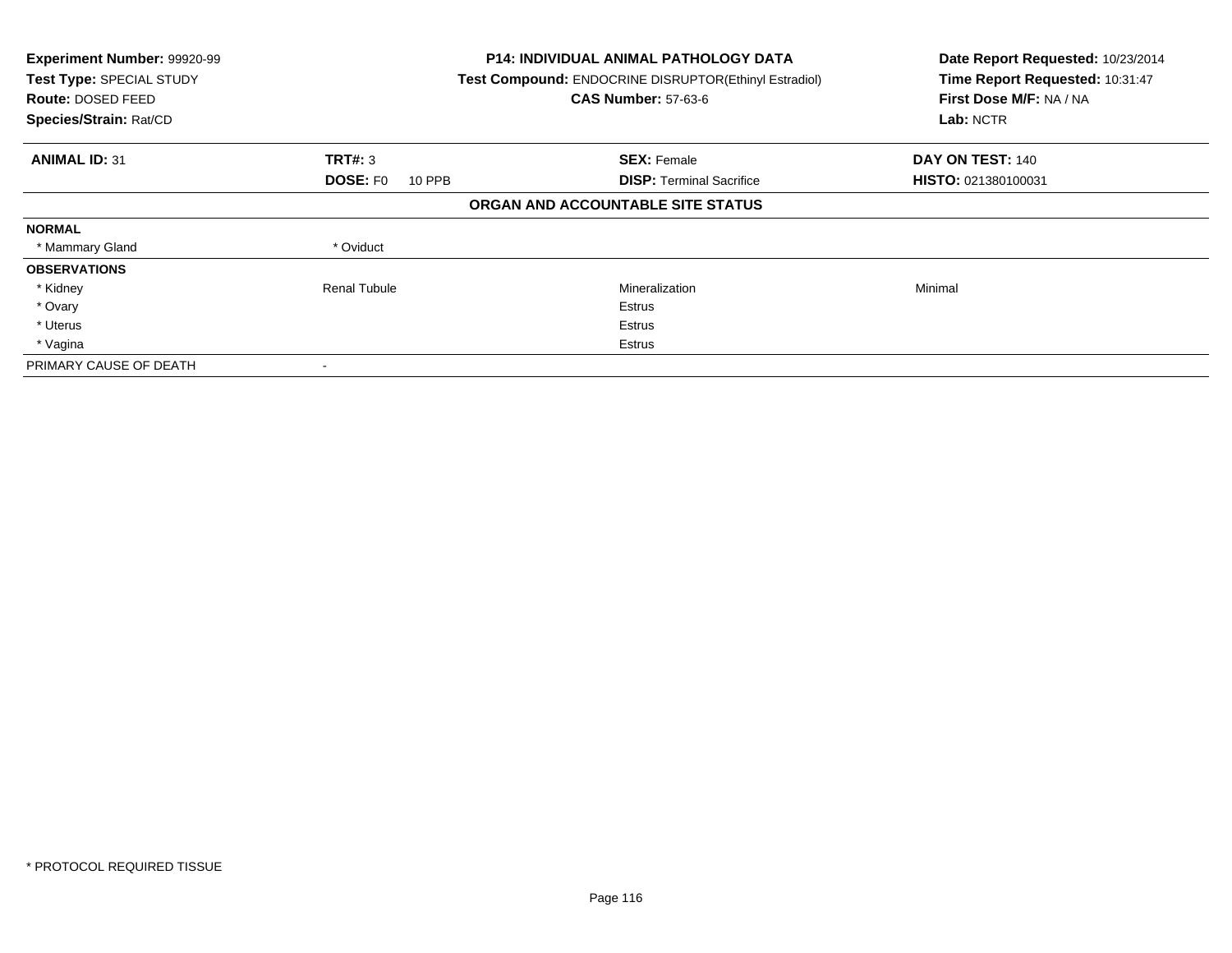**Experiment Number:** 99920-99
**Test Type:** SPECIAL STUDY
**Route:** DOSED FEED
**Species/Strain:** Rat/CD

**P14: INDIVIDUAL ANIMAL PATHOLOGY DATA**
**Test Compound:** ENDOCRINE DISRUPTOR(Ethinyl Estradiol)
**CAS Number:** 57-63-6

**Date Report Requested:** 10/23/2014
**Time Report Requested:** 10:31:47
**First Dose M/F:** NA / NA
**Lab:** NCTR

| **ANIMAL ID:** 31 | **TRT#:** 3 | **SEX:** Female | **DAY ON TEST:** 140 |
|---|---|---|---|
| | **DOSE:** F0 10 PPB | **DISP:** Terminal Sacrifice | **HISTO:** 021380100031 |

**ORGAN AND ACCOUNTABLE SITE STATUS**

| | | | |
|---|---|---|---|
| **NORMAL** | | | |
| * Mammary Gland | * Oviduct | | |
| **OBSERVATIONS** | | | |
| * Kidney | Renal Tubule | Mineralization | Minimal |
| * Ovary | | Estrus | |
| * Uterus | | Estrus | |
| * Vagina | | Estrus | |
| PRIMARY CAUSE OF DEATH | - | | |

* PROTOCOL REQUIRED TISSUE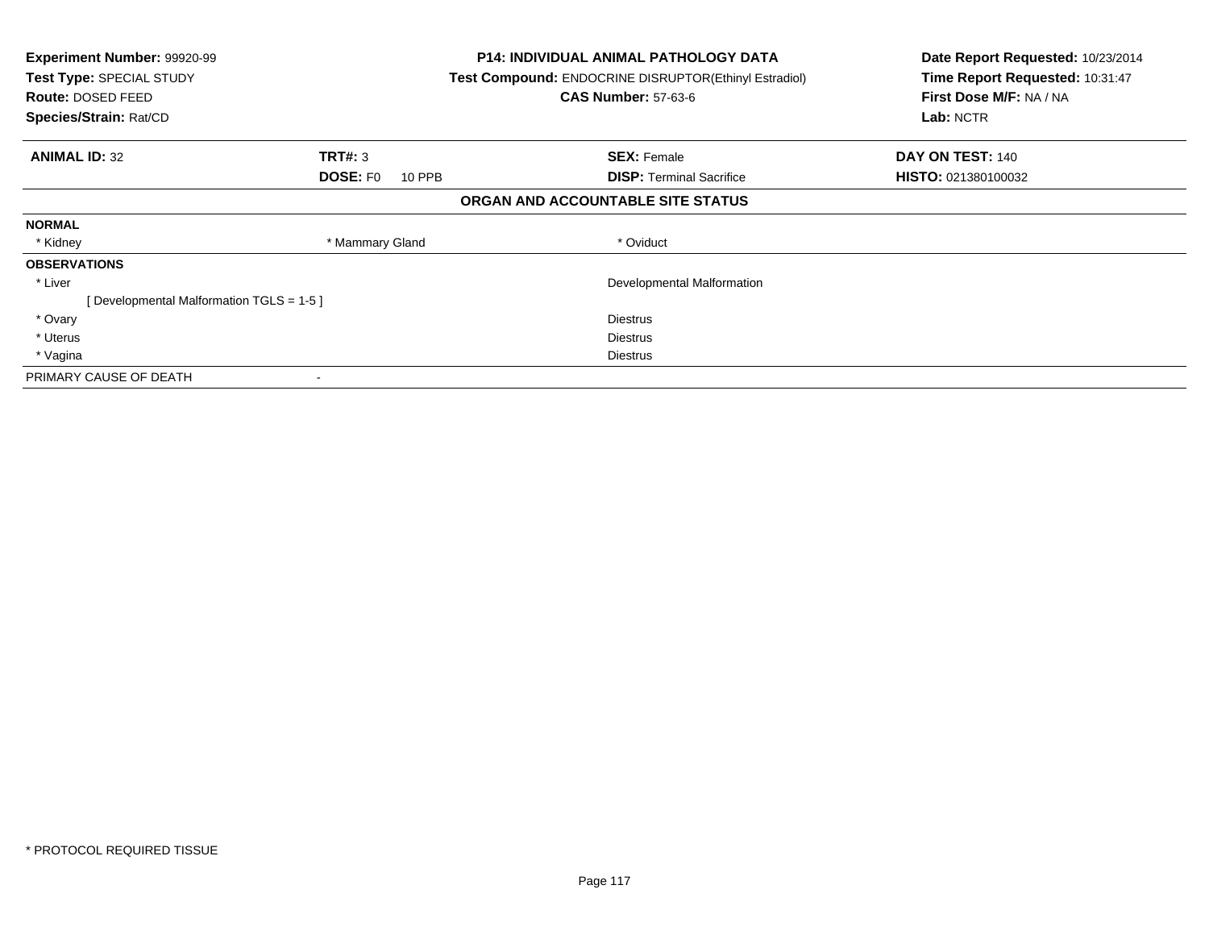**Experiment Number:** 99920-99
**Test Type:** SPECIAL STUDY
**Route:** DOSED FEED
**Species/Strain:** Rat/CD

**P14: INDIVIDUAL ANIMAL PATHOLOGY DATA**
**Test Compound:** ENDOCRINE DISRUPTOR(Ethinyl Estradiol)
**CAS Number:** 57-63-6

**Date Report Requested:** 10/23/2014
**Time Report Requested:** 10:31:47
**First Dose M/F:** NA / NA
**Lab:** NCTR

| **ANIMAL ID:** 32 | **TRT#:** 3 | **SEX:** Female | **DAY ON TEST:** 140 |
|---|---|---|---|
| | **DOSE:** F0 10 PPB | **DISP:** Terminal Sacrifice | **HISTO:** 021380100032 |

**ORGAN AND ACCOUNTABLE SITE STATUS**

**NORMAL**

| * Kidney | * Mammary Gland | * Oviduct |
|---|---|---|

**OBSERVATIONS**

| | |
|---|---|
| * Liver | Developmental Malformation |
| [ Developmental Malformation TGLS = 1-5 ] | |
| * Ovary | Diestrus |
| * Uterus | Diestrus |
| * Vagina | Diestrus |

PRIMARY CAUSE OF DEATH -

* PROTOCOL REQUIRED TISSUE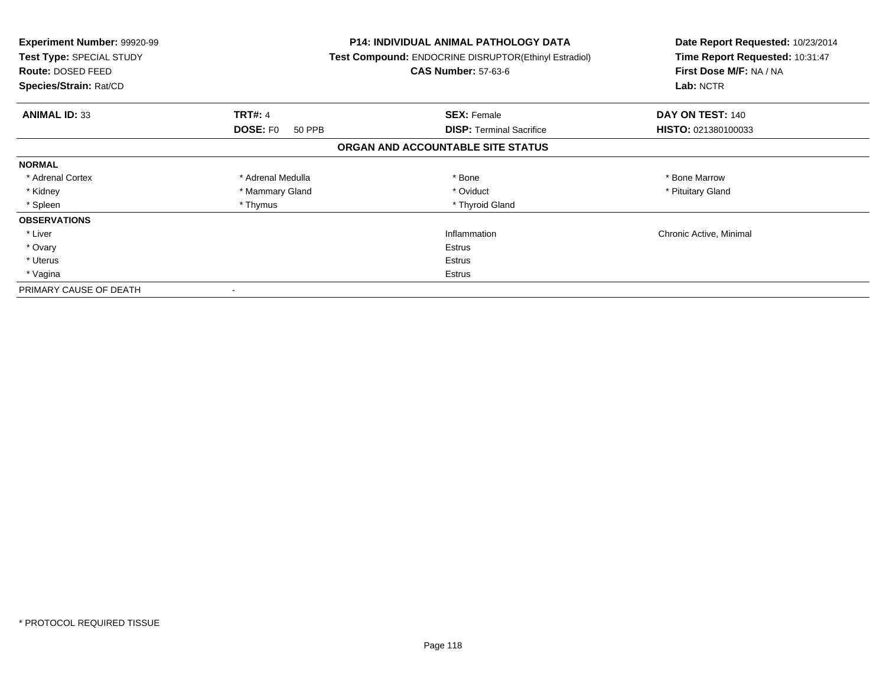**Experiment Number:** 99920-99
**Test Type:** SPECIAL STUDY
**Route:** DOSED FEED
**Species/Strain:** Rat/CD

**P14: INDIVIDUAL ANIMAL PATHOLOGY DATA**
**Test Compound:** ENDOCRINE DISRUPTOR(Ethinyl Estradiol)
**CAS Number:** 57-63-6

**Date Report Requested:** 10/23/2014
**Time Report Requested:** 10:31:47
**First Dose M/F:** NA / NA
**Lab:** NCTR

| **ANIMAL ID:** 33 | **TRT#:** 4 | **SEX:** Female | **DAY ON TEST:** 140 |
|---|---|---|---|
| | **DOSE:** F0 50 PPB | **DISP:** Terminal Sacrifice | **HISTO:** 021380100033 |

**ORGAN AND ACCOUNTABLE SITE STATUS**

| | | | |
|---|---|---|---|
| **NORMAL** | | | |
| * Adrenal Cortex | * Adrenal Medulla | * Bone | * Bone Marrow |
| * Kidney | * Mammary Gland | * Oviduct | * Pituitary Gland |
| * Spleen | * Thymus | * Thyroid Gland | |
| **OBSERVATIONS** | | | |
| * Liver | | Inflammation | Chronic Active, Minimal |
| * Ovary | | Estrus | |
| * Uterus | | Estrus | |
| * Vagina | | Estrus | |
| PRIMARY CAUSE OF DEATH | - | | |

* PROTOCOL REQUIRED TISSUE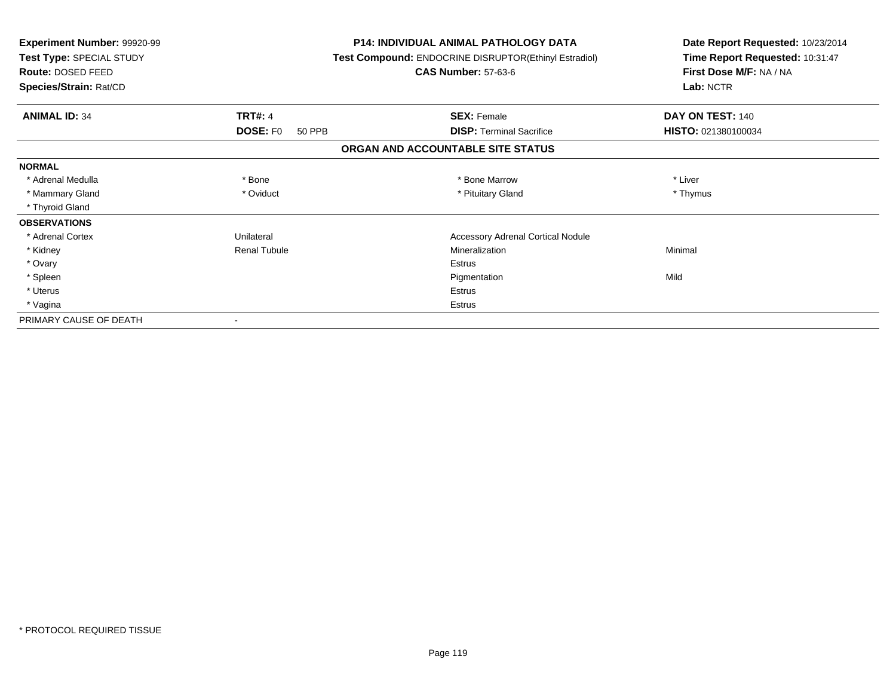**Experiment Number:** 99920-99
**Test Type:** SPECIAL STUDY
**Route:** DOSED FEED
**Species/Strain:** Rat/CD

**P14: INDIVIDUAL ANIMAL PATHOLOGY DATA**
**Test Compound:** ENDOCRINE DISRUPTOR(Ethinyl Estradiol)
**CAS Number:** 57-63-6

**Date Report Requested:** 10/23/2014
**Time Report Requested:** 10:31:47
**First Dose M/F:** NA / NA
**Lab:** NCTR

| **ANIMAL ID:** 34 | **TRT#:** 4 | **SEX:** Female | **DAY ON TEST:** 140 |
|---|---|---|---|
| | **DOSE:** F0 50 PPB | **DISP:** Terminal Sacrifice | **HISTO:** 021380100034 |

## ORGAN AND ACCOUNTABLE SITE STATUS

| | | | |
|---|---|---|---|
| **NORMAL** | | | |
| * Adrenal Medulla | * Bone | * Bone Marrow | * Liver |
| * Mammary Gland | * Oviduct | * Pituitary Gland | * Thymus |
| * Thyroid Gland | | | |
| **OBSERVATIONS** | | | |
| * Adrenal Cortex | Unilateral | Accessory Adrenal Cortical Nodule | |
| * Kidney | Renal Tubule | Mineralization | Minimal |
| * Ovary | | Estrus | |
| * Spleen | | Pigmentation | Mild |
| * Uterus | | Estrus | |
| * Vagina | | Estrus | |
| PRIMARY CAUSE OF DEATH | - | | |

* PROTOCOL REQUIRED TISSUE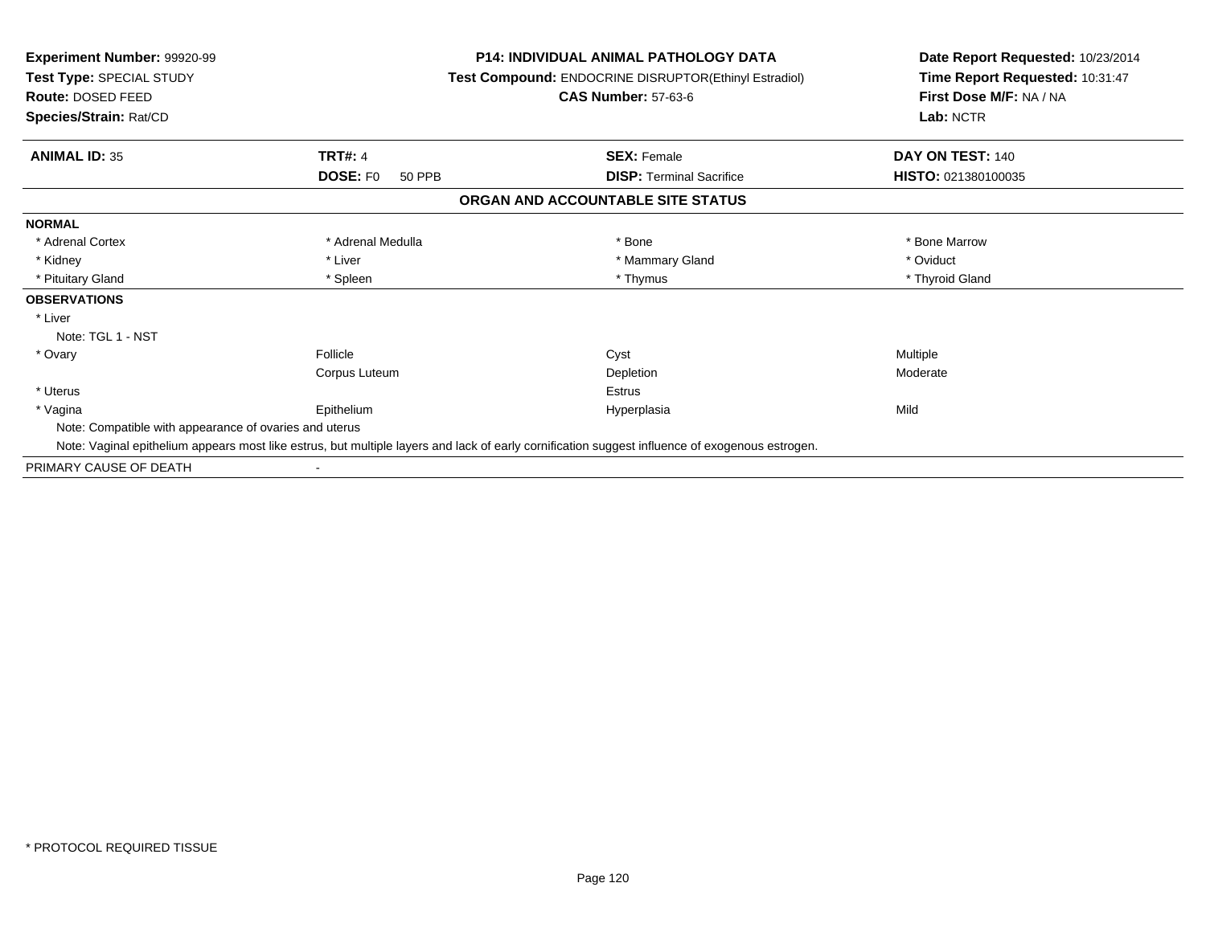**Experiment Number:** 99920-99
**Test Type:** SPECIAL STUDY
**Route:** DOSED FEED
**Species/Strain:** Rat/CD

**P14: INDIVIDUAL ANIMAL PATHOLOGY DATA**
**Test Compound:** ENDOCRINE DISRUPTOR(Ethinyl Estradiol)
**CAS Number:** 57-63-6

**Date Report Requested:** 10/23/2014
**Time Report Requested:** 10:31:47
**First Dose M/F:** NA / NA
**Lab:** NCTR

| **ANIMAL ID:** 35 | **TRT#:** 4 | **SEX:** Female | **DAY ON TEST:** 140 |
|---|---|---|---|
| | **DOSE:** F0 50 PPB | **DISP:** Terminal Sacrifice | **HISTO:** 021380100035 |

**ORGAN AND ACCOUNTABLE SITE STATUS**

| | | | |
|---|---|---|---|
| **NORMAL** | | | |
| * Adrenal Cortex | * Adrenal Medulla | * Bone | * Bone Marrow |
| * Kidney | * Liver | * Mammary Gland | * Oviduct |
| * Pituitary Gland | * Spleen | * Thymus | * Thyroid Gland |
| **OBSERVATIONS** | | | |
| * Liver | | | |
| Note: TGL 1 - NST | | | |
| * Ovary | Follicle | Cyst | Multiple |
| | Corpus Luteum | Depletion | Moderate |
| * Uterus | | Estrus | |
| * Vagina | Epithelium | Hyperplasia | Mild |
| Note: Compatible with appearance of ovaries and uterus | | | |
| Note: Vaginal epithelium appears most like estrus, but multiple layers and lack of early cornification suggest influence of exogenous estrogen. | | | |
| PRIMARY CAUSE OF DEATH | - | | |

* PROTOCOL REQUIRED TISSUE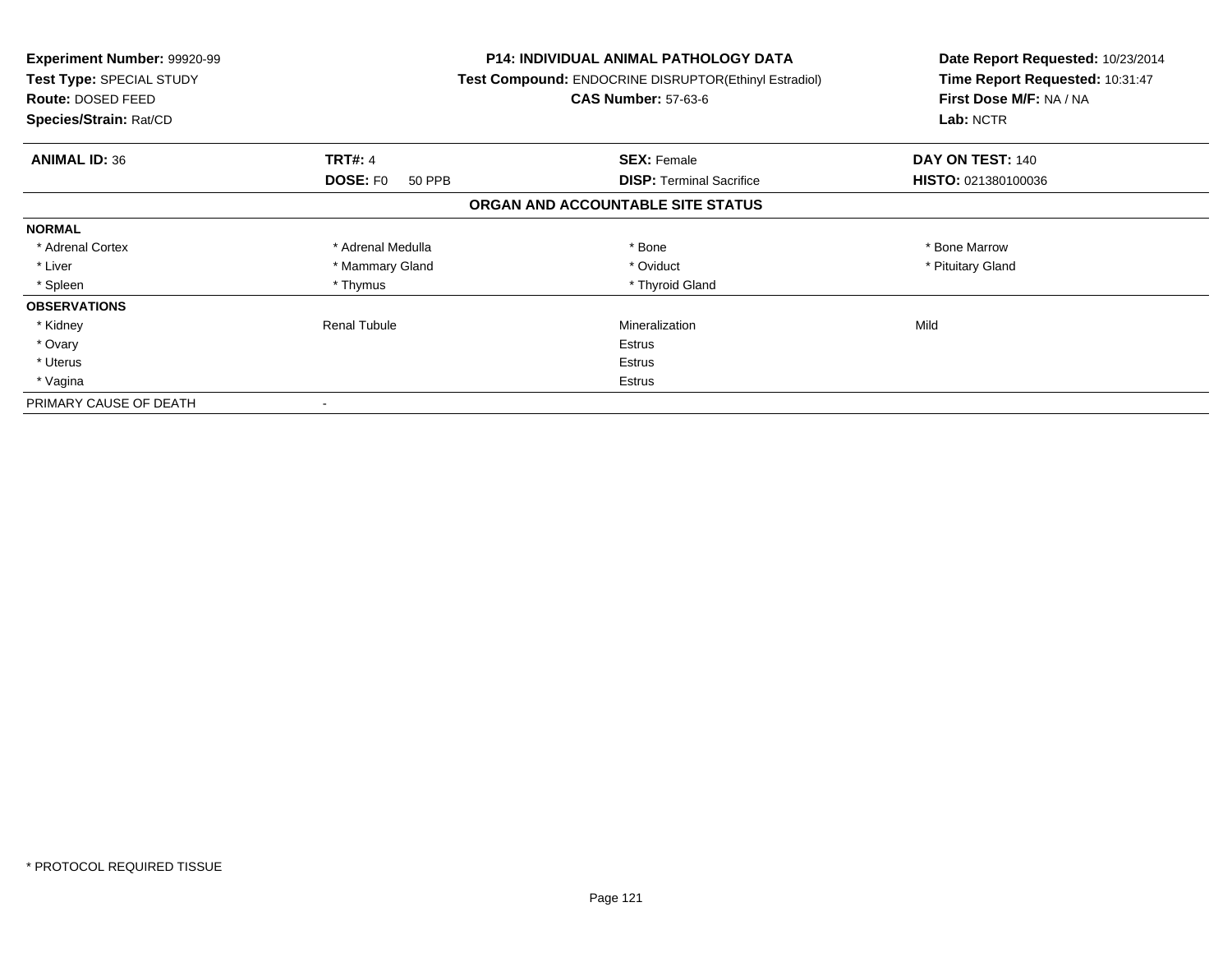**Experiment Number:** 99920-99
**Test Type:** SPECIAL STUDY
**Route:** DOSED FEED
**Species/Strain:** Rat/CD

**P14: INDIVIDUAL ANIMAL PATHOLOGY DATA**
**Test Compound:** ENDOCRINE DISRUPTOR(Ethinyl Estradiol)
**CAS Number:** 57-63-6

**Date Report Requested:** 10/23/2014
**Time Report Requested:** 10:31:47
**First Dose M/F:** NA / NA
**Lab:** NCTR

| **ANIMAL ID:** 36 | **TRT#:** 4 | **SEX:** Female | **DAY ON TEST:** 140 |
|---|---|---|---|
| | **DOSE:** F0 50 PPB | **DISP:** Terminal Sacrifice | **HISTO:** 021380100036 |

## ORGAN AND ACCOUNTABLE SITE STATUS

| | | | |
|---|---|---|---|
| **NORMAL** | | | |
| * Adrenal Cortex | * Adrenal Medulla | * Bone | * Bone Marrow |
| * Liver | * Mammary Gland | * Oviduct | * Pituitary Gland |
| * Spleen | * Thymus | * Thyroid Gland | |
| **OBSERVATIONS** | | | |
| * Kidney | Renal Tubule | Mineralization | Mild |
| * Ovary | | Estrus | |
| * Uterus | | Estrus | |
| * Vagina | | Estrus | |
| PRIMARY CAUSE OF DEATH | - | | |

* PROTOCOL REQUIRED TISSUE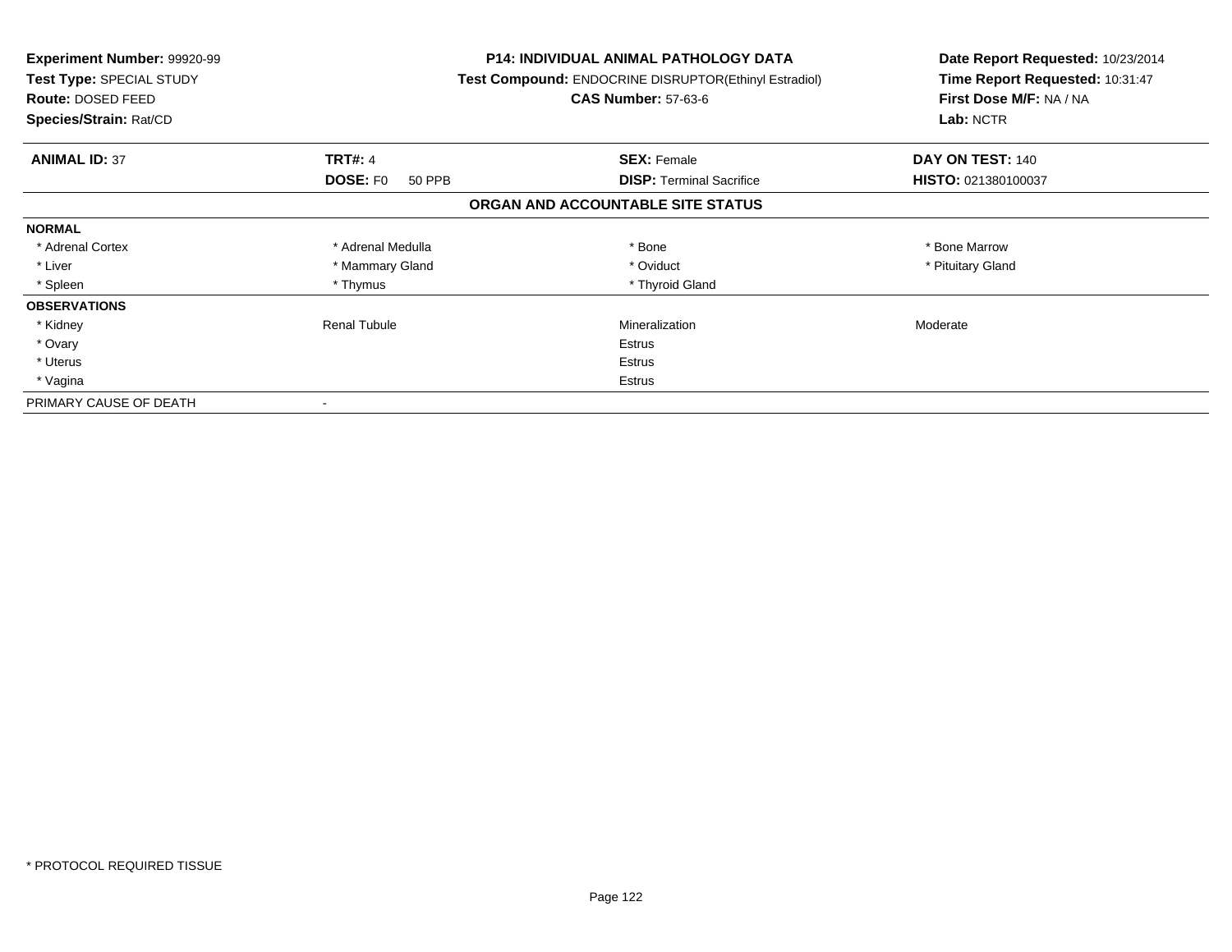| | | | |
|---|---|---|---|
| **Experiment Number:** 99920-99 | **P14: INDIVIDUAL ANIMAL PATHOLOGY DATA** | | **Date Report Requested:** 10/23/2014 |
| **Test Type:** SPECIAL STUDY | **Test Compound:** ENDOCRINE DISRUPTOR(Ethinyl Estradiol) | | **Time Report Requested:** 10:31:47 |
| **Route:** DOSED FEED | **CAS Number:** 57-63-6 | | **First Dose M/F:** NA / NA |
| **Species/Strain:** Rat/CD | | | **Lab:** NCTR |

| **ANIMAL ID:** 37 | **TRT#:** 4 | **SEX:** Female | **DAY ON TEST:** 140 |
|---|---|---|---|
| | **DOSE:** F0 50 PPB | **DISP:** Terminal Sacrifice | **HISTO:** 021380100037 |

**ORGAN AND ACCOUNTABLE SITE STATUS**

| | | | |
|---|---|---|---|
| **NORMAL** | | | |
| * Adrenal Cortex | * Adrenal Medulla | * Bone | * Bone Marrow |
| * Liver | * Mammary Gland | * Oviduct | * Pituitary Gland |
| * Spleen | * Thymus | * Thyroid Gland | |
| **OBSERVATIONS** | | | |
| * Kidney | Renal Tubule | Mineralization | Moderate |
| * Ovary | | Estrus | |
| * Uterus | | Estrus | |
| * Vagina | | Estrus | |
| PRIMARY CAUSE OF DEATH | - | | |

* PROTOCOL REQUIRED TISSUE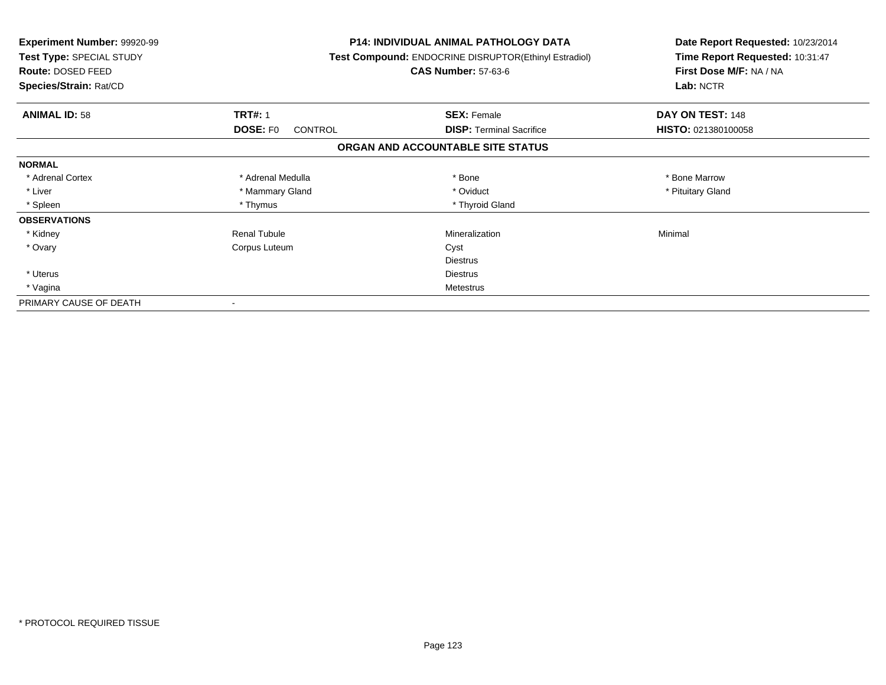**Experiment Number:** 99920-99
**Test Type:** SPECIAL STUDY
**Route:** DOSED FEED
**Species/Strain:** Rat/CD

**P14: INDIVIDUAL ANIMAL PATHOLOGY DATA**
**Test Compound:** ENDOCRINE DISRUPTOR(Ethinyl Estradiol)
**CAS Number:** 57-63-6

**Date Report Requested:** 10/23/2014
**Time Report Requested:** 10:31:47
**First Dose M/F:** NA / NA
**Lab:** NCTR

| **ANIMAL ID:** 58 | **TRT#:** 1 | **SEX:** Female | **DAY ON TEST:** 148 |
|---|---|---|---|
| | **DOSE:** F0 CONTROL | **DISP:** Terminal Sacrifice | **HISTO:** 021380100058 |

## ORGAN AND ACCOUNTABLE SITE STATUS

| | | | |
|---|---|---|---|
| **NORMAL** | | | |
| * Adrenal Cortex | * Adrenal Medulla | * Bone | * Bone Marrow |
| * Liver | * Mammary Gland | * Oviduct | * Pituitary Gland |
| * Spleen | * Thymus | * Thyroid Gland | |
| **OBSERVATIONS** | | | |
| * Kidney | Renal Tubule | Mineralization | Minimal |
| * Ovary | Corpus Luteum | Cyst | |
| | | Diestrus | |
| * Uterus | | Diestrus | |
| * Vagina | | Metestrus | |
| PRIMARY CAUSE OF DEATH | - | | |

* PROTOCOL REQUIRED TISSUE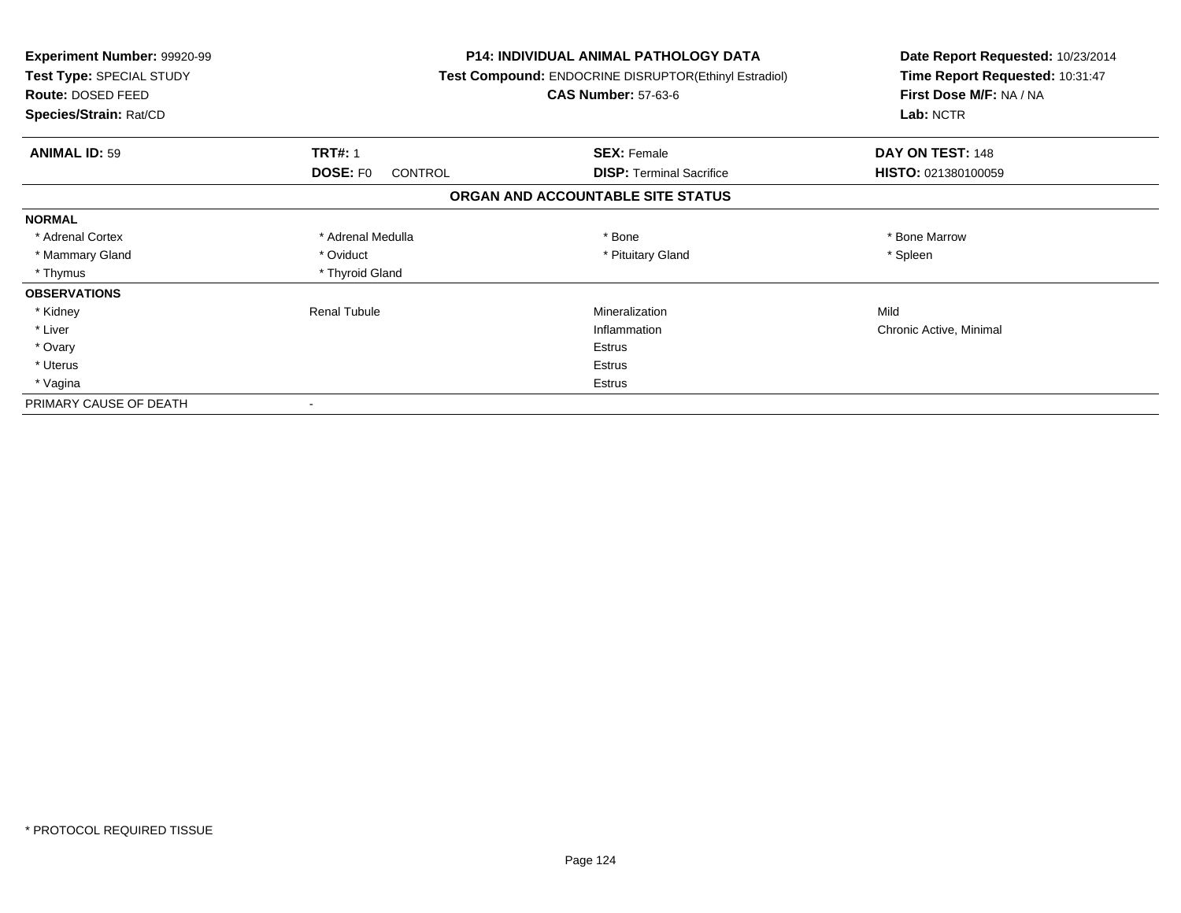**Experiment Number:** 99920-99
**Test Type:** SPECIAL STUDY
**Route:** DOSED FEED
**Species/Strain:** Rat/CD

**P14: INDIVIDUAL ANIMAL PATHOLOGY DATA**
**Test Compound:** ENDOCRINE DISRUPTOR(Ethinyl Estradiol)
**CAS Number:** 57-63-6

**Date Report Requested:** 10/23/2014
**Time Report Requested:** 10:31:47
**First Dose M/F:** NA / NA
**Lab:** NCTR

| **ANIMAL ID:** 59 | **TRT#:** 1 | **SEX:** Female | **DAY ON TEST:** 148 |
|---|---|---|---|
| | **DOSE:** F0 CONTROL | **DISP:** Terminal Sacrifice | **HISTO:** 021380100059 |

**ORGAN AND ACCOUNTABLE SITE STATUS**

| | | | |
|---|---|---|---|
| **NORMAL** | | | |
| * Adrenal Cortex | * Adrenal Medulla | * Bone | * Bone Marrow |
| * Mammary Gland | * Oviduct | * Pituitary Gland | * Spleen |
| * Thymus | * Thyroid Gland | | |
| **OBSERVATIONS** | | | |
| * Kidney | Renal Tubule | Mineralization | Mild |
| * Liver | | Inflammation | Chronic Active, Minimal |
| * Ovary | | Estrus | |
| * Uterus | | Estrus | |
| * Vagina | | Estrus | |
| PRIMARY CAUSE OF DEATH | - | | |

* PROTOCOL REQUIRED TISSUE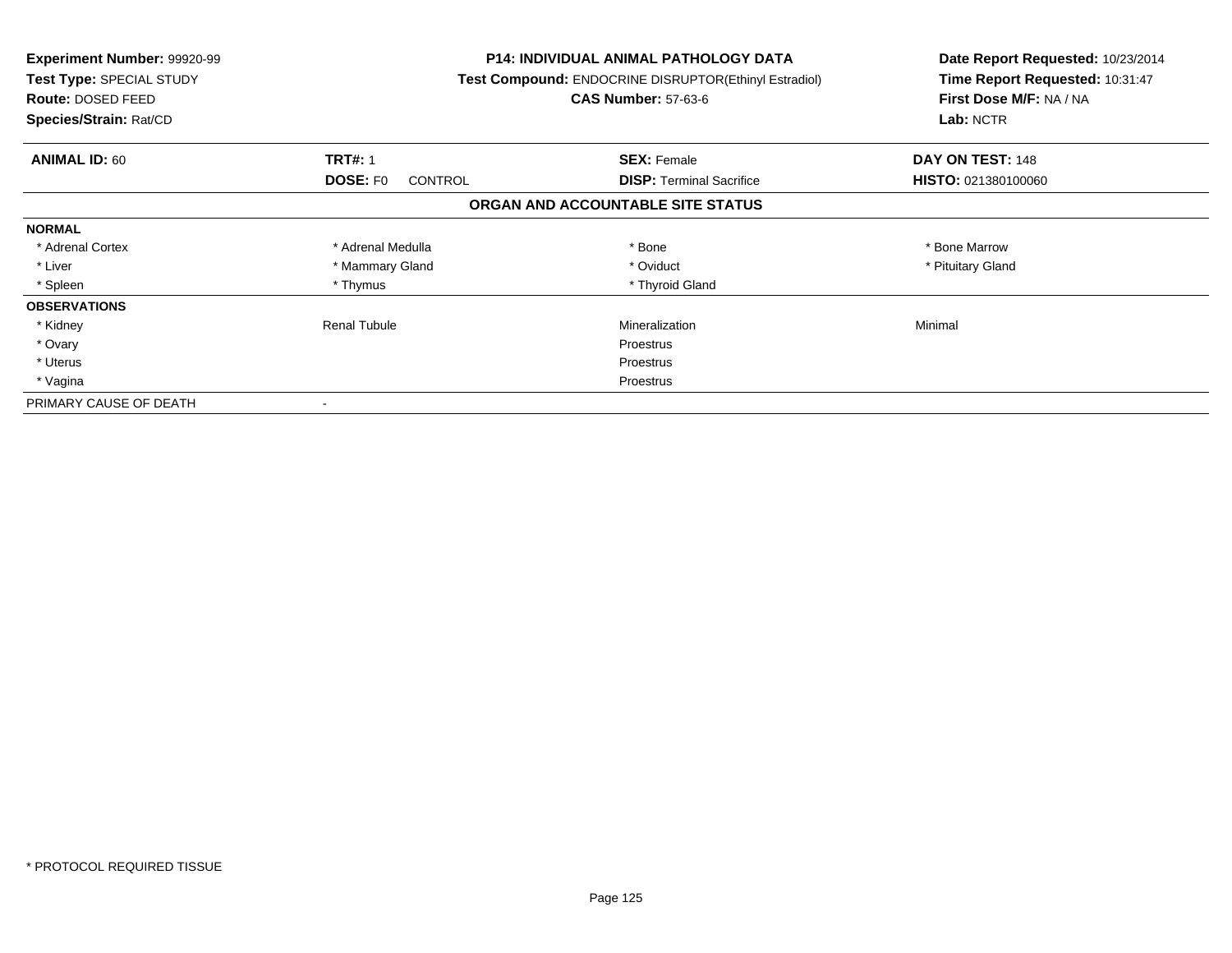**Experiment Number:** 99920-99
**Test Type:** SPECIAL STUDY
**Route:** DOSED FEED
**Species/Strain:** Rat/CD

**P14: INDIVIDUAL ANIMAL PATHOLOGY DATA**
**Test Compound:** ENDOCRINE DISRUPTOR(Ethinyl Estradiol)
**CAS Number:** 57-63-6

**Date Report Requested:** 10/23/2014
**Time Report Requested:** 10:31:47
**First Dose M/F:** NA / NA
**Lab:** NCTR

| **ANIMAL ID:** 60 | **TRT#:** 1 | **SEX:** Female | **DAY ON TEST:** 148 |
|---|---|---|---|
| | **DOSE:** F0 CONTROL | **DISP:** Terminal Sacrifice | **HISTO:** 021380100060 |

**ORGAN AND ACCOUNTABLE SITE STATUS**

| | | | |
|---|---|---|---|
| **NORMAL** | | | |
| * Adrenal Cortex | * Adrenal Medulla | * Bone | * Bone Marrow |
| * Liver | * Mammary Gland | * Oviduct | * Pituitary Gland |
| * Spleen | * Thymus | * Thyroid Gland | |
| **OBSERVATIONS** | | | |
| * Kidney | Renal Tubule | Mineralization | Minimal |
| * Ovary | | Proestrus | |
| * Uterus | | Proestrus | |
| * Vagina | | Proestrus | |
| PRIMARY CAUSE OF DEATH | - | | |

* PROTOCOL REQUIRED TISSUE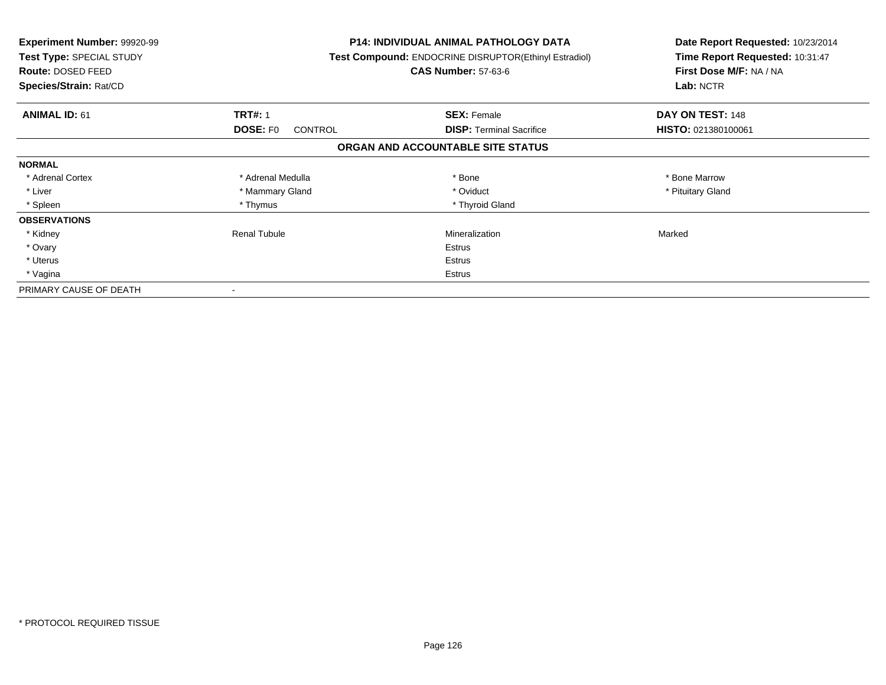**Experiment Number:** 99920-99
**Test Type:** SPECIAL STUDY
**Route:** DOSED FEED
**Species/Strain:** Rat/CD

**P14: INDIVIDUAL ANIMAL PATHOLOGY DATA**
**Test Compound:** ENDOCRINE DISRUPTOR(Ethinyl Estradiol)
**CAS Number:** 57-63-6

**Date Report Requested:** 10/23/2014
**Time Report Requested:** 10:31:47
**First Dose M/F:** NA / NA
**Lab:** NCTR

| **ANIMAL ID:** 61 | **TRT#:** 1 | **SEX:** Female | **DAY ON TEST:** 148 |
|---|---|---|---|
| | **DOSE:** F0 CONTROL | **DISP:** Terminal Sacrifice | **HISTO:** 021380100061 |

## ORGAN AND ACCOUNTABLE SITE STATUS

| | | | |
|---|---|---|---|
| **NORMAL** | | | |
| * Adrenal Cortex | * Adrenal Medulla | * Bone | * Bone Marrow |
| * Liver | * Mammary Gland | * Oviduct | * Pituitary Gland |
| * Spleen | * Thymus | * Thyroid Gland | |
| **OBSERVATIONS** | | | |
| * Kidney | Renal Tubule | Mineralization | Marked |
| * Ovary | | Estrus | |
| * Uterus | | Estrus | |
| * Vagina | | Estrus | |
| PRIMARY CAUSE OF DEATH | - | | |

* PROTOCOL REQUIRED TISSUE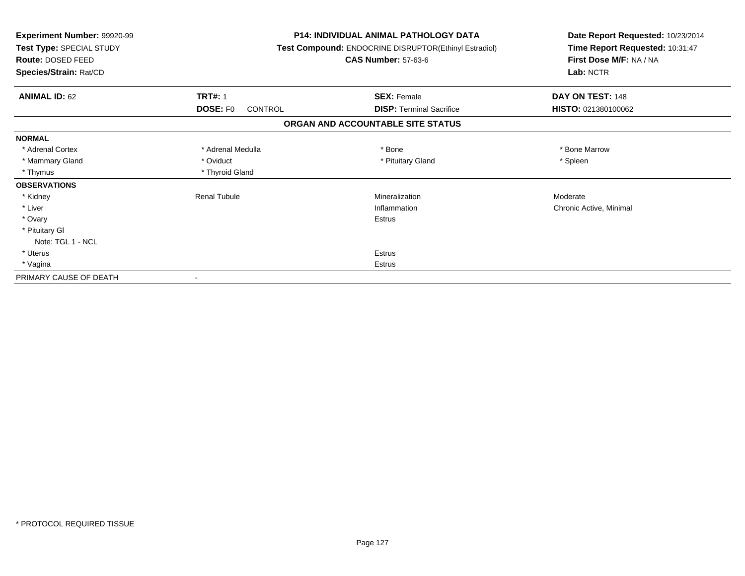**Experiment Number:** 99920-99
**Test Type:** SPECIAL STUDY
**Route:** DOSED FEED
**Species/Strain:** Rat/CD

**P14: INDIVIDUAL ANIMAL PATHOLOGY DATA**
**Test Compound:** ENDOCRINE DISRUPTOR(Ethinyl Estradiol)
**CAS Number:** 57-63-6

**Date Report Requested:** 10/23/2014
**Time Report Requested:** 10:31:47
**First Dose M/F:** NA / NA
**Lab:** NCTR

| **ANIMAL ID:** 62 | **TRT#:** 1 | **SEX:** Female | **DAY ON TEST:** 148 |
|---|---|---|---|
| | **DOSE:** F0 CONTROL | **DISP:** Terminal Sacrifice | **HISTO:** 021380100062 |

**ORGAN AND ACCOUNTABLE SITE STATUS**

| | | | |
|---|---|---|---|
| **NORMAL** | | | |
| * Adrenal Cortex | * Adrenal Medulla | * Bone | * Bone Marrow |
| * Mammary Gland | * Oviduct | * Pituitary Gland | * Spleen |
| * Thymus | * Thyroid Gland | | |
| **OBSERVATIONS** | | | |
| * Kidney | Renal Tubule | Mineralization | Moderate |
| * Liver | | Inflammation | Chronic Active, Minimal |
| * Ovary | | Estrus | |
| * Pituitary Gl | | | |
| Note: TGL 1 - NCL | | | |
| * Uterus | | Estrus | |
| * Vagina | | Estrus | |
| PRIMARY CAUSE OF DEATH | - | | |

* PROTOCOL REQUIRED TISSUE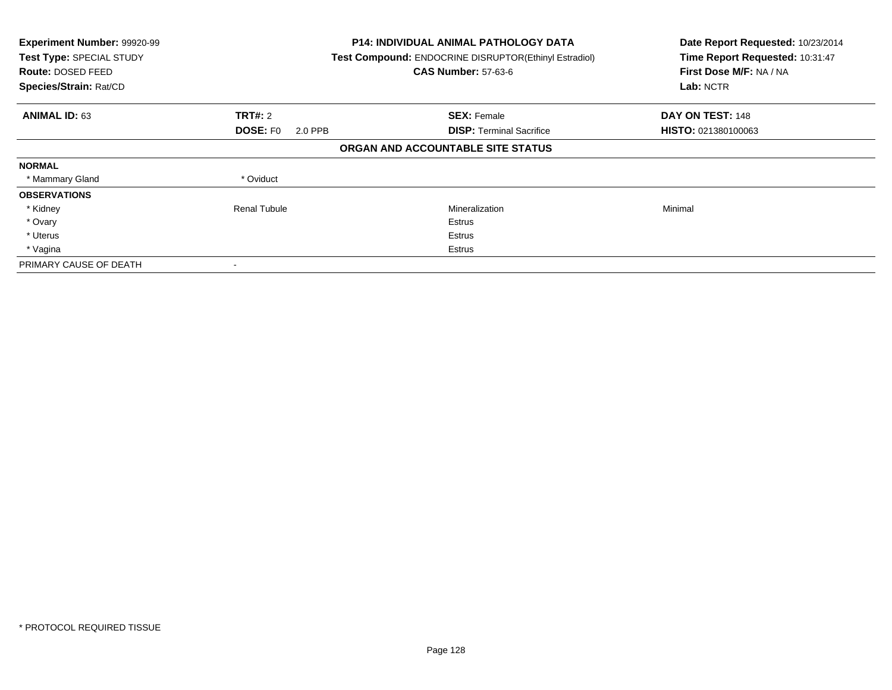**Experiment Number:** 99920-99
**Test Type:** SPECIAL STUDY
**Route:** DOSED FEED
**Species/Strain:** Rat/CD

**P14: INDIVIDUAL ANIMAL PATHOLOGY DATA**
**Test Compound:** ENDOCRINE DISRUPTOR(Ethinyl Estradiol)
**CAS Number:** 57-63-6

**Date Report Requested:** 10/23/2014
**Time Report Requested:** 10:31:47
**First Dose M/F:** NA / NA
**Lab:** NCTR

| **ANIMAL ID:** 63 | **TRT#:** 2 | **SEX:** Female | **DAY ON TEST:** 148 |
|---|---|---|---|
| | **DOSE:** F0 2.0 PPB | **DISP:** Terminal Sacrifice | **HISTO:** 021380100063 |

**ORGAN AND ACCOUNTABLE SITE STATUS**

| | | | |
|---|---|---|---|
| **NORMAL** | | | |
| * Mammary Gland | * Oviduct | | |
| **OBSERVATIONS** | | | |
| * Kidney | Renal Tubule | Mineralization | Minimal |
| * Ovary | | Estrus | |
| * Uterus | | Estrus | |
| * Vagina | | Estrus | |
| PRIMARY CAUSE OF DEATH | - | | |

* PROTOCOL REQUIRED TISSUE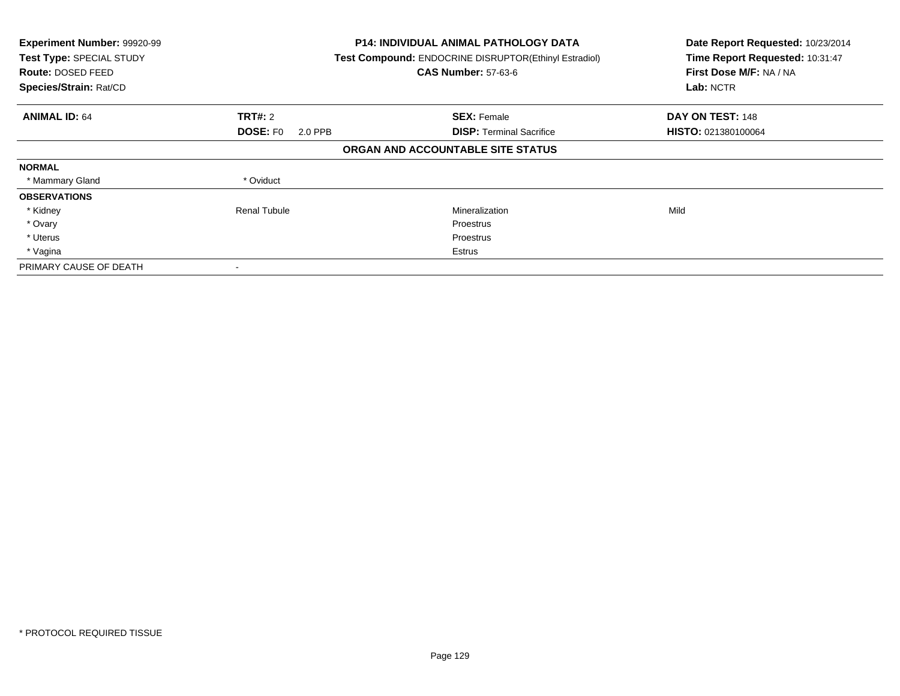**Experiment Number:** 99920-99
**Test Type:** SPECIAL STUDY
**Route:** DOSED FEED
**Species/Strain:** Rat/CD

**P14: INDIVIDUAL ANIMAL PATHOLOGY DATA**
**Test Compound:** ENDOCRINE DISRUPTOR(Ethinyl Estradiol)
**CAS Number:** 57-63-6

**Date Report Requested:** 10/23/2014
**Time Report Requested:** 10:31:47
**First Dose M/F:** NA / NA
**Lab:** NCTR

| **ANIMAL ID:** 64 | **TRT#:** 2 | **SEX:** Female | **DAY ON TEST:** 148 |
|---|---|---|---|
| | **DOSE:** F0 2.0 PPB | **DISP:** Terminal Sacrifice | **HISTO:** 021380100064 |

**ORGAN AND ACCOUNTABLE SITE STATUS**

| | | | |
|---|---|---|---|
| **NORMAL** | | | |
| * Mammary Gland | * Oviduct | | |
| **OBSERVATIONS** | | | |
| * Kidney | Renal Tubule | Mineralization | Mild |
| * Ovary | | Proestrus | |
| * Uterus | | Proestrus | |
| * Vagina | | Estrus | |
| PRIMARY CAUSE OF DEATH | - | | |

* PROTOCOL REQUIRED TISSUE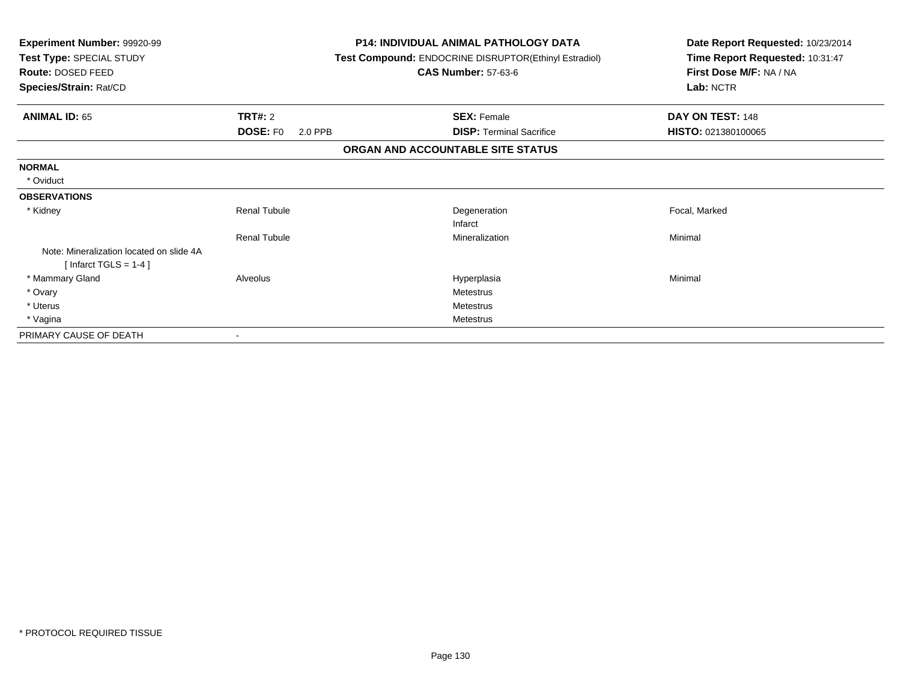**Experiment Number:** 99920-99
**Test Type:** SPECIAL STUDY
**Route:** DOSED FEED
**Species/Strain:** Rat/CD

**P14: INDIVIDUAL ANIMAL PATHOLOGY DATA**
**Test Compound:** ENDOCRINE DISRUPTOR(Ethinyl Estradiol)
**CAS Number:** 57-63-6

**Date Report Requested:** 10/23/2014
**Time Report Requested:** 10:31:47
**First Dose M/F:** NA / NA
**Lab:** NCTR

| **ANIMAL ID:** 65 | **TRT#:** 2 | **SEX:** Female | **DAY ON TEST:** 148 |
|---|---|---|---|
| | **DOSE:** F0 2.0 PPB | **DISP:** Terminal Sacrifice | **HISTO:** 021380100065 |

**ORGAN AND ACCOUNTABLE SITE STATUS**

| | | | |
|---|---|---|---|
| **NORMAL** | | | |
| * Oviduct | | | |
| **OBSERVATIONS** | | | |
| * Kidney | Renal Tubule | Degeneration | Focal, Marked |
| | | Infarct | |
| | Renal Tubule | Mineralization | Minimal |
| Note: Mineralization located on slide 4A [ Infarct TGLS = 1-4 ] | | | |
| * Mammary Gland | Alveolus | Hyperplasia | Minimal |
| * Ovary | | Metestrus | |
| * Uterus | | Metestrus | |
| * Vagina | | Metestrus | |
| PRIMARY CAUSE OF DEATH | - | | |

* PROTOCOL REQUIRED TISSUE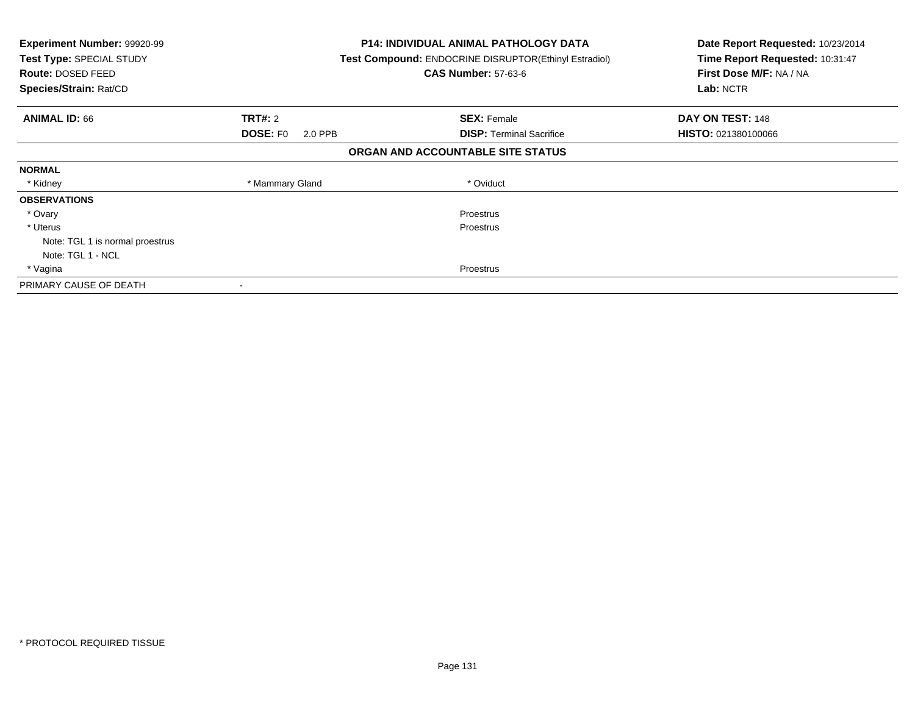**Experiment Number:** 99920-99
**Test Type:** SPECIAL STUDY
**Route:** DOSED FEED
**Species/Strain:** Rat/CD

**P14: INDIVIDUAL ANIMAL PATHOLOGY DATA**
**Test Compound:** ENDOCRINE DISRUPTOR(Ethinyl Estradiol)
**CAS Number:** 57-63-6

**Date Report Requested:** 10/23/2014
**Time Report Requested:** 10:31:47
**First Dose M/F:** NA / NA
**Lab:** NCTR

| **ANIMAL ID:** 66 | **TRT#:** 2 | **SEX:** Female | **DAY ON TEST:** 148 |
|---|---|---|---|
| | **DOSE:** F0 2.0 PPB | **DISP:** Terminal Sacrifice | **HISTO:** 021380100066 |

## ORGAN AND ACCOUNTABLE SITE STATUS

| | | | |
|---|---|---|---|
| **NORMAL** | | | |
| * Kidney | * Mammary Gland | * Oviduct | |
| **OBSERVATIONS** | | | |
| * Ovary | | Proestrus | |
| * Uterus | | Proestrus | |
| Note: TGL 1 is normal proestrus | | | |
| Note: TGL 1 - NCL | | | |
| * Vagina | | Proestrus | |
| PRIMARY CAUSE OF DEATH | - | | |

* PROTOCOL REQUIRED TISSUE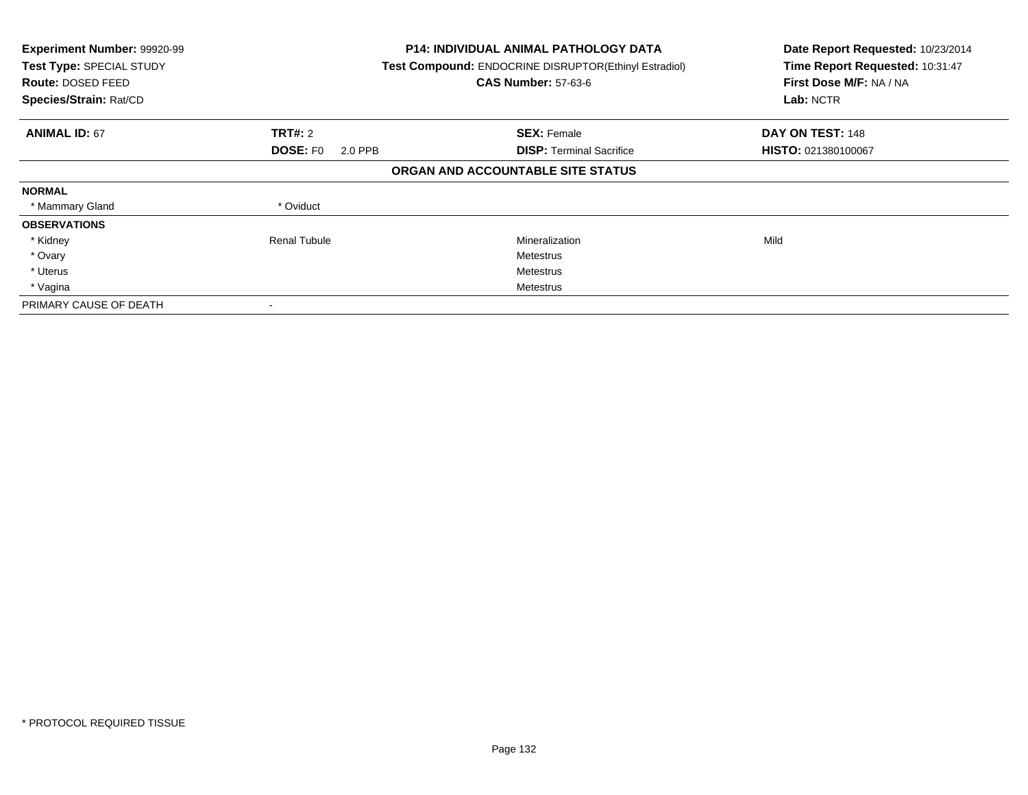**Experiment Number:** 99920-99
**Test Type:** SPECIAL STUDY
**Route:** DOSED FEED
**Species/Strain:** Rat/CD

**P14: INDIVIDUAL ANIMAL PATHOLOGY DATA**
**Test Compound:** ENDOCRINE DISRUPTOR(Ethinyl Estradiol)
**CAS Number:** 57-63-6

**Date Report Requested:** 10/23/2014
**Time Report Requested:** 10:31:47
**First Dose M/F:** NA / NA
**Lab:** NCTR

| **ANIMAL ID:** 67 | **TRT#:** 2 | **SEX:** Female | **DAY ON TEST:** 148 |
|---|---|---|---|
| | **DOSE:** F0 2.0 PPB | **DISP:** Terminal Sacrifice | **HISTO:** 021380100067 |

**ORGAN AND ACCOUNTABLE SITE STATUS**

| | | | |
|---|---|---|---|
| **NORMAL** | | | |
| * Mammary Gland | * Oviduct | | |
| **OBSERVATIONS** | | | |
| * Kidney | Renal Tubule | Mineralization | Mild |
| * Ovary | | Metestrus | |
| * Uterus | | Metestrus | |
| * Vagina | | Metestrus | |
| PRIMARY CAUSE OF DEATH | - | | |

* PROTOCOL REQUIRED TISSUE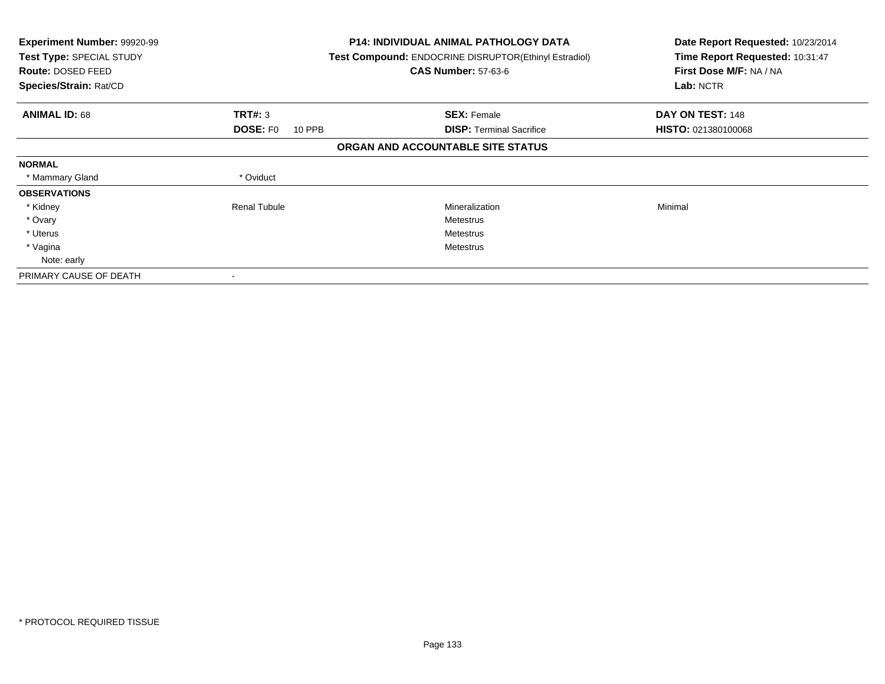**Experiment Number:** 99920-99
**Test Type:** SPECIAL STUDY
**Route:** DOSED FEED
**Species/Strain:** Rat/CD

**P14: INDIVIDUAL ANIMAL PATHOLOGY DATA**
**Test Compound:** ENDOCRINE DISRUPTOR(Ethinyl Estradiol)
**CAS Number:** 57-63-6

**Date Report Requested:** 10/23/2014
**Time Report Requested:** 10:31:47
**First Dose M/F:** NA / NA
**Lab:** NCTR

| **ANIMAL ID:** 68 | **TRT#:** 3 | **SEX:** Female | **DAY ON TEST:** 148 |
|---|---|---|---|
| | **DOSE:** F0 10 PPB | **DISP:** Terminal Sacrifice | **HISTO:** 021380100068 |

## ORGAN AND ACCOUNTABLE SITE STATUS

| | | | |
|---|---|---|---|
| **NORMAL** | | | |
| * Mammary Gland | * Oviduct | | |
| **OBSERVATIONS** | | | |
| * Kidney | Renal Tubule | Mineralization | Minimal |
| * Ovary | | Metestrus | |
| * Uterus | | Metestrus | |
| * Vagina | | Metestrus | |
| Note: early | | | |
| PRIMARY CAUSE OF DEATH | - | | |

* PROTOCOL REQUIRED TISSUE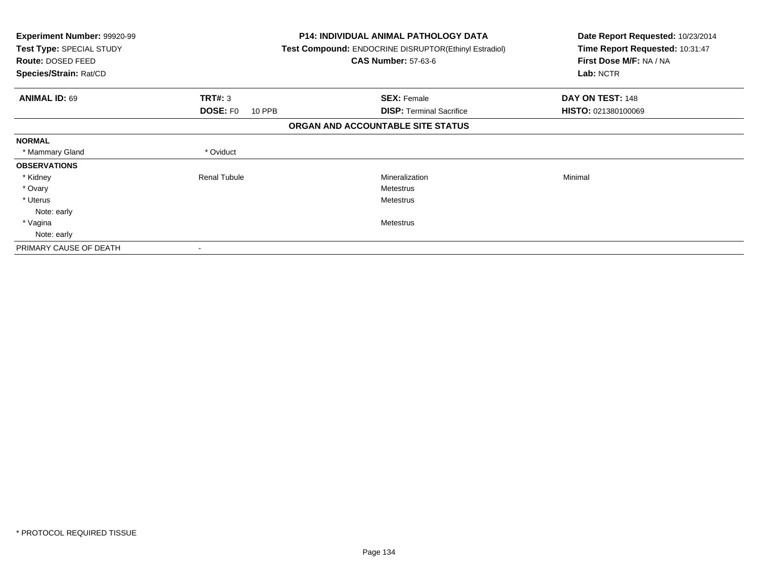**Experiment Number:** 99920-99
**Test Type:** SPECIAL STUDY
**Route:** DOSED FEED
**Species/Strain:** Rat/CD

**P14: INDIVIDUAL ANIMAL PATHOLOGY DATA**
**Test Compound:** ENDOCRINE DISRUPTOR(Ethinyl Estradiol)
**CAS Number:** 57-63-6

**Date Report Requested:** 10/23/2014
**Time Report Requested:** 10:31:47
**First Dose M/F:** NA / NA
**Lab:** NCTR

| **ANIMAL ID:** 69 | **TRT#:** 3 | **SEX:** Female | **DAY ON TEST:** 148 |
|---|---|---|---|
| | **DOSE:** F0 10 PPB | **DISP:** Terminal Sacrifice | **HISTO:** 021380100069 |

**ORGAN AND ACCOUNTABLE SITE STATUS**

| | | | |
|---|---|---|---|
| **NORMAL** | | | |
| * Mammary Gland | * Oviduct | | |
| **OBSERVATIONS** | | | |
| * Kidney | Renal Tubule | Mineralization | Minimal |
| * Ovary | | Metestrus | |
| * Uterus | | Metestrus | |
| Note: early | | | |
| * Vagina | | Metestrus | |
| Note: early | | | |
| PRIMARY CAUSE OF DEATH | - | | |

* PROTOCOL REQUIRED TISSUE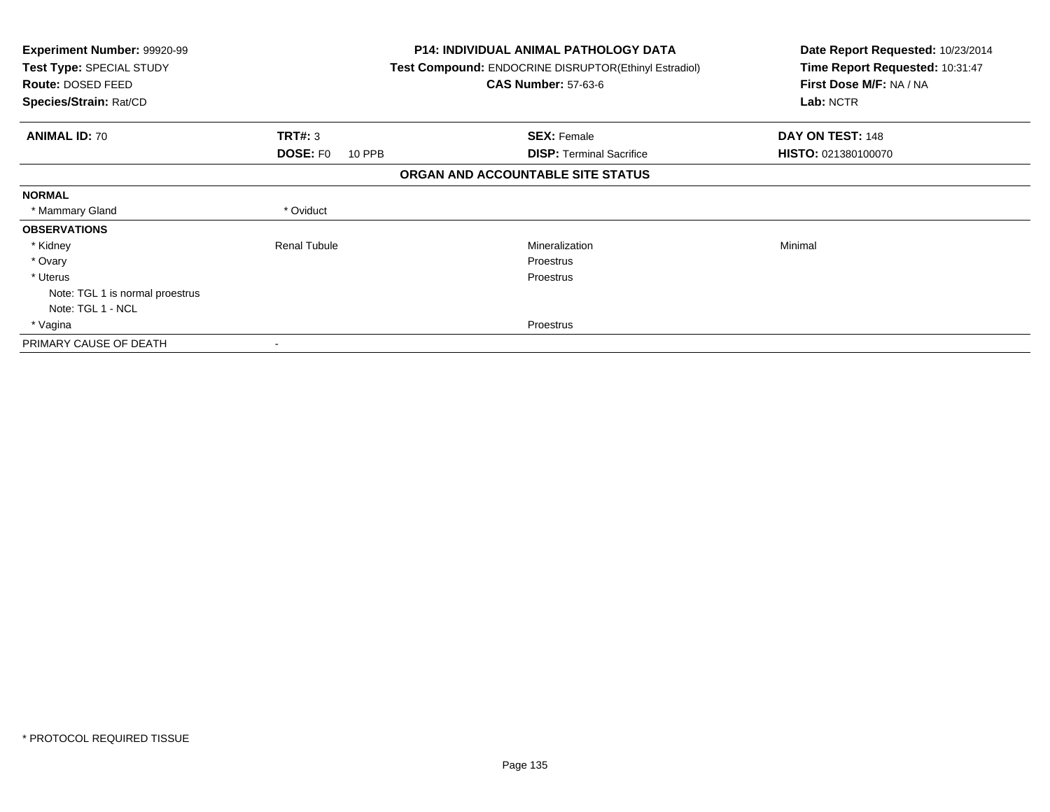**Experiment Number:** 99920-99
**Test Type:** SPECIAL STUDY
**Route:** DOSED FEED
**Species/Strain:** Rat/CD

**P14: INDIVIDUAL ANIMAL PATHOLOGY DATA**
**Test Compound:** ENDOCRINE DISRUPTOR(Ethinyl Estradiol)
**CAS Number:** 57-63-6

**Date Report Requested:** 10/23/2014
**Time Report Requested:** 10:31:47
**First Dose M/F:** NA / NA
**Lab:** NCTR

| **ANIMAL ID:** 70 | **TRT#:** 3 | **SEX:** Female | **DAY ON TEST:** 148 |
|---|---|---|---|
| | **DOSE:** F0 10 PPB | **DISP:** Terminal Sacrifice | **HISTO:** 021380100070 |

## ORGAN AND ACCOUNTABLE SITE STATUS

| | | | |
|---|---|---|---|
| **NORMAL** | | | |
| * Mammary Gland | * Oviduct | | |
| **OBSERVATIONS** | | | |
| * Kidney | Renal Tubule | Mineralization | Minimal |
| * Ovary | | Proestrus | |
| * Uterus | | Proestrus | |
| Note: TGL 1 is normal proestrus | | | |
| Note: TGL 1 - NCL | | | |
| * Vagina | | Proestrus | |
| PRIMARY CAUSE OF DEATH | - | | |

\* PROTOCOL REQUIRED TISSUE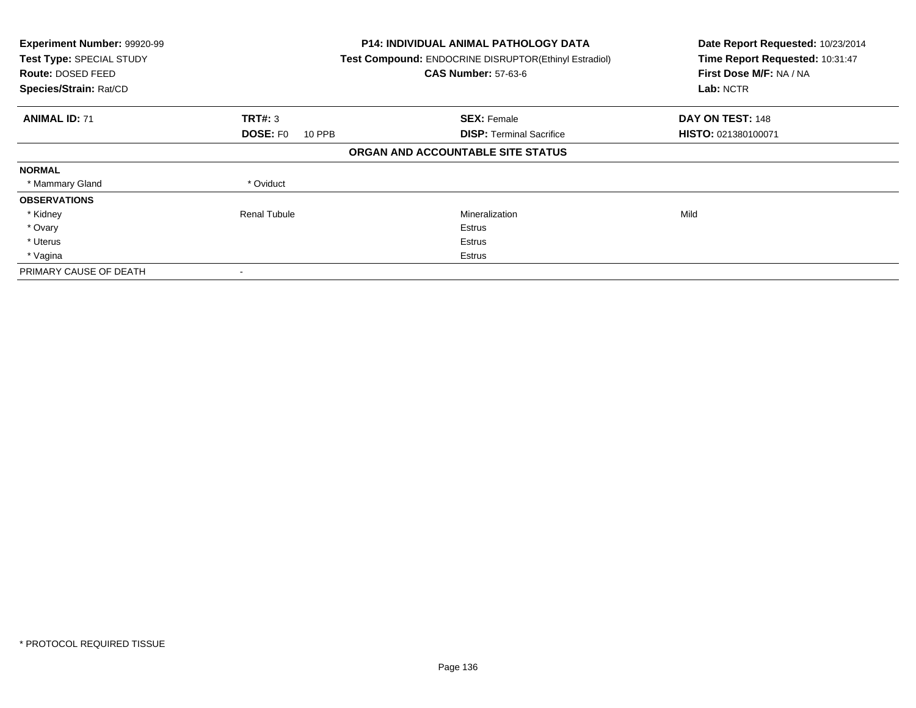**Experiment Number:** 99920-99
**Test Type:** SPECIAL STUDY
**Route:** DOSED FEED
**Species/Strain:** Rat/CD

**P14: INDIVIDUAL ANIMAL PATHOLOGY DATA**
**Test Compound:** ENDOCRINE DISRUPTOR(Ethinyl Estradiol)
**CAS Number:** 57-63-6

**Date Report Requested:** 10/23/2014
**Time Report Requested:** 10:31:47
**First Dose M/F:** NA / NA
**Lab:** NCTR

| **ANIMAL ID:** 71 | **TRT#:** 3 | **SEX:** Female | **DAY ON TEST:** 148 |
|---|---|---|---|
| | **DOSE:** F0 10 PPB | **DISP:** Terminal Sacrifice | **HISTO:** 021380100071 |

**ORGAN AND ACCOUNTABLE SITE STATUS**

| | | | |
|---|---|---|---|
| **NORMAL** | | | |
| * Mammary Gland | * Oviduct | | |
| **OBSERVATIONS** | | | |
| * Kidney | Renal Tubule | Mineralization | Mild |
| * Ovary | | Estrus | |
| * Uterus | | Estrus | |
| * Vagina | | Estrus | |
| PRIMARY CAUSE OF DEATH | - | | |

* PROTOCOL REQUIRED TISSUE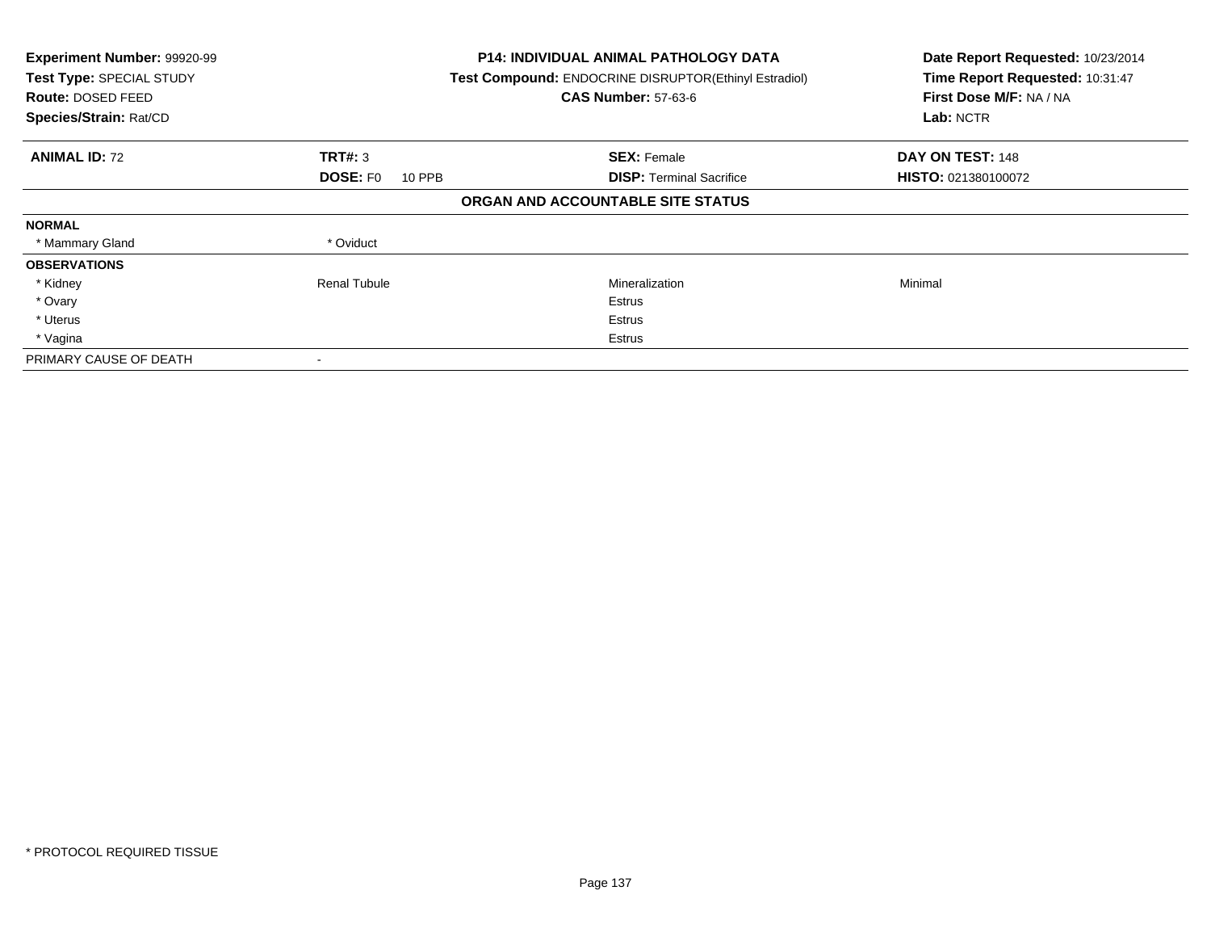| **Experiment Number:** 99920-99 | **P14: INDIVIDUAL ANIMAL PATHOLOGY DATA** | **Date Report Requested:** 10/23/2014 |
|---|---|---|
| **Test Type:** SPECIAL STUDY | **Test Compound:** ENDOCRINE DISRUPTOR(Ethinyl Estradiol) | **Time Report Requested:** 10:31:47 |
| **Route:** DOSED FEED | **CAS Number:** 57-63-6 | **First Dose M/F:** NA / NA |
| **Species/Strain:** Rat/CD | | **Lab:** NCTR |

| **ANIMAL ID:** 72 | **TRT#:** 3 | **SEX:** Female | **DAY ON TEST:** 148 |
|---|---|---|---|
| | **DOSE:** F0 10 PPB | **DISP:** Terminal Sacrifice | **HISTO:** 021380100072 |

**ORGAN AND ACCOUNTABLE SITE STATUS**

| | | | |
|---|---|---|---|
| **NORMAL** | | | |
| * Mammary Gland | * Oviduct | | |
| **OBSERVATIONS** | | | |
| * Kidney | Renal Tubule | Mineralization | Minimal |
| * Ovary | | Estrus | |
| * Uterus | | Estrus | |
| * Vagina | | Estrus | |
| PRIMARY CAUSE OF DEATH | - | | |

* PROTOCOL REQUIRED TISSUE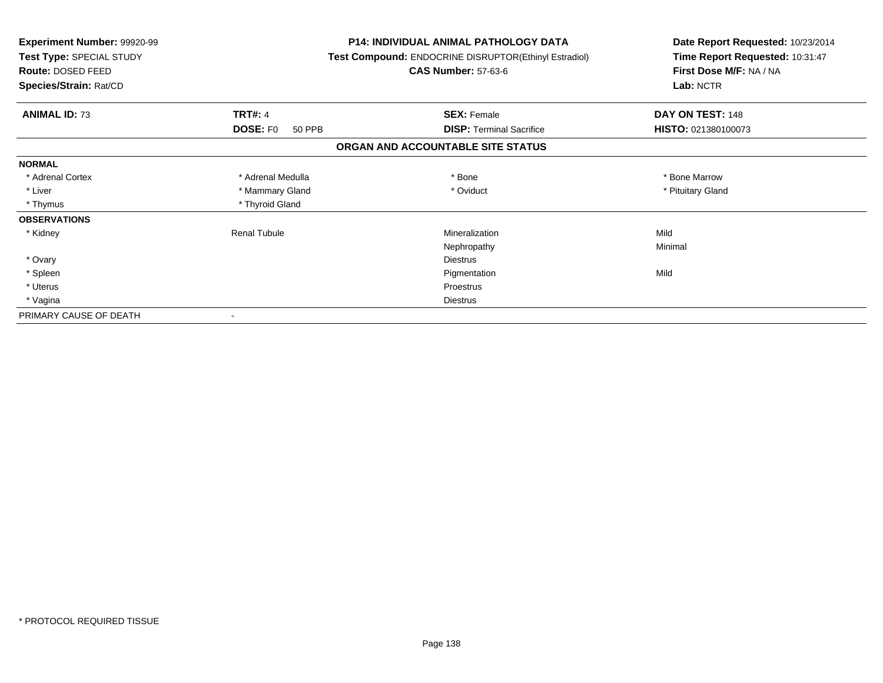**Experiment Number:** 99920-99
**Test Type:** SPECIAL STUDY
**Route:** DOSED FEED
**Species/Strain:** Rat/CD

**P14: INDIVIDUAL ANIMAL PATHOLOGY DATA**
**Test Compound:** ENDOCRINE DISRUPTOR(Ethinyl Estradiol)
**CAS Number:** 57-63-6

**Date Report Requested:** 10/23/2014
**Time Report Requested:** 10:31:47
**First Dose M/F:** NA / NA
**Lab:** NCTR

| **ANIMAL ID:** 73 | **TRT#:** 4 | **SEX:** Female | **DAY ON TEST:** 148 |
|---|---|---|---|
| | **DOSE:** F0 50 PPB | **DISP:** Terminal Sacrifice | **HISTO:** 021380100073 |

## ORGAN AND ACCOUNTABLE SITE STATUS

| | | | |
|---|---|---|---|
| **NORMAL** | | | |
| * Adrenal Cortex | * Adrenal Medulla | * Bone | * Bone Marrow |
| * Liver | * Mammary Gland | * Oviduct | * Pituitary Gland |
| * Thymus | * Thyroid Gland | | |
| **OBSERVATIONS** | | | |
| * Kidney | Renal Tubule | Mineralization | Mild |
| | | Nephropathy | Minimal |
| * Ovary | | Diestrus | |
| * Spleen | | Pigmentation | Mild |
| * Uterus | | Proestrus | |
| * Vagina | | Diestrus | |
| PRIMARY CAUSE OF DEATH | - | | |

* PROTOCOL REQUIRED TISSUE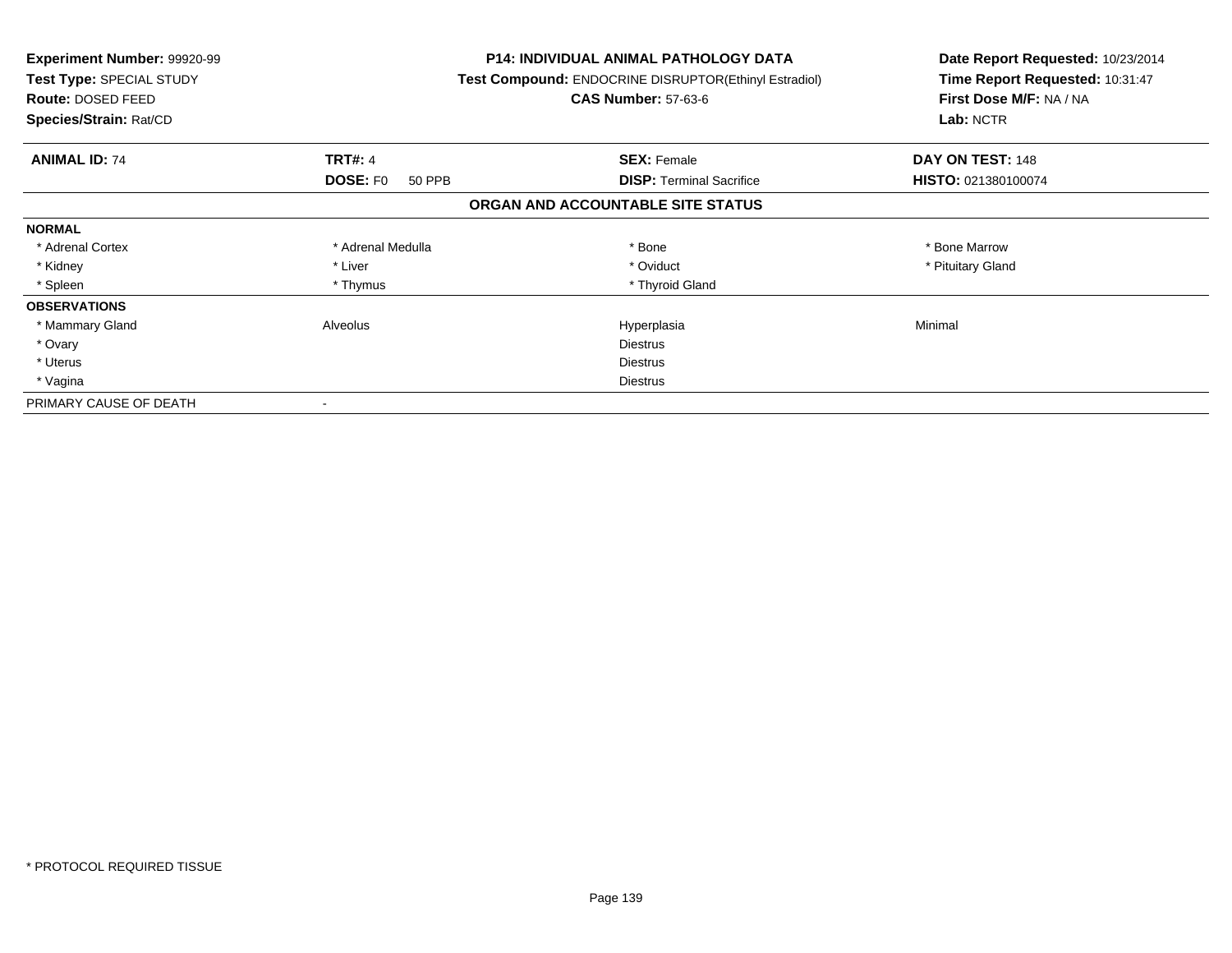**Experiment Number:** 99920-99
**Test Type:** SPECIAL STUDY
**Route:** DOSED FEED
**Species/Strain:** Rat/CD

**P14: INDIVIDUAL ANIMAL PATHOLOGY DATA**
**Test Compound:** ENDOCRINE DISRUPTOR(Ethinyl Estradiol)
**CAS Number:** 57-63-6

**Date Report Requested:** 10/23/2014
**Time Report Requested:** 10:31:47
**First Dose M/F:** NA / NA
**Lab:** NCTR

| **ANIMAL ID:** 74 | **TRT#:** 4 | **SEX:** Female | **DAY ON TEST:** 148 |
|---|---|---|---|
| | **DOSE:** F0 50 PPB | **DISP:** Terminal Sacrifice | **HISTO:** 021380100074 |

## ORGAN AND ACCOUNTABLE SITE STATUS

| | | | |
|---|---|---|---|
| **NORMAL** | | | |
| * Adrenal Cortex | * Adrenal Medulla | * Bone | * Bone Marrow |
| * Kidney | * Liver | * Oviduct | * Pituitary Gland |
| * Spleen | * Thymus | * Thyroid Gland | |
| **OBSERVATIONS** | | | |
| * Mammary Gland | Alveolus | Hyperplasia | Minimal |
| * Ovary | | Diestrus | |
| * Uterus | | Diestrus | |
| * Vagina | | Diestrus | |
| PRIMARY CAUSE OF DEATH | - | | |

* PROTOCOL REQUIRED TISSUE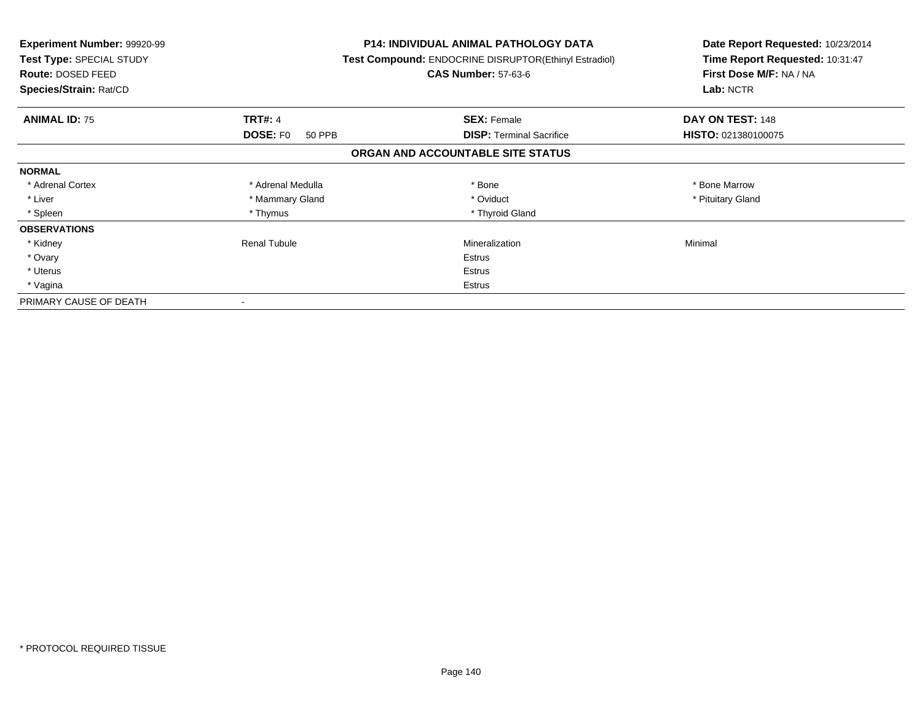**Experiment Number:** 99920-99
**Test Type:** SPECIAL STUDY
**Route:** DOSED FEED
**Species/Strain:** Rat/CD

**P14: INDIVIDUAL ANIMAL PATHOLOGY DATA**
**Test Compound:** ENDOCRINE DISRUPTOR(Ethinyl Estradiol)
**CAS Number:** 57-63-6

**Date Report Requested:** 10/23/2014
**Time Report Requested:** 10:31:47
**First Dose M/F:** NA / NA
**Lab:** NCTR

| **ANIMAL ID:** 75 | **TRT#:** 4 | **SEX:** Female | **DAY ON TEST:** 148 |
|---|---|---|---|
| | **DOSE:** F0 50 PPB | **DISP:** Terminal Sacrifice | **HISTO:** 021380100075 |

## ORGAN AND ACCOUNTABLE SITE STATUS

| | | | |
|---|---|---|---|
| **NORMAL** | | | |
| * Adrenal Cortex | * Adrenal Medulla | * Bone | * Bone Marrow |
| * Liver | * Mammary Gland | * Oviduct | * Pituitary Gland |
| * Spleen | * Thymus | * Thyroid Gland | |
| **OBSERVATIONS** | | | |
| * Kidney | Renal Tubule | Mineralization | Minimal |
| * Ovary | | Estrus | |
| * Uterus | | Estrus | |
| * Vagina | | Estrus | |
| PRIMARY CAUSE OF DEATH | - | | |

\* PROTOCOL REQUIRED TISSUE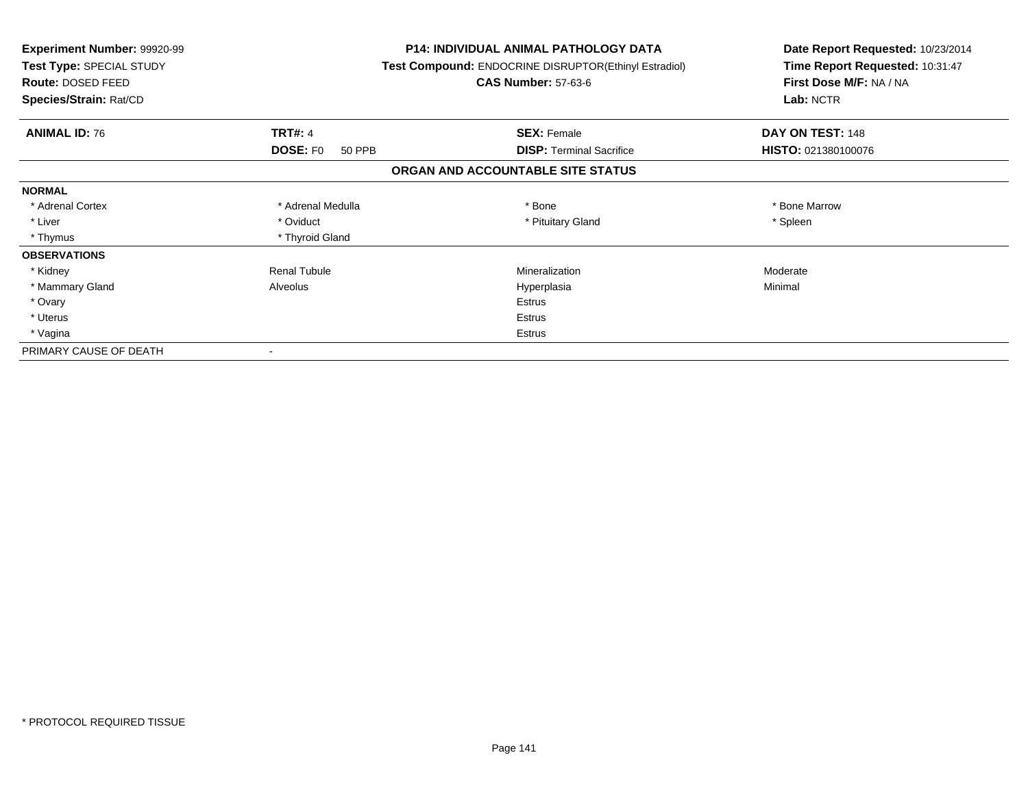**Experiment Number:** 99920-99
**Test Type:** SPECIAL STUDY
**Route:** DOSED FEED
**Species/Strain:** Rat/CD

**P14: INDIVIDUAL ANIMAL PATHOLOGY DATA**
**Test Compound:** ENDOCRINE DISRUPTOR(Ethinyl Estradiol)
**CAS Number:** 57-63-6

**Date Report Requested:** 10/23/2014
**Time Report Requested:** 10:31:47
**First Dose M/F:** NA / NA
**Lab:** NCTR

| **ANIMAL ID:** 76 | **TRT#:** 4 | **SEX:** Female | **DAY ON TEST:** 148 |
|---|---|---|---|
| | **DOSE:** F0 50 PPB | **DISP:** Terminal Sacrifice | **HISTO:** 021380100076 |

**ORGAN AND ACCOUNTABLE SITE STATUS**

| | | | |
|---|---|---|---|
| **NORMAL** | | | |
| * Adrenal Cortex | * Adrenal Medulla | * Bone | * Bone Marrow |
| * Liver | * Oviduct | * Pituitary Gland | * Spleen |
| * Thymus | * Thyroid Gland | | |
| **OBSERVATIONS** | | | |
| * Kidney | Renal Tubule | Mineralization | Moderate |
| * Mammary Gland | Alveolus | Hyperplasia | Minimal |
| * Ovary | | Estrus | |
| * Uterus | | Estrus | |
| * Vagina | | Estrus | |
| PRIMARY CAUSE OF DEATH | - | | |

* PROTOCOL REQUIRED TISSUE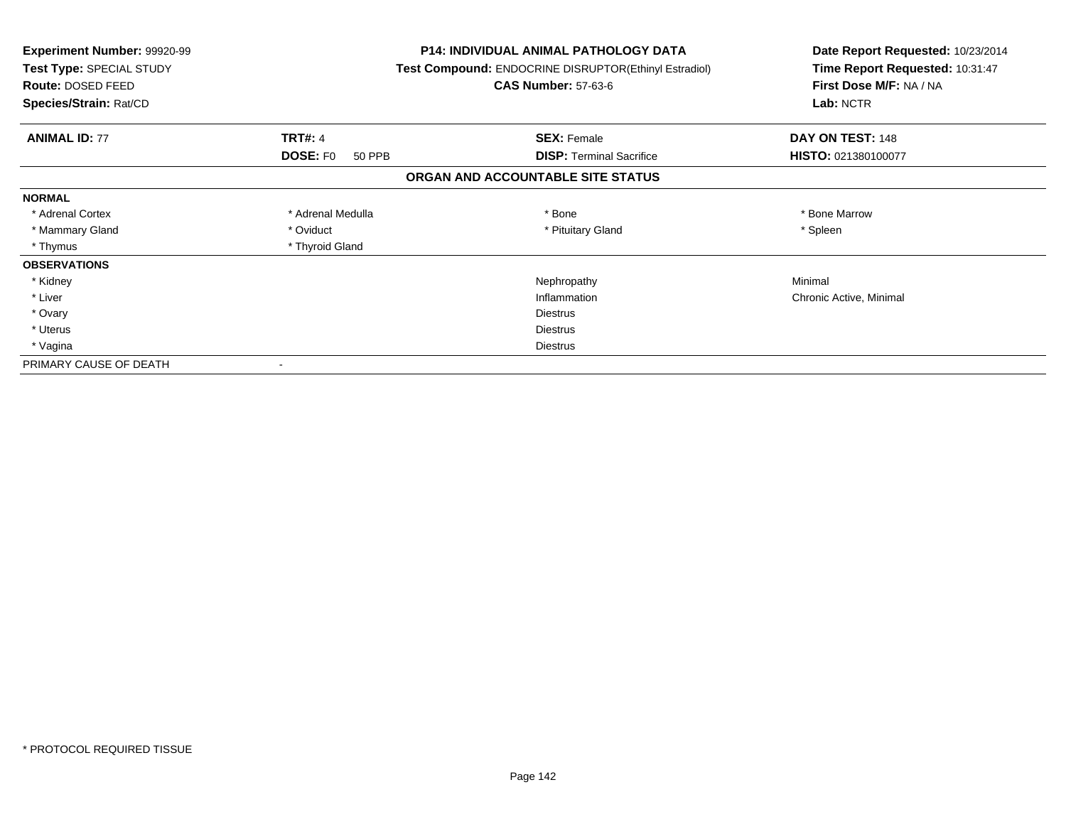**Experiment Number:** 99920-99
**Test Type:** SPECIAL STUDY
**Route:** DOSED FEED
**Species/Strain:** Rat/CD

**P14: INDIVIDUAL ANIMAL PATHOLOGY DATA**
**Test Compound:** ENDOCRINE DISRUPTOR(Ethinyl Estradiol)
**CAS Number:** 57-63-6

**Date Report Requested:** 10/23/2014
**Time Report Requested:** 10:31:47
**First Dose M/F:** NA / NA
**Lab:** NCTR

| **ANIMAL ID:** 77 | **TRT#:** 4 | **SEX:** Female | **DAY ON TEST:** 148 |
|---|---|---|---|
| | **DOSE:** F0 50 PPB | **DISP:** Terminal Sacrifice | **HISTO:** 021380100077 |

## ORGAN AND ACCOUNTABLE SITE STATUS

| | | | |
|---|---|---|---|
| **NORMAL** | | | |
| * Adrenal Cortex | * Adrenal Medulla | * Bone | * Bone Marrow |
| * Mammary Gland | * Oviduct | * Pituitary Gland | * Spleen |
| * Thymus | * Thyroid Gland | | |
| **OBSERVATIONS** | | | |
| * Kidney | | Nephropathy | Minimal |
| * Liver | | Inflammation | Chronic Active, Minimal |
| * Ovary | | Diestrus | |
| * Uterus | | Diestrus | |
| * Vagina | | Diestrus | |
| PRIMARY CAUSE OF DEATH | - | | |

* PROTOCOL REQUIRED TISSUE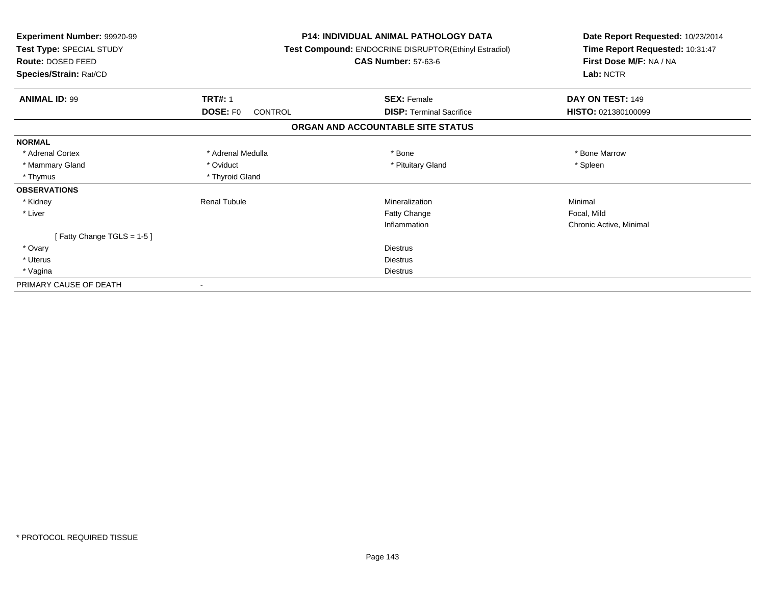**Experiment Number:** 99920-99
**Test Type:** SPECIAL STUDY
**Route:** DOSED FEED
**Species/Strain:** Rat/CD

**P14: INDIVIDUAL ANIMAL PATHOLOGY DATA**
**Test Compound:** ENDOCRINE DISRUPTOR(Ethinyl Estradiol)
**CAS Number:** 57-63-6

**Date Report Requested:** 10/23/2014
**Time Report Requested:** 10:31:47
**First Dose M/F:** NA / NA
**Lab:** NCTR

| **ANIMAL ID:** 99 | **TRT#:** 1 | **SEX:** Female | **DAY ON TEST:** 149 |
|---|---|---|---|
| | **DOSE:** F0 CONTROL | **DISP:** Terminal Sacrifice | **HISTO:** 021380100099 |

**ORGAN AND ACCOUNTABLE SITE STATUS**

| | | | |
|---|---|---|---|
| **NORMAL** | | | |
| * Adrenal Cortex | * Adrenal Medulla | * Bone | * Bone Marrow |
| * Mammary Gland | * Oviduct | * Pituitary Gland | * Spleen |
| * Thymus | * Thyroid Gland | | |
| **OBSERVATIONS** | | | |
| * Kidney | Renal Tubule | Mineralization | Minimal |
| * Liver | | Fatty Change | Focal, Mild |
| | | Inflammation | Chronic Active, Minimal |
| [ Fatty Change TGLS = 1-5 ] | | | |
| * Ovary | | Diestrus | |
| * Uterus | | Diestrus | |
| * Vagina | | Diestrus | |
| PRIMARY CAUSE OF DEATH | - | | |

* PROTOCOL REQUIRED TISSUE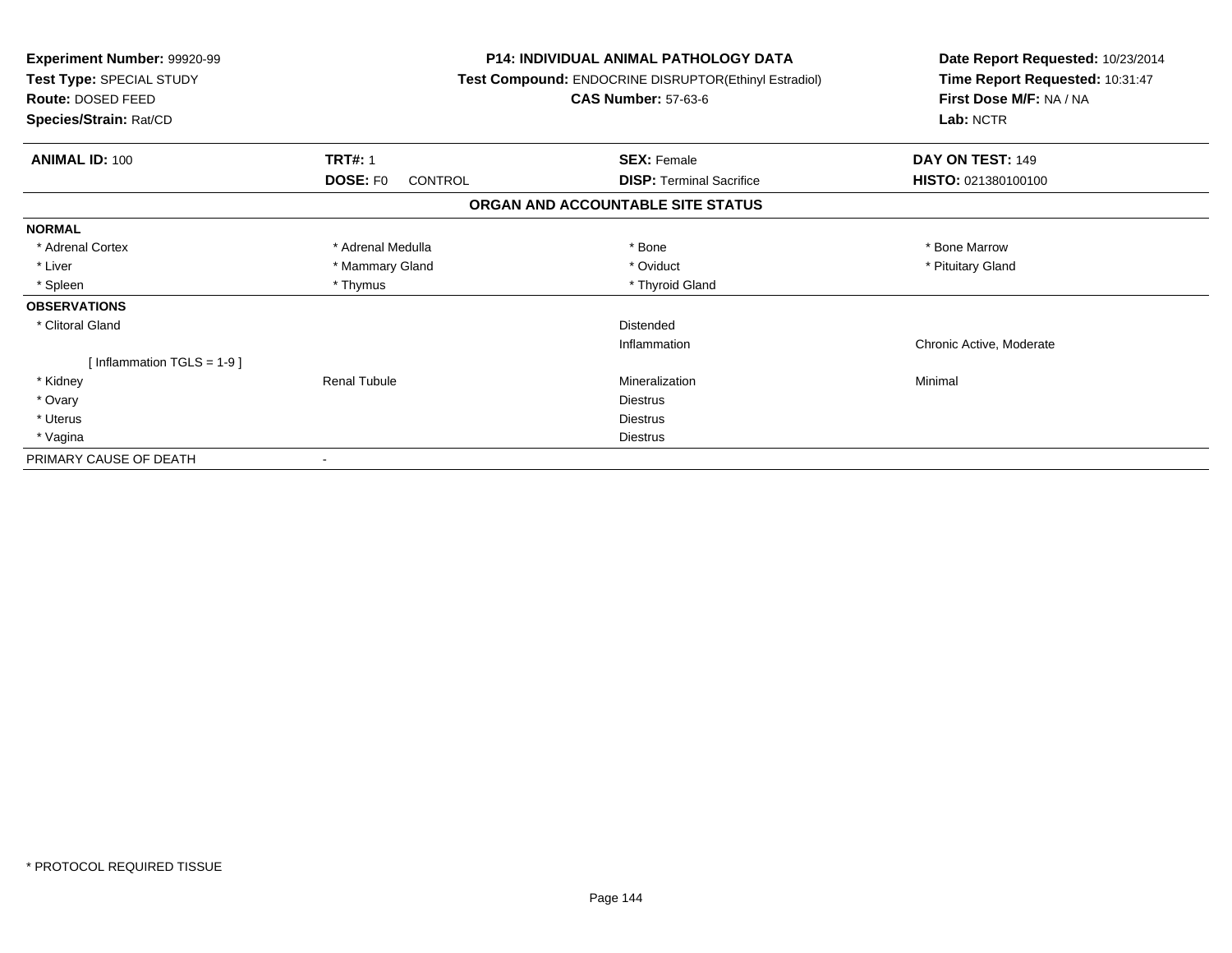**Experiment Number:** 99920-99
**Test Type:** SPECIAL STUDY
**Route:** DOSED FEED
**Species/Strain:** Rat/CD

**P14: INDIVIDUAL ANIMAL PATHOLOGY DATA**
**Test Compound:** ENDOCRINE DISRUPTOR(Ethinyl Estradiol)
**CAS Number:** 57-63-6

**Date Report Requested:** 10/23/2014
**Time Report Requested:** 10:31:47
**First Dose M/F:** NA / NA
**Lab:** NCTR

| **ANIMAL ID:** 100 | **TRT#:** 1 | **SEX:** Female | **DAY ON TEST:** 149 |
|---|---|---|---|
| | **DOSE:** F0 CONTROL | **DISP:** Terminal Sacrifice | **HISTO:** 021380100100 |

## ORGAN AND ACCOUNTABLE SITE STATUS

| | | | |
|---|---|---|---|
| **NORMAL** | | | |
| * Adrenal Cortex | * Adrenal Medulla | * Bone | * Bone Marrow |
| * Liver | * Mammary Gland | * Oviduct | * Pituitary Gland |
| * Spleen | * Thymus | * Thyroid Gland | |
| **OBSERVATIONS** | | | |
| * Clitoral Gland | | Distended | |
| | | Inflammation | Chronic Active, Moderate |
| [ Inflammation TGLS = 1-9 ] | | | |
| * Kidney | Renal Tubule | Mineralization | Minimal |
| * Ovary | | Diestrus | |
| * Uterus | | Diestrus | |
| * Vagina | | Diestrus | |
| PRIMARY CAUSE OF DEATH | - | | |

* PROTOCOL REQUIRED TISSUE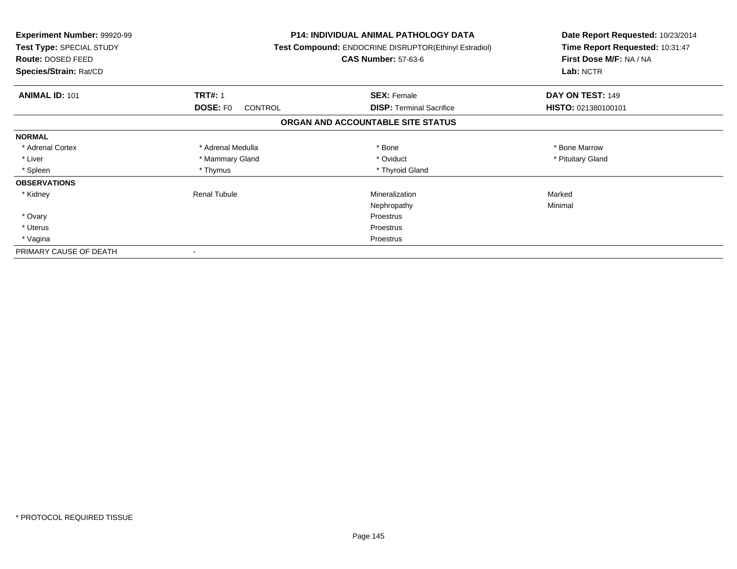**Experiment Number:** 99920-99
**Test Type:** SPECIAL STUDY
**Route:** DOSED FEED
**Species/Strain:** Rat/CD

**P14: INDIVIDUAL ANIMAL PATHOLOGY DATA**
**Test Compound:** ENDOCRINE DISRUPTOR(Ethinyl Estradiol)
**CAS Number:** 57-63-6

**Date Report Requested:** 10/23/2014
**Time Report Requested:** 10:31:47
**First Dose M/F:** NA / NA
**Lab:** NCTR

| **ANIMAL ID:** 101 | **TRT#:** 1 | **SEX:** Female | **DAY ON TEST:** 149 |
|---|---|---|---|
| | **DOSE:** F0 CONTROL | **DISP:** Terminal Sacrifice | **HISTO:** 021380100101 |

## ORGAN AND ACCOUNTABLE SITE STATUS

| | | | |
|---|---|---|---|
| **NORMAL** | | | |
| * Adrenal Cortex | * Adrenal Medulla | * Bone | * Bone Marrow |
| * Liver | * Mammary Gland | * Oviduct | * Pituitary Gland |
| * Spleen | * Thymus | * Thyroid Gland | |
| **OBSERVATIONS** | | | |
| * Kidney | Renal Tubule | Mineralization | Marked |
| | | Nephropathy | Minimal |
| * Ovary | | Proestrus | |
| * Uterus | | Proestrus | |
| * Vagina | | Proestrus | |
| PRIMARY CAUSE OF DEATH | - | | |

* PROTOCOL REQUIRED TISSUE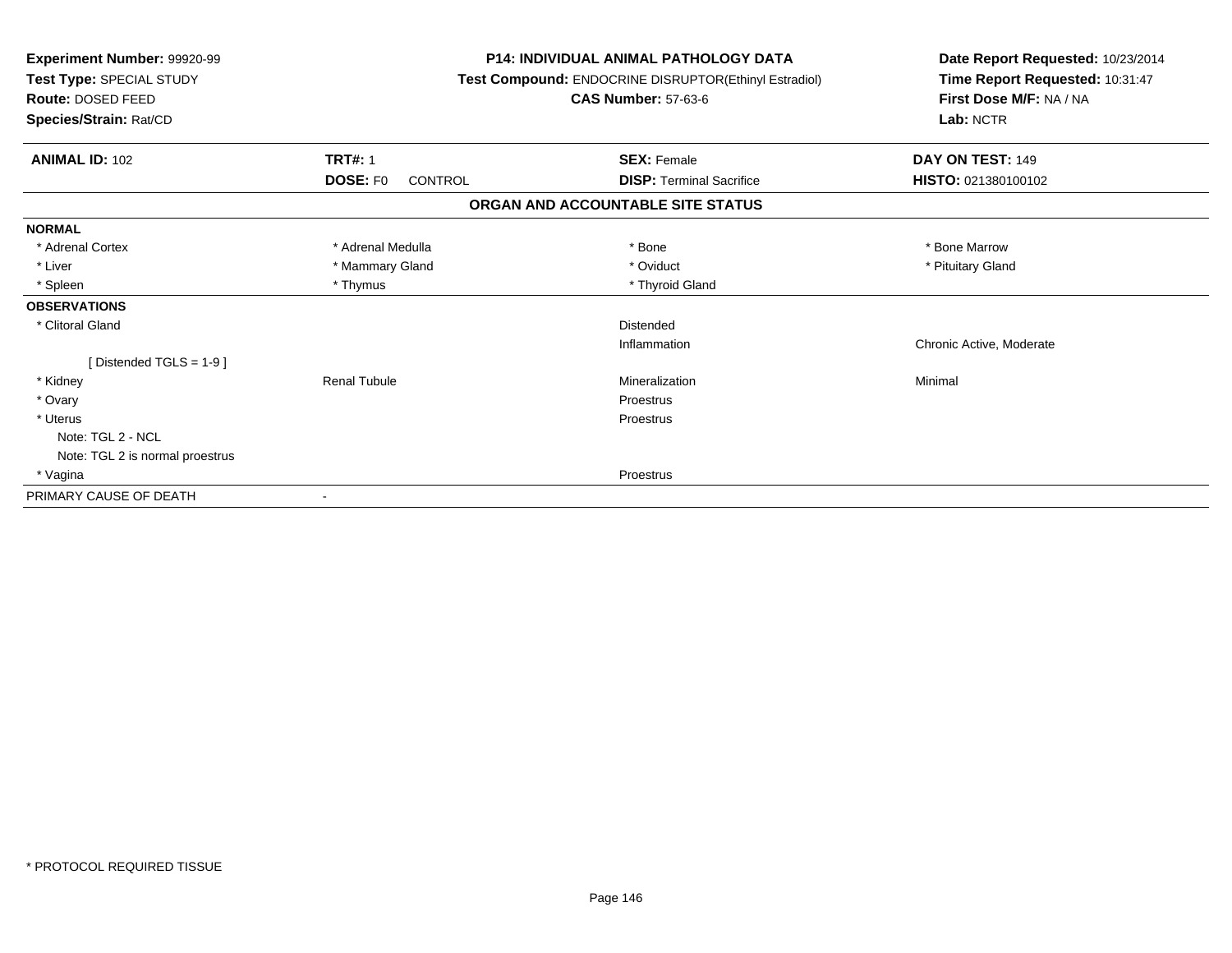**Experiment Number:** 99920-99
**Test Type:** SPECIAL STUDY
**Route:** DOSED FEED
**Species/Strain:** Rat/CD

**P14: INDIVIDUAL ANIMAL PATHOLOGY DATA**
**Test Compound:** ENDOCRINE DISRUPTOR(Ethinyl Estradiol)
**CAS Number:** 57-63-6

**Date Report Requested:** 10/23/2014
**Time Report Requested:** 10:31:47
**First Dose M/F:** NA / NA
**Lab:** NCTR

| **ANIMAL ID:** 102 | **TRT#:** 1 | **SEX:** Female | **DAY ON TEST:** 149 |
|---|---|---|---|
| | **DOSE:** F0 CONTROL | **DISP:** Terminal Sacrifice | **HISTO:** 021380100102 |

## ORGAN AND ACCOUNTABLE SITE STATUS

| | | | |
|---|---|---|---|
| **NORMAL** | | | |
| * Adrenal Cortex | * Adrenal Medulla | * Bone | * Bone Marrow |
| * Liver | * Mammary Gland | * Oviduct | * Pituitary Gland |
| * Spleen | * Thymus | * Thyroid Gland | |
| **OBSERVATIONS** | | | |
| * Clitoral Gland | | Distended | |
| | | Inflammation | Chronic Active, Moderate |
| [ Distended TGLS = 1-9 ] | | | |
| * Kidney | Renal Tubule | Mineralization | Minimal |
| * Ovary | | Proestrus | |
| * Uterus | | Proestrus | |
| Note: TGL 2 - NCL | | | |
| Note: TGL 2 is normal proestrus | | | |
| * Vagina | | Proestrus | |
| PRIMARY CAUSE OF DEATH | - | | |

* PROTOCOL REQUIRED TISSUE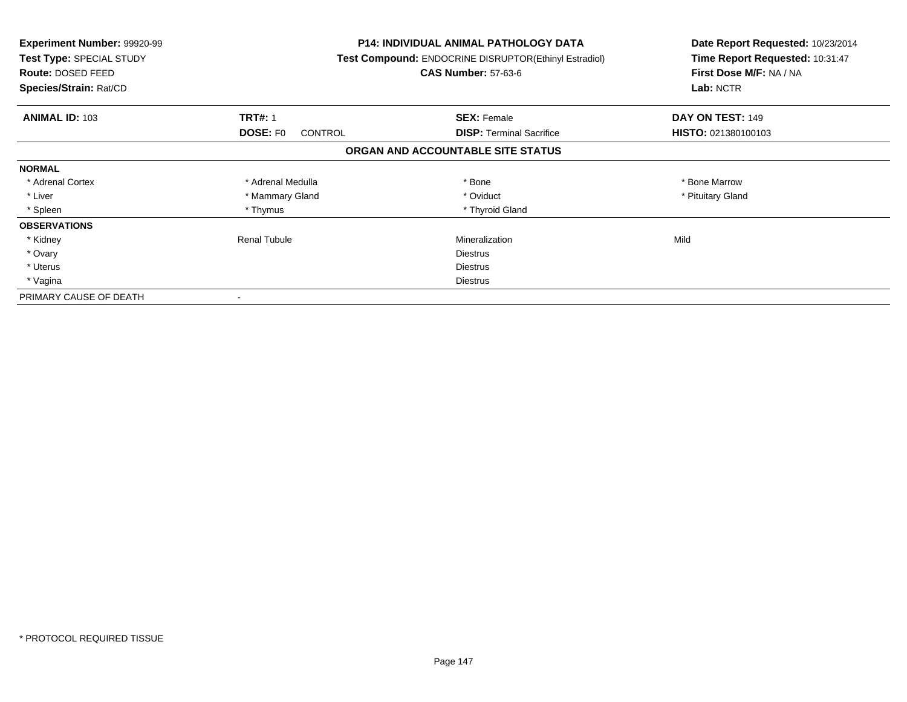**Experiment Number:** 99920-99
**Test Type:** SPECIAL STUDY
**Route:** DOSED FEED
**Species/Strain:** Rat/CD

**P14: INDIVIDUAL ANIMAL PATHOLOGY DATA**
**Test Compound:** ENDOCRINE DISRUPTOR(Ethinyl Estradiol)
**CAS Number:** 57-63-6

**Date Report Requested:** 10/23/2014
**Time Report Requested:** 10:31:47
**First Dose M/F:** NA / NA
**Lab:** NCTR

| **ANIMAL ID:** 103 | **TRT#:** 1 | **SEX:** Female | **DAY ON TEST:** 149 |
|---|---|---|---|
| | **DOSE:** F0 CONTROL | **DISP:** Terminal Sacrifice | **HISTO:** 021380100103 |

## ORGAN AND ACCOUNTABLE SITE STATUS

| | | | |
|---|---|---|---|
| **NORMAL** | | | |
| * Adrenal Cortex | * Adrenal Medulla | * Bone | * Bone Marrow |
| * Liver | * Mammary Gland | * Oviduct | * Pituitary Gland |
| * Spleen | * Thymus | * Thyroid Gland | |
| **OBSERVATIONS** | | | |
| * Kidney | Renal Tubule | Mineralization | Mild |
| * Ovary | | Diestrus | |
| * Uterus | | Diestrus | |
| * Vagina | | Diestrus | |
| PRIMARY CAUSE OF DEATH | - | | |

* PROTOCOL REQUIRED TISSUE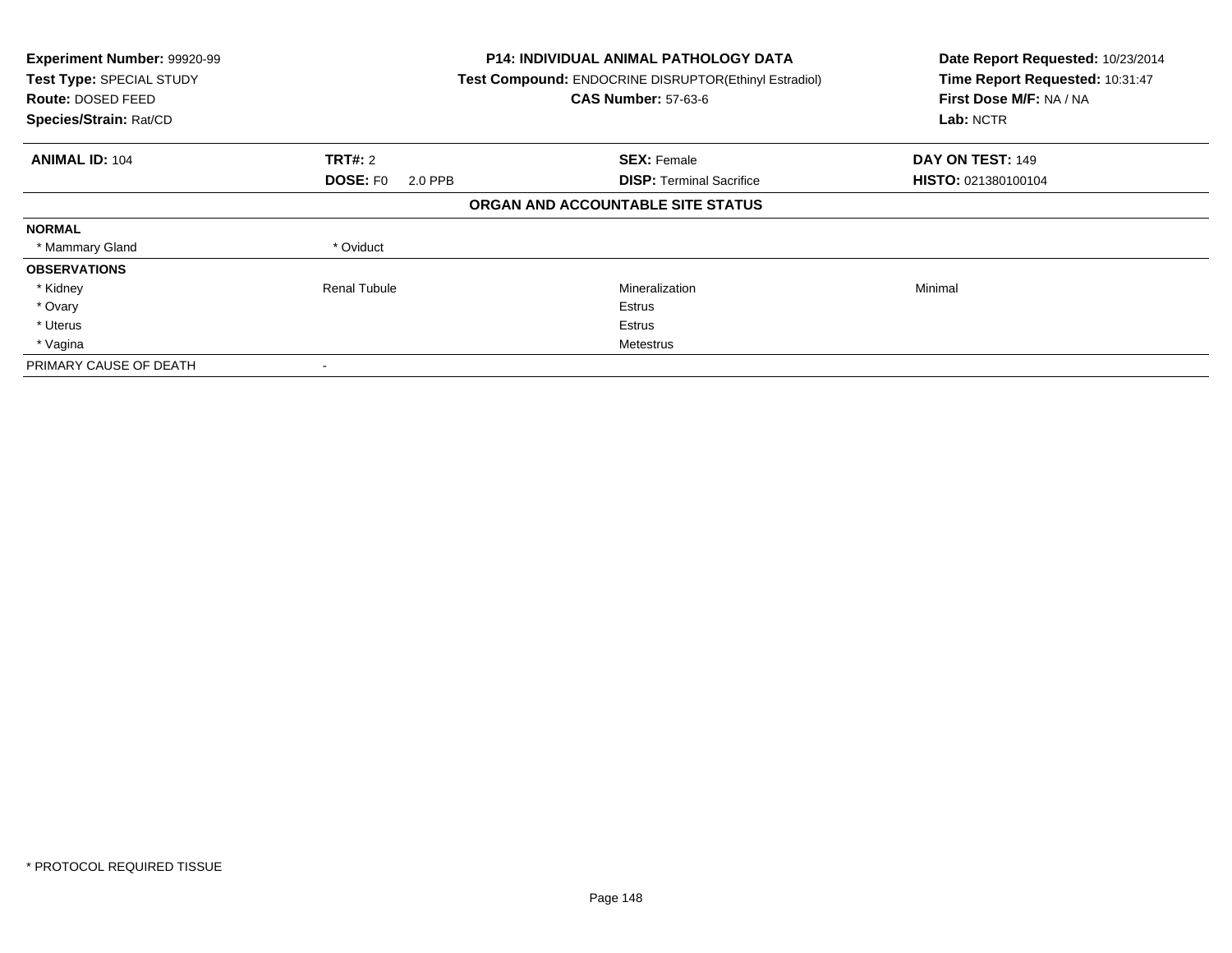**Experiment Number:** 99920-99
**Test Type:** SPECIAL STUDY
**Route:** DOSED FEED
**Species/Strain:** Rat/CD

**P14: INDIVIDUAL ANIMAL PATHOLOGY DATA**
**Test Compound:** ENDOCRINE DISRUPTOR(Ethinyl Estradiol)
**CAS Number:** 57-63-6

**Date Report Requested:** 10/23/2014
**Time Report Requested:** 10:31:47
**First Dose M/F:** NA / NA
**Lab:** NCTR

| **ANIMAL ID:** 104 | **TRT#:** 2 | **SEX:** Female | **DAY ON TEST:** 149 |
|---|---|---|---|
| | **DOSE:** F0 2.0 PPB | **DISP:** Terminal Sacrifice | **HISTO:** 021380100104 |

**ORGAN AND ACCOUNTABLE SITE STATUS**

| | | | |
|---|---|---|---|
| **NORMAL** | | | |
| * Mammary Gland | * Oviduct | | |
| **OBSERVATIONS** | | | |
| * Kidney | Renal Tubule | Mineralization | Minimal |
| * Ovary | | Estrus | |
| * Uterus | | Estrus | |
| * Vagina | | Metestrus | |
| PRIMARY CAUSE OF DEATH | - | | |

* PROTOCOL REQUIRED TISSUE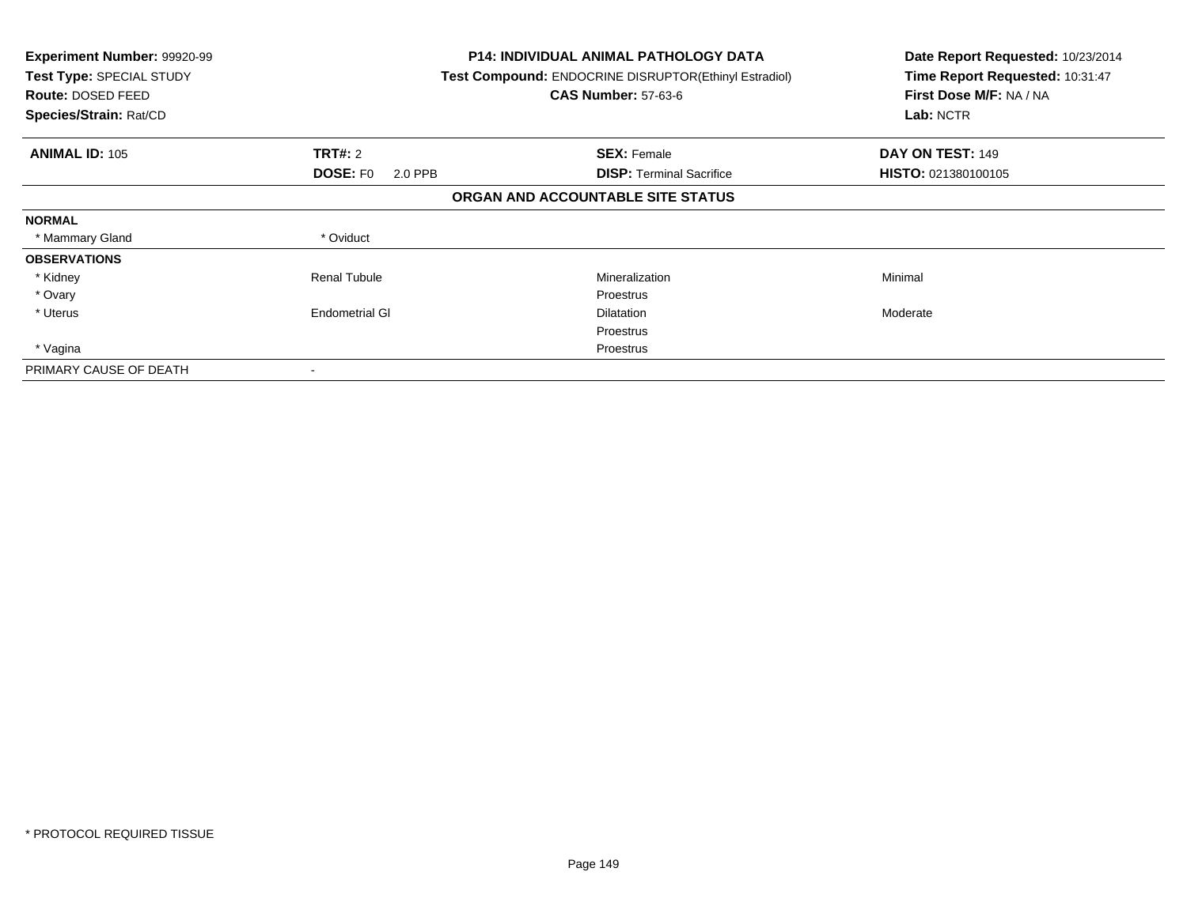**Experiment Number:** 99920-99
**Test Type:** SPECIAL STUDY
**Route:** DOSED FEED
**Species/Strain:** Rat/CD

**P14: INDIVIDUAL ANIMAL PATHOLOGY DATA**
**Test Compound:** ENDOCRINE DISRUPTOR(Ethinyl Estradiol)
**CAS Number:** 57-63-6

**Date Report Requested:** 10/23/2014
**Time Report Requested:** 10:31:47
**First Dose M/F:** NA / NA
**Lab:** NCTR

| **ANIMAL ID:** 105 | **TRT#:** 2 | **SEX:** Female | **DAY ON TEST:** 149 |
|---|---|---|---|
| | **DOSE:** F0 2.0 PPB | **DISP:** Terminal Sacrifice | **HISTO:** 021380100105 |

**ORGAN AND ACCOUNTABLE SITE STATUS**

| | | | |
|---|---|---|---|
| **NORMAL** | | | |
| * Mammary Gland | * Oviduct | | |
| **OBSERVATIONS** | | | |
| * Kidney | Renal Tubule | Mineralization | Minimal |
| * Ovary | | Proestrus | |
| * Uterus | Endometrial Gl | Dilatation | Moderate |
| | | Proestrus | |
| * Vagina | | Proestrus | |
| PRIMARY CAUSE OF DEATH | - | | |

* PROTOCOL REQUIRED TISSUE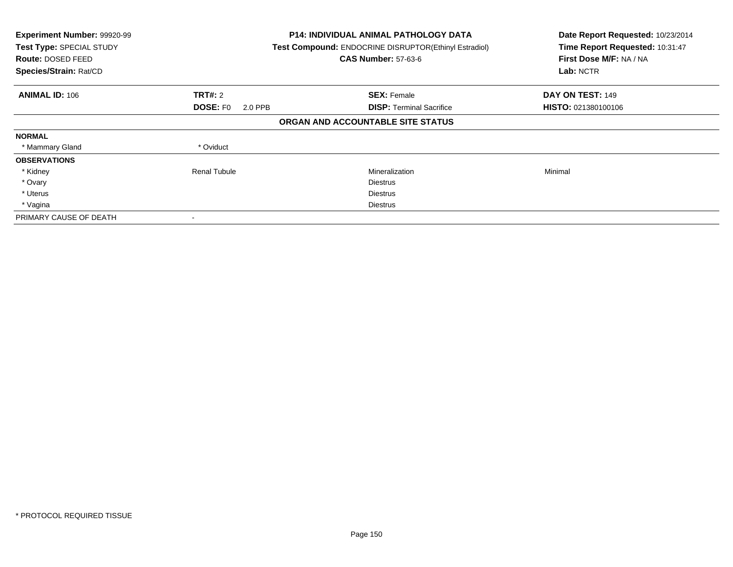**Experiment Number:** 99920-99
**Test Type:** SPECIAL STUDY
**Route:** DOSED FEED
**Species/Strain:** Rat/CD

**P14: INDIVIDUAL ANIMAL PATHOLOGY DATA**
**Test Compound:** ENDOCRINE DISRUPTOR(Ethinyl Estradiol)
**CAS Number:** 57-63-6

**Date Report Requested:** 10/23/2014
**Time Report Requested:** 10:31:47
**First Dose M/F:** NA / NA
**Lab:** NCTR

| **ANIMAL ID:** 106 | **TRT#:** 2 | **SEX:** Female | **DAY ON TEST:** 149 |
|---|---|---|---|
| | **DOSE:** F0 2.0 PPB | **DISP:** Terminal Sacrifice | **HISTO:** 021380100106 |

**ORGAN AND ACCOUNTABLE SITE STATUS**

| | | | |
|---|---|---|---|
| **NORMAL** | | | |
| * Mammary Gland | * Oviduct | | |
| **OBSERVATIONS** | | | |
| * Kidney | Renal Tubule | Mineralization | Minimal |
| * Ovary | | Diestrus | |
| * Uterus | | Diestrus | |
| * Vagina | | Diestrus | |
| PRIMARY CAUSE OF DEATH | - | | |

* PROTOCOL REQUIRED TISSUE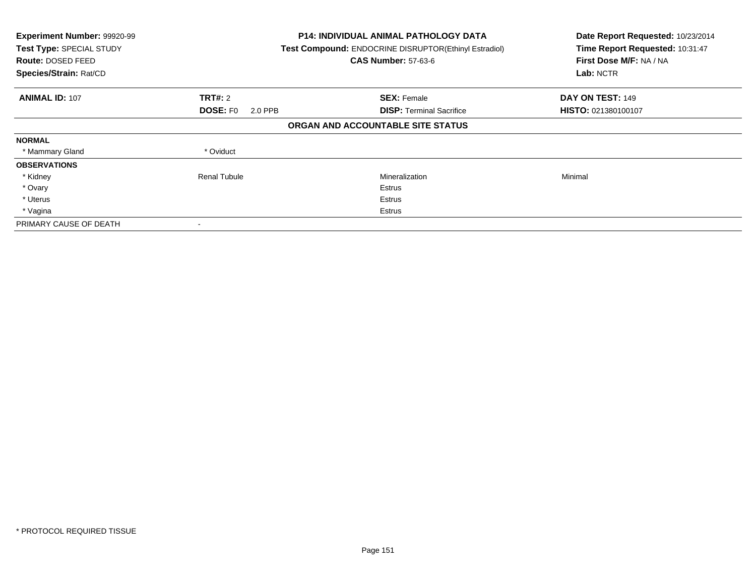**Experiment Number:** 99920-99
**Test Type:** SPECIAL STUDY
**Route:** DOSED FEED
**Species/Strain:** Rat/CD

**P14: INDIVIDUAL ANIMAL PATHOLOGY DATA**
**Test Compound:** ENDOCRINE DISRUPTOR(Ethinyl Estradiol)
**CAS Number:** 57-63-6

**Date Report Requested:** 10/23/2014
**Time Report Requested:** 10:31:47
**First Dose M/F:** NA / NA
**Lab:** NCTR

| **ANIMAL ID:** 107 | **TRT#:** 2 | **SEX:** Female | **DAY ON TEST:** 149 |
|---|---|---|---|
| | **DOSE:** F0 2.0 PPB | **DISP:** Terminal Sacrifice | **HISTO:** 021380100107 |

**ORGAN AND ACCOUNTABLE SITE STATUS**

| | | | |
|---|---|---|---|
| **NORMAL** | | | |
| * Mammary Gland | * Oviduct | | |
| **OBSERVATIONS** | | | |
| * Kidney | Renal Tubule | Mineralization | Minimal |
| * Ovary | | Estrus | |
| * Uterus | | Estrus | |
| * Vagina | | Estrus | |
| PRIMARY CAUSE OF DEATH | - | | |

* PROTOCOL REQUIRED TISSUE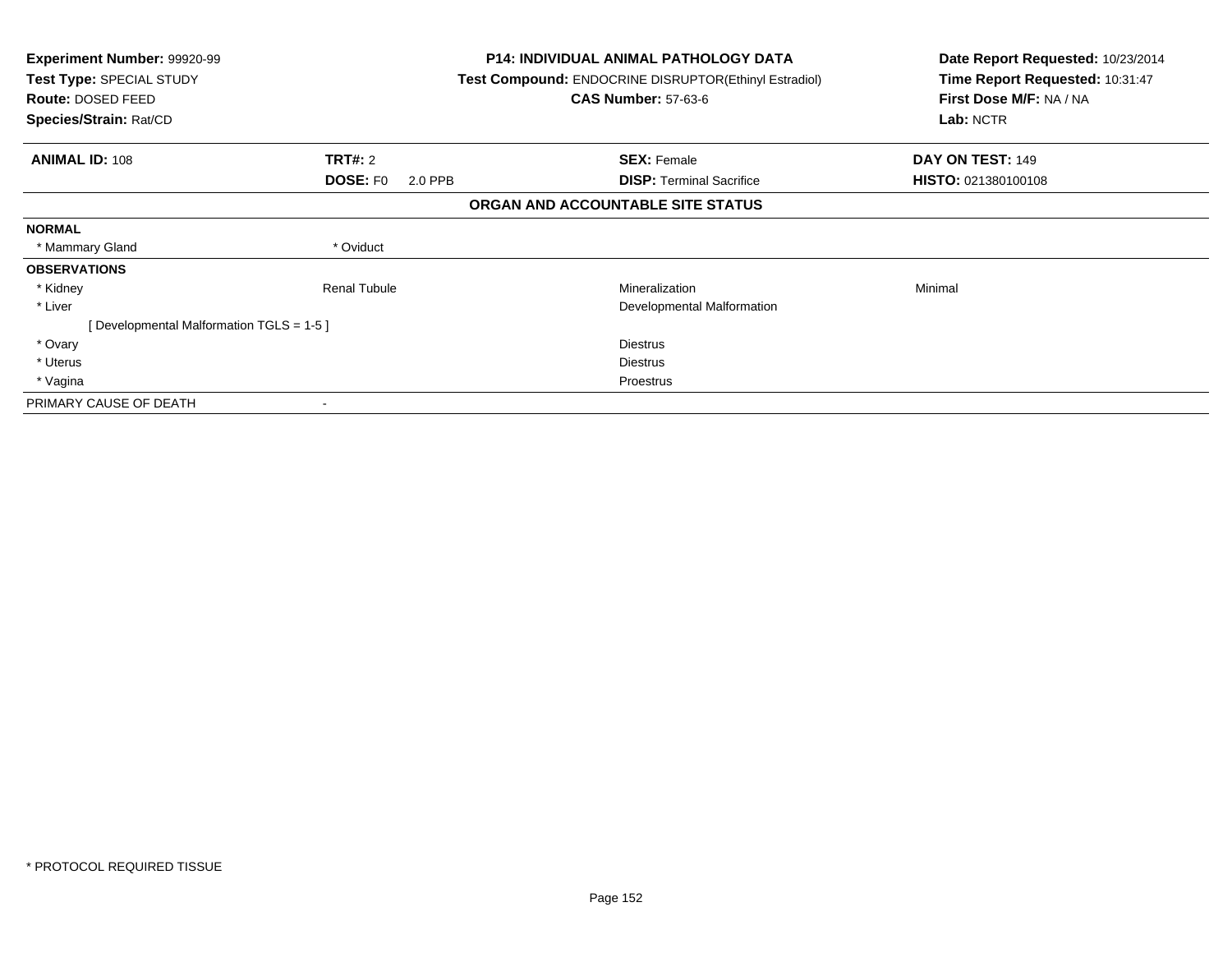**Experiment Number:** 99920-99
**Test Type:** SPECIAL STUDY
**Route:** DOSED FEED
**Species/Strain:** Rat/CD

**P14: INDIVIDUAL ANIMAL PATHOLOGY DATA**
**Test Compound:** ENDOCRINE DISRUPTOR(Ethinyl Estradiol)
**CAS Number:** 57-63-6

**Date Report Requested:** 10/23/2014
**Time Report Requested:** 10:31:47
**First Dose M/F:** NA / NA
**Lab:** NCTR

| **ANIMAL ID:** 108 | **TRT#:** 2 | **SEX:** Female | **DAY ON TEST:** 149 |
|---|---|---|---|
| | **DOSE:** F0 2.0 PPB | **DISP:** Terminal Sacrifice | **HISTO:** 021380100108 |

**ORGAN AND ACCOUNTABLE SITE STATUS**

| | | | |
|---|---|---|---|
| **NORMAL** | | | |
| * Mammary Gland | * Oviduct | | |
| **OBSERVATIONS** | | | |
| * Kidney | Renal Tubule | Mineralization | Minimal |
| * Liver | | Developmental Malformation | |
| [ Developmental Malformation TGLS = 1-5 ] | | | |
| * Ovary | | Diestrus | |
| * Uterus | | Diestrus | |
| * Vagina | | Proestrus | |
| PRIMARY CAUSE OF DEATH | - | | |

* PROTOCOL REQUIRED TISSUE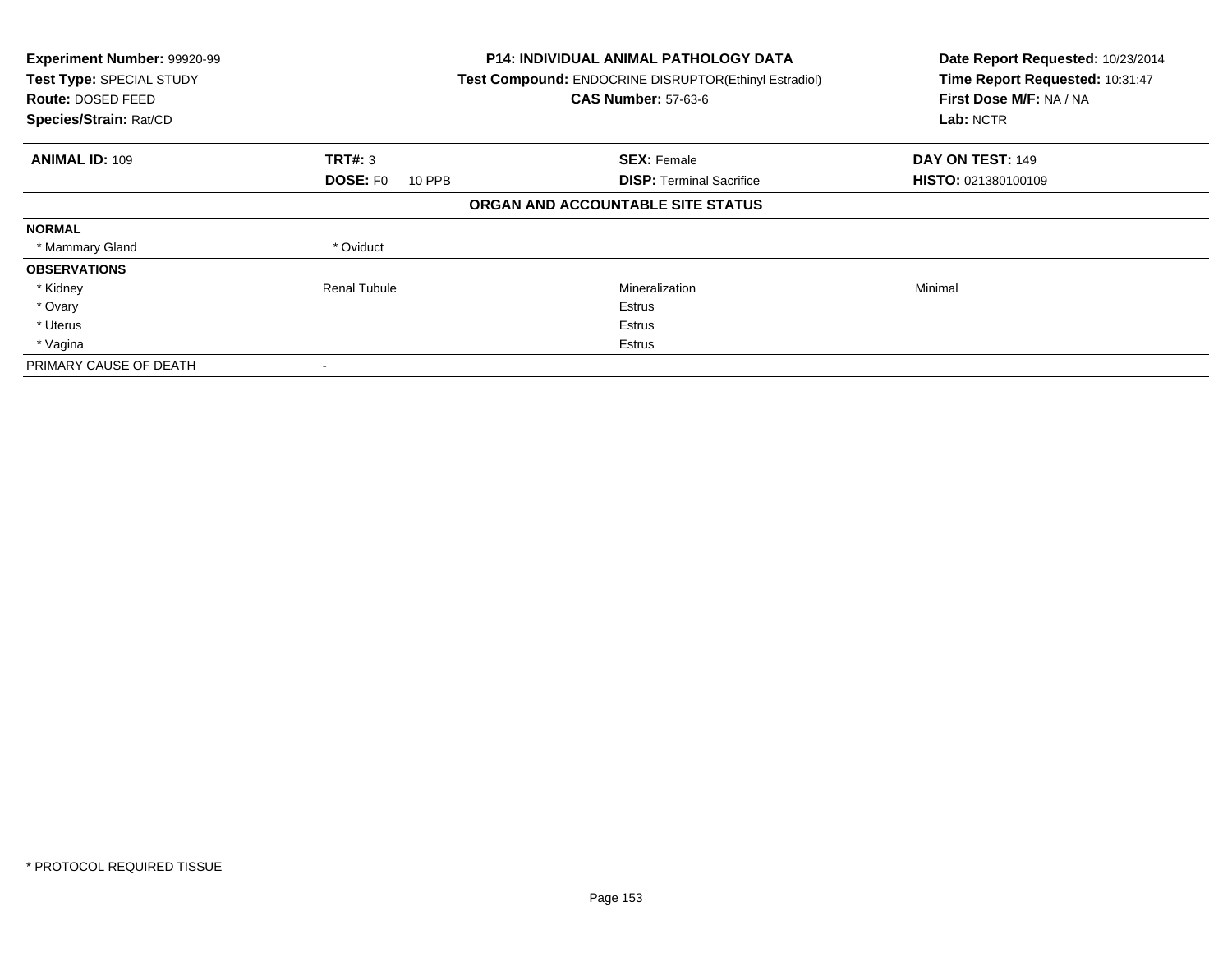**Experiment Number:** 99920-99
**Test Type:** SPECIAL STUDY
**Route:** DOSED FEED
**Species/Strain:** Rat/CD

**P14: INDIVIDUAL ANIMAL PATHOLOGY DATA**
**Test Compound:** ENDOCRINE DISRUPTOR(Ethinyl Estradiol)
**CAS Number:** 57-63-6

**Date Report Requested:** 10/23/2014
**Time Report Requested:** 10:31:47
**First Dose M/F:** NA / NA
**Lab:** NCTR

| **ANIMAL ID:** 109 | **TRT#:** 3 | **SEX:** Female | **DAY ON TEST:** 149 |
|---|---|---|---|
| | **DOSE:** F0 10 PPB | **DISP:** Terminal Sacrifice | **HISTO:** 021380100109 |

## ORGAN AND ACCOUNTABLE SITE STATUS

| | | | |
|---|---|---|---|
| **NORMAL** | | | |
| * Mammary Gland | * Oviduct | | |
| **OBSERVATIONS** | | | |
| * Kidney | Renal Tubule | Mineralization | Minimal |
| * Ovary | | Estrus | |
| * Uterus | | Estrus | |
| * Vagina | | Estrus | |
| PRIMARY CAUSE OF DEATH | - | | |

* PROTOCOL REQUIRED TISSUE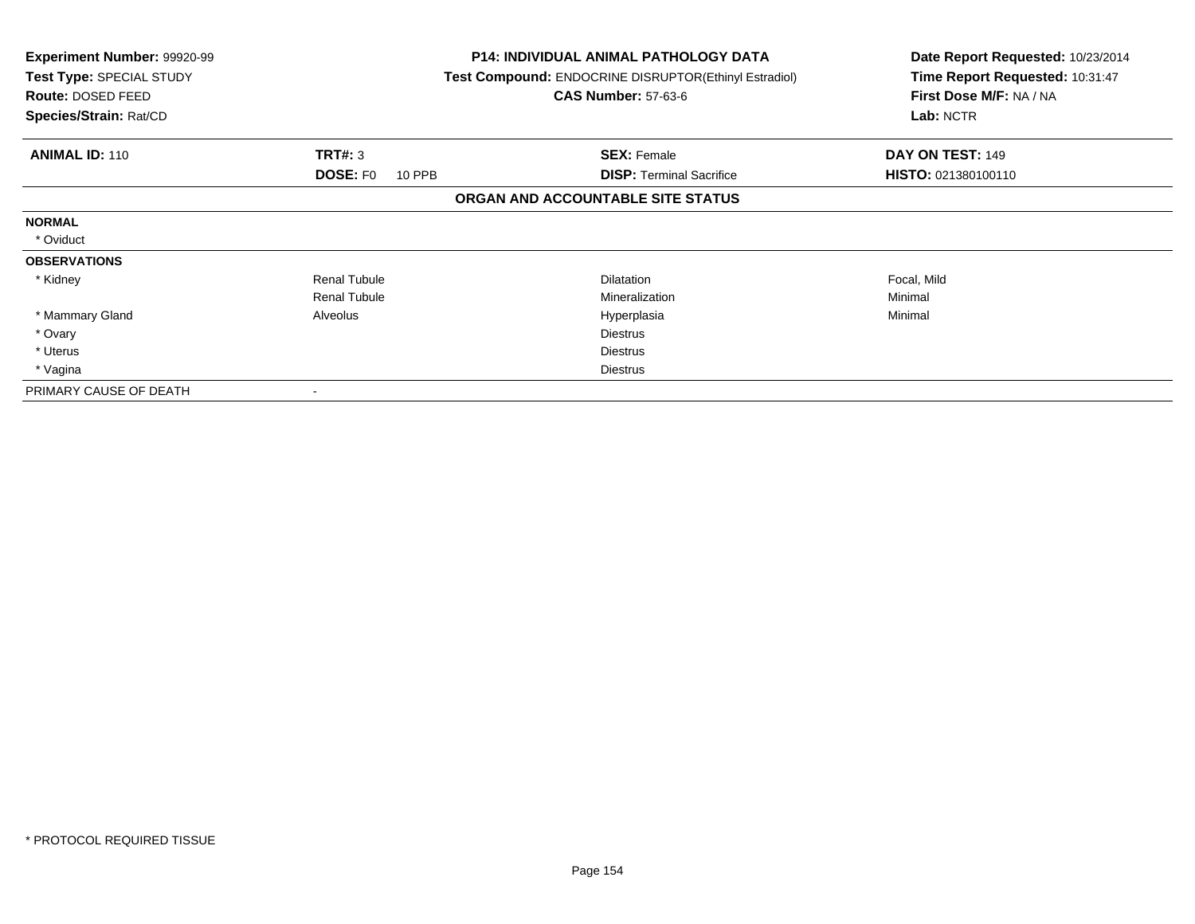**Experiment Number:** 99920-99
**Test Type:** SPECIAL STUDY
**Route:** DOSED FEED
**Species/Strain:** Rat/CD

**P14: INDIVIDUAL ANIMAL PATHOLOGY DATA**
**Test Compound:** ENDOCRINE DISRUPTOR(Ethinyl Estradiol)
**CAS Number:** 57-63-6

**Date Report Requested:** 10/23/2014
**Time Report Requested:** 10:31:47
**First Dose M/F:** NA / NA
**Lab:** NCTR

| **ANIMAL ID:** 110 | **TRT#:** 3 | **SEX:** Female | **DAY ON TEST:** 149 |
|---|---|---|---|
| | **DOSE:** F0 10 PPB | **DISP:** Terminal Sacrifice | **HISTO:** 021380100110 |

**ORGAN AND ACCOUNTABLE SITE STATUS**

| | | | |
|---|---|---|---|
| **NORMAL** | | | |
| * Oviduct | | | |
| **OBSERVATIONS** | | | |
| * Kidney | Renal Tubule | Dilatation | Focal, Mild |
| | Renal Tubule | Mineralization | Minimal |
| * Mammary Gland | Alveolus | Hyperplasia | Minimal |
| * Ovary | | Diestrus | |
| * Uterus | | Diestrus | |
| * Vagina | | Diestrus | |
| PRIMARY CAUSE OF DEATH | - | | |

* PROTOCOL REQUIRED TISSUE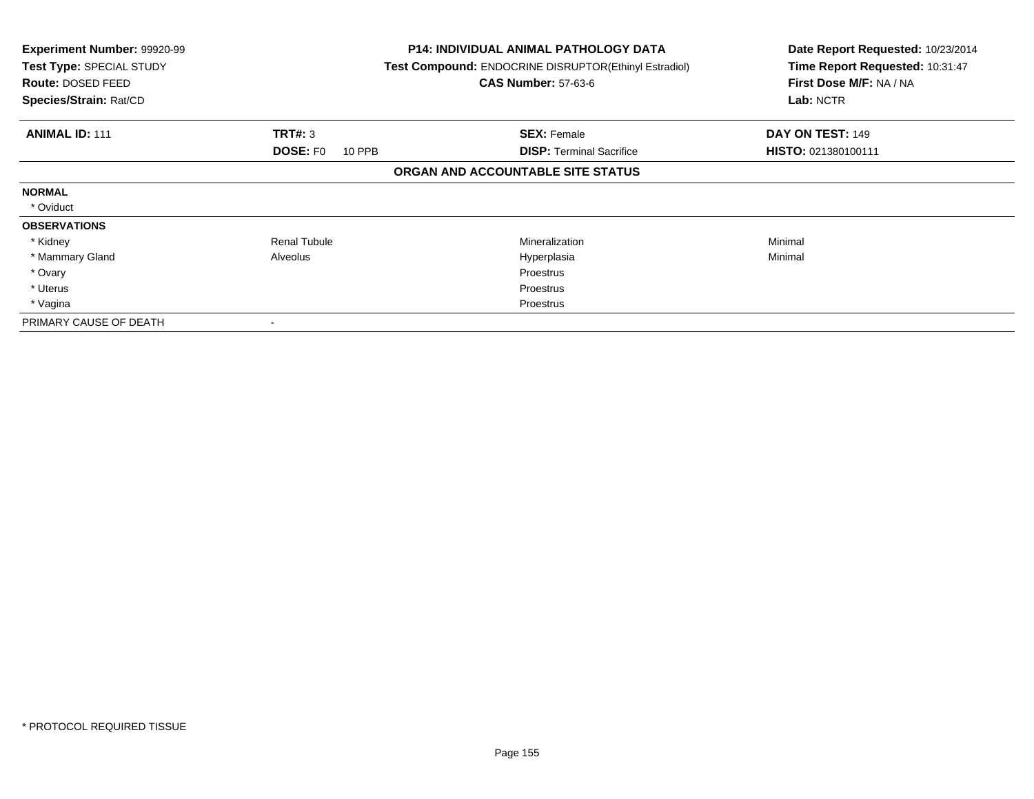**Experiment Number:** 99920-99
**Test Type:** SPECIAL STUDY
**Route:** DOSED FEED
**Species/Strain:** Rat/CD

**P14: INDIVIDUAL ANIMAL PATHOLOGY DATA**
**Test Compound:** ENDOCRINE DISRUPTOR(Ethinyl Estradiol)
**CAS Number:** 57-63-6

**Date Report Requested:** 10/23/2014
**Time Report Requested:** 10:31:47
**First Dose M/F:** NA / NA
**Lab:** NCTR

| **ANIMAL ID:** 111 | **TRT#:** 3 | **SEX:** Female | **DAY ON TEST:** 149 |
|---|---|---|---|
| | **DOSE:** F0 10 PPB | **DISP:** Terminal Sacrifice | **HISTO:** 021380100111 |

**ORGAN AND ACCOUNTABLE SITE STATUS**

| | | | |
|---|---|---|---|
| **NORMAL** | | | |
| * Oviduct | | | |
| **OBSERVATIONS** | | | |
| * Kidney | Renal Tubule | Mineralization | Minimal |
| * Mammary Gland | Alveolus | Hyperplasia | Minimal |
| * Ovary | | Proestrus | |
| * Uterus | | Proestrus | |
| * Vagina | | Proestrus | |
| PRIMARY CAUSE OF DEATH | - | | |

* PROTOCOL REQUIRED TISSUE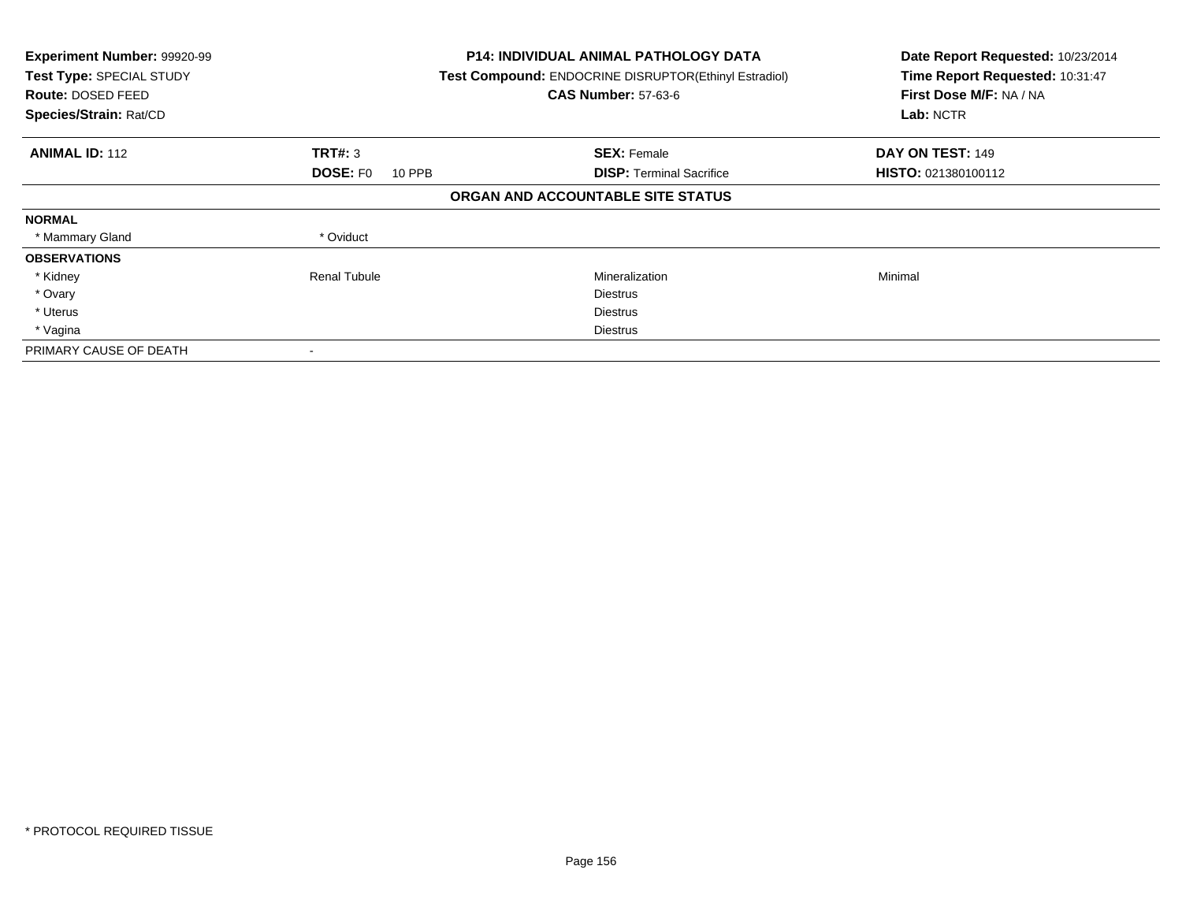**Experiment Number:** 99920-99
**Test Type:** SPECIAL STUDY
**Route:** DOSED FEED
**Species/Strain:** Rat/CD

**P14: INDIVIDUAL ANIMAL PATHOLOGY DATA**
**Test Compound:** ENDOCRINE DISRUPTOR(Ethinyl Estradiol)
**CAS Number:** 57-63-6

**Date Report Requested:** 10/23/2014
**Time Report Requested:** 10:31:47
**First Dose M/F:** NA / NA
**Lab:** NCTR

| **ANIMAL ID:** 112 | **TRT#:** 3 | **SEX:** Female | **DAY ON TEST:** 149 |
|---|---|---|---|
| | **DOSE:** F0 10 PPB | **DISP:** Terminal Sacrifice | **HISTO:** 021380100112 |

**ORGAN AND ACCOUNTABLE SITE STATUS**

| | | | |
|---|---|---|---|
| **NORMAL** | | | |
| * Mammary Gland | * Oviduct | | |
| **OBSERVATIONS** | | | |
| * Kidney | Renal Tubule | Mineralization | Minimal |
| * Ovary | | Diestrus | |
| * Uterus | | Diestrus | |
| * Vagina | | Diestrus | |
| PRIMARY CAUSE OF DEATH | - | | |

* PROTOCOL REQUIRED TISSUE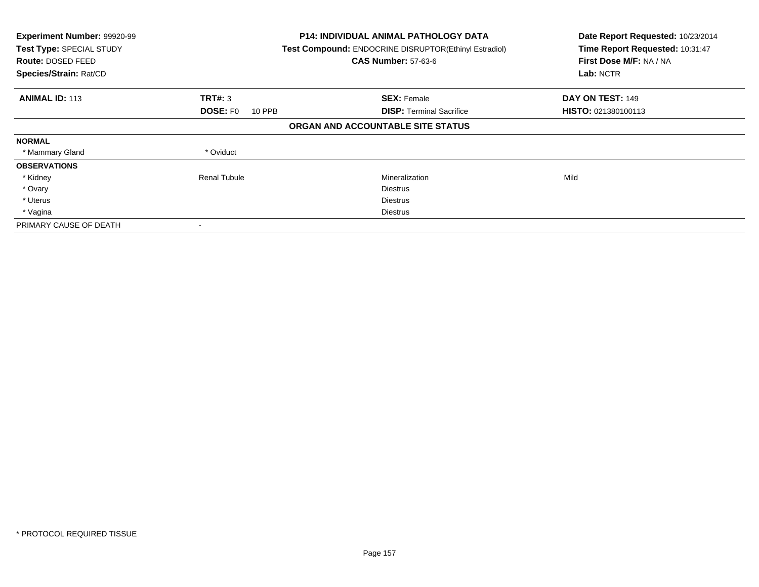| **Experiment Number:** 99920-99 | **P14: INDIVIDUAL ANIMAL PATHOLOGY DATA** | **Date Report Requested:** 10/23/2014 |
|---|---|---|
| **Test Type:** SPECIAL STUDY | **Test Compound:** ENDOCRINE DISRUPTOR(Ethinyl Estradiol) | **Time Report Requested:** 10:31:47 |
| **Route:** DOSED FEED | **CAS Number:** 57-63-6 | **First Dose M/F:** NA / NA |
| **Species/Strain:** Rat/CD | | **Lab:** NCTR |

| **ANIMAL ID:** 113 | **TRT#:** 3 | **SEX:** Female | **DAY ON TEST:** 149 |
|---|---|---|---|
| | **DOSE:** F0 10 PPB | **DISP:** Terminal Sacrifice | **HISTO:** 021380100113 |

**ORGAN AND ACCOUNTABLE SITE STATUS**

| | | | |
|---|---|---|---|
| **NORMAL** | | | |
| * Mammary Gland | * Oviduct | | |
| **OBSERVATIONS** | | | |
| * Kidney | Renal Tubule | Mineralization | Mild |
| * Ovary | | Diestrus | |
| * Uterus | | Diestrus | |
| * Vagina | | Diestrus | |
| PRIMARY CAUSE OF DEATH | - | | |

* PROTOCOL REQUIRED TISSUE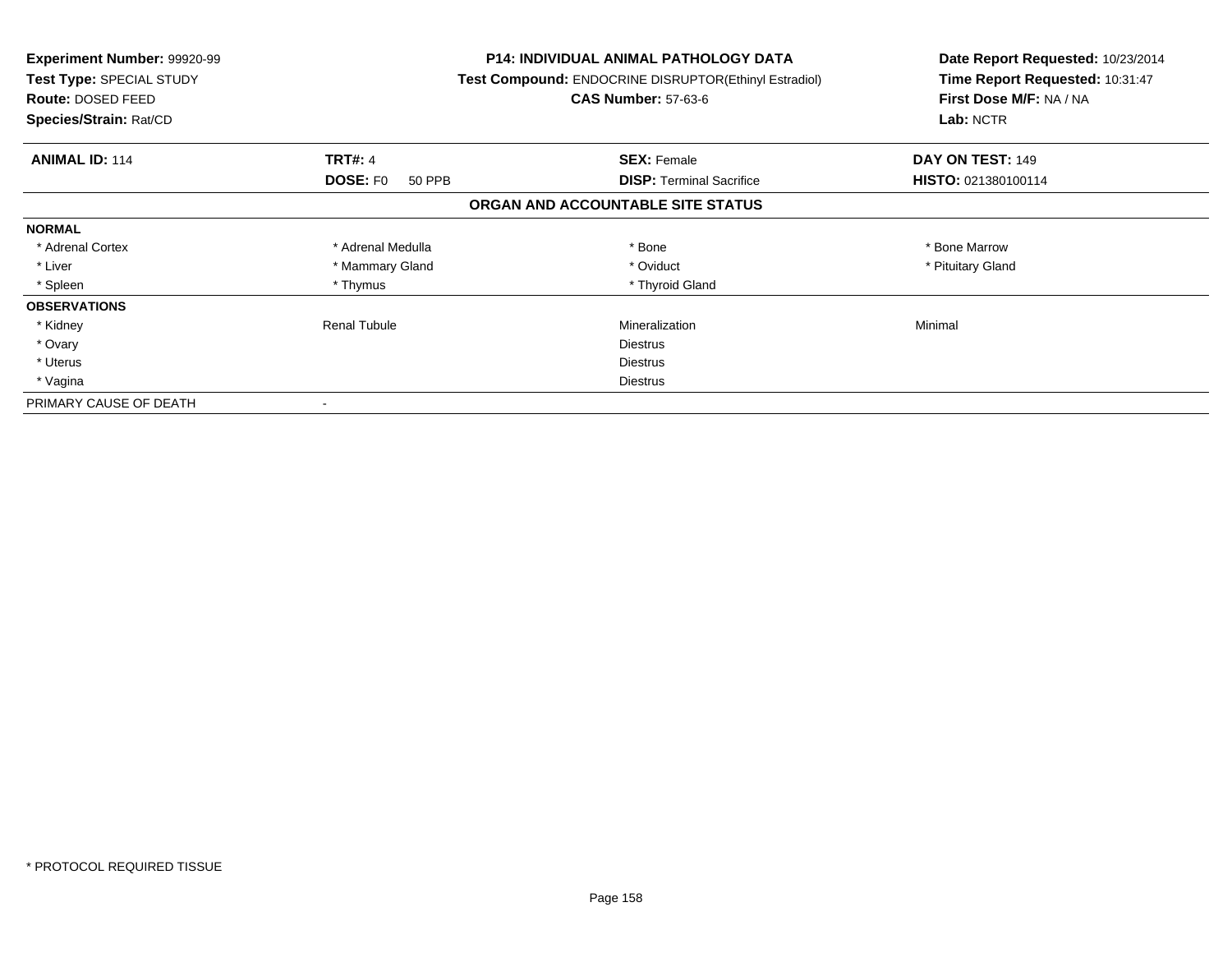**Experiment Number:** 99920-99
**Test Type:** SPECIAL STUDY
**Route:** DOSED FEED
**Species/Strain:** Rat/CD

**P14: INDIVIDUAL ANIMAL PATHOLOGY DATA**
**Test Compound:** ENDOCRINE DISRUPTOR(Ethinyl Estradiol)
**CAS Number:** 57-63-6

**Date Report Requested:** 10/23/2014
**Time Report Requested:** 10:31:47
**First Dose M/F:** NA / NA
**Lab:** NCTR

| **ANIMAL ID:** 114 | **TRT#:** 4 | **SEX:** Female | **DAY ON TEST:** 149 |
|---|---|---|---|
| | **DOSE:** F0 50 PPB | **DISP:** Terminal Sacrifice | **HISTO:** 021380100114 |

## ORGAN AND ACCOUNTABLE SITE STATUS

| | | | |
|---|---|---|---|
| **NORMAL** | | | |
| * Adrenal Cortex | * Adrenal Medulla | * Bone | * Bone Marrow |
| * Liver | * Mammary Gland | * Oviduct | * Pituitary Gland |
| * Spleen | * Thymus | * Thyroid Gland | |
| **OBSERVATIONS** | | | |
| * Kidney | Renal Tubule | Mineralization | Minimal |
| * Ovary | | Diestrus | |
| * Uterus | | Diestrus | |
| * Vagina | | Diestrus | |
| PRIMARY CAUSE OF DEATH | - | | |

* PROTOCOL REQUIRED TISSUE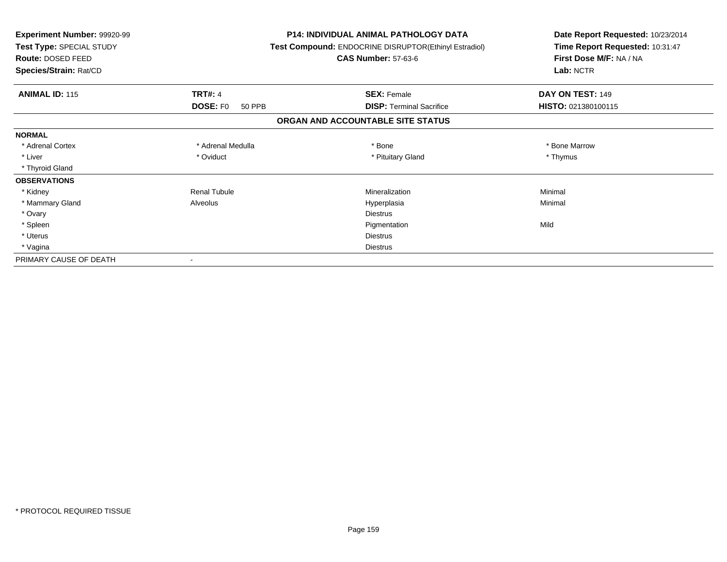**Experiment Number:** 99920-99
**Test Type:** SPECIAL STUDY
**Route:** DOSED FEED
**Species/Strain:** Rat/CD

**P14: INDIVIDUAL ANIMAL PATHOLOGY DATA**
**Test Compound:** ENDOCRINE DISRUPTOR(Ethinyl Estradiol)
**CAS Number:** 57-63-6

**Date Report Requested:** 10/23/2014
**Time Report Requested:** 10:31:47
**First Dose M/F:** NA / NA
**Lab:** NCTR

| **ANIMAL ID:** 115 | **TRT#:** 4 | **SEX:** Female | **DAY ON TEST:** 149 |
|---|---|---|---|
| | **DOSE:** F0 50 PPB | **DISP:** Terminal Sacrifice | **HISTO:** 021380100115 |

**ORGAN AND ACCOUNTABLE SITE STATUS**

| | | | |
|---|---|---|---|
| **NORMAL** | | | |
| * Adrenal Cortex | * Adrenal Medulla | * Bone | * Bone Marrow |
| * Liver | * Oviduct | * Pituitary Gland | * Thymus |
| * Thyroid Gland | | | |
| **OBSERVATIONS** | | | |
| * Kidney | Renal Tubule | Mineralization | Minimal |
| * Mammary Gland | Alveolus | Hyperplasia | Minimal |
| * Ovary | | Diestrus | |
| * Spleen | | Pigmentation | Mild |
| * Uterus | | Diestrus | |
| * Vagina | | Diestrus | |
| PRIMARY CAUSE OF DEATH | - | | |

* PROTOCOL REQUIRED TISSUE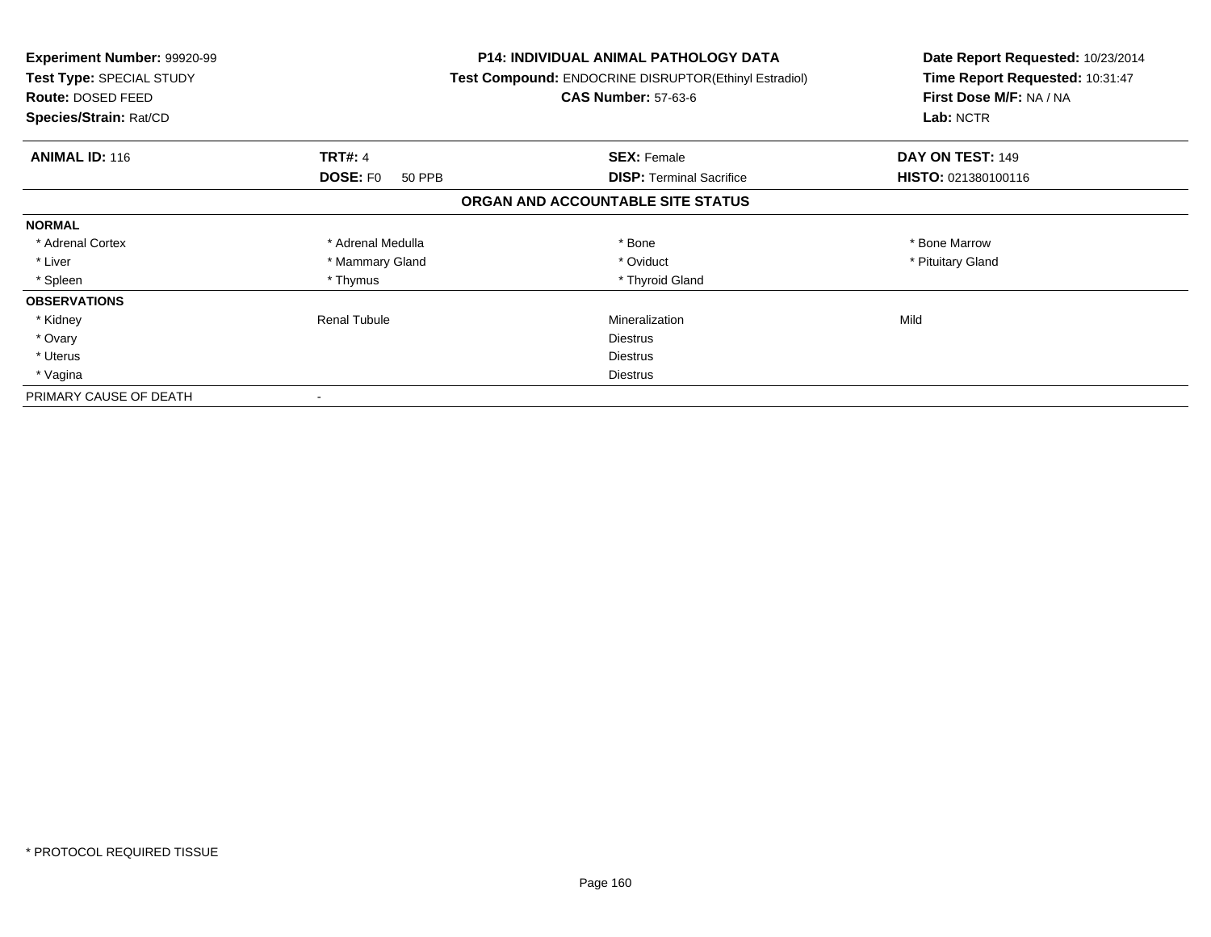**Experiment Number:** 99920-99
**Test Type:** SPECIAL STUDY
**Route:** DOSED FEED
**Species/Strain:** Rat/CD

**P14: INDIVIDUAL ANIMAL PATHOLOGY DATA**
**Test Compound:** ENDOCRINE DISRUPTOR(Ethinyl Estradiol)
**CAS Number:** 57-63-6

**Date Report Requested:** 10/23/2014
**Time Report Requested:** 10:31:47
**First Dose M/F:** NA / NA
**Lab:** NCTR

| **ANIMAL ID:** 116 | **TRT#:** 4 | **SEX:** Female | **DAY ON TEST:** 149 |
|---|---|---|---|
| | **DOSE:** F0 50 PPB | **DISP:** Terminal Sacrifice | **HISTO:** 021380100116 |

## ORGAN AND ACCOUNTABLE SITE STATUS

| | | | |
|---|---|---|---|
| **NORMAL** | | | |
| * Adrenal Cortex | * Adrenal Medulla | * Bone | * Bone Marrow |
| * Liver | * Mammary Gland | * Oviduct | * Pituitary Gland |
| * Spleen | * Thymus | * Thyroid Gland | |
| **OBSERVATIONS** | | | |
| * Kidney | Renal Tubule | Mineralization | Mild |
| * Ovary | | Diestrus | |
| * Uterus | | Diestrus | |
| * Vagina | | Diestrus | |
| PRIMARY CAUSE OF DEATH | - | | |

* PROTOCOL REQUIRED TISSUE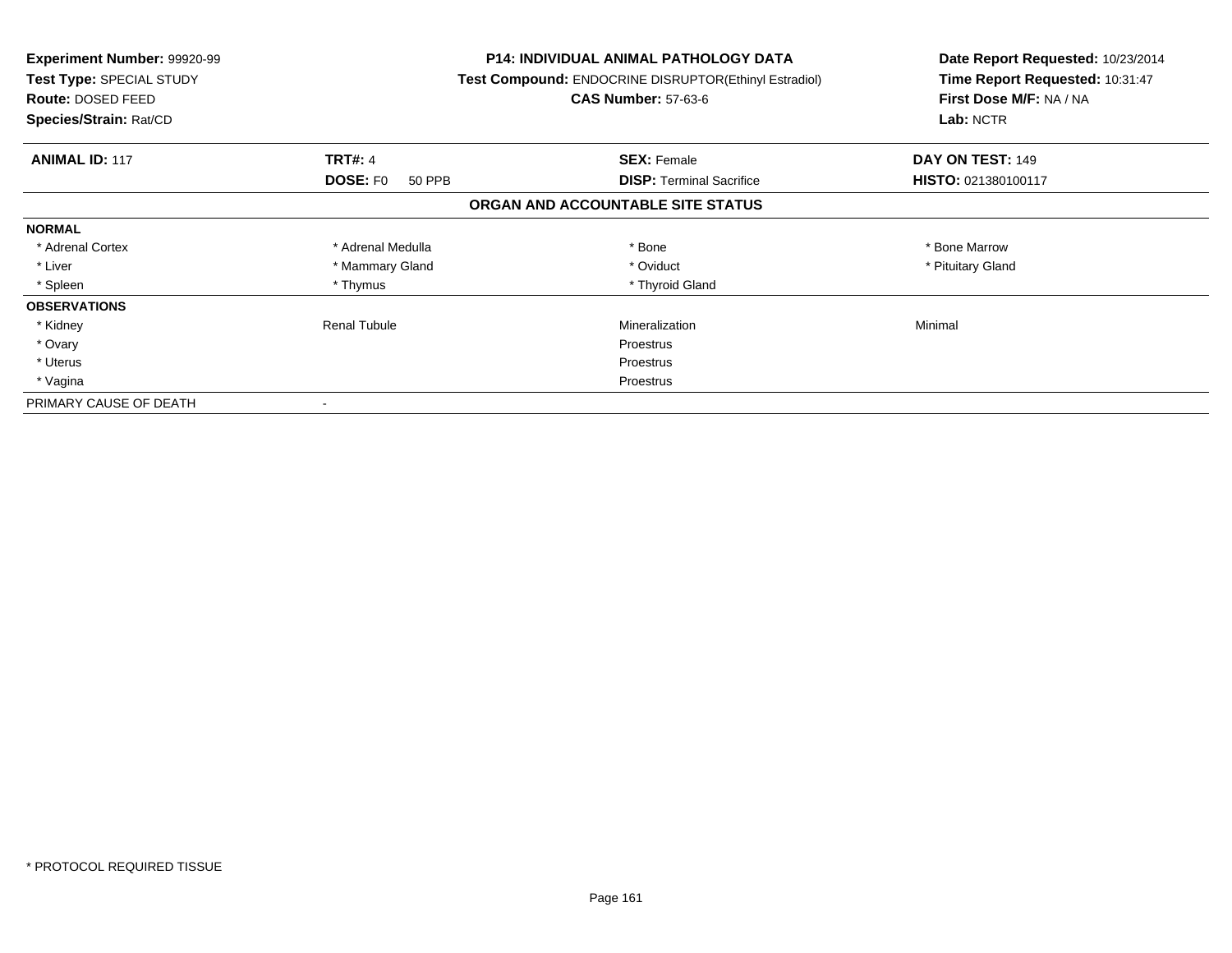**Experiment Number:** 99920-99
**Test Type:** SPECIAL STUDY
**Route:** DOSED FEED
**Species/Strain:** Rat/CD

**P14: INDIVIDUAL ANIMAL PATHOLOGY DATA**
**Test Compound:** ENDOCRINE DISRUPTOR(Ethinyl Estradiol)
**CAS Number:** 57-63-6

**Date Report Requested:** 10/23/2014
**Time Report Requested:** 10:31:47
**First Dose M/F:** NA / NA
**Lab:** NCTR

| **ANIMAL ID:** 117 | **TRT#:** 4 | **SEX:** Female | **DAY ON TEST:** 149 |
|---|---|---|---|
| | **DOSE:** F0 50 PPB | **DISP:** Terminal Sacrifice | **HISTO:** 021380100117 |

## ORGAN AND ACCOUNTABLE SITE STATUS

| | | | |
|---|---|---|---|
| **NORMAL** | | | |
| * Adrenal Cortex | * Adrenal Medulla | * Bone | * Bone Marrow |
| * Liver | * Mammary Gland | * Oviduct | * Pituitary Gland |
| * Spleen | * Thymus | * Thyroid Gland | |
| **OBSERVATIONS** | | | |
| * Kidney | Renal Tubule | Mineralization | Minimal |
| * Ovary | | Proestrus | |
| * Uterus | | Proestrus | |
| * Vagina | | Proestrus | |
| PRIMARY CAUSE OF DEATH | - | | |

* PROTOCOL REQUIRED TISSUE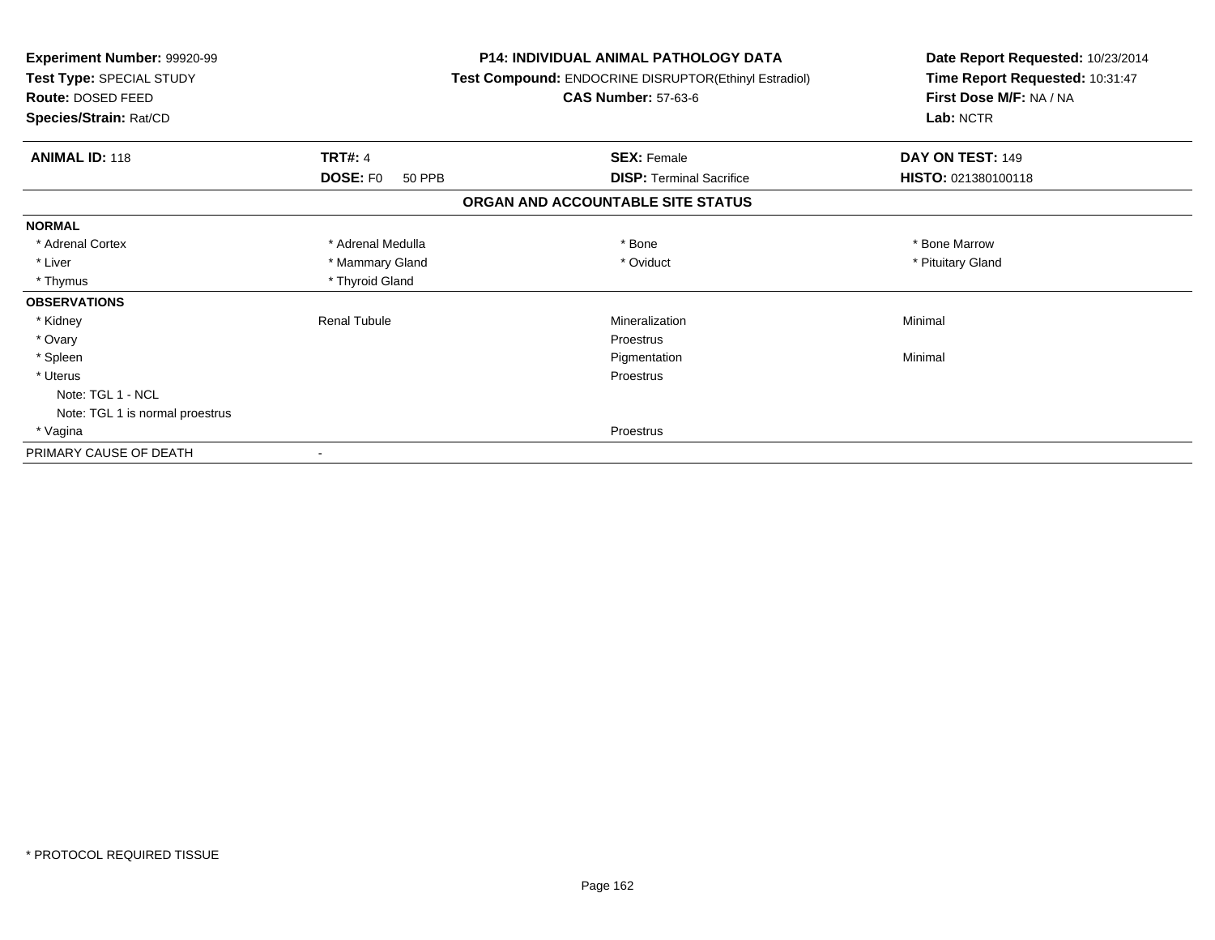**Experiment Number:** 99920-99
**Test Type:** SPECIAL STUDY
**Route:** DOSED FEED
**Species/Strain:** Rat/CD

**P14: INDIVIDUAL ANIMAL PATHOLOGY DATA**
**Test Compound:** ENDOCRINE DISRUPTOR(Ethinyl Estradiol)
**CAS Number:** 57-63-6

**Date Report Requested:** 10/23/2014
**Time Report Requested:** 10:31:47
**First Dose M/F:** NA / NA
**Lab:** NCTR

| **ANIMAL ID:** 118 | **TRT#:** 4 | **SEX:** Female | **DAY ON TEST:** 149 |
|---|---|---|---|
| | **DOSE:** F0 50 PPB | **DISP:** Terminal Sacrifice | **HISTO:** 021380100118 |

## ORGAN AND ACCOUNTABLE SITE STATUS

| | | | |
|---|---|---|---|
| **NORMAL** | | | |
| * Adrenal Cortex | * Adrenal Medulla | * Bone | * Bone Marrow |
| * Liver | * Mammary Gland | * Oviduct | * Pituitary Gland |
| * Thymus | * Thyroid Gland | | |
| **OBSERVATIONS** | | | |
| * Kidney | Renal Tubule | Mineralization | Minimal |
| * Ovary | | Proestrus | |
| * Spleen | | Pigmentation | Minimal |
| * Uterus | | Proestrus | |
| Note: TGL 1 - NCL | | | |
| Note: TGL 1 is normal proestrus | | | |
| * Vagina | | Proestrus | |
| PRIMARY CAUSE OF DEATH | - | | |

* PROTOCOL REQUIRED TISSUE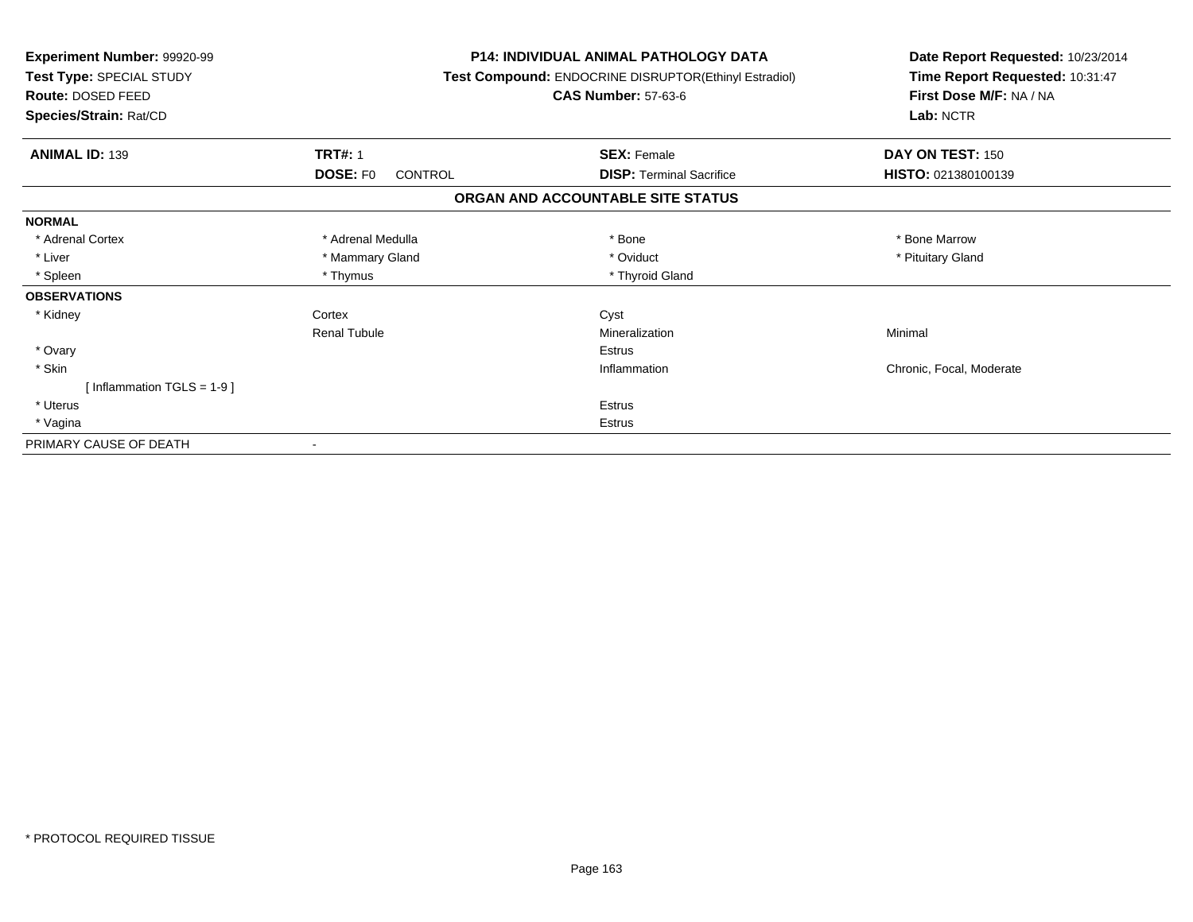**Experiment Number:** 99920-99
**Test Type:** SPECIAL STUDY
**Route:** DOSED FEED
**Species/Strain:** Rat/CD

**P14: INDIVIDUAL ANIMAL PATHOLOGY DATA**
**Test Compound:** ENDOCRINE DISRUPTOR(Ethinyl Estradiol)
**CAS Number:** 57-63-6

**Date Report Requested:** 10/23/2014
**Time Report Requested:** 10:31:47
**First Dose M/F:** NA / NA
**Lab:** NCTR

| **ANIMAL ID:** 139 | **TRT#:** 1 | **SEX:** Female | **DAY ON TEST:** 150 |
|---|---|---|---|
| | **DOSE:** F0 CONTROL | **DISP:** Terminal Sacrifice | **HISTO:** 021380100139 |

## ORGAN AND ACCOUNTABLE SITE STATUS

| | | | |
|---|---|---|---|
| **NORMAL** | | | |
| * Adrenal Cortex | * Adrenal Medulla | * Bone | * Bone Marrow |
| * Liver | * Mammary Gland | * Oviduct | * Pituitary Gland |
| * Spleen | * Thymus | * Thyroid Gland | |
| **OBSERVATIONS** | | | |
| * Kidney | Cortex | Cyst | |
| | Renal Tubule | Mineralization | Minimal |
| * Ovary | | Estrus | |
| * Skin | | Inflammation | Chronic, Focal, Moderate |
| [ Inflammation TGLS = 1-9 ] | | | |
| * Uterus | | Estrus | |
| * Vagina | | Estrus | |
| PRIMARY CAUSE OF DEATH | - | | |

* PROTOCOL REQUIRED TISSUE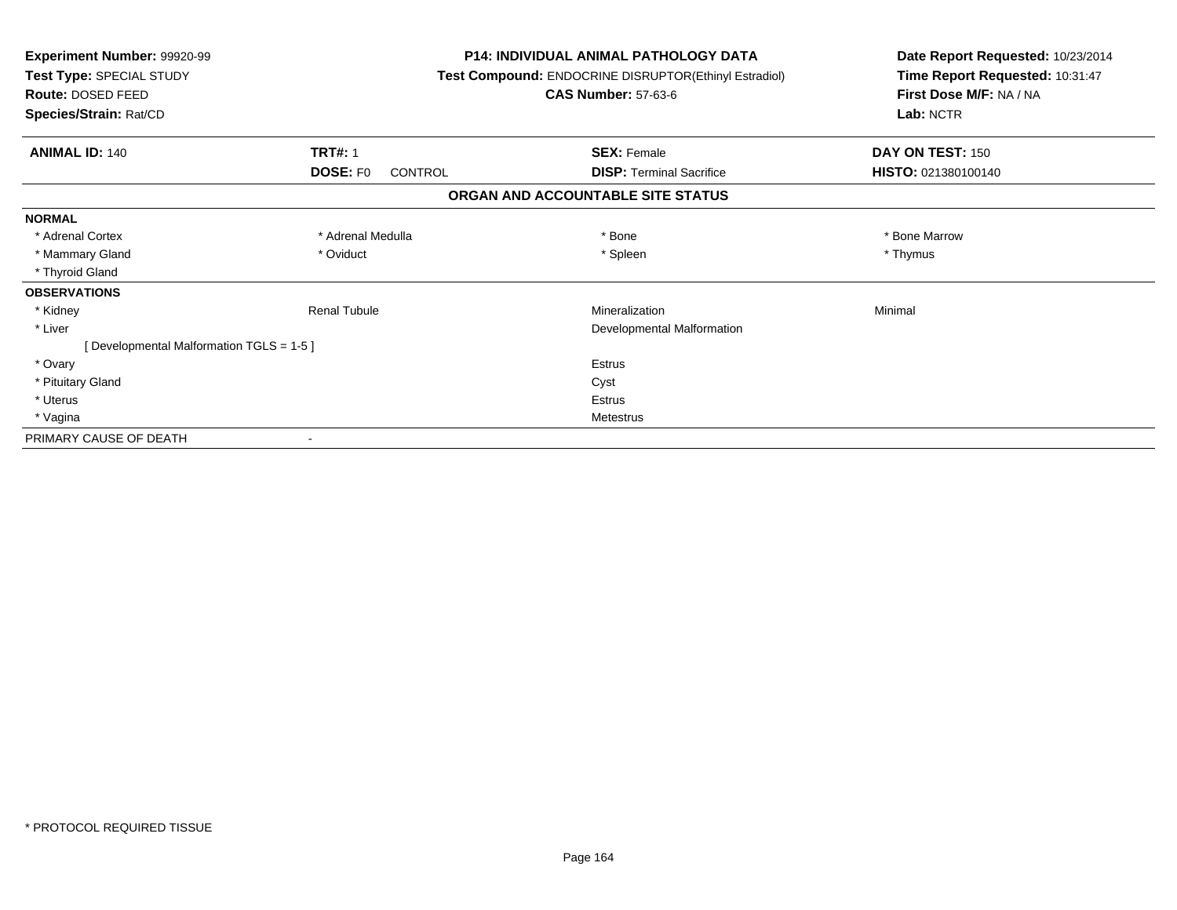**Experiment Number:** 99920-99
**Test Type:** SPECIAL STUDY
**Route:** DOSED FEED
**Species/Strain:** Rat/CD

**P14: INDIVIDUAL ANIMAL PATHOLOGY DATA**
**Test Compound:** ENDOCRINE DISRUPTOR(Ethinyl Estradiol)
**CAS Number:** 57-63-6

**Date Report Requested:** 10/23/2014
**Time Report Requested:** 10:31:47
**First Dose M/F:** NA / NA
**Lab:** NCTR

| **ANIMAL ID:** 140 | **TRT#:** 1 | **SEX:** Female | **DAY ON TEST:** 150 |
|---|---|---|---|
| | **DOSE:** F0 CONTROL | **DISP:** Terminal Sacrifice | **HISTO:** 021380100140 |

## ORGAN AND ACCOUNTABLE SITE STATUS

| | | | |
|---|---|---|---|
| **NORMAL** | | | |
| * Adrenal Cortex | * Adrenal Medulla | * Bone | * Bone Marrow |
| * Mammary Gland | * Oviduct | * Spleen | * Thymus |
| * Thyroid Gland | | | |
| **OBSERVATIONS** | | | |
| * Kidney | Renal Tubule | Mineralization | Minimal |
| * Liver | | Developmental Malformation | |
| [ Developmental Malformation TGLS = 1-5 ] | | | |
| * Ovary | | Estrus | |
| * Pituitary Gland | | Cyst | |
| * Uterus | | Estrus | |
| * Vagina | | Metestrus | |
| PRIMARY CAUSE OF DEATH | - | | |

* PROTOCOL REQUIRED TISSUE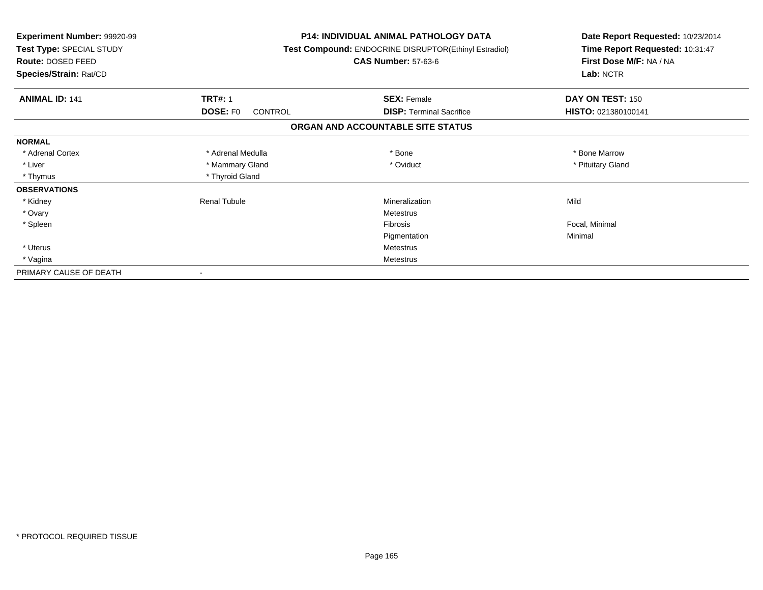**Experiment Number:** 99920-99
**Test Type:** SPECIAL STUDY
**Route:** DOSED FEED
**Species/Strain:** Rat/CD

**P14: INDIVIDUAL ANIMAL PATHOLOGY DATA**
**Test Compound:** ENDOCRINE DISRUPTOR(Ethinyl Estradiol)
**CAS Number:** 57-63-6

**Date Report Requested:** 10/23/2014
**Time Report Requested:** 10:31:47
**First Dose M/F:** NA / NA
**Lab:** NCTR

| **ANIMAL ID:** 141 | **TRT#:** 1 | **SEX:** Female | **DAY ON TEST:** 150 |
|---|---|---|---|
| | **DOSE:** F0 CONTROL | **DISP:** Terminal Sacrifice | **HISTO:** 021380100141 |

## ORGAN AND ACCOUNTABLE SITE STATUS

| | | | |
|---|---|---|---|
| **NORMAL** | | | |
| * Adrenal Cortex | * Adrenal Medulla | * Bone | * Bone Marrow |
| * Liver | * Mammary Gland | * Oviduct | * Pituitary Gland |
| * Thymus | * Thyroid Gland | | |
| **OBSERVATIONS** | | | |
| * Kidney | Renal Tubule | Mineralization | Mild |
| * Ovary | | Metestrus | |
| * Spleen | | Fibrosis | Focal, Minimal |
| | | Pigmentation | Minimal |
| * Uterus | | Metestrus | |
| * Vagina | | Metestrus | |
| PRIMARY CAUSE OF DEATH | - | | |

* PROTOCOL REQUIRED TISSUE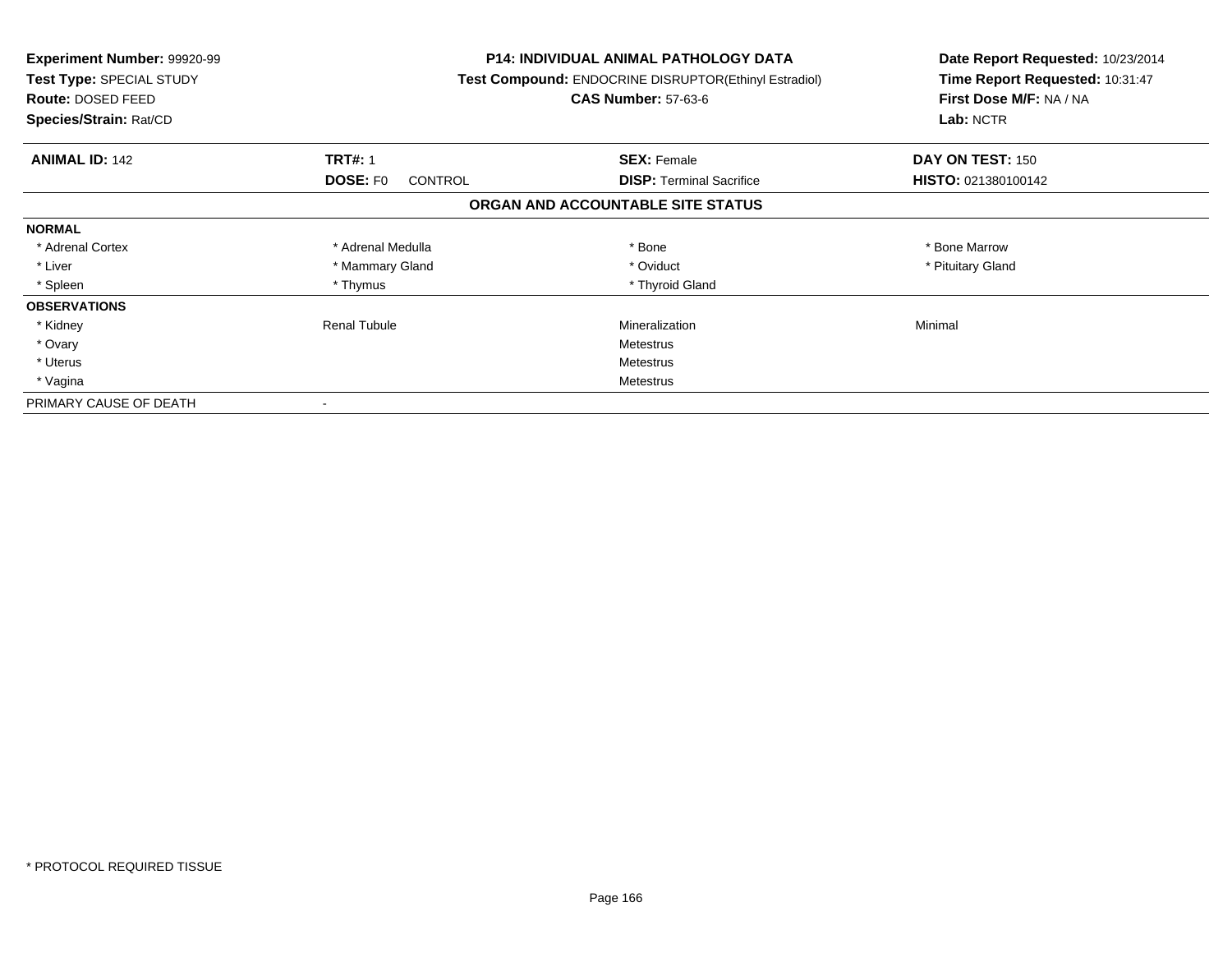**Experiment Number:** 99920-99
**Test Type:** SPECIAL STUDY
**Route:** DOSED FEED
**Species/Strain:** Rat/CD

**P14: INDIVIDUAL ANIMAL PATHOLOGY DATA**
**Test Compound:** ENDOCRINE DISRUPTOR(Ethinyl Estradiol)
**CAS Number:** 57-63-6

**Date Report Requested:** 10/23/2014
**Time Report Requested:** 10:31:47
**First Dose M/F:** NA / NA
**Lab:** NCTR

| **ANIMAL ID:** 142 | **TRT#:** 1 | **SEX:** Female | **DAY ON TEST:** 150 |
|---|---|---|---|
| | **DOSE:** F0 CONTROL | **DISP:** Terminal Sacrifice | **HISTO:** 021380100142 |

**ORGAN AND ACCOUNTABLE SITE STATUS**

| | | | |
|---|---|---|---|
| **NORMAL** | | | |
| * Adrenal Cortex | * Adrenal Medulla | * Bone | * Bone Marrow |
| * Liver | * Mammary Gland | * Oviduct | * Pituitary Gland |
| * Spleen | * Thymus | * Thyroid Gland | |
| **OBSERVATIONS** | | | |
| * Kidney | Renal Tubule | Mineralization | Minimal |
| * Ovary | | Metestrus | |
| * Uterus | | Metestrus | |
| * Vagina | | Metestrus | |
| PRIMARY CAUSE OF DEATH | - | | |

* PROTOCOL REQUIRED TISSUE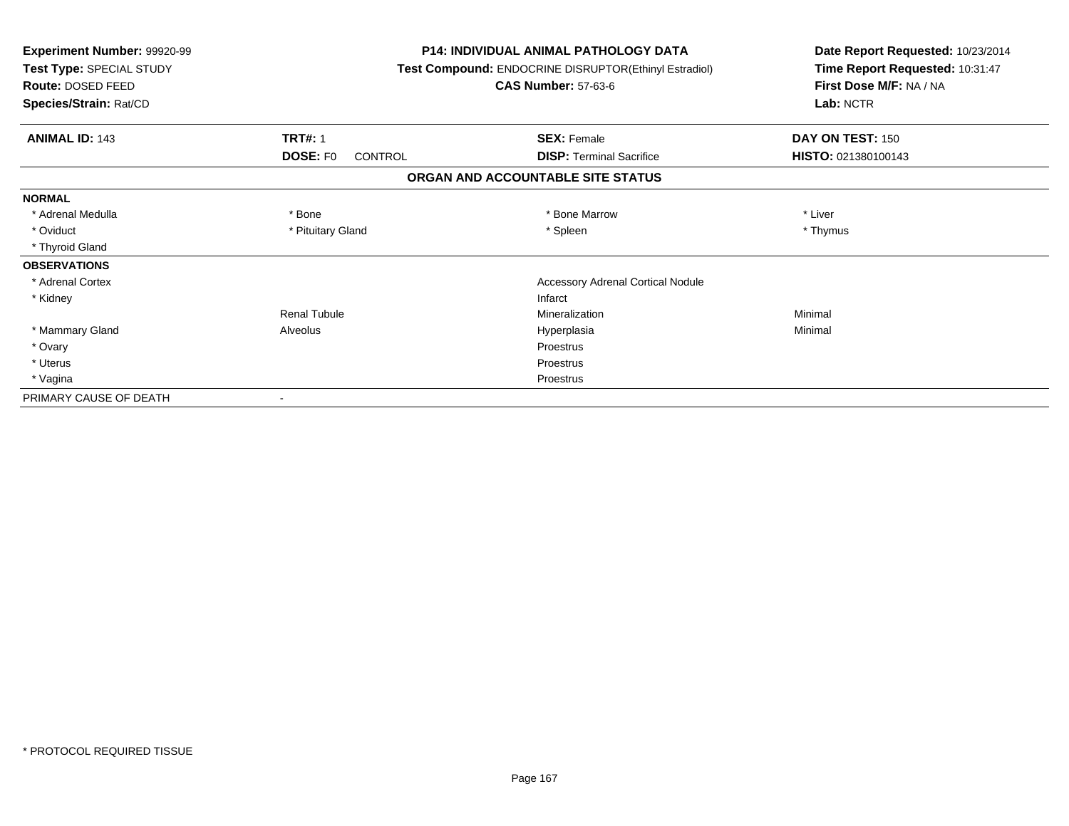**Experiment Number:** 99920-99
**Test Type:** SPECIAL STUDY
**Route:** DOSED FEED
**Species/Strain:** Rat/CD

**P14: INDIVIDUAL ANIMAL PATHOLOGY DATA**
**Test Compound:** ENDOCRINE DISRUPTOR(Ethinyl Estradiol)
**CAS Number:** 57-63-6

**Date Report Requested:** 10/23/2014
**Time Report Requested:** 10:31:47
**First Dose M/F:** NA / NA
**Lab:** NCTR

| **ANIMAL ID:** 143 | **TRT#:** 1 | **SEX:** Female | **DAY ON TEST:** 150 |
|---|---|---|---|
| | **DOSE:** F0 CONTROL | **DISP:** Terminal Sacrifice | **HISTO:** 021380100143 |

## ORGAN AND ACCOUNTABLE SITE STATUS

| | | | |
|---|---|---|---|
| **NORMAL** | | | |
| * Adrenal Medulla | * Bone | * Bone Marrow | * Liver |
| * Oviduct | * Pituitary Gland | * Spleen | * Thymus |
| * Thyroid Gland | | | |
| **OBSERVATIONS** | | | |
| * Adrenal Cortex | | Accessory Adrenal Cortical Nodule | |
| * Kidney | | Infarct | |
| | Renal Tubule | Mineralization | Minimal |
| * Mammary Gland | Alveolus | Hyperplasia | Minimal |
| * Ovary | | Proestrus | |
| * Uterus | | Proestrus | |
| * Vagina | | Proestrus | |
| PRIMARY CAUSE OF DEATH | - | | |

* PROTOCOL REQUIRED TISSUE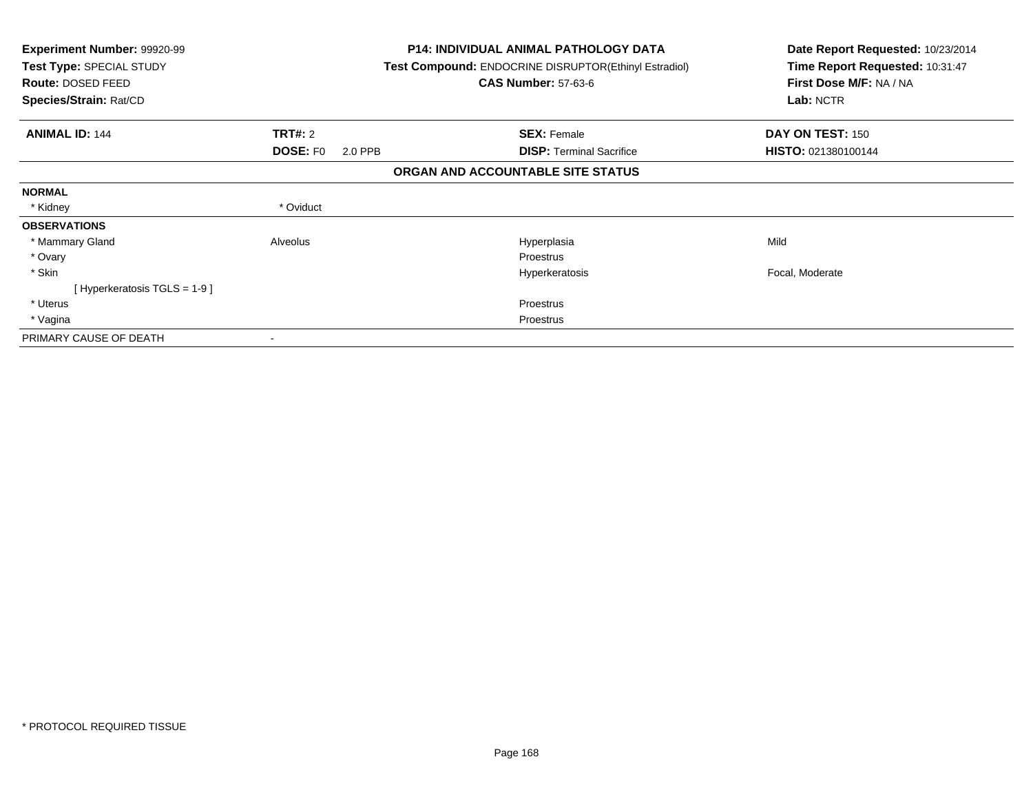**Experiment Number:** 99920-99
**Test Type:** SPECIAL STUDY
**Route:** DOSED FEED
**Species/Strain:** Rat/CD

**P14: INDIVIDUAL ANIMAL PATHOLOGY DATA**
**Test Compound:** ENDOCRINE DISRUPTOR(Ethinyl Estradiol)
**CAS Number:** 57-63-6

**Date Report Requested:** 10/23/2014
**Time Report Requested:** 10:31:47
**First Dose M/F:** NA / NA
**Lab:** NCTR

| **ANIMAL ID:** 144 | **TRT#:** 2 | **SEX:** Female | **DAY ON TEST:** 150 |
|---|---|---|---|
| | **DOSE:** F0 2.0 PPB | **DISP:** Terminal Sacrifice | **HISTO:** 021380100144 |

**ORGAN AND ACCOUNTABLE SITE STATUS**

| | | | |
|---|---|---|---|
| **NORMAL** | | | |
| * Kidney | * Oviduct | | |
| **OBSERVATIONS** | | | |
| * Mammary Gland | Alveolus | Hyperplasia | Mild |
| * Ovary | | Proestrus | |
| * Skin | | Hyperkeratosis | Focal, Moderate |
| [ Hyperkeratosis TGLS = 1-9 ] | | | |
| * Uterus | | Proestrus | |
| * Vagina | | Proestrus | |
| PRIMARY CAUSE OF DEATH | - | | |

* PROTOCOL REQUIRED TISSUE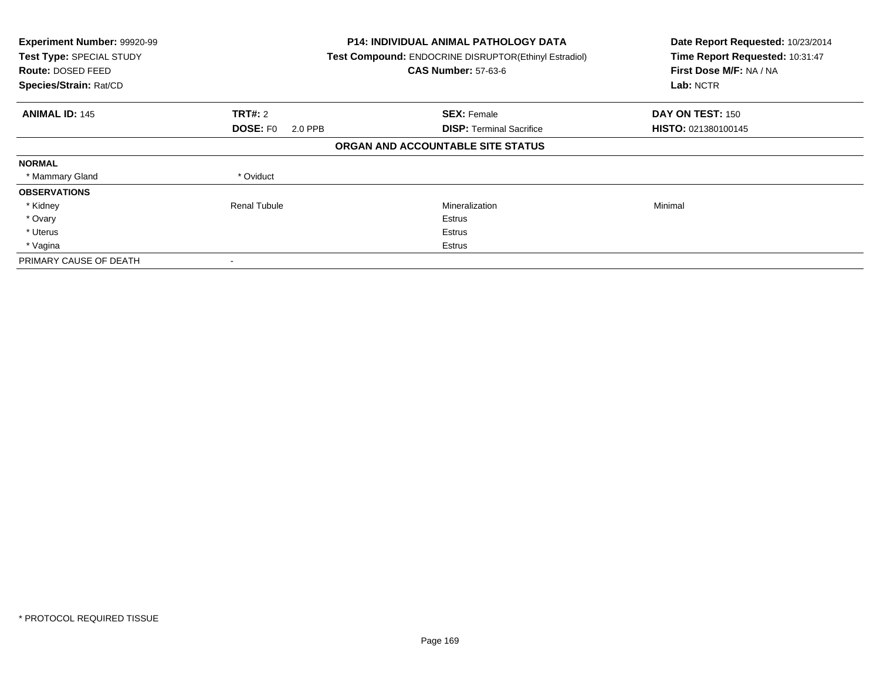**Experiment Number:** 99920-99
**Test Type:** SPECIAL STUDY
**Route:** DOSED FEED
**Species/Strain:** Rat/CD

**P14: INDIVIDUAL ANIMAL PATHOLOGY DATA**
**Test Compound:** ENDOCRINE DISRUPTOR(Ethinyl Estradiol)
**CAS Number:** 57-63-6

**Date Report Requested:** 10/23/2014
**Time Report Requested:** 10:31:47
**First Dose M/F:** NA / NA
**Lab:** NCTR

| **ANIMAL ID:** 145 | **TRT#:** 2 | **SEX:** Female | **DAY ON TEST:** 150 |
|---|---|---|---|
| | **DOSE:** F0 2.0 PPB | **DISP:** Terminal Sacrifice | **HISTO:** 021380100145 |

**ORGAN AND ACCOUNTABLE SITE STATUS**

| | | | |
|---|---|---|---|
| **NORMAL** | | | |
| * Mammary Gland | * Oviduct | | |
| **OBSERVATIONS** | | | |
| * Kidney | Renal Tubule | Mineralization | Minimal |
| * Ovary | | Estrus | |
| * Uterus | | Estrus | |
| * Vagina | | Estrus | |
| PRIMARY CAUSE OF DEATH | - | | |

* PROTOCOL REQUIRED TISSUE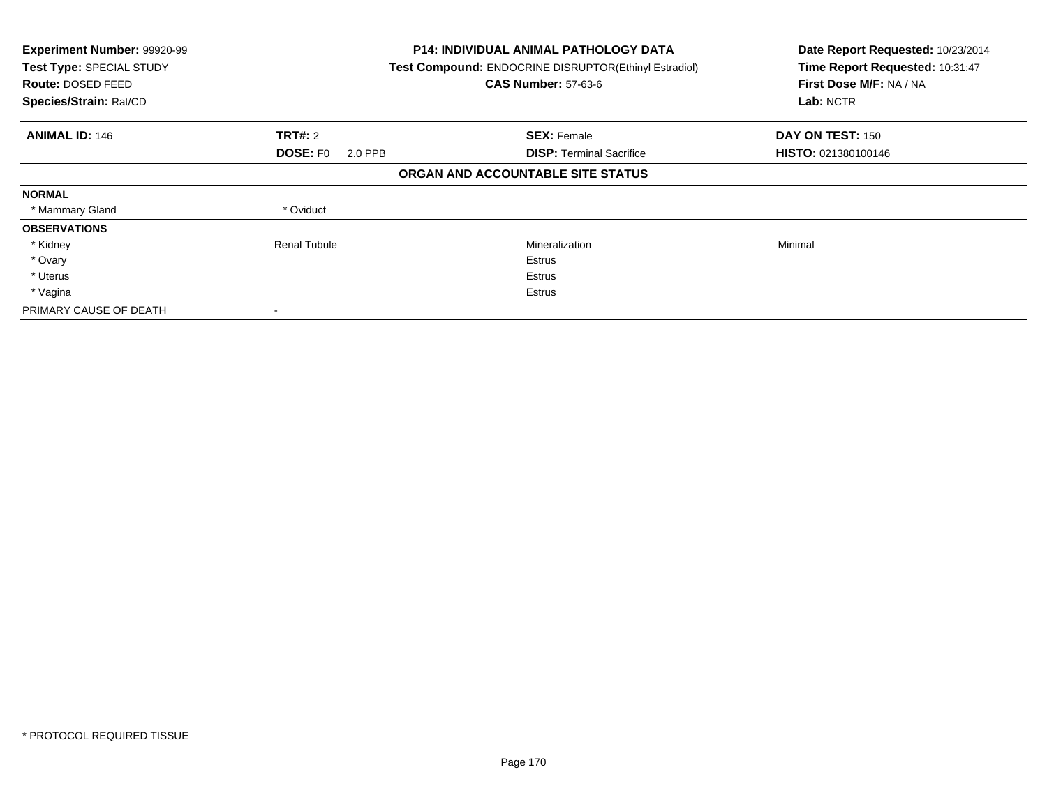**Experiment Number:** 99920-99
**Test Type:** SPECIAL STUDY
**Route:** DOSED FEED
**Species/Strain:** Rat/CD

**P14: INDIVIDUAL ANIMAL PATHOLOGY DATA**
**Test Compound:** ENDOCRINE DISRUPTOR(Ethinyl Estradiol)
**CAS Number:** 57-63-6

**Date Report Requested:** 10/23/2014
**Time Report Requested:** 10:31:47
**First Dose M/F:** NA / NA
**Lab:** NCTR

| **ANIMAL ID:** 146 | **TRT#:** 2 | **SEX:** Female | **DAY ON TEST:** 150 |
|---|---|---|---|
| | **DOSE:** F0 2.0 PPB | **DISP:** Terminal Sacrifice | **HISTO:** 021380100146 |

**ORGAN AND ACCOUNTABLE SITE STATUS**

| | | | |
|---|---|---|---|
| **NORMAL** | | | |
| * Mammary Gland | * Oviduct | | |
| **OBSERVATIONS** | | | |
| * Kidney | Renal Tubule | Mineralization | Minimal |
| * Ovary | | Estrus | |
| * Uterus | | Estrus | |
| * Vagina | | Estrus | |
| PRIMARY CAUSE OF DEATH | - | | |

* PROTOCOL REQUIRED TISSUE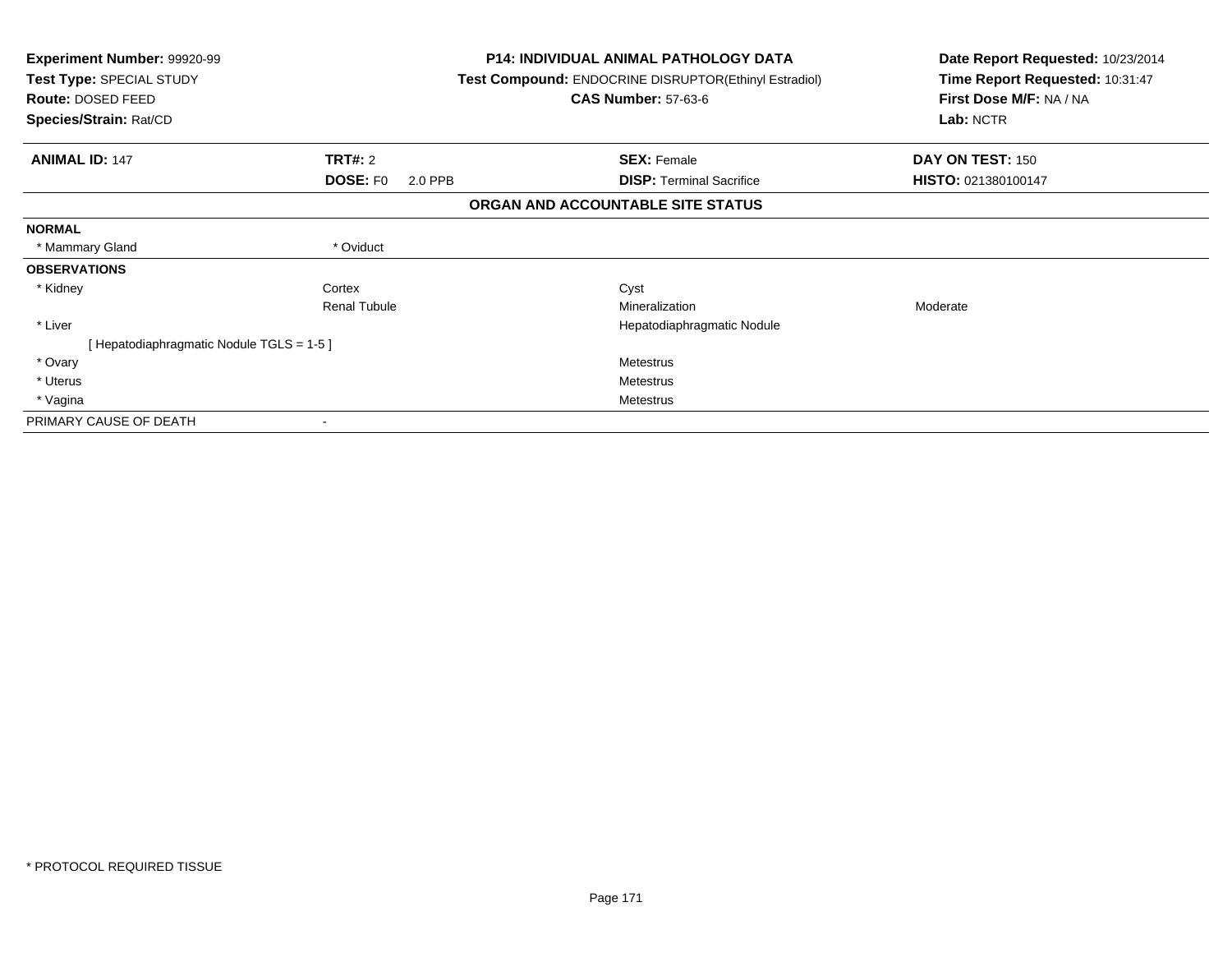**Experiment Number:** 99920-99
**Test Type:** SPECIAL STUDY
**Route:** DOSED FEED
**Species/Strain:** Rat/CD

**P14: INDIVIDUAL ANIMAL PATHOLOGY DATA**
**Test Compound:** ENDOCRINE DISRUPTOR(Ethinyl Estradiol)
**CAS Number:** 57-63-6

**Date Report Requested:** 10/23/2014
**Time Report Requested:** 10:31:47
**First Dose M/F:** NA / NA
**Lab:** NCTR

| **ANIMAL ID:** 147 | **TRT#:** 2 | **SEX:** Female | **DAY ON TEST:** 150 |
|---|---|---|---|
| | **DOSE:** F0 2.0 PPB | **DISP:** Terminal Sacrifice | **HISTO:** 021380100147 |

## ORGAN AND ACCOUNTABLE SITE STATUS

| | | | |
|---|---|---|---|
| **NORMAL** | | | |
| * Mammary Gland | * Oviduct | | |
| **OBSERVATIONS** | | | |
| * Kidney | Cortex | Cyst | |
| | Renal Tubule | Mineralization | Moderate |
| * Liver | | Hepatodiaphragmatic Nodule | |
| [ Hepatodiaphragmatic Nodule TGLS = 1-5 ] | | | |
| * Ovary | | Metestrus | |
| * Uterus | | Metestrus | |
| * Vagina | | Metestrus | |
| PRIMARY CAUSE OF DEATH | - | | |

* PROTOCOL REQUIRED TISSUE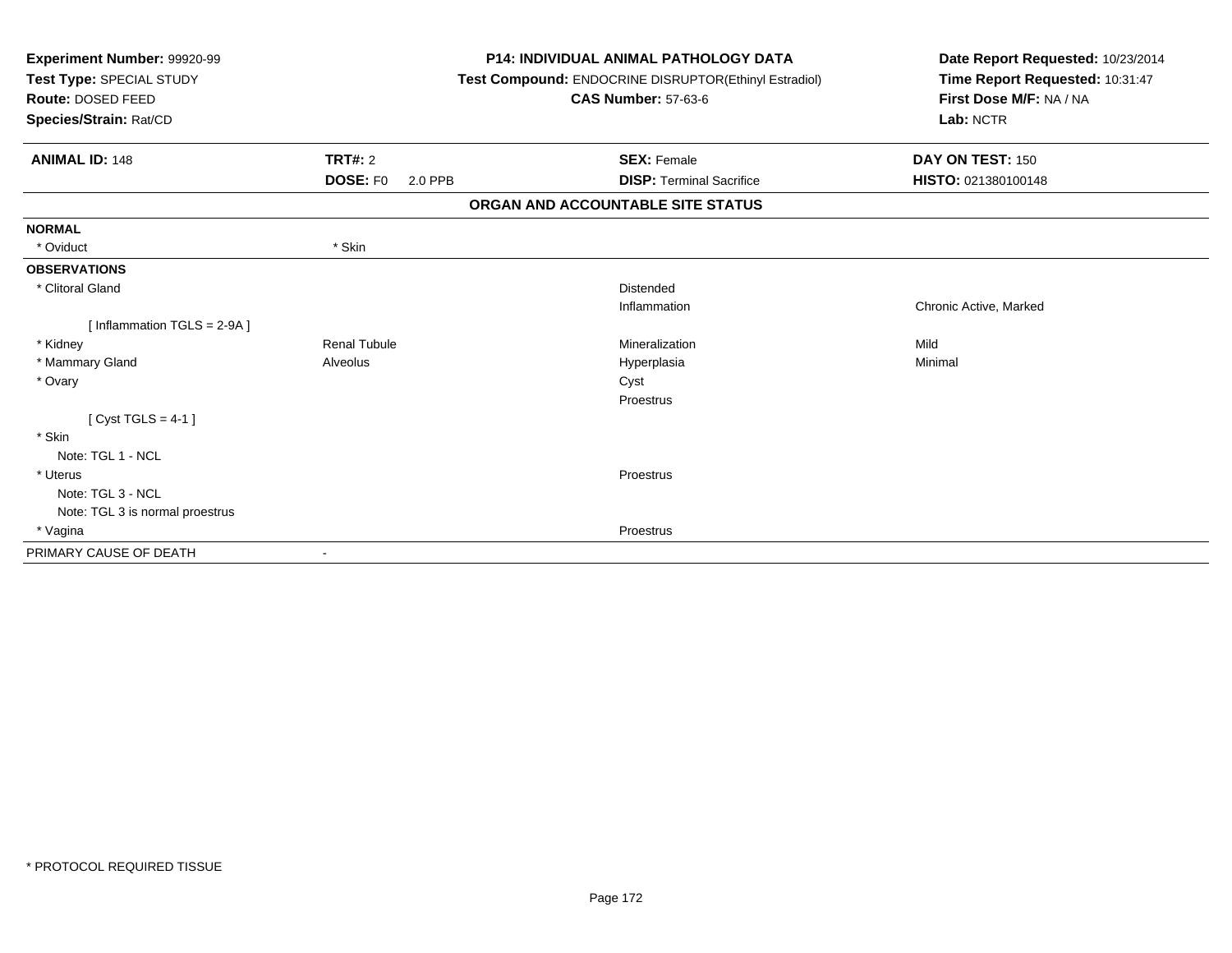**Experiment Number:** 99920-99
**Test Type:** SPECIAL STUDY
**Route:** DOSED FEED
**Species/Strain:** Rat/CD

**P14: INDIVIDUAL ANIMAL PATHOLOGY DATA**
**Test Compound:** ENDOCRINE DISRUPTOR(Ethinyl Estradiol)
**CAS Number:** 57-63-6

**Date Report Requested:** 10/23/2014
**Time Report Requested:** 10:31:47
**First Dose M/F:** NA / NA
**Lab:** NCTR

| **ANIMAL ID:** 148 | **TRT#:** 2 | **SEX:** Female | **DAY ON TEST:** 150 |
|---|---|---|---|
| | **DOSE:** F0 2.0 PPB | **DISP:** Terminal Sacrifice | **HISTO:** 021380100148 |

## ORGAN AND ACCOUNTABLE SITE STATUS

| | | | |
|---|---|---|---|
| **NORMAL** | | | |
| * Oviduct | * Skin | | |
| **OBSERVATIONS** | | | |
| * Clitoral Gland | | Distended | |
| | | Inflammation | Chronic Active, Marked |
| [ Inflammation TGLS = 2-9A ] | | | |
| * Kidney | Renal Tubule | Mineralization | Mild |
| * Mammary Gland | Alveolus | Hyperplasia | Minimal |
| * Ovary | | Cyst | |
| | | Proestrus | |
| [ Cyst TGLS = 4-1 ] | | | |
| * Skin | | | |
| Note: TGL 1 - NCL | | | |
| * Uterus | | Proestrus | |
| Note: TGL 3 - NCL | | | |
| Note: TGL 3 is normal proestrus | | | |
| * Vagina | | Proestrus | |
| PRIMARY CAUSE OF DEATH | - | | |

* PROTOCOL REQUIRED TISSUE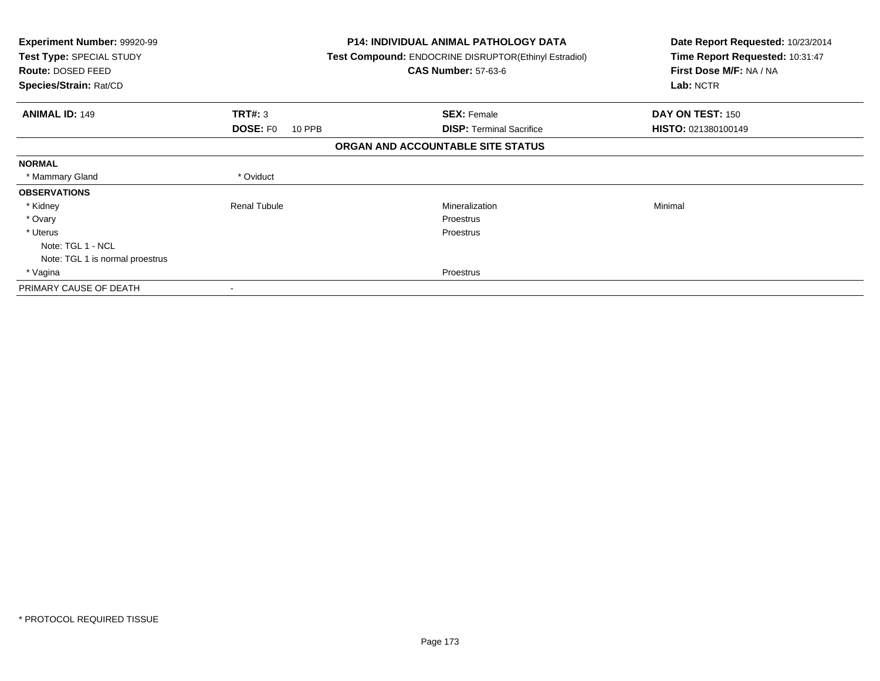**Experiment Number:** 99920-99
**Test Type:** SPECIAL STUDY
**Route:** DOSED FEED
**Species/Strain:** Rat/CD

**P14: INDIVIDUAL ANIMAL PATHOLOGY DATA**
**Test Compound:** ENDOCRINE DISRUPTOR(Ethinyl Estradiol)
**CAS Number:** 57-63-6

**Date Report Requested:** 10/23/2014
**Time Report Requested:** 10:31:47
**First Dose M/F:** NA / NA
**Lab:** NCTR

| **ANIMAL ID:** 149 | **TRT#:** 3 | **SEX:** Female | **DAY ON TEST:** 150 |
|---|---|---|---|
| | **DOSE:** F0 10 PPB | **DISP:** Terminal Sacrifice | **HISTO:** 021380100149 |

**ORGAN AND ACCOUNTABLE SITE STATUS**

| | | | |
|---|---|---|---|
| **NORMAL** | | | |
| * Mammary Gland | * Oviduct | | |
| **OBSERVATIONS** | | | |
| * Kidney | Renal Tubule | Mineralization | Minimal |
| * Ovary | | Proestrus | |
| * Uterus | | Proestrus | |
| Note: TGL 1 - NCL | | | |
| Note: TGL 1 is normal proestrus | | | |
| * Vagina | | Proestrus | |
| PRIMARY CAUSE OF DEATH | - | | |

* PROTOCOL REQUIRED TISSUE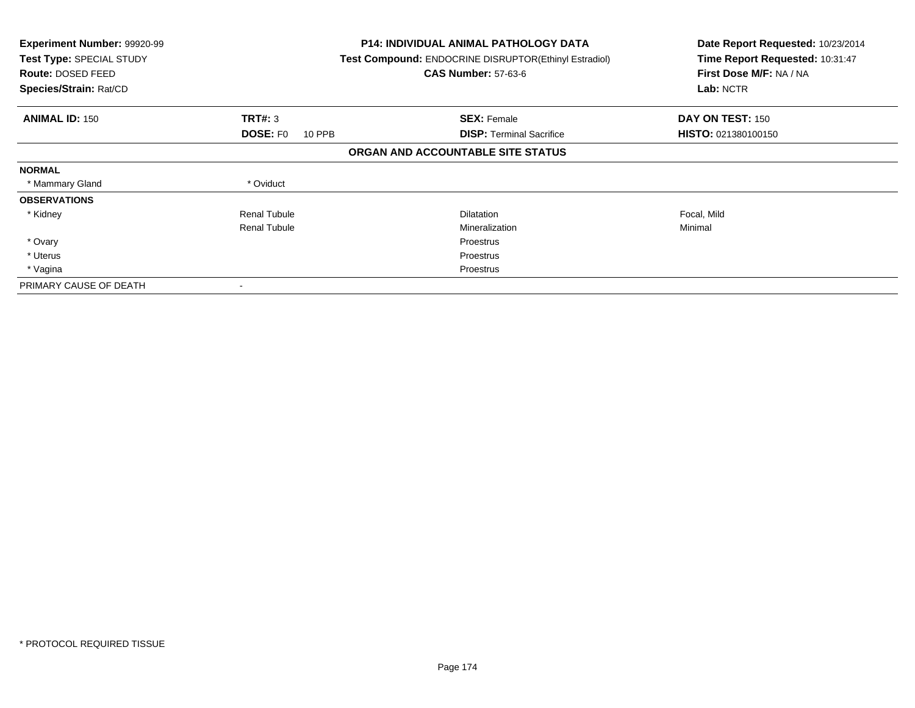| **Experiment Number:** 99920-99 | **P14: INDIVIDUAL ANIMAL PATHOLOGY DATA** | **Date Report Requested:** 10/23/2014 |
|---|---|---|
| **Test Type:** SPECIAL STUDY | **Test Compound:** ENDOCRINE DISRUPTOR(Ethinyl Estradiol) | **Time Report Requested:** 10:31:47 |
| **Route:** DOSED FEED | **CAS Number:** 57-63-6 | **First Dose M/F:** NA / NA |
| **Species/Strain:** Rat/CD | | **Lab:** NCTR |

| **ANIMAL ID:** 150 | **TRT#:** 3 | **SEX:** Female | **DAY ON TEST:** 150 |
|---|---|---|---|
| | **DOSE:** F0 10 PPB | **DISP:** Terminal Sacrifice | **HISTO:** 021380100150 |

**ORGAN AND ACCOUNTABLE SITE STATUS**

| | | | |
|---|---|---|---|
| **NORMAL** | | | |
| * Mammary Gland | * Oviduct | | |
| **OBSERVATIONS** | | | |
| * Kidney | Renal Tubule | Dilatation | Focal, Mild |
| | Renal Tubule | Mineralization | Minimal |
| * Ovary | | Proestrus | |
| * Uterus | | Proestrus | |
| * Vagina | | Proestrus | |
| PRIMARY CAUSE OF DEATH | - | | |

* PROTOCOL REQUIRED TISSUE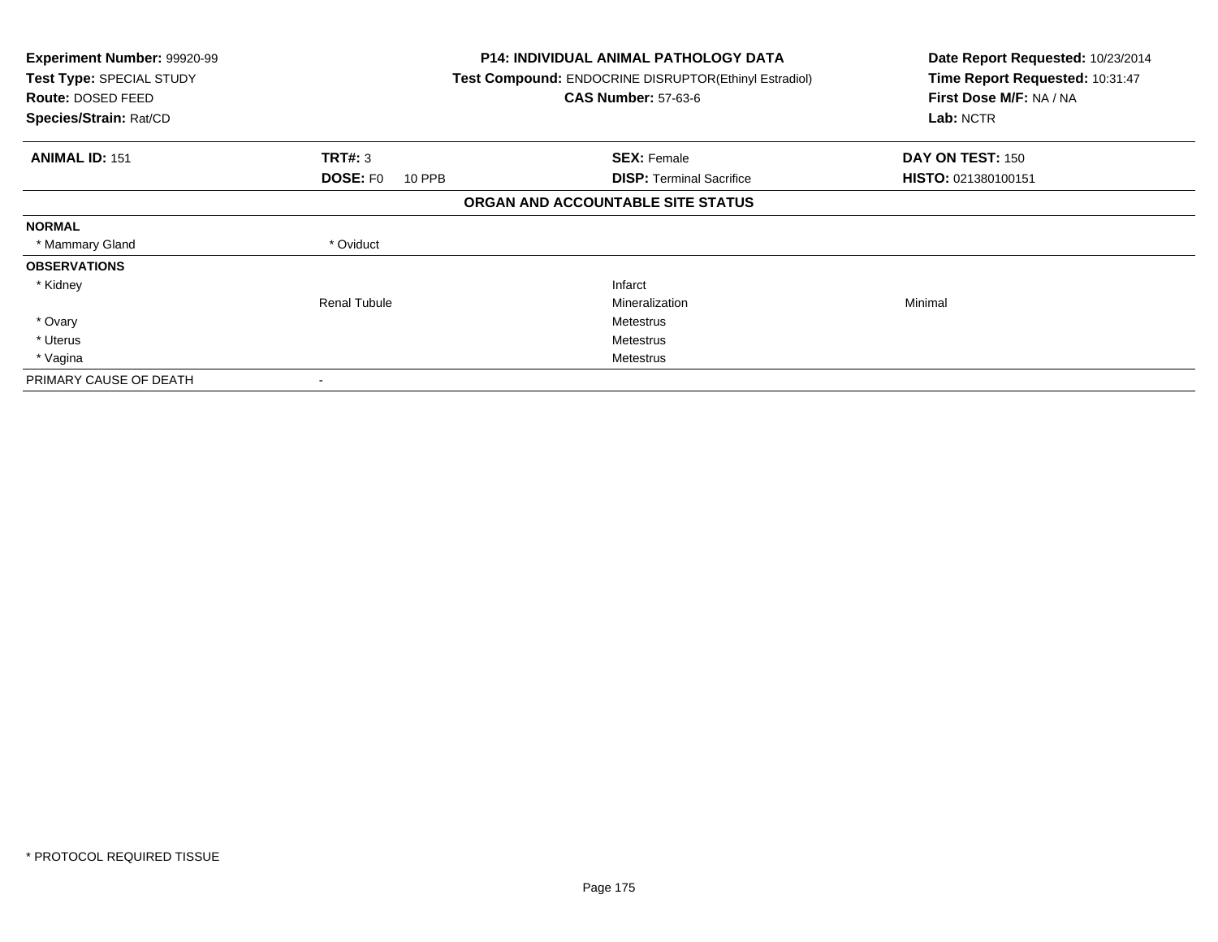**Experiment Number:** 99920-99
**Test Type:** SPECIAL STUDY
**Route:** DOSED FEED
**Species/Strain:** Rat/CD

**P14: INDIVIDUAL ANIMAL PATHOLOGY DATA**
**Test Compound:** ENDOCRINE DISRUPTOR(Ethinyl Estradiol)
**CAS Number:** 57-63-6

**Date Report Requested:** 10/23/2014
**Time Report Requested:** 10:31:47
**First Dose M/F:** NA / NA
**Lab:** NCTR

| **ANIMAL ID:** 151 | **TRT#:** 3 | **SEX:** Female | **DAY ON TEST:** 150 |
|---|---|---|---|
| | **DOSE:** F0 10 PPB | **DISP:** Terminal Sacrifice | **HISTO:** 021380100151 |

**ORGAN AND ACCOUNTABLE SITE STATUS**

| | | | |
|---|---|---|---|
| **NORMAL** | | | |
| * Mammary Gland | * Oviduct | | |
| **OBSERVATIONS** | | | |
| * Kidney | | Infarct | |
| | Renal Tubule | Mineralization | Minimal |
| * Ovary | | Metestrus | |
| * Uterus | | Metestrus | |
| * Vagina | | Metestrus | |
| PRIMARY CAUSE OF DEATH | - | | |

* PROTOCOL REQUIRED TISSUE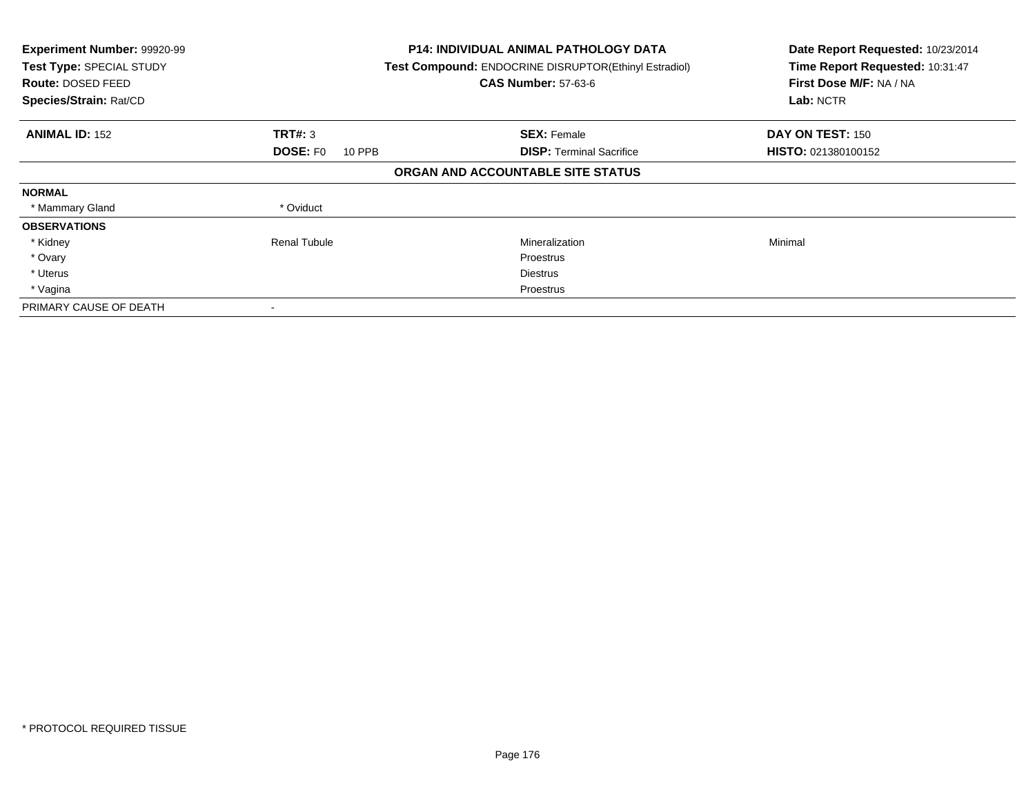**Experiment Number:** 99920-99
**Test Type:** SPECIAL STUDY
**Route:** DOSED FEED
**Species/Strain:** Rat/CD

**P14: INDIVIDUAL ANIMAL PATHOLOGY DATA**
**Test Compound:** ENDOCRINE DISRUPTOR(Ethinyl Estradiol)
**CAS Number:** 57-63-6

**Date Report Requested:** 10/23/2014
**Time Report Requested:** 10:31:47
**First Dose M/F:** NA / NA
**Lab:** NCTR

| **ANIMAL ID:** 152 | **TRT#:** 3 | **SEX:** Female | **DAY ON TEST:** 150 |
|---|---|---|---|
| | **DOSE:** F0 10 PPB | **DISP:** Terminal Sacrifice | **HISTO:** 021380100152 |

**ORGAN AND ACCOUNTABLE SITE STATUS**

| | | | |
|---|---|---|---|
| **NORMAL** | | | |
| * Mammary Gland | * Oviduct | | |
| **OBSERVATIONS** | | | |
| * Kidney | Renal Tubule | Mineralization | Minimal |
| * Ovary | | Proestrus | |
| * Uterus | | Diestrus | |
| * Vagina | | Proestrus | |
| PRIMARY CAUSE OF DEATH | - | | |

\* PROTOCOL REQUIRED TISSUE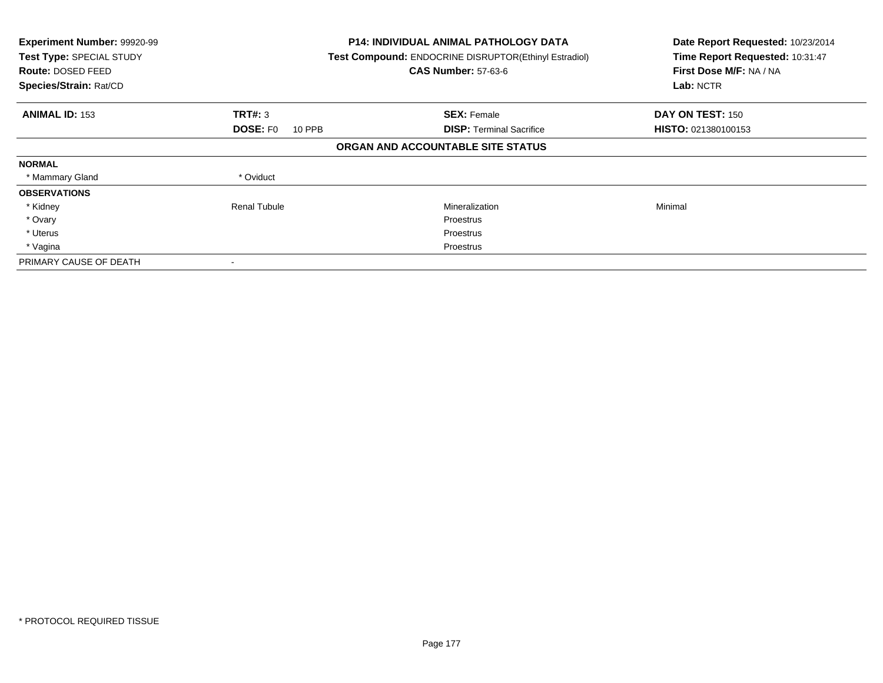**Experiment Number:** 99920-99
**Test Type:** SPECIAL STUDY
**Route:** DOSED FEED
**Species/Strain:** Rat/CD

**P14: INDIVIDUAL ANIMAL PATHOLOGY DATA**
**Test Compound:** ENDOCRINE DISRUPTOR(Ethinyl Estradiol)
**CAS Number:** 57-63-6

**Date Report Requested:** 10/23/2014
**Time Report Requested:** 10:31:47
**First Dose M/F:** NA / NA
**Lab:** NCTR

| **ANIMAL ID:** 153 | **TRT#:** 3 | **SEX:** Female | **DAY ON TEST:** 150 |
|---|---|---|---|
| | **DOSE:** F0 10 PPB | **DISP:** Terminal Sacrifice | **HISTO:** 021380100153 |

**ORGAN AND ACCOUNTABLE SITE STATUS**

| | | | |
|---|---|---|---|
| **NORMAL** | | | |
| * Mammary Gland | * Oviduct | | |
| **OBSERVATIONS** | | | |
| * Kidney | Renal Tubule | Mineralization | Minimal |
| * Ovary | | Proestrus | |
| * Uterus | | Proestrus | |
| * Vagina | | Proestrus | |
| PRIMARY CAUSE OF DEATH | - | | |

* PROTOCOL REQUIRED TISSUE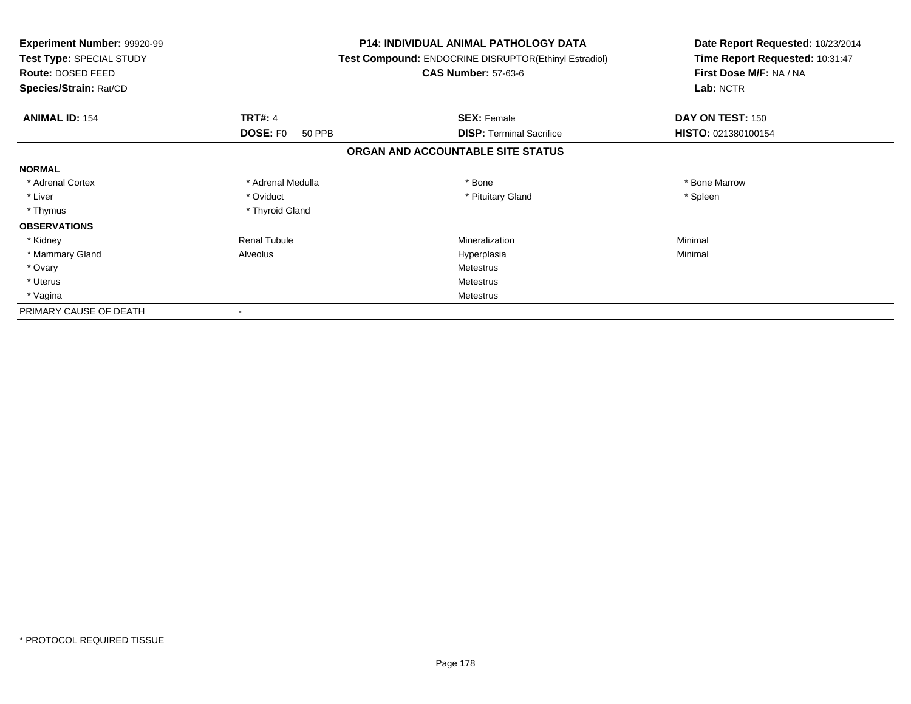**Experiment Number:** 99920-99
**Test Type:** SPECIAL STUDY
**Route:** DOSED FEED
**Species/Strain:** Rat/CD

**P14: INDIVIDUAL ANIMAL PATHOLOGY DATA**
**Test Compound:** ENDOCRINE DISRUPTOR(Ethinyl Estradiol)
**CAS Number:** 57-63-6

**Date Report Requested:** 10/23/2014
**Time Report Requested:** 10:31:47
**First Dose M/F:** NA / NA
**Lab:** NCTR

| **ANIMAL ID:** 154 | **TRT#:** 4 | **SEX:** Female | **DAY ON TEST:** 150 |
|---|---|---|---|
| | **DOSE:** F0 50 PPB | **DISP:** Terminal Sacrifice | **HISTO:** 021380100154 |

## ORGAN AND ACCOUNTABLE SITE STATUS

| | | | |
|---|---|---|---|
| **NORMAL** | | | |
| * Adrenal Cortex | * Adrenal Medulla | * Bone | * Bone Marrow |
| * Liver | * Oviduct | * Pituitary Gland | * Spleen |
| * Thymus | * Thyroid Gland | | |
| **OBSERVATIONS** | | | |
| * Kidney | Renal Tubule | Mineralization | Minimal |
| * Mammary Gland | Alveolus | Hyperplasia | Minimal |
| * Ovary | | Metestrus | |
| * Uterus | | Metestrus | |
| * Vagina | | Metestrus | |
| PRIMARY CAUSE OF DEATH | - | | |

* PROTOCOL REQUIRED TISSUE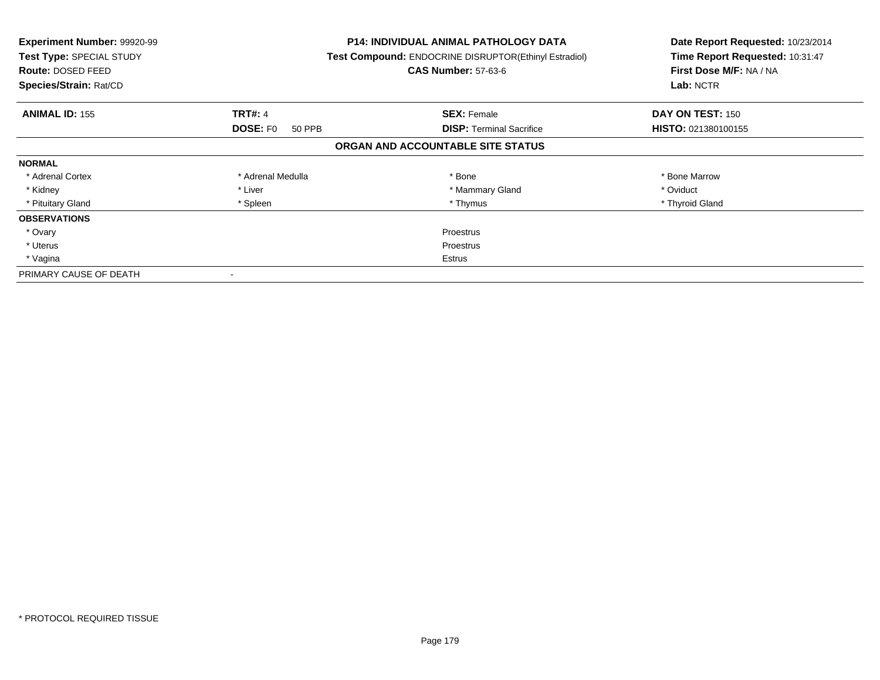**Experiment Number:** 99920-99
**Test Type:** SPECIAL STUDY
**Route:** DOSED FEED
**Species/Strain:** Rat/CD

**P14: INDIVIDUAL ANIMAL PATHOLOGY DATA**
**Test Compound:** ENDOCRINE DISRUPTOR(Ethinyl Estradiol)
**CAS Number:** 57-63-6

**Date Report Requested:** 10/23/2014
**Time Report Requested:** 10:31:47
**First Dose M/F:** NA / NA
**Lab:** NCTR

| **ANIMAL ID:** 155 | **TRT#:** 4 | **SEX:** Female | **DAY ON TEST:** 150 |
|---|---|---|---|
| | **DOSE:** F0 50 PPB | **DISP:** Terminal Sacrifice | **HISTO:** 021380100155 |

## ORGAN AND ACCOUNTABLE SITE STATUS

| | | | |
|---|---|---|---|
| **NORMAL** | | | |
| * Adrenal Cortex | * Adrenal Medulla | * Bone | * Bone Marrow |
| * Kidney | * Liver | * Mammary Gland | * Oviduct |
| * Pituitary Gland | * Spleen | * Thymus | * Thyroid Gland |
| **OBSERVATIONS** | | | |
| * Ovary | | Proestrus | |
| * Uterus | | Proestrus | |
| * Vagina | | Estrus | |
| PRIMARY CAUSE OF DEATH | - | | |

* PROTOCOL REQUIRED TISSUE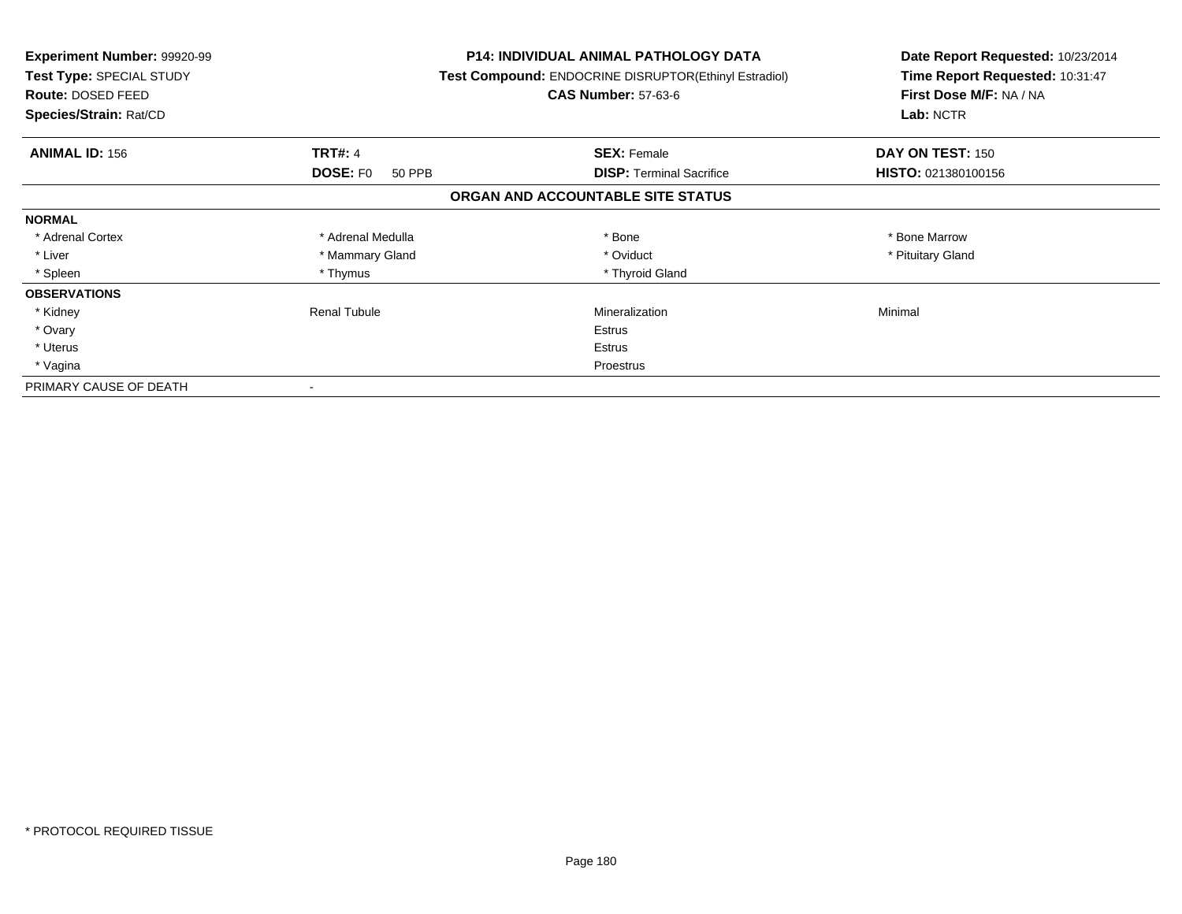**Experiment Number:** 99920-99
**Test Type:** SPECIAL STUDY
**Route:** DOSED FEED
**Species/Strain:** Rat/CD

**P14: INDIVIDUAL ANIMAL PATHOLOGY DATA**
**Test Compound:** ENDOCRINE DISRUPTOR(Ethinyl Estradiol)
**CAS Number:** 57-63-6

**Date Report Requested:** 10/23/2014
**Time Report Requested:** 10:31:47
**First Dose M/F:** NA / NA
**Lab:** NCTR

| **ANIMAL ID:** 156 | **TRT#:** 4 | **SEX:** Female | **DAY ON TEST:** 150 |
|---|---|---|---|
| | **DOSE:** F0 50 PPB | **DISP:** Terminal Sacrifice | **HISTO:** 021380100156 |

## ORGAN AND ACCOUNTABLE SITE STATUS

| | | | |
|---|---|---|---|
| **NORMAL** | | | |
| * Adrenal Cortex | * Adrenal Medulla | * Bone | * Bone Marrow |
| * Liver | * Mammary Gland | * Oviduct | * Pituitary Gland |
| * Spleen | * Thymus | * Thyroid Gland | |
| **OBSERVATIONS** | | | |
| * Kidney | Renal Tubule | Mineralization | Minimal |
| * Ovary | | Estrus | |
| * Uterus | | Estrus | |
| * Vagina | | Proestrus | |
| PRIMARY CAUSE OF DEATH | - | | |

* PROTOCOL REQUIRED TISSUE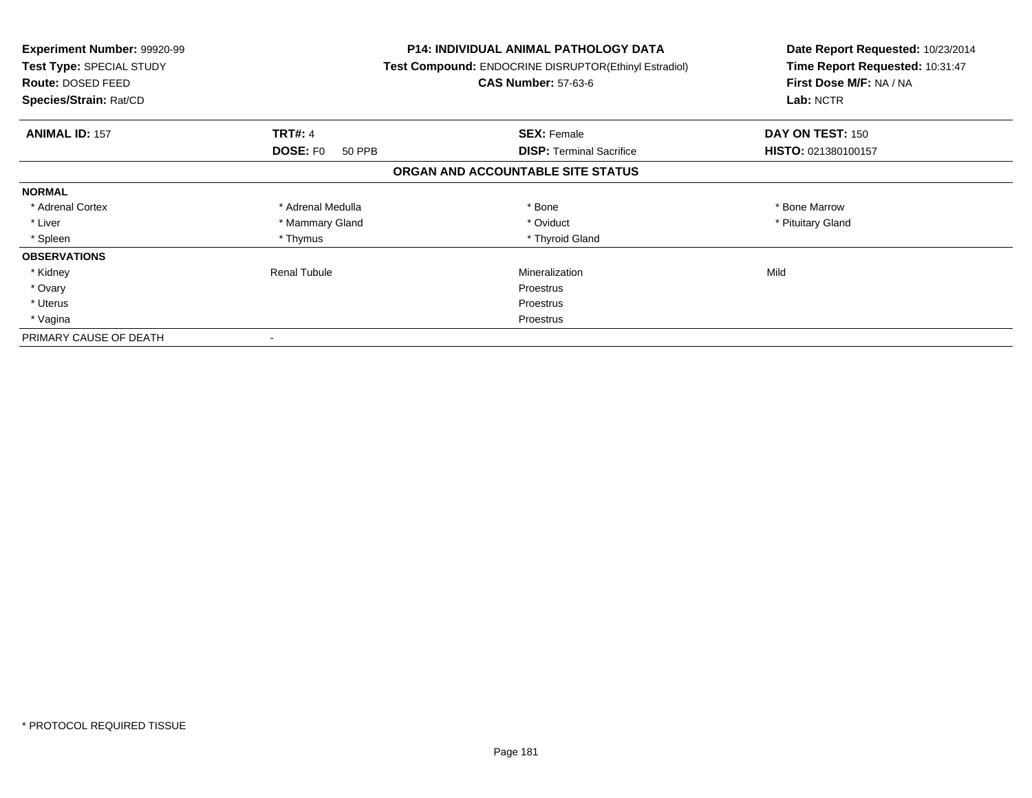**Experiment Number:** 99920-99
**Test Type:** SPECIAL STUDY
**Route:** DOSED FEED
**Species/Strain:** Rat/CD

**P14: INDIVIDUAL ANIMAL PATHOLOGY DATA**
**Test Compound:** ENDOCRINE DISRUPTOR(Ethinyl Estradiol)
**CAS Number:** 57-63-6

**Date Report Requested:** 10/23/2014
**Time Report Requested:** 10:31:47
**First Dose M/F:** NA / NA
**Lab:** NCTR

| **ANIMAL ID:** 157 | **TRT#:** 4 | **SEX:** Female | **DAY ON TEST:** 150 |
|---|---|---|---|
| | **DOSE:** F0 50 PPB | **DISP:** Terminal Sacrifice | **HISTO:** 021380100157 |

## ORGAN AND ACCOUNTABLE SITE STATUS

| | | | |
|---|---|---|---|
| **NORMAL** | | | |
| * Adrenal Cortex | * Adrenal Medulla | * Bone | * Bone Marrow |
| * Liver | * Mammary Gland | * Oviduct | * Pituitary Gland |
| * Spleen | * Thymus | * Thyroid Gland | |
| **OBSERVATIONS** | | | |
| * Kidney | Renal Tubule | Mineralization | Mild |
| * Ovary | | Proestrus | |
| * Uterus | | Proestrus | |
| * Vagina | | Proestrus | |
| PRIMARY CAUSE OF DEATH | - | | |

* PROTOCOL REQUIRED TISSUE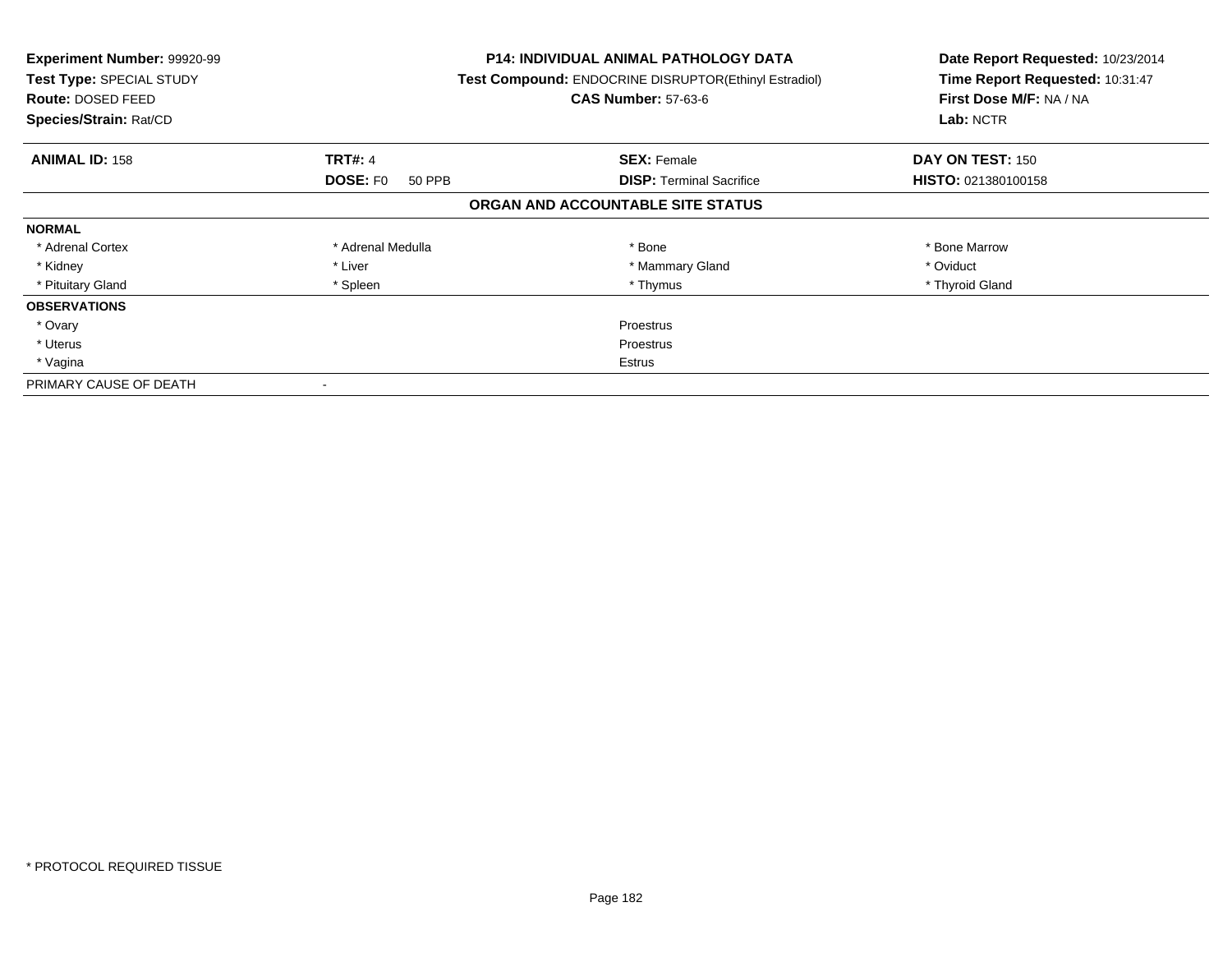**Experiment Number:** 99920-99
**Test Type:** SPECIAL STUDY
**Route:** DOSED FEED
**Species/Strain:** Rat/CD

**P14: INDIVIDUAL ANIMAL PATHOLOGY DATA**
**Test Compound:** ENDOCRINE DISRUPTOR(Ethinyl Estradiol)
**CAS Number:** 57-63-6

**Date Report Requested:** 10/23/2014
**Time Report Requested:** 10:31:47
**First Dose M/F:** NA / NA
**Lab:** NCTR

| **ANIMAL ID:** 158 | **TRT#:** 4 | **SEX:** Female | **DAY ON TEST:** 150 |
|---|---|---|---|
| | **DOSE:** F0 50 PPB | **DISP:** Terminal Sacrifice | **HISTO:** 021380100158 |

**ORGAN AND ACCOUNTABLE SITE STATUS**

| | | | |
|---|---|---|---|
| **NORMAL** | | | |
| * Adrenal Cortex | * Adrenal Medulla | * Bone | * Bone Marrow |
| * Kidney | * Liver | * Mammary Gland | * Oviduct |
| * Pituitary Gland | * Spleen | * Thymus | * Thyroid Gland |
| **OBSERVATIONS** | | | |
| * Ovary | | Proestrus | |
| * Uterus | | Proestrus | |
| * Vagina | | Estrus | |
| PRIMARY CAUSE OF DEATH | - | | |

* PROTOCOL REQUIRED TISSUE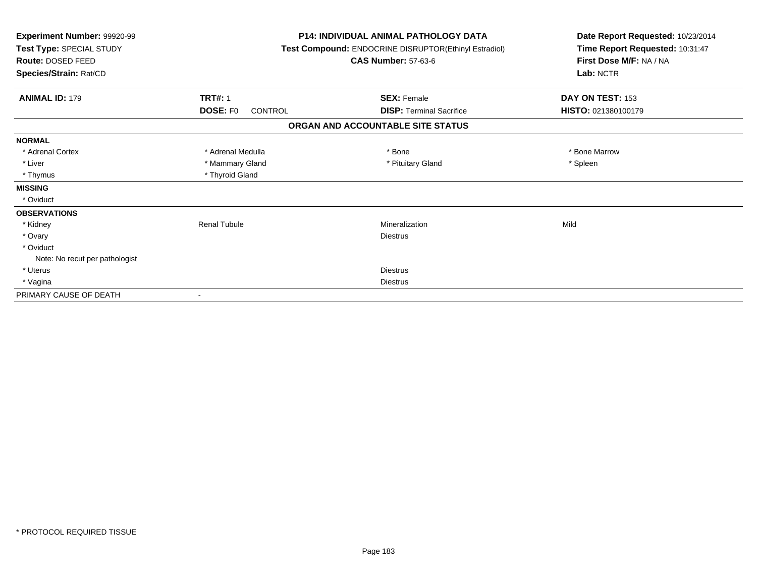**Experiment Number:** 99920-99
**Test Type:** SPECIAL STUDY
**Route:** DOSED FEED
**Species/Strain:** Rat/CD

**P14: INDIVIDUAL ANIMAL PATHOLOGY DATA**
**Test Compound:** ENDOCRINE DISRUPTOR(Ethinyl Estradiol)
**CAS Number:** 57-63-6

**Date Report Requested:** 10/23/2014
**Time Report Requested:** 10:31:47
**First Dose M/F:** NA / NA
**Lab:** NCTR

| **ANIMAL ID:** 179 | **TRT#:** 1 | **SEX:** Female | **DAY ON TEST:** 153 |
|---|---|---|---|
| | **DOSE:** F0 CONTROL | **DISP:** Terminal Sacrifice | **HISTO:** 021380100179 |

## ORGAN AND ACCOUNTABLE SITE STATUS

| | | | |
|---|---|---|---|
| **NORMAL** | | | |
| * Adrenal Cortex | * Adrenal Medulla | * Bone | * Bone Marrow |
| * Liver | * Mammary Gland | * Pituitary Gland | * Spleen |
| * Thymus | * Thyroid Gland | | |
| **MISSING** | | | |
| * Oviduct | | | |
| **OBSERVATIONS** | | | |
| * Kidney | Renal Tubule | Mineralization | Mild |
| * Ovary | | Diestrus | |
| * Oviduct | | | |
| Note: No recut per pathologist | | | |
| * Uterus | | Diestrus | |
| * Vagina | | Diestrus | |
| PRIMARY CAUSE OF DEATH | - | | |

* PROTOCOL REQUIRED TISSUE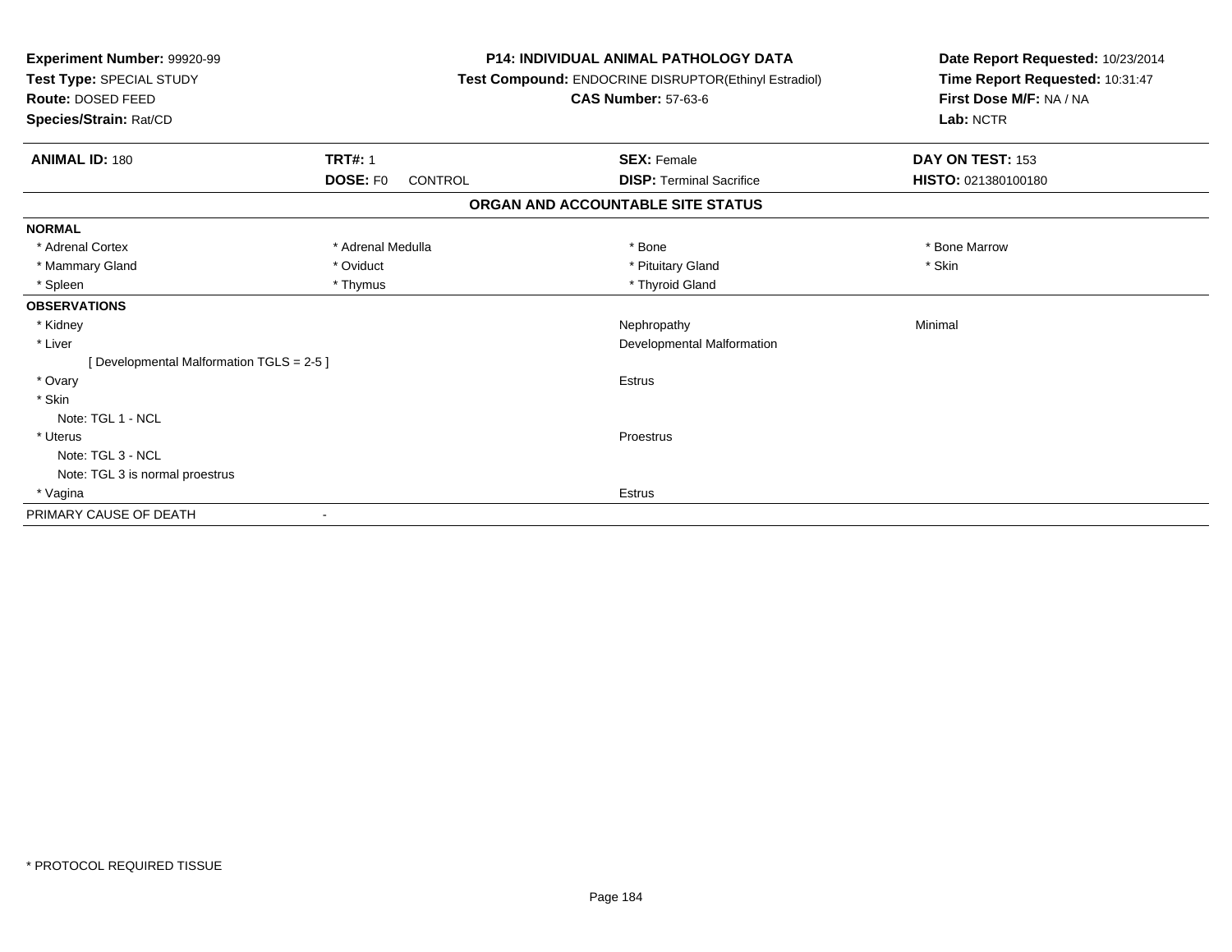**Experiment Number:** 99920-99
**Test Type:** SPECIAL STUDY
**Route:** DOSED FEED
**Species/Strain:** Rat/CD

**P14: INDIVIDUAL ANIMAL PATHOLOGY DATA**
**Test Compound:** ENDOCRINE DISRUPTOR(Ethinyl Estradiol)
**CAS Number:** 57-63-6

**Date Report Requested:** 10/23/2014
**Time Report Requested:** 10:31:47
**First Dose M/F:** NA / NA
**Lab:** NCTR

| **ANIMAL ID:** 180 | **TRT#:** 1 | **SEX:** Female | **DAY ON TEST:** 153 |
|---|---|---|---|
| | **DOSE:** F0 CONTROL | **DISP:** Terminal Sacrifice | **HISTO:** 021380100180 |

## ORGAN AND ACCOUNTABLE SITE STATUS

| | | | |
|---|---|---|---|
| **NORMAL** | | | |
| * Adrenal Cortex | * Adrenal Medulla | * Bone | * Bone Marrow |
| * Mammary Gland | * Oviduct | * Pituitary Gland | * Skin |
| * Spleen | * Thymus | * Thyroid Gland | |
| **OBSERVATIONS** | | | |
| * Kidney | | Nephropathy | Minimal |
| * Liver | | Developmental Malformation | |
| [ Developmental Malformation TGLS = 2-5 ] | | | |
| * Ovary | | Estrus | |
| * Skin | | | |
| Note: TGL 1 - NCL | | | |
| * Uterus | | Proestrus | |
| Note: TGL 3 - NCL | | | |
| Note: TGL 3 is normal proestrus | | | |
| * Vagina | | Estrus | |
| PRIMARY CAUSE OF DEATH | - | | |

* PROTOCOL REQUIRED TISSUE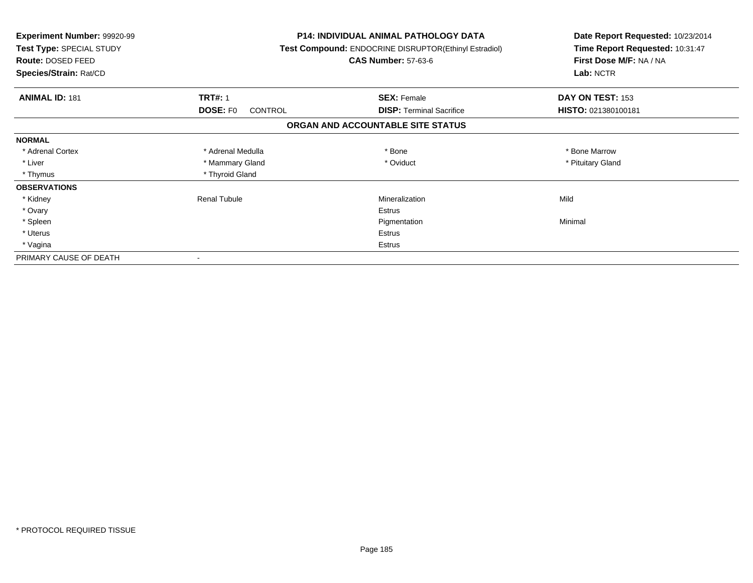**Experiment Number:** 99920-99
**Test Type:** SPECIAL STUDY
**Route:** DOSED FEED
**Species/Strain:** Rat/CD

**P14: INDIVIDUAL ANIMAL PATHOLOGY DATA**
**Test Compound:** ENDOCRINE DISRUPTOR(Ethinyl Estradiol)
**CAS Number:** 57-63-6

**Date Report Requested:** 10/23/2014
**Time Report Requested:** 10:31:47
**First Dose M/F:** NA / NA
**Lab:** NCTR

| **ANIMAL ID:** 181 | **TRT#:** 1 | **SEX:** Female | **DAY ON TEST:** 153 |
|---|---|---|---|
| | **DOSE:** F0 CONTROL | **DISP:** Terminal Sacrifice | **HISTO:** 021380100181 |

**ORGAN AND ACCOUNTABLE SITE STATUS**

| | | | |
|---|---|---|---|
| **NORMAL** | | | |
| * Adrenal Cortex | * Adrenal Medulla | * Bone | * Bone Marrow |
| * Liver | * Mammary Gland | * Oviduct | * Pituitary Gland |
| * Thymus | * Thyroid Gland | | |
| **OBSERVATIONS** | | | |
| * Kidney | Renal Tubule | Mineralization | Mild |
| * Ovary | | Estrus | |
| * Spleen | | Pigmentation | Minimal |
| * Uterus | | Estrus | |
| * Vagina | | Estrus | |
| PRIMARY CAUSE OF DEATH | - | | |

* PROTOCOL REQUIRED TISSUE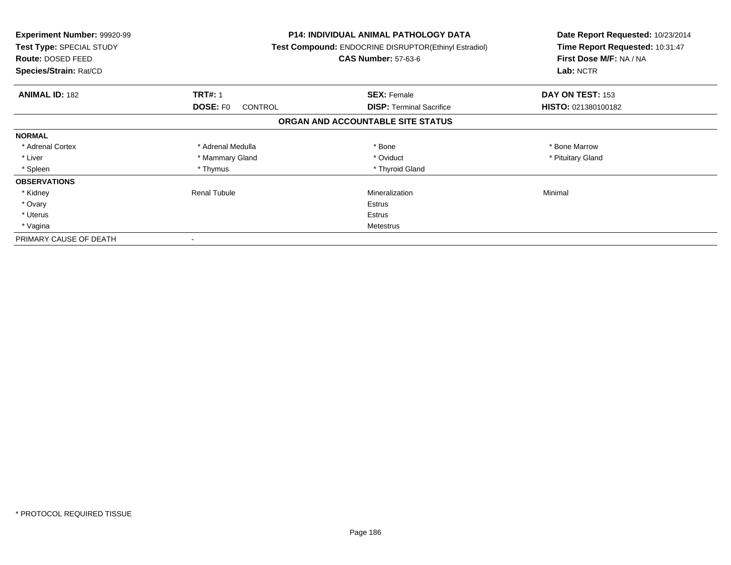**Experiment Number:** 99920-99
**Test Type:** SPECIAL STUDY
**Route:** DOSED FEED
**Species/Strain:** Rat/CD

**P14: INDIVIDUAL ANIMAL PATHOLOGY DATA**
**Test Compound:** ENDOCRINE DISRUPTOR(Ethinyl Estradiol)
**CAS Number:** 57-63-6

**Date Report Requested:** 10/23/2014
**Time Report Requested:** 10:31:47
**First Dose M/F:** NA / NA
**Lab:** NCTR

| **ANIMAL ID:** 182 | **TRT#:** 1 | **SEX:** Female | **DAY ON TEST:** 153 |
|---|---|---|---|
| | **DOSE:** F0 CONTROL | **DISP:** Terminal Sacrifice | **HISTO:** 021380100182 |

### ORGAN AND ACCOUNTABLE SITE STATUS

| **NORMAL** | | | |
|---|---|---|---|
| * Adrenal Cortex | * Adrenal Medulla | * Bone | * Bone Marrow |
| * Liver | * Mammary Gland | * Oviduct | * Pituitary Gland |
| * Spleen | * Thymus | * Thyroid Gland | |
| **OBSERVATIONS** | | | |
| * Kidney | Renal Tubule | Mineralization | Minimal |
| * Ovary | | Estrus | |
| * Uterus | | Estrus | |
| * Vagina | | Metestrus | |
| PRIMARY CAUSE OF DEATH | - | | |

\* PROTOCOL REQUIRED TISSUE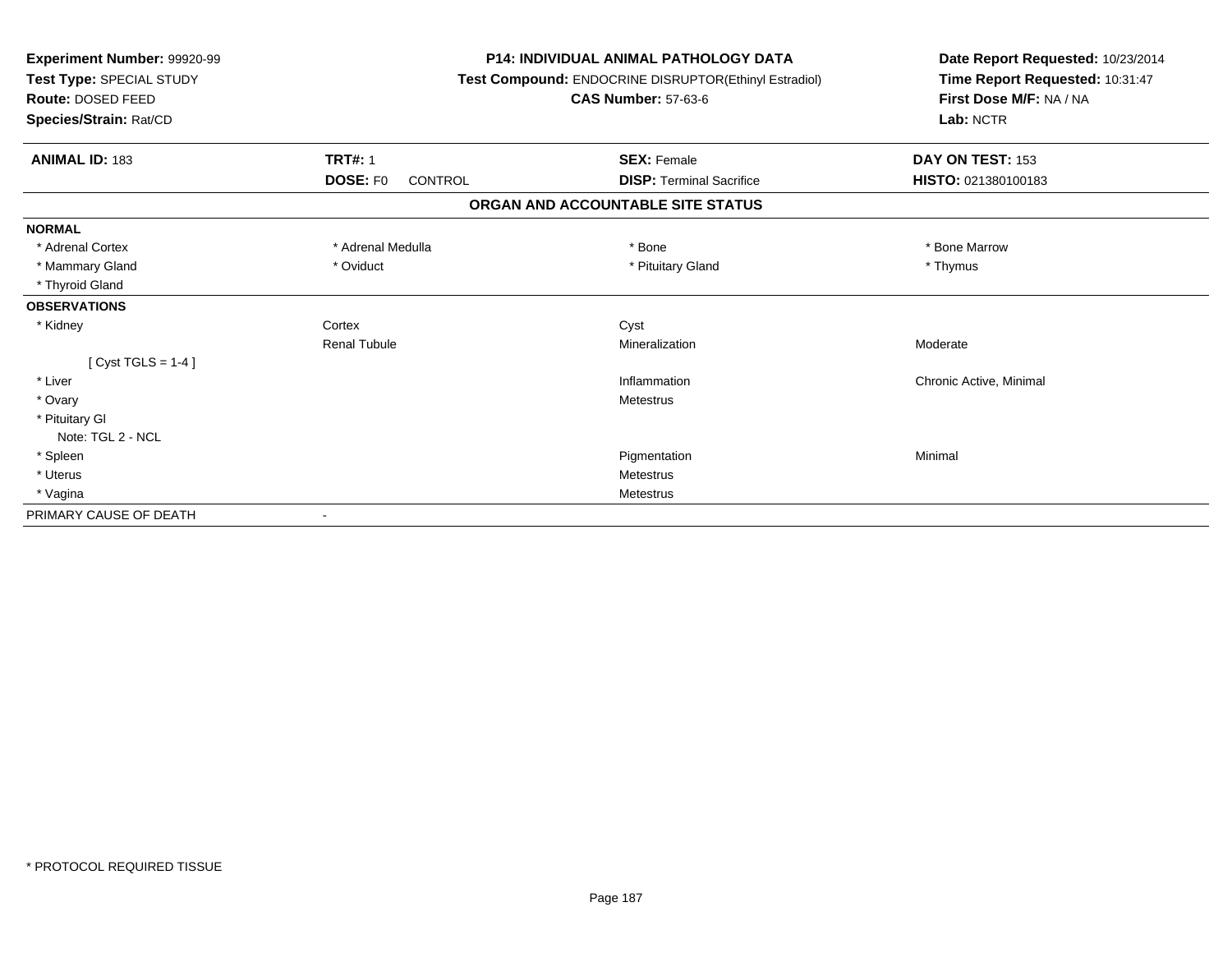**Experiment Number:** 99920-99
**Test Type:** SPECIAL STUDY
**Route:** DOSED FEED
**Species/Strain:** Rat/CD

**P14: INDIVIDUAL ANIMAL PATHOLOGY DATA**
**Test Compound:** ENDOCRINE DISRUPTOR(Ethinyl Estradiol)
**CAS Number:** 57-63-6

**Date Report Requested:** 10/23/2014
**Time Report Requested:** 10:31:47
**First Dose M/F:** NA / NA
**Lab:** NCTR

| **ANIMAL ID:** 183 | **TRT#:** 1 | **SEX:** Female | **DAY ON TEST:** 153 |
|---|---|---|---|
| | **DOSE:** F0 CONTROL | **DISP:** Terminal Sacrifice | **HISTO:** 021380100183 |

## ORGAN AND ACCOUNTABLE SITE STATUS

| | | | |
|---|---|---|---|
| **NORMAL** | | | |
| * Adrenal Cortex | * Adrenal Medulla | * Bone | * Bone Marrow |
| * Mammary Gland | * Oviduct | * Pituitary Gland | * Thymus |
| * Thyroid Gland | | | |
| **OBSERVATIONS** | | | |
| * Kidney | Cortex | Cyst | |
| | Renal Tubule | Mineralization | Moderate |
| [ Cyst TGLS = 1-4 ] | | | |
| * Liver | | Inflammation | Chronic Active, Minimal |
| * Ovary | | Metestrus | |
| * Pituitary Gl | | | |
| Note: TGL 2 - NCL | | | |
| * Spleen | | Pigmentation | Minimal |
| * Uterus | | Metestrus | |
| * Vagina | | Metestrus | |
| PRIMARY CAUSE OF DEATH | - | | |

* PROTOCOL REQUIRED TISSUE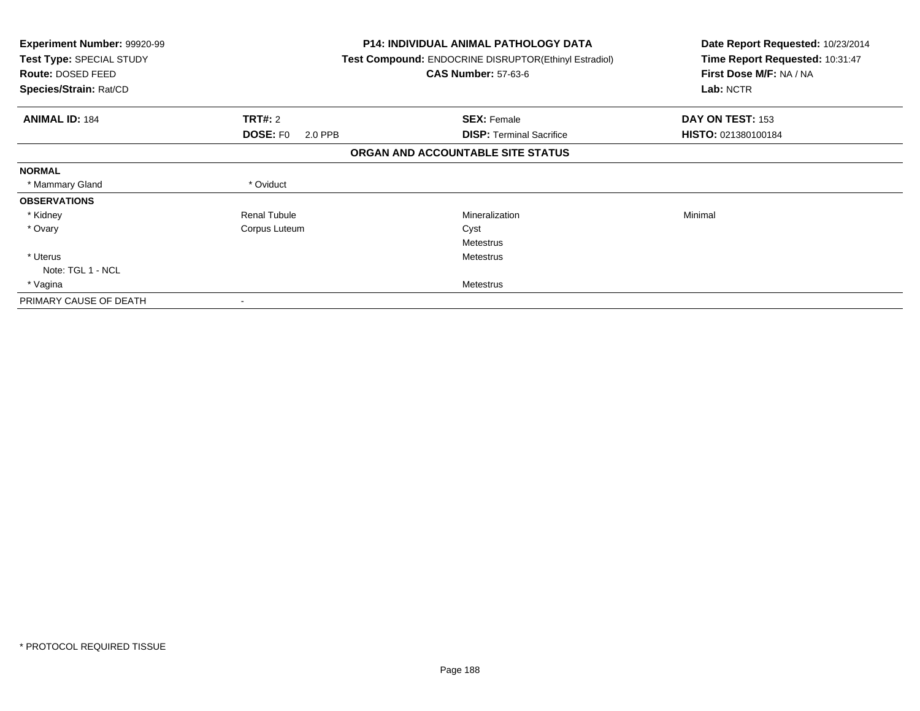**Experiment Number:** 99920-99
**Test Type:** SPECIAL STUDY
**Route:** DOSED FEED
**Species/Strain:** Rat/CD

**P14: INDIVIDUAL ANIMAL PATHOLOGY DATA**
**Test Compound:** ENDOCRINE DISRUPTOR(Ethinyl Estradiol)
**CAS Number:** 57-63-6

**Date Report Requested:** 10/23/2014
**Time Report Requested:** 10:31:47
**First Dose M/F:** NA / NA
**Lab:** NCTR

| **ANIMAL ID:** 184 | **TRT#:** 2 | **SEX:** Female | **DAY ON TEST:** 153 |
|---|---|---|---|
| | **DOSE:** F0 2.0 PPB | **DISP:** Terminal Sacrifice | **HISTO:** 021380100184 |

**ORGAN AND ACCOUNTABLE SITE STATUS**

| | | | |
|---|---|---|---|
| **NORMAL** | | | |
| * Mammary Gland | * Oviduct | | |
| **OBSERVATIONS** | | | |
| * Kidney | Renal Tubule | Mineralization | Minimal |
| * Ovary | Corpus Luteum | Cyst | |
| | | Metestrus | |
| * Uterus | | Metestrus | |
| Note: TGL 1 - NCL | | | |
| * Vagina | | Metestrus | |
| PRIMARY CAUSE OF DEATH | - | | |

* PROTOCOL REQUIRED TISSUE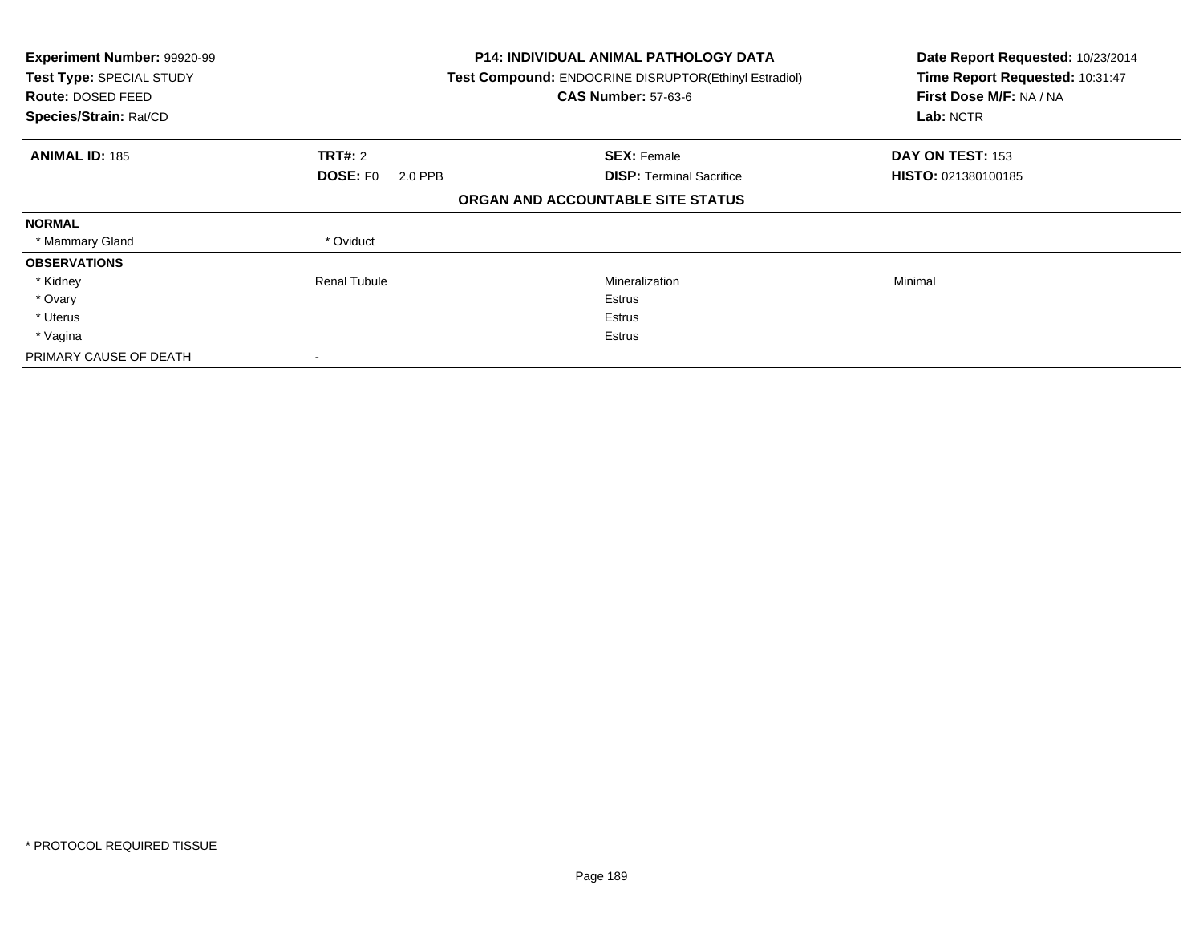**Experiment Number:** 99920-99
**Test Type:** SPECIAL STUDY
**Route:** DOSED FEED
**Species/Strain:** Rat/CD

**P14: INDIVIDUAL ANIMAL PATHOLOGY DATA**
**Test Compound:** ENDOCRINE DISRUPTOR(Ethinyl Estradiol)
**CAS Number:** 57-63-6

**Date Report Requested:** 10/23/2014
**Time Report Requested:** 10:31:47
**First Dose M/F:** NA / NA
**Lab:** NCTR

| **ANIMAL ID:** 185 | **TRT#:** 2 | **SEX:** Female | **DAY ON TEST:** 153 |
|---|---|---|---|
| | **DOSE:** F0 2.0 PPB | **DISP:** Terminal Sacrifice | **HISTO:** 021380100185 |

**ORGAN AND ACCOUNTABLE SITE STATUS**

| | | | |
|---|---|---|---|
| **NORMAL** | | | |
| * Mammary Gland | * Oviduct | | |
| **OBSERVATIONS** | | | |
| * Kidney | Renal Tubule | Mineralization | Minimal |
| * Ovary | | Estrus | |
| * Uterus | | Estrus | |
| * Vagina | | Estrus | |
| PRIMARY CAUSE OF DEATH | - | | |

* PROTOCOL REQUIRED TISSUE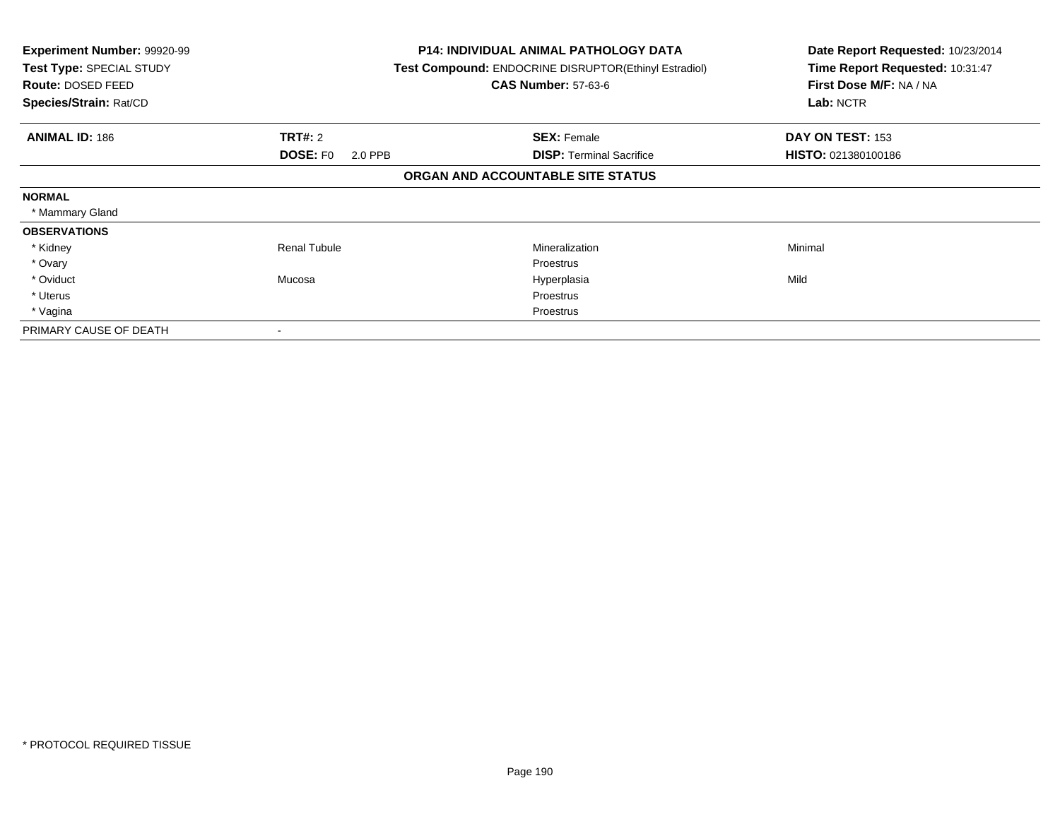**Experiment Number:** 99920-99
**Test Type:** SPECIAL STUDY
**Route:** DOSED FEED
**Species/Strain:** Rat/CD

**P14: INDIVIDUAL ANIMAL PATHOLOGY DATA**
**Test Compound:** ENDOCRINE DISRUPTOR(Ethinyl Estradiol)
**CAS Number:** 57-63-6

**Date Report Requested:** 10/23/2014
**Time Report Requested:** 10:31:47
**First Dose M/F:** NA / NA
**Lab:** NCTR

| **ANIMAL ID:** 186 | **TRT#:** 2 | **SEX:** Female | **DAY ON TEST:** 153 |
|---|---|---|---|
| | **DOSE:** F0 2.0 PPB | **DISP:** Terminal Sacrifice | **HISTO:** 021380100186 |

**ORGAN AND ACCOUNTABLE SITE STATUS**

| | | | |
|---|---|---|---|
| **NORMAL** | | | |
| * Mammary Gland | | | |
| **OBSERVATIONS** | | | |
| * Kidney | Renal Tubule | Mineralization | Minimal |
| * Ovary | | Proestrus | |
| * Oviduct | Mucosa | Hyperplasia | Mild |
| * Uterus | | Proestrus | |
| * Vagina | | Proestrus | |
| PRIMARY CAUSE OF DEATH | - | | |

\* PROTOCOL REQUIRED TISSUE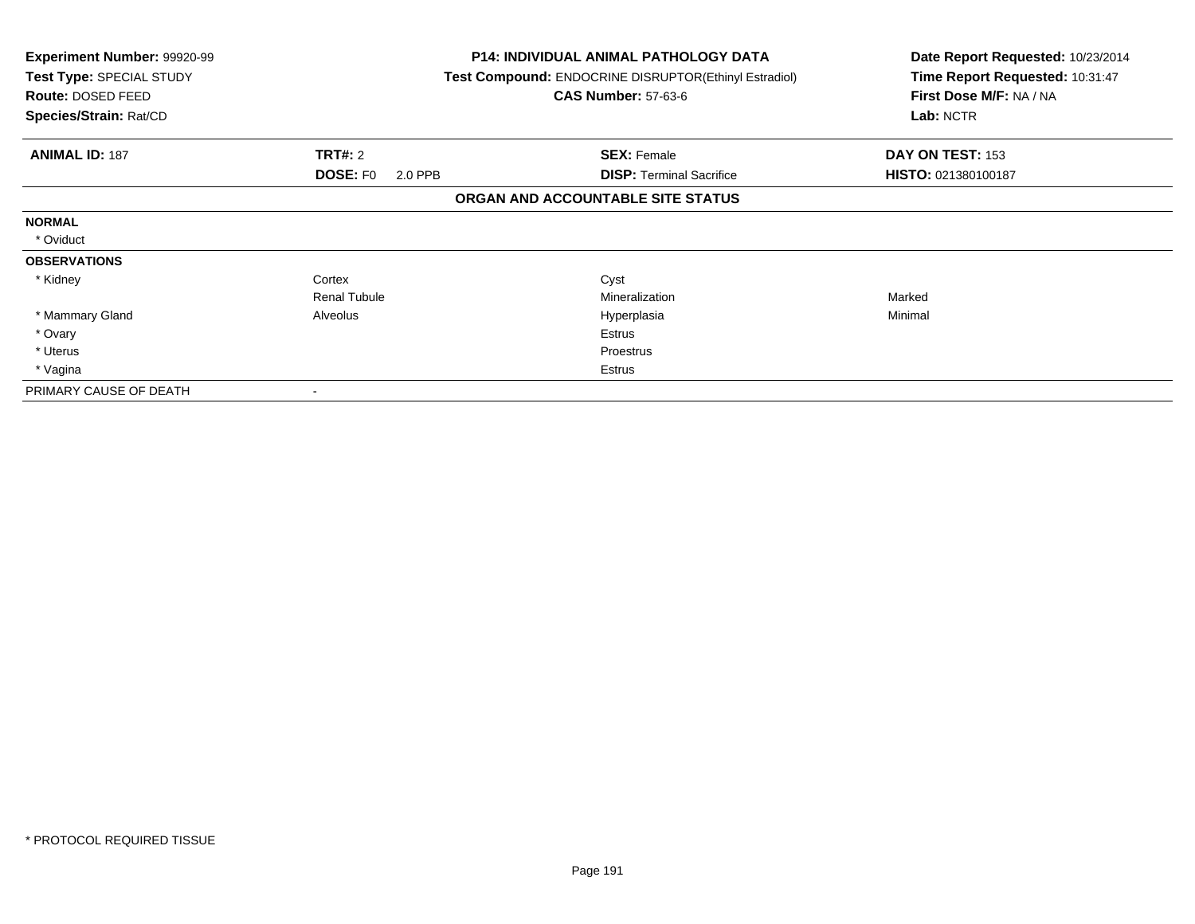**Experiment Number:** 99920-99
**Test Type:** SPECIAL STUDY
**Route:** DOSED FEED
**Species/Strain:** Rat/CD

**P14: INDIVIDUAL ANIMAL PATHOLOGY DATA**
**Test Compound:** ENDOCRINE DISRUPTOR(Ethinyl Estradiol)
**CAS Number:** 57-63-6

**Date Report Requested:** 10/23/2014
**Time Report Requested:** 10:31:47
**First Dose M/F:** NA / NA
**Lab:** NCTR

| **ANIMAL ID:** 187 | **TRT#:** 2 | **SEX:** Female | **DAY ON TEST:** 153 |
|---|---|---|---|
| | **DOSE:** F0 2.0 PPB | **DISP:** Terminal Sacrifice | **HISTO:** 021380100187 |

**ORGAN AND ACCOUNTABLE SITE STATUS**

| | | | |
|---|---|---|---|
| **NORMAL** | | | |
| * Oviduct | | | |
| **OBSERVATIONS** | | | |
| * Kidney | Cortex | Cyst | |
| | Renal Tubule | Mineralization | Marked |
| * Mammary Gland | Alveolus | Hyperplasia | Minimal |
| * Ovary | | Estrus | |
| * Uterus | | Proestrus | |
| * Vagina | | Estrus | |
| PRIMARY CAUSE OF DEATH | - | | |

* PROTOCOL REQUIRED TISSUE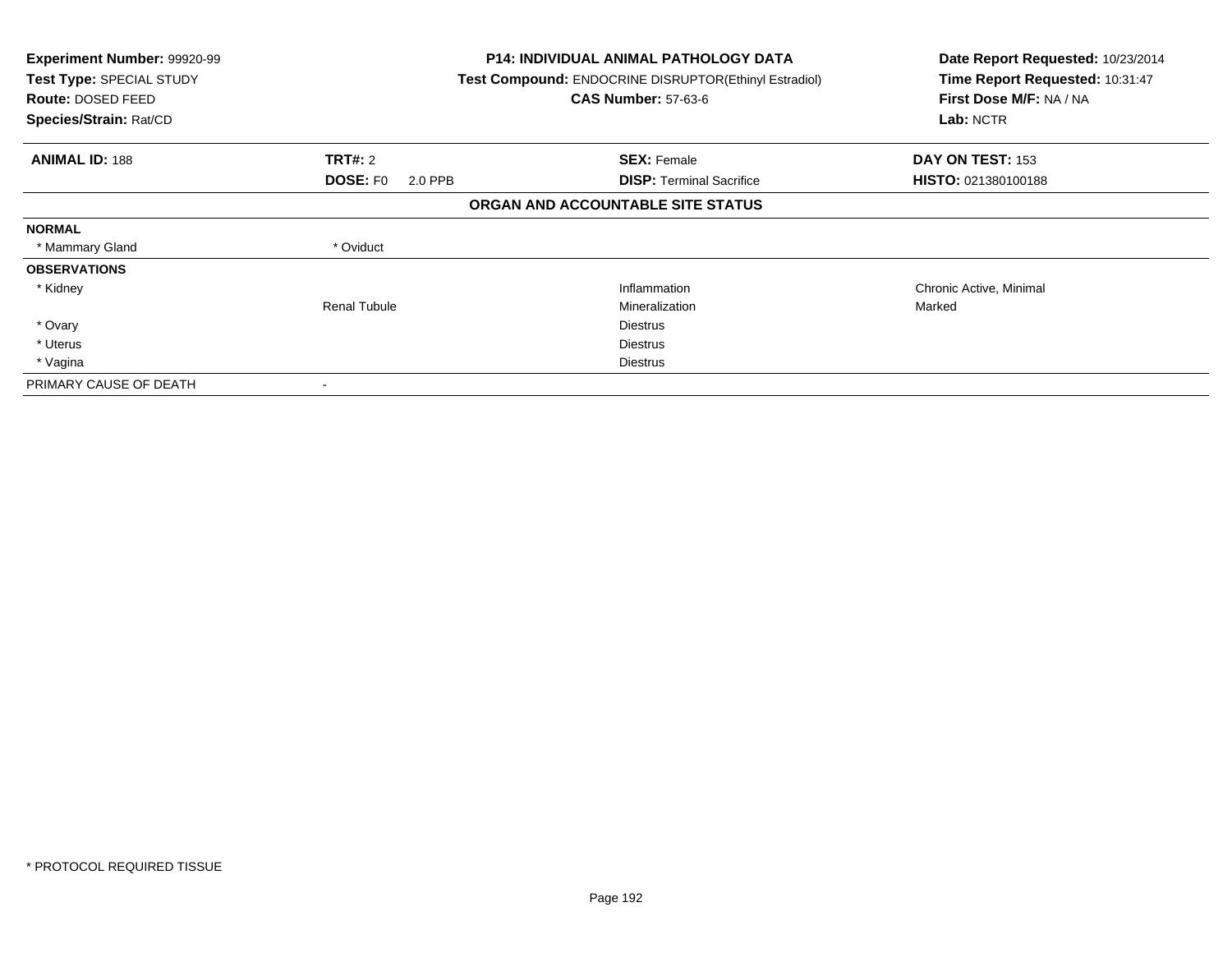**Experiment Number:** 99920-99
**Test Type:** SPECIAL STUDY
**Route:** DOSED FEED
**Species/Strain:** Rat/CD

**P14: INDIVIDUAL ANIMAL PATHOLOGY DATA**
**Test Compound:** ENDOCRINE DISRUPTOR(Ethinyl Estradiol)
**CAS Number:** 57-63-6

**Date Report Requested:** 10/23/2014
**Time Report Requested:** 10:31:47
**First Dose M/F:** NA / NA
**Lab:** NCTR

| **ANIMAL ID:** 188 | **TRT#:** 2 | **SEX:** Female | **DAY ON TEST:** 153 |
|---|---|---|---|
| | **DOSE:** F0 2.0 PPB | **DISP:** Terminal Sacrifice | **HISTO:** 021380100188 |

**ORGAN AND ACCOUNTABLE SITE STATUS**

| | | | |
|---|---|---|---|
| **NORMAL** | | | |
| * Mammary Gland | * Oviduct | | |
| **OBSERVATIONS** | | | |
| * Kidney | | Inflammation | Chronic Active, Minimal |
| | Renal Tubule | Mineralization | Marked |
| * Ovary | | Diestrus | |
| * Uterus | | Diestrus | |
| * Vagina | | Diestrus | |
| PRIMARY CAUSE OF DEATH | - | | |

* PROTOCOL REQUIRED TISSUE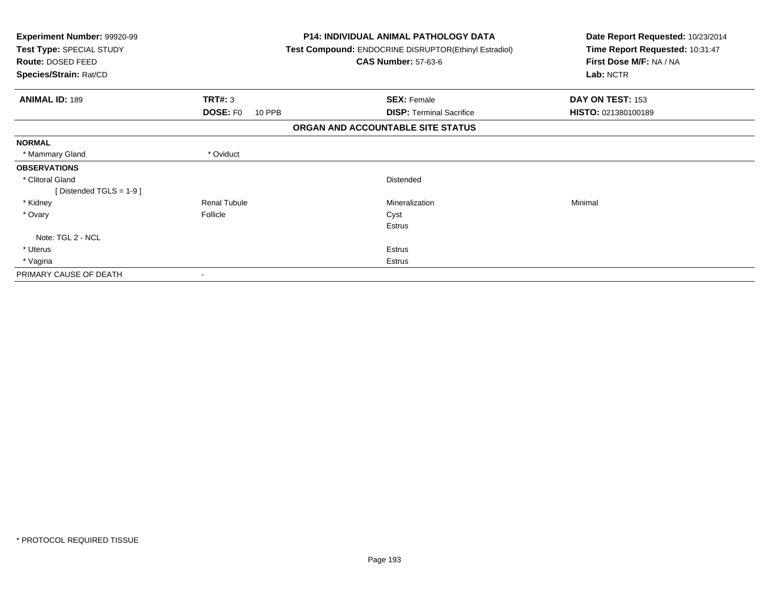**Experiment Number:** 99920-99
**Test Type:** SPECIAL STUDY
**Route:** DOSED FEED
**Species/Strain:** Rat/CD

**P14: INDIVIDUAL ANIMAL PATHOLOGY DATA**
**Test Compound:** ENDOCRINE DISRUPTOR(Ethinyl Estradiol)
**CAS Number:** 57-63-6

**Date Report Requested:** 10/23/2014
**Time Report Requested:** 10:31:47
**First Dose M/F:** NA / NA
**Lab:** NCTR

| **ANIMAL ID:** 189 | **TRT#:** 3 | **SEX:** Female | **DAY ON TEST:** 153 |
|---|---|---|---|
| | **DOSE:** F0 10 PPB | **DISP:** Terminal Sacrifice | **HISTO:** 021380100189 |

## ORGAN AND ACCOUNTABLE SITE STATUS

| | | | |
|---|---|---|---|
| **NORMAL** | | | |
| * Mammary Gland | * Oviduct | | |
| **OBSERVATIONS** | | | |
| * Clitoral Gland | | Distended | |
| [ Distended TGLS = 1-9 ] | | | |
| * Kidney | Renal Tubule | Mineralization | Minimal |
| * Ovary | Follicle | Cyst | |
| | | Estrus | |
| Note: TGL 2 - NCL | | | |
| * Uterus | | Estrus | |
| * Vagina | | Estrus | |
| PRIMARY CAUSE OF DEATH | - | | |

* PROTOCOL REQUIRED TISSUE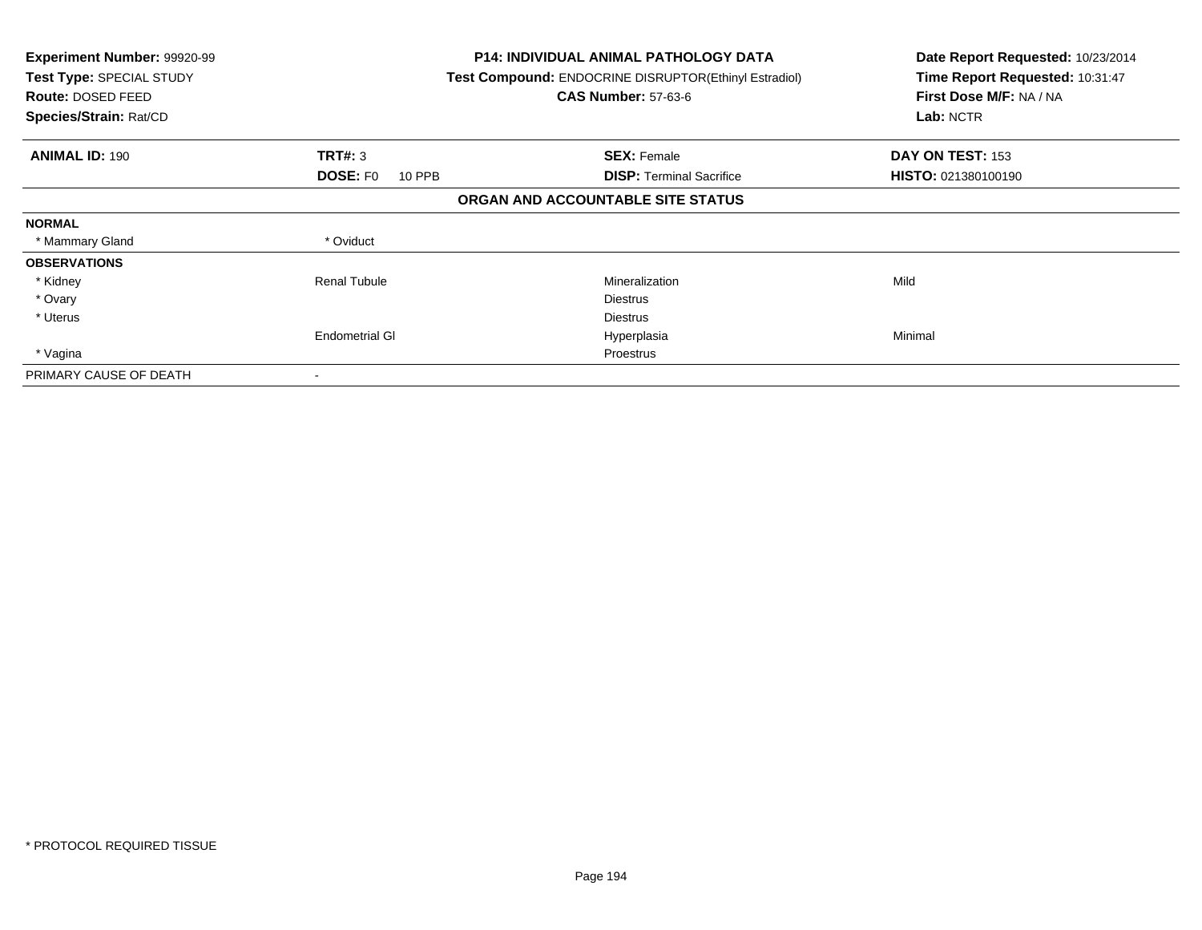**Experiment Number:** 99920-99
**Test Type:** SPECIAL STUDY
**Route:** DOSED FEED
**Species/Strain:** Rat/CD

**P14: INDIVIDUAL ANIMAL PATHOLOGY DATA**
**Test Compound:** ENDOCRINE DISRUPTOR(Ethinyl Estradiol)
**CAS Number:** 57-63-6

**Date Report Requested:** 10/23/2014
**Time Report Requested:** 10:31:47
**First Dose M/F:** NA / NA
**Lab:** NCTR

| **ANIMAL ID:** 190 | **TRT#:** 3 | **SEX:** Female | **DAY ON TEST:** 153 |
|---|---|---|---|
| | **DOSE:** F0 10 PPB | **DISP:** Terminal Sacrifice | **HISTO:** 021380100190 |

**ORGAN AND ACCOUNTABLE SITE STATUS**

| | | | |
|---|---|---|---|
| **NORMAL** | | | |
| * Mammary Gland | * Oviduct | | |
| **OBSERVATIONS** | | | |
| * Kidney | Renal Tubule | Mineralization | Mild |
| * Ovary | | Diestrus | |
| * Uterus | | Diestrus | |
| | Endometrial Gl | Hyperplasia | Minimal |
| * Vagina | | Proestrus | |
| PRIMARY CAUSE OF DEATH | - | | |

* PROTOCOL REQUIRED TISSUE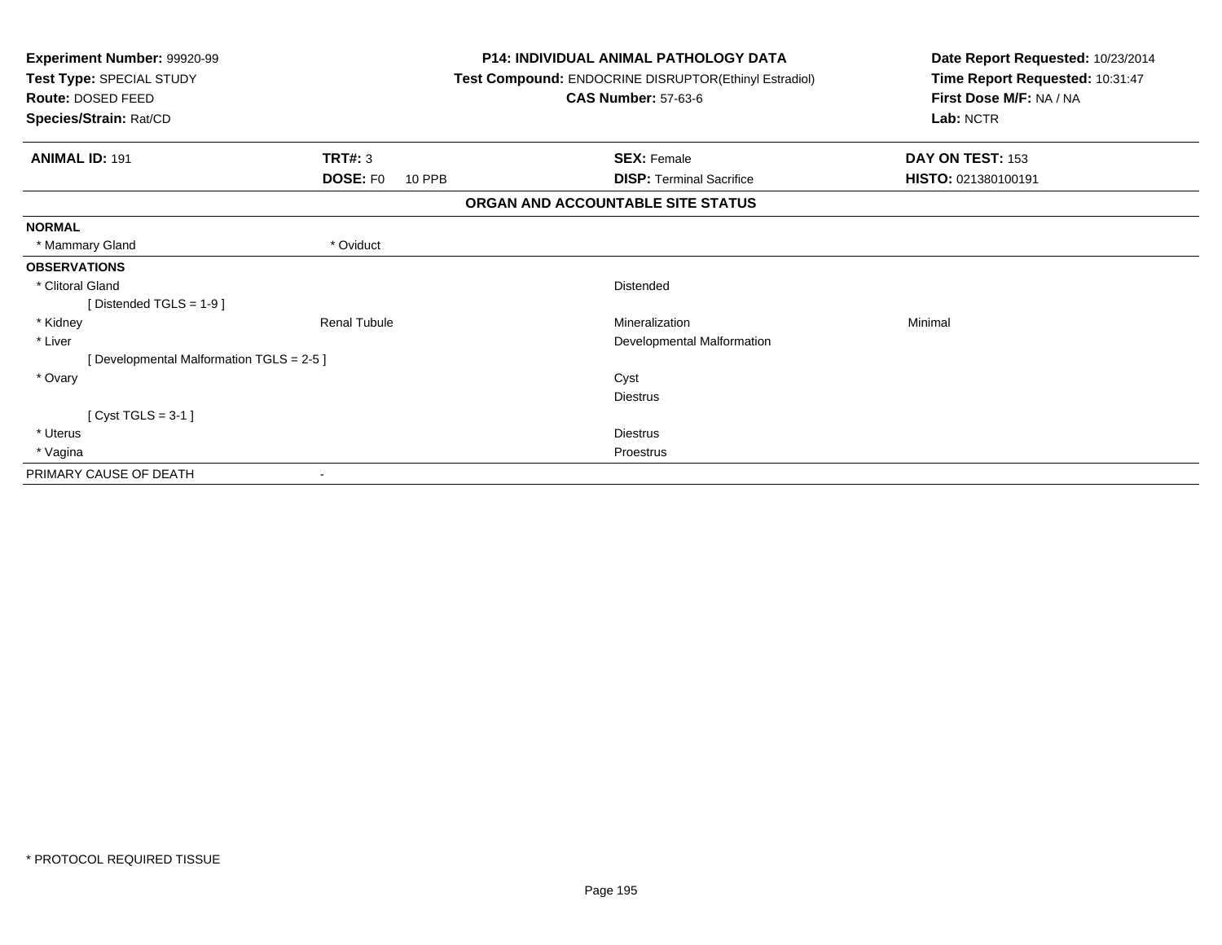**Experiment Number:** 99920-99
**Test Type:** SPECIAL STUDY
**Route:** DOSED FEED
**Species/Strain:** Rat/CD

**P14: INDIVIDUAL ANIMAL PATHOLOGY DATA**
**Test Compound:** ENDOCRINE DISRUPTOR(Ethinyl Estradiol)
**CAS Number:** 57-63-6

**Date Report Requested:** 10/23/2014
**Time Report Requested:** 10:31:47
**First Dose M/F:** NA / NA
**Lab:** NCTR

| **ANIMAL ID:** 191 | **TRT#:** 3 | **SEX:** Female | **DAY ON TEST:** 153 |
|---|---|---|---|
| | **DOSE:** F0 10 PPB | **DISP:** Terminal Sacrifice | **HISTO:** 021380100191 |

## ORGAN AND ACCOUNTABLE SITE STATUS

| | | | |
|---|---|---|---|
| **NORMAL** | | | |
| * Mammary Gland | * Oviduct | | |
| **OBSERVATIONS** | | | |
| * Clitoral Gland | | Distended | |
| [ Distended TGLS = 1-9 ] | | | |
| * Kidney | Renal Tubule | Mineralization | Minimal |
| * Liver | | Developmental Malformation | |
| [ Developmental Malformation TGLS = 2-5 ] | | | |
| * Ovary | | Cyst | |
| | | Diestrus | |
| [ Cyst TGLS = 3-1 ] | | | |
| * Uterus | | Diestrus | |
| * Vagina | | Proestrus | |
| PRIMARY CAUSE OF DEATH | - | | |

* PROTOCOL REQUIRED TISSUE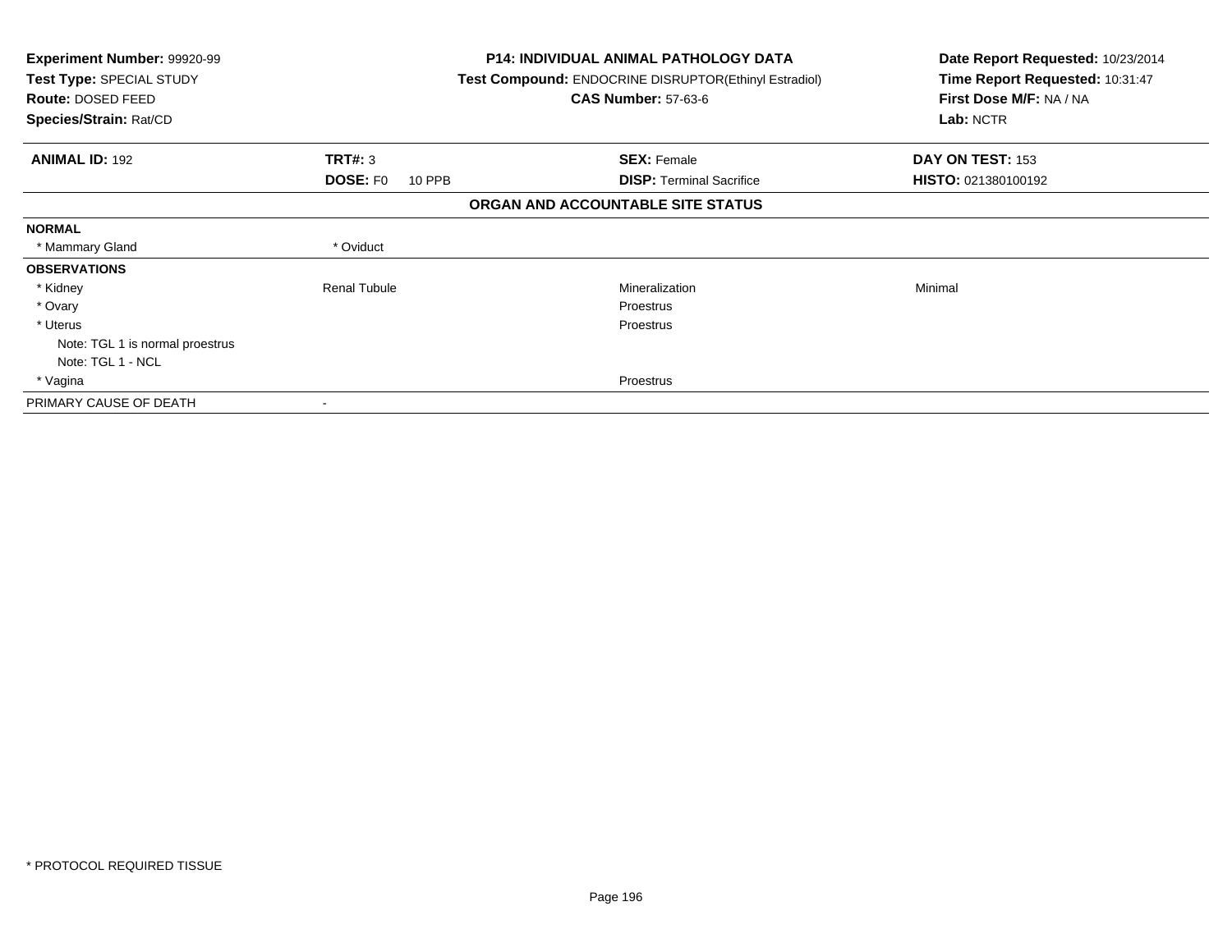**Experiment Number:** 99920-99
**Test Type:** SPECIAL STUDY
**Route:** DOSED FEED
**Species/Strain:** Rat/CD

**P14: INDIVIDUAL ANIMAL PATHOLOGY DATA**
**Test Compound:** ENDOCRINE DISRUPTOR(Ethinyl Estradiol)
**CAS Number:** 57-63-6

**Date Report Requested:** 10/23/2014
**Time Report Requested:** 10:31:47
**First Dose M/F:** NA / NA
**Lab:** NCTR

| **ANIMAL ID:** 192 | **TRT#:** 3 | **SEX:** Female | **DAY ON TEST:** 153 |
|---|---|---|---|
| | **DOSE:** F0 10 PPB | **DISP:** Terminal Sacrifice | **HISTO:** 021380100192 |

**ORGAN AND ACCOUNTABLE SITE STATUS**

| | | | |
|---|---|---|---|
| **NORMAL** | | | |
| * Mammary Gland | * Oviduct | | |
| **OBSERVATIONS** | | | |
| * Kidney | Renal Tubule | Mineralization | Minimal |
| * Ovary | | Proestrus | |
| * Uterus | | Proestrus | |
| Note: TGL 1 is normal proestrus | | | |
| Note: TGL 1 - NCL | | | |
| * Vagina | | Proestrus | |
| PRIMARY CAUSE OF DEATH | - | | |

* PROTOCOL REQUIRED TISSUE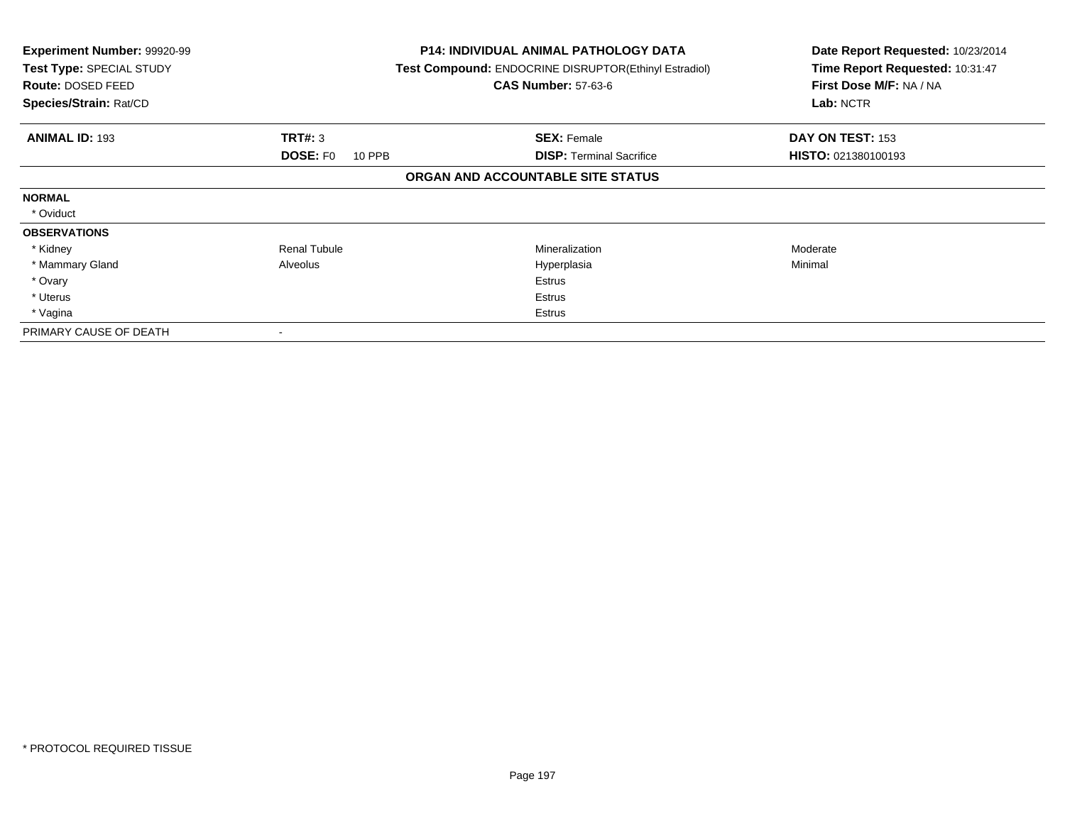**Experiment Number:** 99920-99
**Test Type:** SPECIAL STUDY
**Route:** DOSED FEED
**Species/Strain:** Rat/CD

**P14: INDIVIDUAL ANIMAL PATHOLOGY DATA**
**Test Compound:** ENDOCRINE DISRUPTOR(Ethinyl Estradiol)
**CAS Number:** 57-63-6

**Date Report Requested:** 10/23/2014
**Time Report Requested:** 10:31:47
**First Dose M/F:** NA / NA
**Lab:** NCTR

| **ANIMAL ID:** 193 | **TRT#:** 3 | **SEX:** Female | **DAY ON TEST:** 153 |
|---|---|---|---|
| | **DOSE:** F0 10 PPB | **DISP:** Terminal Sacrifice | **HISTO:** 021380100193 |

**ORGAN AND ACCOUNTABLE SITE STATUS**

| | | | |
|---|---|---|---|
| **NORMAL** | | | |
| * Oviduct | | | |
| **OBSERVATIONS** | | | |
| * Kidney | Renal Tubule | Mineralization | Moderate |
| * Mammary Gland | Alveolus | Hyperplasia | Minimal |
| * Ovary | | Estrus | |
| * Uterus | | Estrus | |
| * Vagina | | Estrus | |
| PRIMARY CAUSE OF DEATH | - | | |

* PROTOCOL REQUIRED TISSUE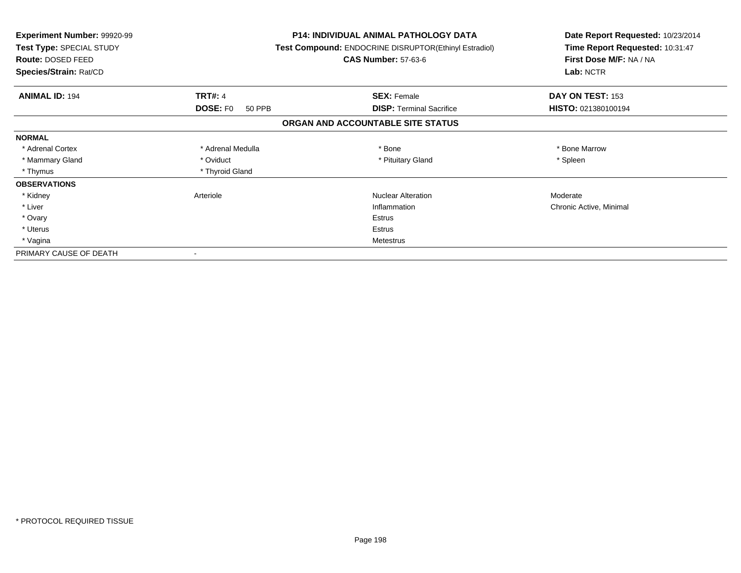**Experiment Number:** 99920-99
**Test Type:** SPECIAL STUDY
**Route:** DOSED FEED
**Species/Strain:** Rat/CD

**P14: INDIVIDUAL ANIMAL PATHOLOGY DATA**
**Test Compound:** ENDOCRINE DISRUPTOR(Ethinyl Estradiol)
**CAS Number:** 57-63-6

**Date Report Requested:** 10/23/2014
**Time Report Requested:** 10:31:47
**First Dose M/F:** NA / NA
**Lab:** NCTR

| **ANIMAL ID:** 194 | **TRT#:** 4 | **SEX:** Female | **DAY ON TEST:** 153 |
|---|---|---|---|
| | **DOSE:** F0 50 PPB | **DISP:** Terminal Sacrifice | **HISTO:** 021380100194 |

**ORGAN AND ACCOUNTABLE SITE STATUS**

| | | | |
|---|---|---|---|
| **NORMAL** | | | |
| * Adrenal Cortex | * Adrenal Medulla | * Bone | * Bone Marrow |
| * Mammary Gland | * Oviduct | * Pituitary Gland | * Spleen |
| * Thymus | * Thyroid Gland | | |
| **OBSERVATIONS** | | | |
| * Kidney | Arteriole | Nuclear Alteration | Moderate |
| * Liver | | Inflammation | Chronic Active, Minimal |
| * Ovary | | Estrus | |
| * Uterus | | Estrus | |
| * Vagina | | Metestrus | |
| PRIMARY CAUSE OF DEATH | - | | |

\* PROTOCOL REQUIRED TISSUE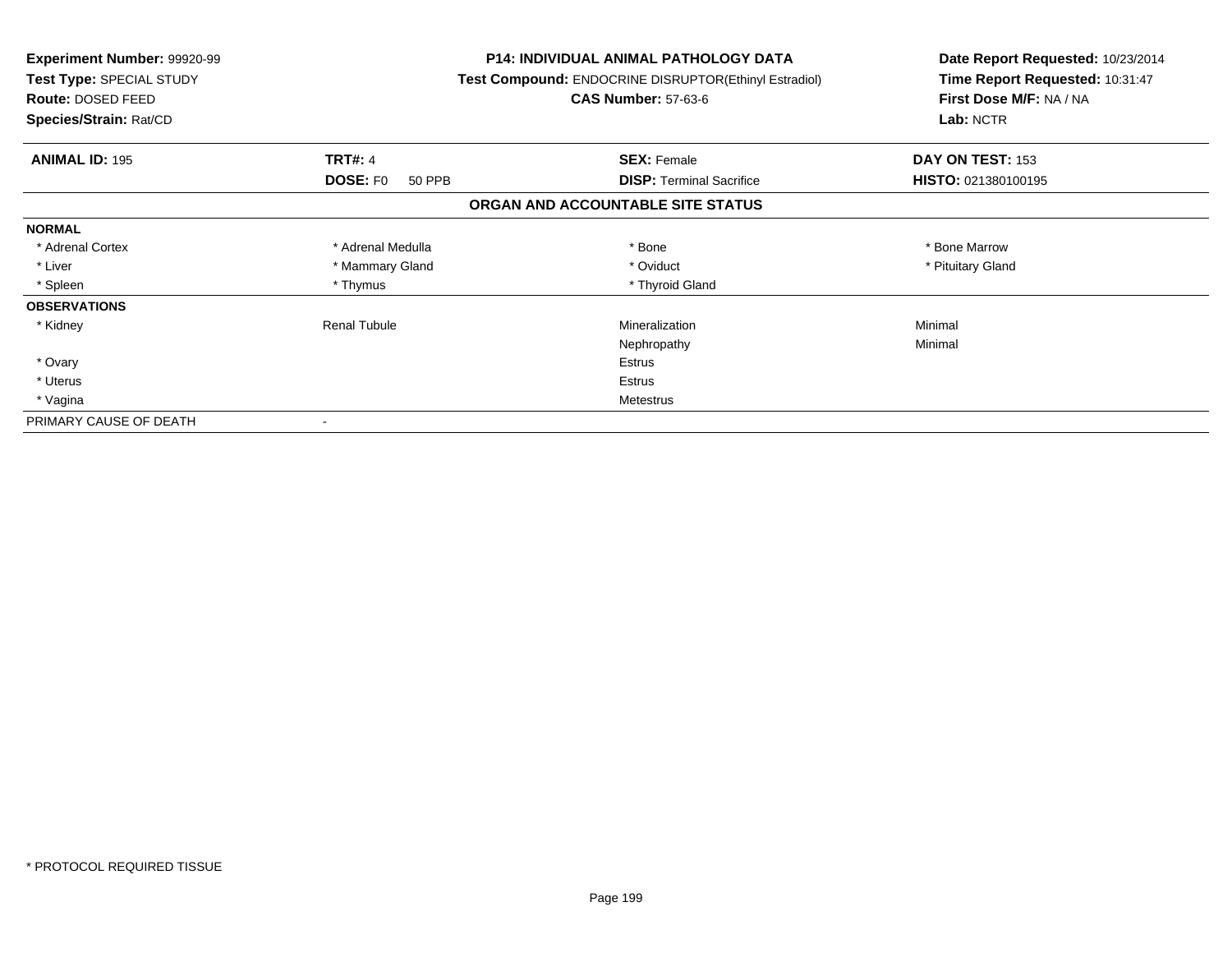**Experiment Number:** 99920-99
**Test Type:** SPECIAL STUDY
**Route:** DOSED FEED
**Species/Strain:** Rat/CD

**P14: INDIVIDUAL ANIMAL PATHOLOGY DATA**
**Test Compound:** ENDOCRINE DISRUPTOR(Ethinyl Estradiol)
**CAS Number:** 57-63-6

**Date Report Requested:** 10/23/2014
**Time Report Requested:** 10:31:47
**First Dose M/F:** NA / NA
**Lab:** NCTR

| **ANIMAL ID:** 195 | **TRT#:** 4 | **SEX:** Female | **DAY ON TEST:** 153 |
|---|---|---|---|
| | **DOSE:** F0 50 PPB | **DISP:** Terminal Sacrifice | **HISTO:** 021380100195 |

## ORGAN AND ACCOUNTABLE SITE STATUS

| | | | |
|---|---|---|---|
| **NORMAL** | | | |
| * Adrenal Cortex | * Adrenal Medulla | * Bone | * Bone Marrow |
| * Liver | * Mammary Gland | * Oviduct | * Pituitary Gland |
| * Spleen | * Thymus | * Thyroid Gland | |
| **OBSERVATIONS** | | | |
| * Kidney | Renal Tubule | Mineralization | Minimal |
| | | Nephropathy | Minimal |
| * Ovary | | Estrus | |
| * Uterus | | Estrus | |
| * Vagina | | Metestrus | |
| PRIMARY CAUSE OF DEATH | - | | |

\* PROTOCOL REQUIRED TISSUE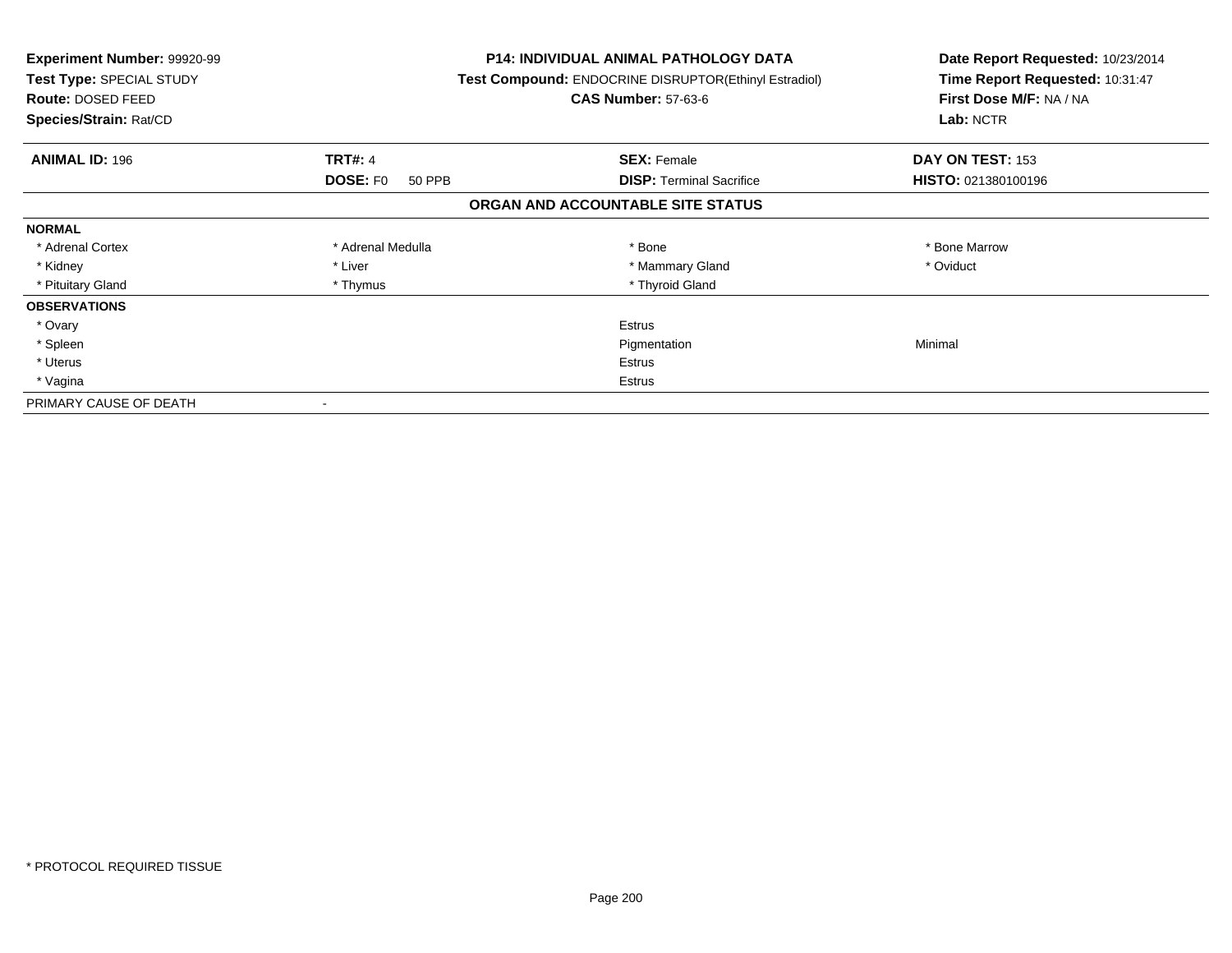**Experiment Number:** 99920-99
**Test Type:** SPECIAL STUDY
**Route:** DOSED FEED
**Species/Strain:** Rat/CD

**P14: INDIVIDUAL ANIMAL PATHOLOGY DATA**
**Test Compound:** ENDOCRINE DISRUPTOR(Ethinyl Estradiol)
**CAS Number:** 57-63-6

**Date Report Requested:** 10/23/2014
**Time Report Requested:** 10:31:47
**First Dose M/F:** NA / NA
**Lab:** NCTR

| **ANIMAL ID:** 196 | **TRT#:** 4 | **SEX:** Female | **DAY ON TEST:** 153 |
|---|---|---|---|
| | **DOSE:** F0 50 PPB | **DISP:** Terminal Sacrifice | **HISTO:** 021380100196 |

## ORGAN AND ACCOUNTABLE SITE STATUS

| | | | |
|---|---|---|---|
| **NORMAL** | | | |
| * Adrenal Cortex | * Adrenal Medulla | * Bone | * Bone Marrow |
| * Kidney | * Liver | * Mammary Gland | * Oviduct |
| * Pituitary Gland | * Thymus | * Thyroid Gland | |
| **OBSERVATIONS** | | | |
| * Ovary | | Estrus | |
| * Spleen | | Pigmentation | Minimal |
| * Uterus | | Estrus | |
| * Vagina | | Estrus | |
| PRIMARY CAUSE OF DEATH | - | | |

* PROTOCOL REQUIRED TISSUE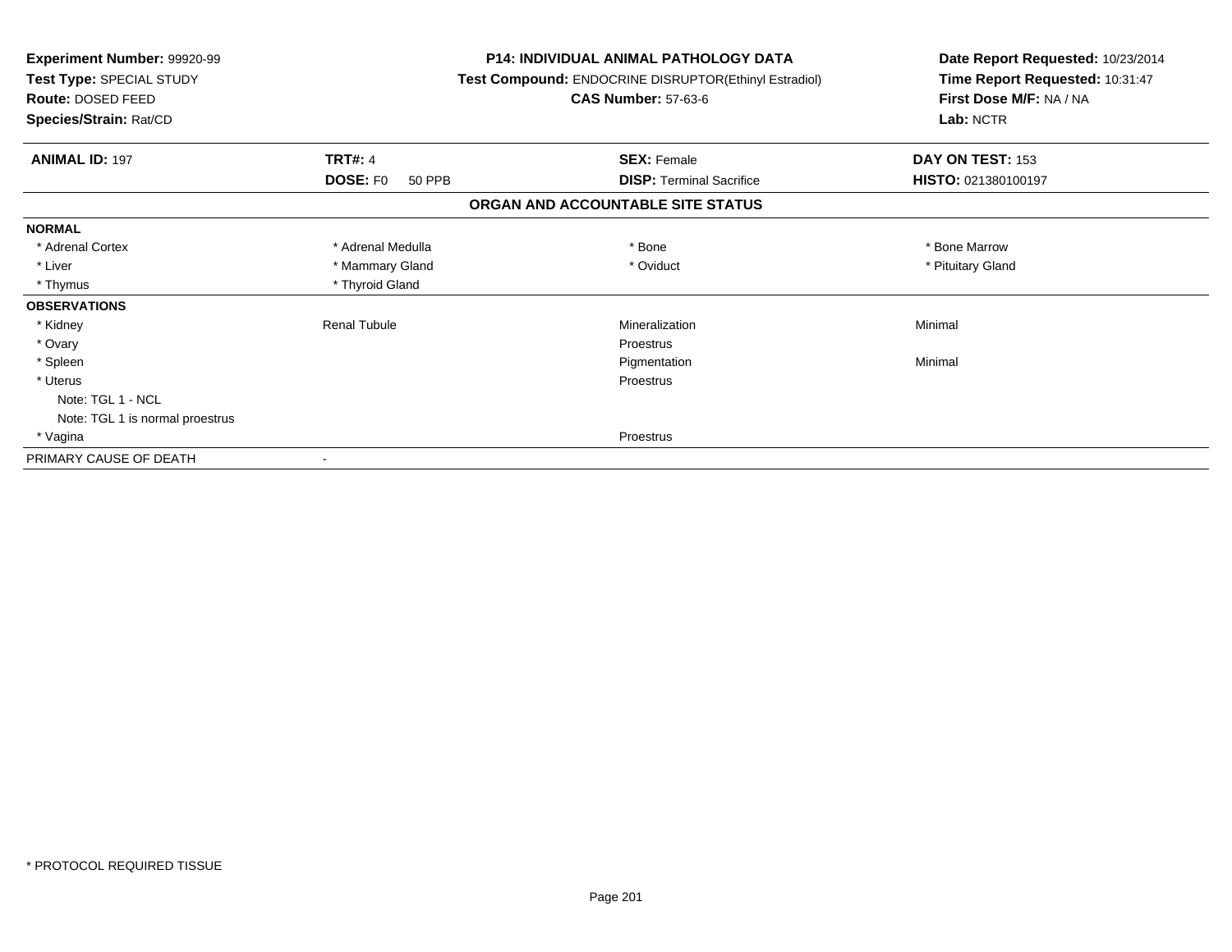**Experiment Number:** 99920-99
**Test Type:** SPECIAL STUDY
**Route:** DOSED FEED
**Species/Strain:** Rat/CD

**P14: INDIVIDUAL ANIMAL PATHOLOGY DATA**
**Test Compound:** ENDOCRINE DISRUPTOR(Ethinyl Estradiol)
**CAS Number:** 57-63-6

**Date Report Requested:** 10/23/2014
**Time Report Requested:** 10:31:47
**First Dose M/F:** NA / NA
**Lab:** NCTR

| **ANIMAL ID:** 197 | **TRT#:** 4 | **SEX:** Female | **DAY ON TEST:** 153 |
|---|---|---|---|
| | **DOSE:** F0 50 PPB | **DISP:** Terminal Sacrifice | **HISTO:** 021380100197 |

## ORGAN AND ACCOUNTABLE SITE STATUS

| | | | |
|---|---|---|---|
| **NORMAL** | | | |
| * Adrenal Cortex | * Adrenal Medulla | * Bone | * Bone Marrow |
| * Liver | * Mammary Gland | * Oviduct | * Pituitary Gland |
| * Thymus | * Thyroid Gland | | |
| **OBSERVATIONS** | | | |
| * Kidney | Renal Tubule | Mineralization | Minimal |
| * Ovary | | Proestrus | |
| * Spleen | | Pigmentation | Minimal |
| * Uterus | | Proestrus | |
| Note: TGL 1 - NCL | | | |
| Note: TGL 1 is normal proestrus | | | |
| * Vagina | | Proestrus | |
| PRIMARY CAUSE OF DEATH | - | | |

* PROTOCOL REQUIRED TISSUE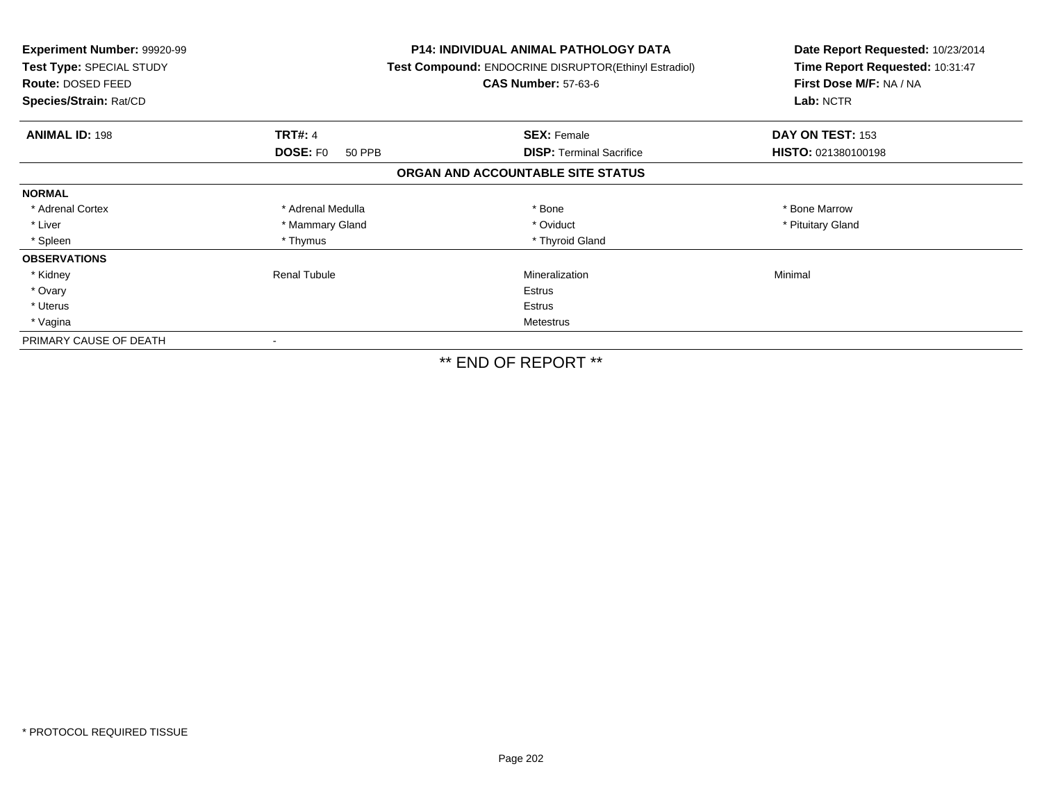**Experiment Number:** 99920-99
**Test Type:** SPECIAL STUDY
**Route:** DOSED FEED
**Species/Strain:** Rat/CD

**P14: INDIVIDUAL ANIMAL PATHOLOGY DATA**
**Test Compound:** ENDOCRINE DISRUPTOR(Ethinyl Estradiol)
**CAS Number:** 57-63-6

**Date Report Requested:** 10/23/2014
**Time Report Requested:** 10:31:47
**First Dose M/F:** NA / NA
**Lab:** NCTR

| | | | |
|---|---|---|---|
| **ANIMAL ID:** 198 | **TRT#:** 4 | **SEX:** Female | **DAY ON TEST:** 153 |
| | **DOSE:** F0 50 PPB | **DISP:** Terminal Sacrifice | **HISTO:** 021380100198 |

**ORGAN AND ACCOUNTABLE SITE STATUS**

| | | | |
|---|---|---|---|
| **NORMAL** | | | |
| * Adrenal Cortex | * Adrenal Medulla | * Bone | * Bone Marrow |
| * Liver | * Mammary Gland | * Oviduct | * Pituitary Gland |
| * Spleen | * Thymus | * Thyroid Gland | |
| **OBSERVATIONS** | | | |
| * Kidney | Renal Tubule | Mineralization | Minimal |
| * Ovary | | Estrus | |
| * Uterus | | Estrus | |
| * Vagina | | Metestrus | |
| PRIMARY CAUSE OF DEATH | - | | |

** END OF REPORT **

* PROTOCOL REQUIRED TISSUE